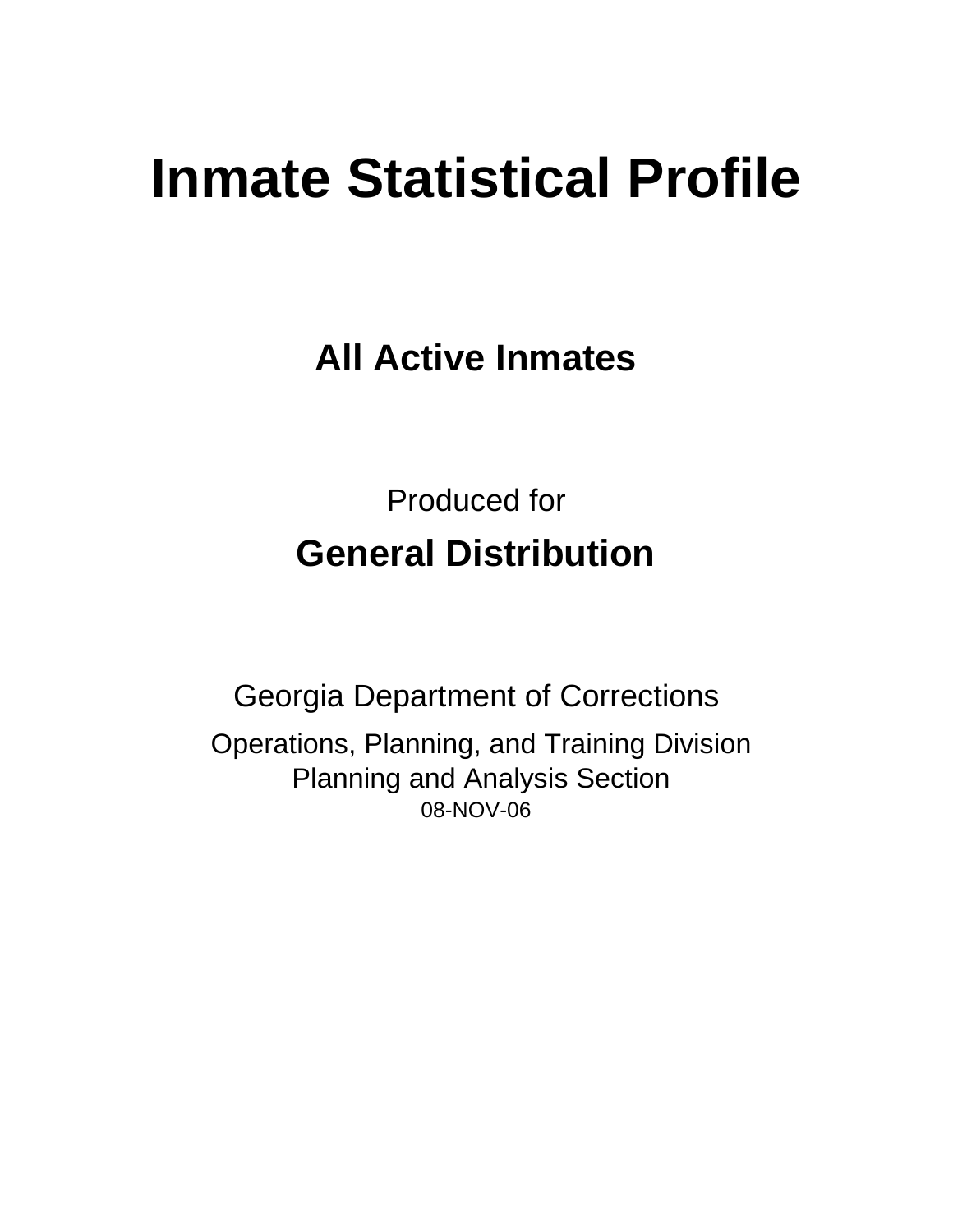# Inmate Statistical Profile

## All Active Inmates

Produced for

## General Distribution

Georgia Department of Corrections

Operations, Planning, and Training Division
Planning and Analysis Section
08-NOV-06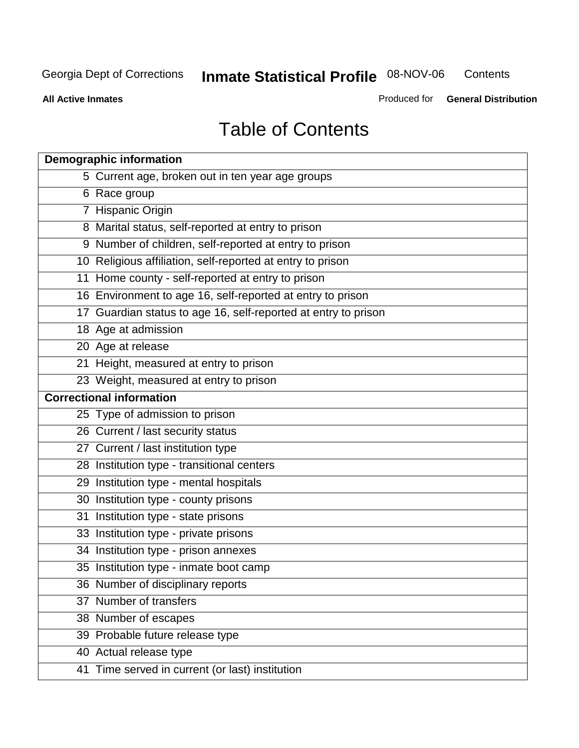# Table of Contents

| Demographic information | |
|---|---|
| 5 | Current age, broken out in ten year age groups |
| 6 | Race group |
| 7 | Hispanic Origin |
| 8 | Marital status, self-reported at entry to prison |
| 9 | Number of children, self-reported at entry to prison |
| 10 | Religious affiliation, self-reported at entry to prison |
| 11 | Home county - self-reported at entry to prison |
| 16 | Environment to age 16, self-reported at entry to prison |
| 17 | Guardian status to age 16, self-reported at entry to prison |
| 18 | Age at admission |
| 20 | Age at release |
| 21 | Height, measured at entry to prison |
| 23 | Weight, measured at entry to prison |
| **Correctional information** | |
| 25 | Type of admission to prison |
| 26 | Current / last security status |
| 27 | Current / last institution type |
| 28 | Institution type - transitional centers |
| 29 | Institution type - mental hospitals |
| 30 | Institution type - county prisons |
| 31 | Institution type - state prisons |
| 33 | Institution type - private prisons |
| 34 | Institution type - prison annexes |
| 35 | Institution type - inmate boot camp |
| 36 | Number of disciplinary reports |
| 37 | Number of transfers |
| 38 | Number of escapes |
| 39 | Probable future release type |
| 40 | Actual release type |
| 41 | Time served in current (or last) institution |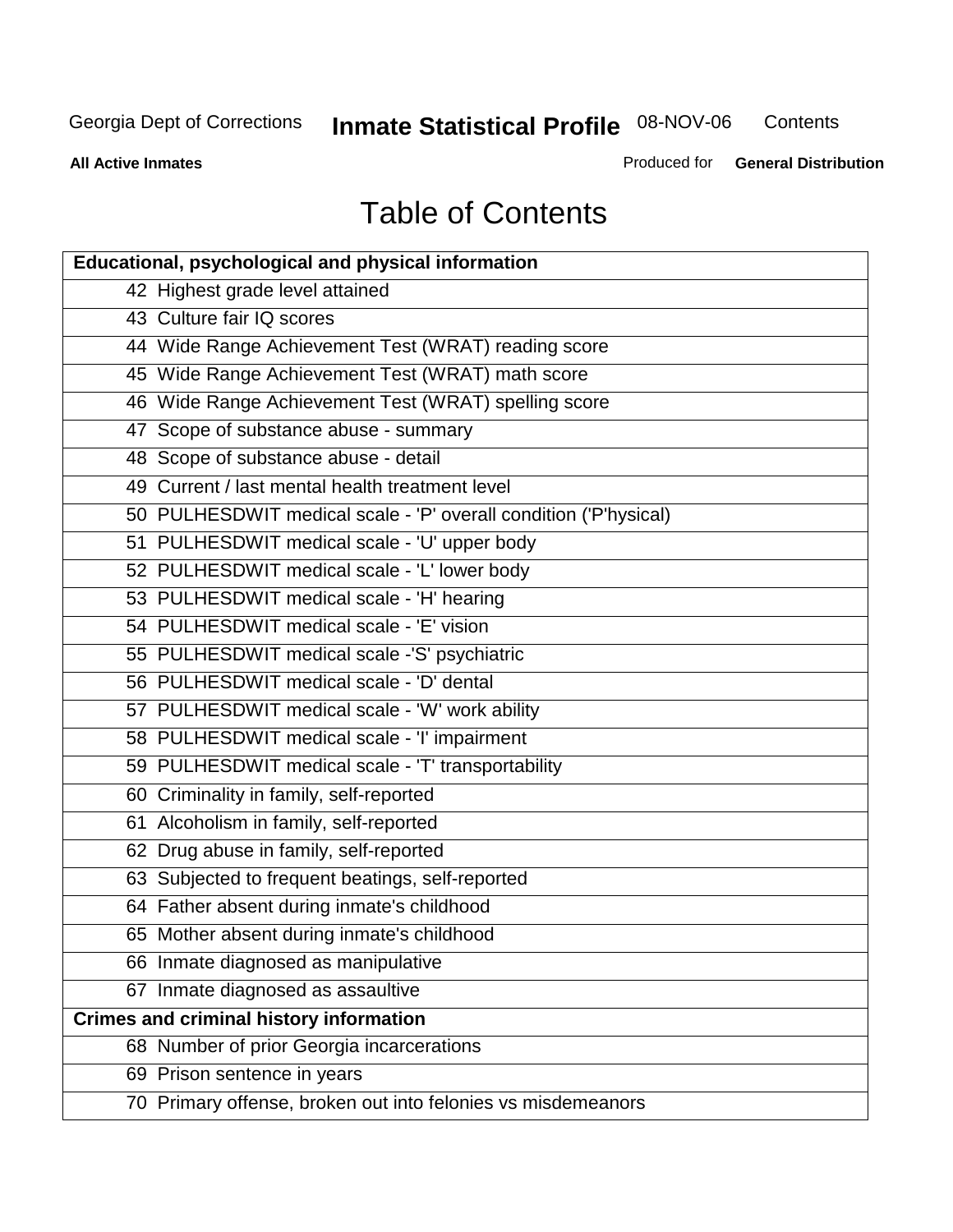# Table of Contents

| Educational, psychological and physical information | |
|---|---|
| 42 | Highest grade level attained |
| 43 | Culture fair IQ scores |
| 44 | Wide Range Achievement Test (WRAT) reading score |
| 45 | Wide Range Achievement Test (WRAT) math score |
| 46 | Wide Range Achievement Test (WRAT) spelling score |
| 47 | Scope of substance abuse - summary |
| 48 | Scope of substance abuse - detail |
| 49 | Current / last mental health treatment level |
| 50 | PULHESDWIT medical scale - 'P' overall condition ('P'hysical) |
| 51 | PULHESDWIT medical scale - 'U' upper body |
| 52 | PULHESDWIT medical scale - 'L' lower body |
| 53 | PULHESDWIT medical scale - 'H' hearing |
| 54 | PULHESDWIT medical scale - 'E' vision |
| 55 | PULHESDWIT medical scale -'S' psychiatric |
| 56 | PULHESDWIT medical scale - 'D' dental |
| 57 | PULHESDWIT medical scale - 'W' work ability |
| 58 | PULHESDWIT medical scale - 'I' impairment |
| 59 | PULHESDWIT medical scale - 'T' transportability |
| 60 | Criminality in family, self-reported |
| 61 | Alcoholism in family, self-reported |
| 62 | Drug abuse in family, self-reported |
| 63 | Subjected to frequent beatings, self-reported |
| 64 | Father absent during inmate's childhood |
| 65 | Mother absent during inmate's childhood |
| 66 | Inmate diagnosed as manipulative |
| 67 | Inmate diagnosed as assaultive |
| **Crimes and criminal history information** | |
| 68 | Number of prior Georgia incarcerations |
| 69 | Prison sentence in years |
| 70 | Primary offense, broken out into felonies vs misdemeanors |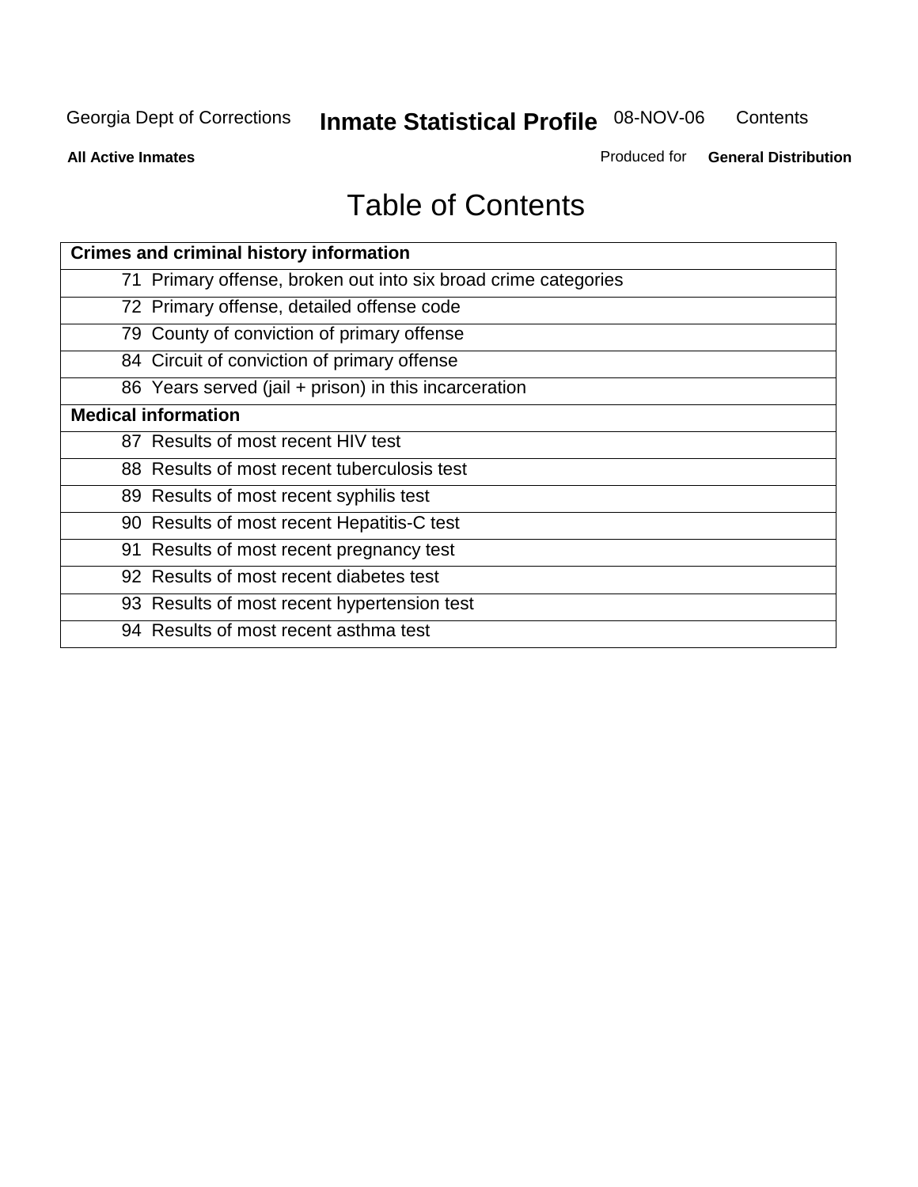# Table of Contents

| Crimes and criminal history information |
|---|
| 71 Primary offense, broken out into six broad crime categories |
| 72 Primary offense, detailed offense code |
| 79 County of conviction of primary offense |
| 84 Circuit of conviction of primary offense |
| 86 Years served (jail + prison) in this incarceration |
| **Medical information** |
| 87 Results of most recent HIV test |
| 88 Results of most recent tuberculosis test |
| 89 Results of most recent syphilis test |
| 90 Results of most recent Hepatitis-C test |
| 91 Results of most recent pregnancy test |
| 92 Results of most recent diabetes test |
| 93 Results of most recent hypertension test |
| 94 Results of most recent asthma test |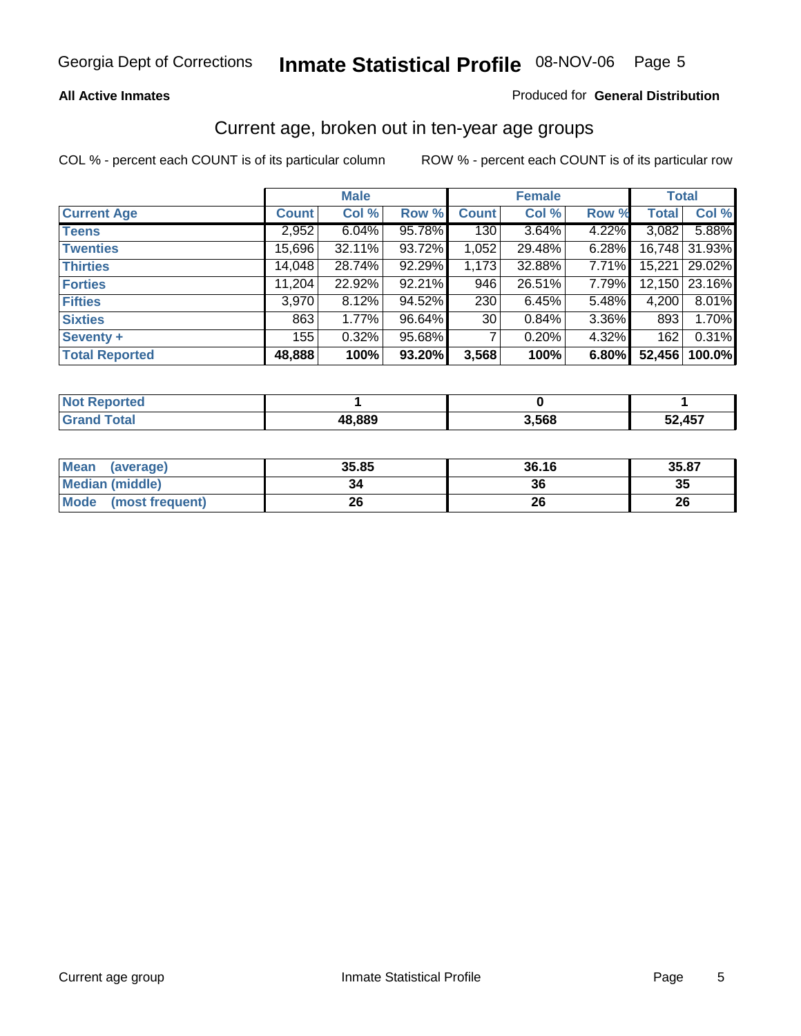Georgia Dept of Corrections **Inmate Statistical Profile** 08-NOV-06

**All Active Inmates**

Produced for **General Distribution**

## Current age, broken out in ten-year age groups

COL % - percent each COUNT is of its particular column

ROW % - percent each COUNT is of its particular row

| | Male | | | Female | | | Total | |
|---|---|---|---|---|---|---|---|---|
| **Current Age** | **Count** | **Col %** | **Row %** | **Count** | **Col %** | **Row %** | **Total** | **Col %** |
| **Teens** | 2,952 | 6.04% | 95.78% | 130 | 3.64% | 4.22% | 3,082 | 5.88% |
| **Twenties** | 15,696 | 32.11% | 93.72% | 1,052 | 29.48% | 6.28% | 16,748 | 31.93% |
| **Thirties** | 14,048 | 28.74% | 92.29% | 1,173 | 32.88% | 7.71% | 15,221 | 29.02% |
| **Forties** | 11,204 | 22.92% | 92.21% | 946 | 26.51% | 7.79% | 12,150 | 23.16% |
| **Fifties** | 3,970 | 8.12% | 94.52% | 230 | 6.45% | 5.48% | 4,200 | 8.01% |
| **Sixties** | 863 | 1.77% | 96.64% | 30 | 0.84% | 3.36% | 893 | 1.70% |
| **Seventy +** | 155 | 0.32% | 95.68% | 7 | 0.20% | 4.32% | 162 | 0.31% |
| **Total Reported** | **48,888** | **100%** | **93.20%** | **3,568** | **100%** | **6.80%** | **52,456** | **100.0%** |

| | Male | Female | Total |
|---|---|---|---|
| **Not Reported** | **1** | **0** | **1** |
| **Grand Total** | **48,889** | **3,568** | **52,457** |

| | Male | Female | Total |
|---|---|---|---|
| **Mean (average)** | **35.85** | **36.16** | **35.87** |
| **Median (middle)** | **34** | **36** | **35** |
| **Mode (most frequent)** | **26** | **26** | **26** |

Current age group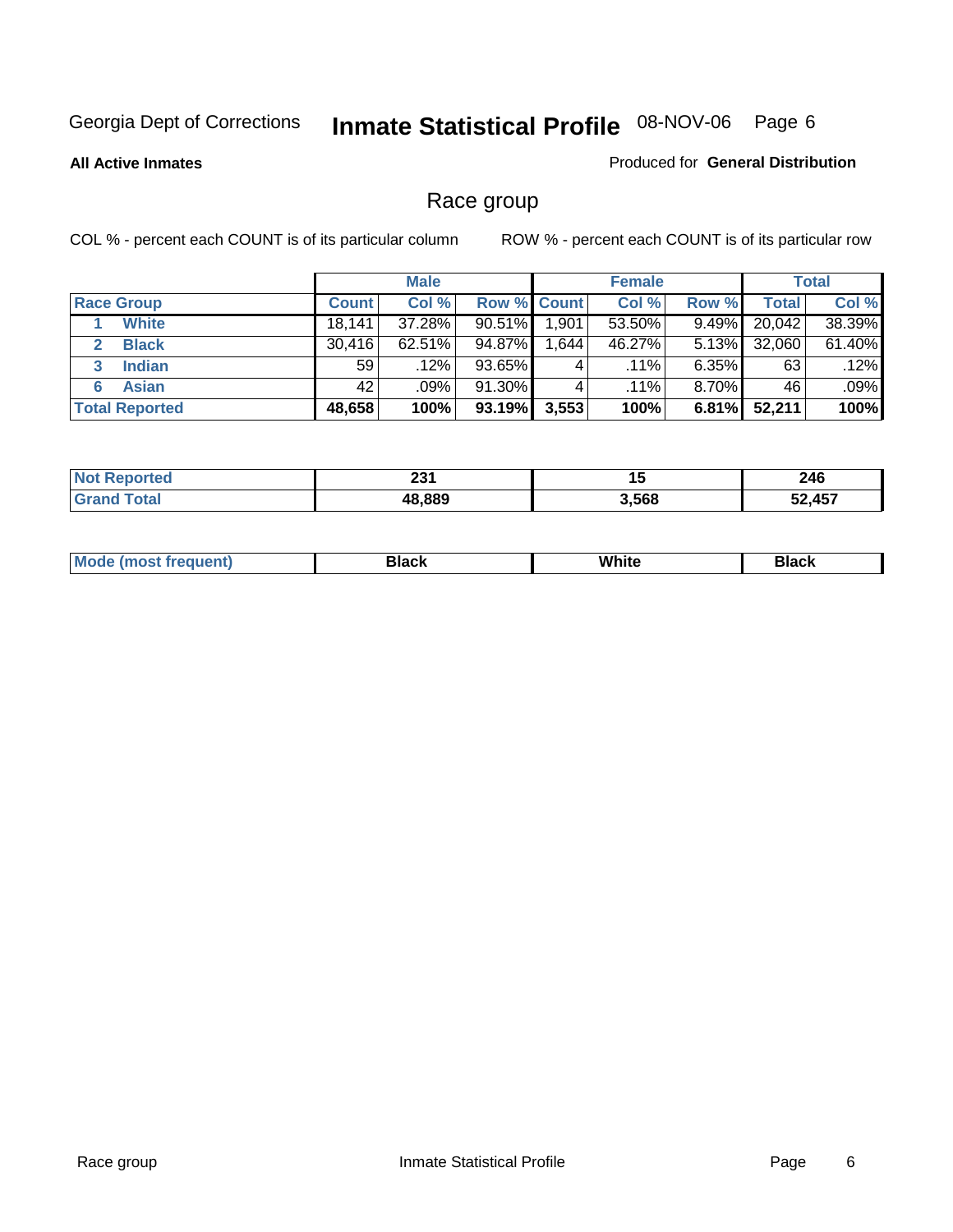Georgia Dept of Corrections **Inmate Statistical Profile** 08-NOV-06

**All Active Inmates**

Produced for **General Distribution**

## Race group

COL % - percent each COUNT is of its particular column

ROW % - percent each COUNT is of its particular row

| | Male | | | Female | | | Total | |
|---|---|---|---|---|---|---|---|---|
| **Race Group** | **Count** | **Col %** | **Row %** | **Count** | **Col %** | **Row %** | **Total** | **Col %** |
| 1 **White** | 18,141 | 37.28% | 90.51% | 1,901 | 53.50% | 9.49% | 20,042 | 38.39% |
| 2 **Black** | 30,416 | 62.51% | 94.87% | 1,644 | 46.27% | 5.13% | 32,060 | 61.40% |
| 3 **Indian** | 59 | .12% | 93.65% | 4 | .11% | 6.35% | 63 | .12% |
| 6 **Asian** | 42 | .09% | 91.30% | 4 | .11% | 8.70% | 46 | .09% |
| **Total Reported** | **48,658** | **100%** | **93.19%** | **3,553** | **100%** | **6.81%** | **52,211** | **100%** |

| | Male | Female | Total |
|---|---|---|---|
| **Not Reported** | **231** | **15** | **246** |
| **Grand Total** | **48,889** | **3,568** | **52,457** |

| | Male | Female | Total |
|---|---|---|---|
| **Mode (most frequent)** | **Black** | **White** | **Black** |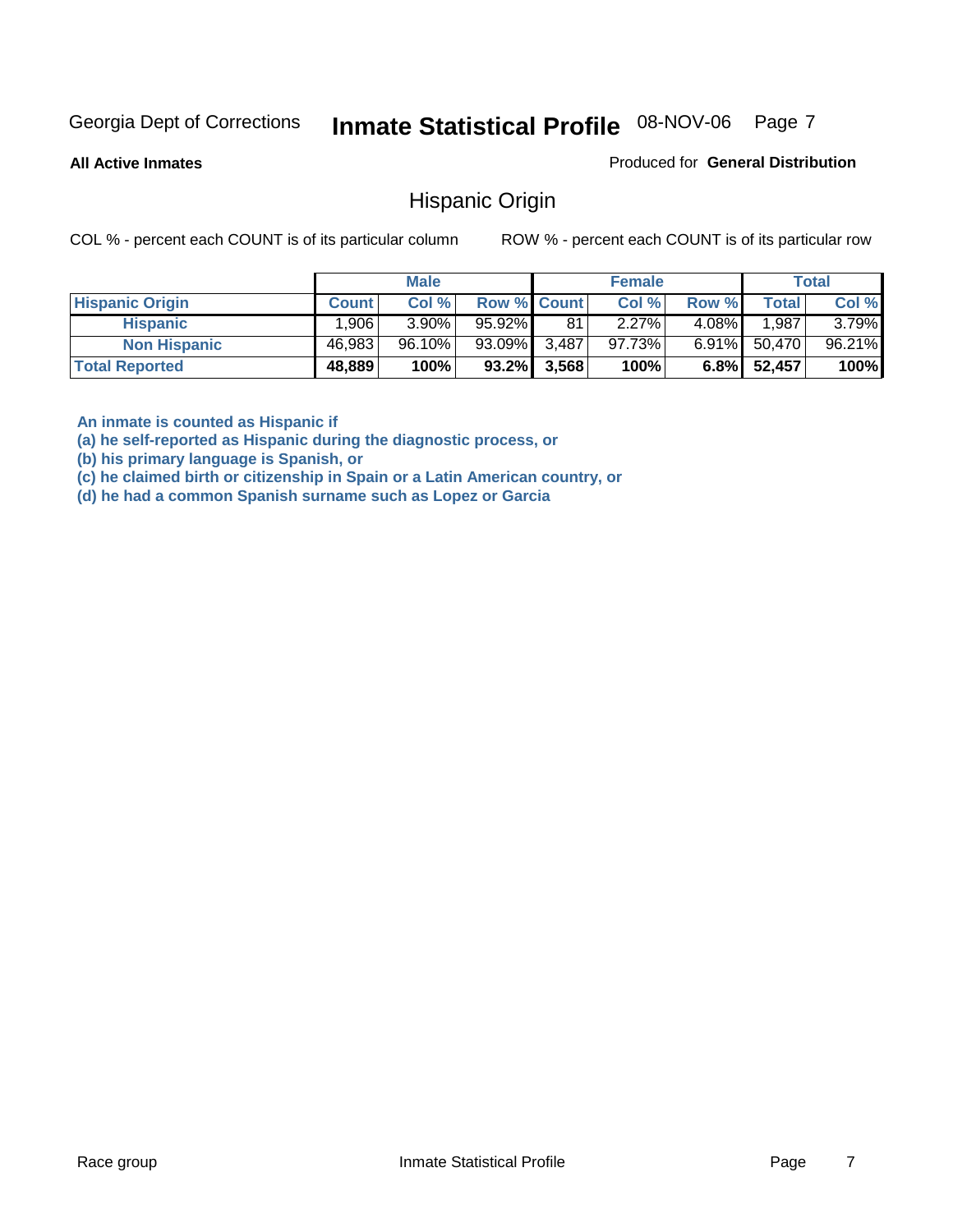Georgia Dept of Corrections **Inmate Statistical Profile** 08-NOV-06

**All Active Inmates**

Produced for **General Distribution**

## Hispanic Origin

COL % - percent each COUNT is of its particular column

ROW % - percent each COUNT is of its particular row

| | Male | | | Female | | | Total | |
|---|---|---|---|---|---|---|---|---|
| **Hispanic Origin** | **Count** | **Col %** | **Row %** | **Count** | **Col %** | **Row %** | **Total** | **Col %** |
| **Hispanic** | 1,906 | 3.90% | 95.92% | 81 | 2.27% | 4.08% | 1,987 | 3.79% |
| **Non Hispanic** | 46,983 | 96.10% | 93.09% | 3,487 | 97.73% | 6.91% | 50,470 | 96.21% |
| **Total Reported** | **48,889** | **100%** | **93.2%** | **3,568** | **100%** | **6.8%** | **52,457** | **100%** |

**An inmate is counted as Hispanic if**
**(a) he self-reported as Hispanic during the diagnostic process, or**
**(b) his primary language is Spanish, or**
**(c) he claimed birth or citizenship in Spain or a Latin American country, or**
**(d) he had a common Spanish surname such as Lopez or Garcia**

Race group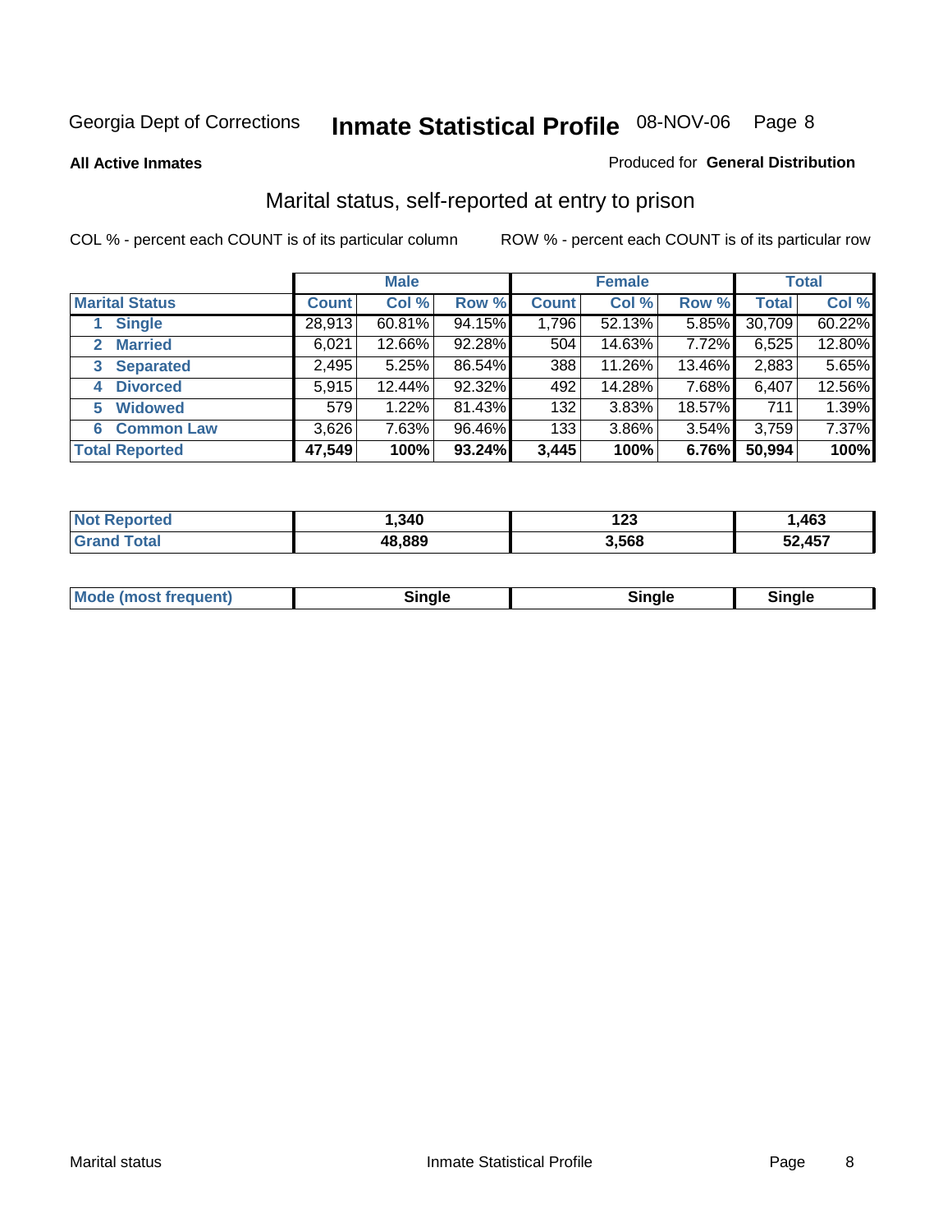Georgia Dept of Corrections **Inmate Statistical Profile** 08-NOV-06

**All Active Inmates**

Produced for **General Distribution**

## Marital status, self-reported at entry to prison

COL % - percent each COUNT is of its particular column

ROW % - percent each COUNT is of its particular row

| | Male | | | Female | | | Total | |
|---|---|---|---|---|---|---|---|---|
| **Marital Status** | **Count** | **Col %** | **Row %** | **Count** | **Col %** | **Row %** | **Total** | **Col %** |
| 1 Single | 28,913 | 60.81% | 94.15% | 1,796 | 52.13% | 5.85% | 30,709 | 60.22% |
| 2 Married | 6,021 | 12.66% | 92.28% | 504 | 14.63% | 7.72% | 6,525 | 12.80% |
| 3 Separated | 2,495 | 5.25% | 86.54% | 388 | 11.26% | 13.46% | 2,883 | 5.65% |
| 4 Divorced | 5,915 | 12.44% | 92.32% | 492 | 14.28% | 7.68% | 6,407 | 12.56% |
| 5 Widowed | 579 | 1.22% | 81.43% | 132 | 3.83% | 18.57% | 711 | 1.39% |
| 6 Common Law | 3,626 | 7.63% | 96.46% | 133 | 3.86% | 3.54% | 3,759 | 7.37% |
| **Total Reported** | **47,549** | **100%** | **93.24%** | **3,445** | **100%** | **6.76%** | **50,994** | **100%** |

| | Male | Female | Total |
|---|---|---|---|
| Not Reported | **1,340** | **123** | **1,463** |
| Grand Total | **48,889** | **3,568** | **52,457** |

| | Male | Female | Total |
|---|---|---|---|
| Mode (most frequent) | **Single** | **Single** | **Single** |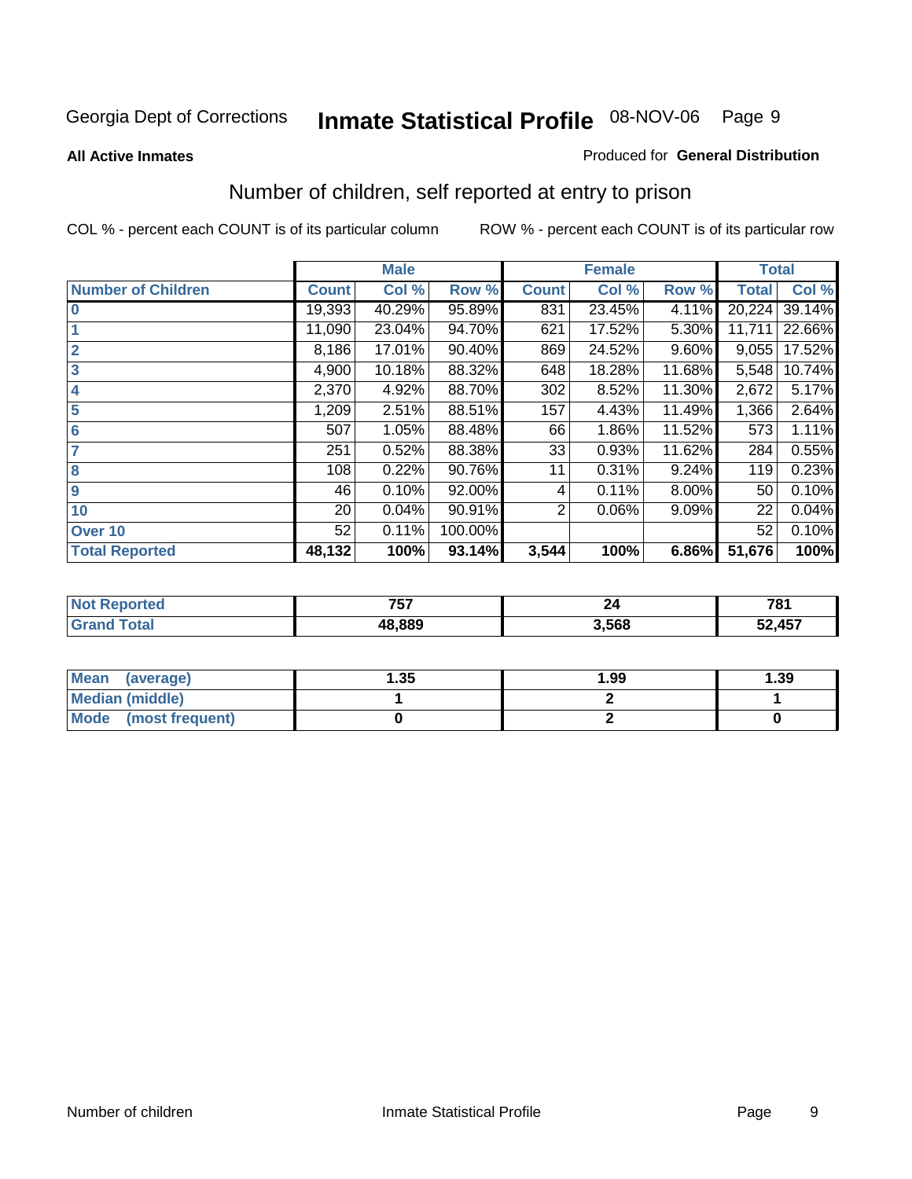Georgia Dept of Corrections **Inmate Statistical Profile** 08-NOV-06

**All Active Inmates**

Produced for **General Distribution**

## Number of children, self reported at entry to prison

COL % - percent each COUNT is of its particular column

ROW % - percent each COUNT is of its particular row

| | Male | | | Female | | | Total | |
|---|---|---|---|---|---|---|---|---|
| **Number of Children** | **Count** | **Col %** | **Row %** | **Count** | **Col %** | **Row %** | **Total** | **Col %** |
| **0** | 19,393 | 40.29% | 95.89% | 831 | 23.45% | 4.11% | 20,224 | 39.14% |
| **1** | 11,090 | 23.04% | 94.70% | 621 | 17.52% | 5.30% | 11,711 | 22.66% |
| **2** | 8,186 | 17.01% | 90.40% | 869 | 24.52% | 9.60% | 9,055 | 17.52% |
| **3** | 4,900 | 10.18% | 88.32% | 648 | 18.28% | 11.68% | 5,548 | 10.74% |
| **4** | 2,370 | 4.92% | 88.70% | 302 | 8.52% | 11.30% | 2,672 | 5.17% |
| **5** | 1,209 | 2.51% | 88.51% | 157 | 4.43% | 11.49% | 1,366 | 2.64% |
| **6** | 507 | 1.05% | 88.48% | 66 | 1.86% | 11.52% | 573 | 1.11% |
| **7** | 251 | 0.52% | 88.38% | 33 | 0.93% | 11.62% | 284 | 0.55% |
| **8** | 108 | 0.22% | 90.76% | 11 | 0.31% | 9.24% | 119 | 0.23% |
| **9** | 46 | 0.10% | 92.00% | 4 | 0.11% | 8.00% | 50 | 0.10% |
| **10** | 20 | 0.04% | 90.91% | 2 | 0.06% | 9.09% | 22 | 0.04% |
| **Over 10** | 52 | 0.11% | 100.00% | | | | 52 | 0.10% |
| **Total Reported** | **48,132** | **100%** | **93.14%** | **3,544** | **100%** | **6.86%** | **51,676** | **100%** |

| | Male | Female | Total |
|---|---|---|---|
| **Not Reported** | **757** | **24** | **781** |
| **Grand Total** | **48,889** | **3,568** | **52,457** |

| | Male | Female | Total |
|---|---|---|---|
| **Mean (average)** | **1.35** | **1.99** | **1.39** |
| **Median (middle)** | **1** | **2** | **1** |
| **Mode (most frequent)** | **0** | **2** | **0** |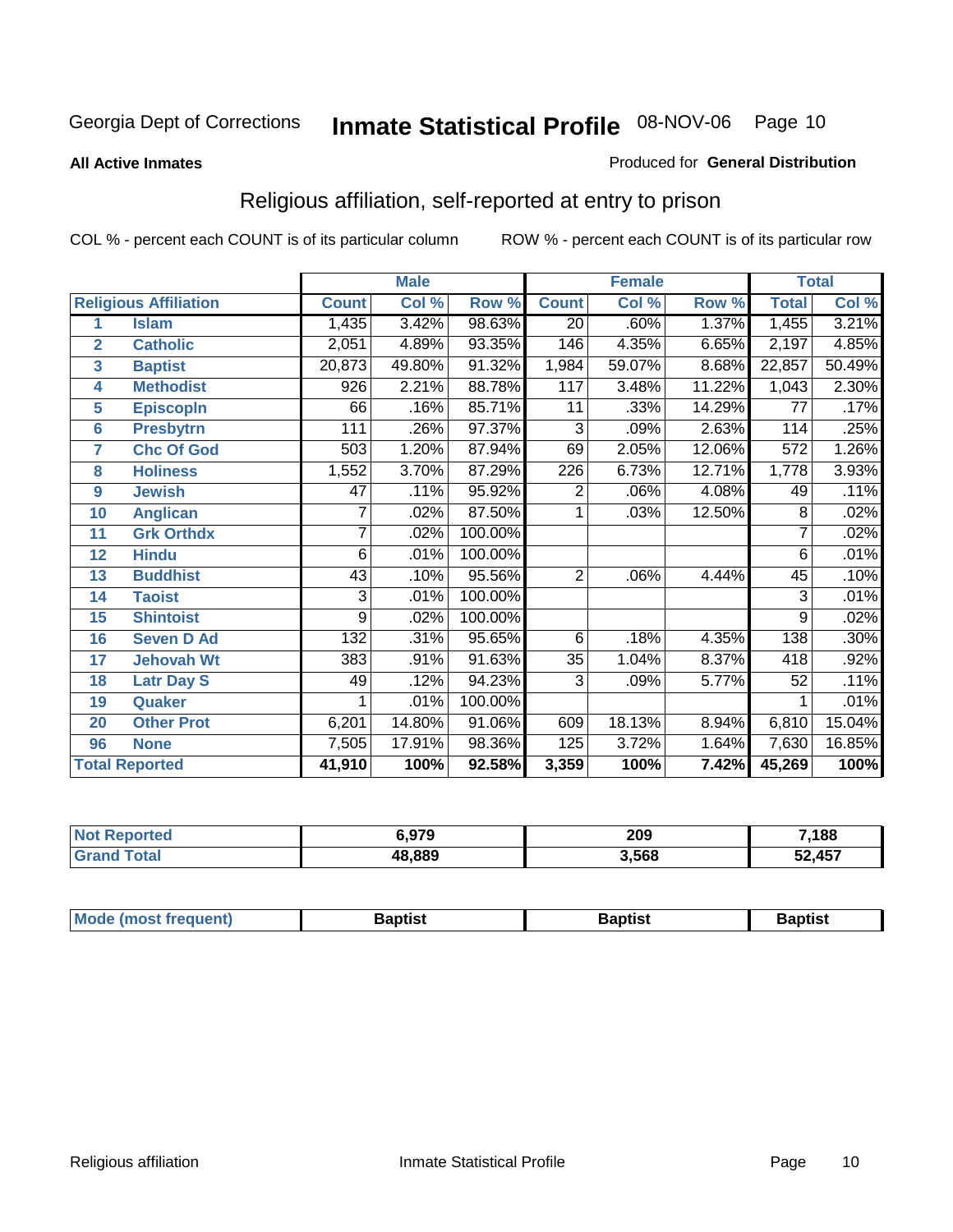Georgia Dept of Corrections **Inmate Statistical Profile** 08-NOV-06

**All Active Inmates**

Produced for **General Distribution**

## Religious affiliation, self-reported at entry to prison

COL % - percent each COUNT is of its particular column ROW % - percent each COUNT is of its particular row

| | | Male | | | Female | | | Total | |
|---|---|---|---|---|---|---|---|---|---|
| **Religious Affiliation** | | **Count** | **Col %** | **Row %** | **Count** | **Col %** | **Row %** | **Total** | **Col %** |
| 1 | Islam | 1,435 | 3.42% | 98.63% | 20 | .60% | 1.37% | 1,455 | 3.21% |
| 2 | Catholic | 2,051 | 4.89% | 93.35% | 146 | 4.35% | 6.65% | 2,197 | 4.85% |
| 3 | Baptist | 20,873 | 49.80% | 91.32% | 1,984 | 59.07% | 8.68% | 22,857 | 50.49% |
| 4 | Methodist | 926 | 2.21% | 88.78% | 117 | 3.48% | 11.22% | 1,043 | 2.30% |
| 5 | Episcopln | 66 | .16% | 85.71% | 11 | .33% | 14.29% | 77 | .17% |
| 6 | Presbytrn | 111 | .26% | 97.37% | 3 | .09% | 2.63% | 114 | .25% |
| 7 | Chc Of God | 503 | 1.20% | 87.94% | 69 | 2.05% | 12.06% | 572 | 1.26% |
| 8 | Holiness | 1,552 | 3.70% | 87.29% | 226 | 6.73% | 12.71% | 1,778 | 3.93% |
| 9 | Jewish | 47 | .11% | 95.92% | 2 | .06% | 4.08% | 49 | .11% |
| 10 | Anglican | 7 | .02% | 87.50% | 1 | .03% | 12.50% | 8 | .02% |
| 11 | Grk Orthdx | 7 | .02% | 100.00% | | | | 7 | .02% |
| 12 | Hindu | 6 | .01% | 100.00% | | | | 6 | .01% |
| 13 | Buddhist | 43 | .10% | 95.56% | 2 | .06% | 4.44% | 45 | .10% |
| 14 | Taoist | 3 | .01% | 100.00% | | | | 3 | .01% |
| 15 | Shintoist | 9 | .02% | 100.00% | | | | 9 | .02% |
| 16 | Seven D Ad | 132 | .31% | 95.65% | 6 | .18% | 4.35% | 138 | .30% |
| 17 | Jehovah Wt | 383 | .91% | 91.63% | 35 | 1.04% | 8.37% | 418 | .92% |
| 18 | Latr Day S | 49 | .12% | 94.23% | 3 | .09% | 5.77% | 52 | .11% |
| 19 | Quaker | 1 | .01% | 100.00% | | | | 1 | .01% |
| 20 | Other Prot | 6,201 | 14.80% | 91.06% | 609 | 18.13% | 8.94% | 6,810 | 15.04% |
| 96 | None | 7,505 | 17.91% | 98.36% | 125 | 3.72% | 1.64% | 7,630 | 16.85% |
| **Total Reported** | | **41,910** | **100%** | **92.58%** | **3,359** | **100%** | **7.42%** | **45,269** | **100%** |

| | Male | Female | Total |
|---|---|---|---|
| **Not Reported** | **6,979** | **209** | **7,188** |
| **Grand Total** | **48,889** | **3,568** | **52,457** |

| | Male | Female | Total |
|---|---|---|---|
| **Mode (most frequent)** | **Baptist** | **Baptist** | **Baptist** |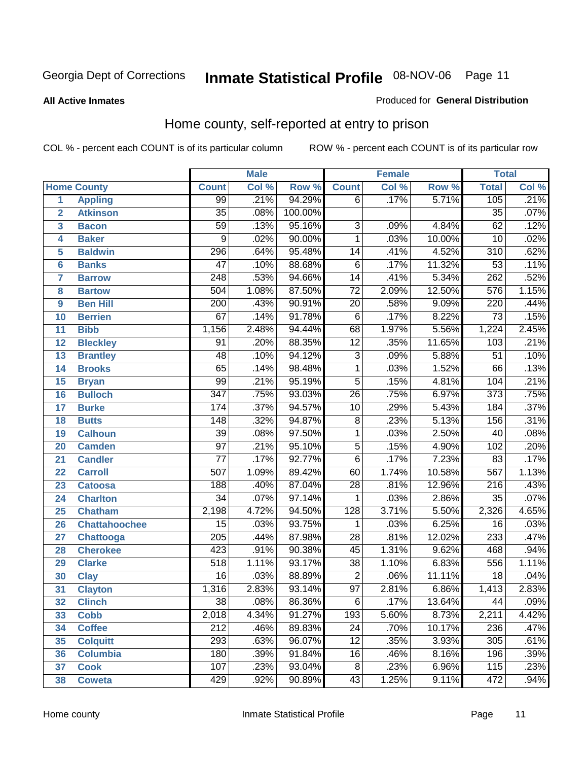Georgia Dept of Corrections **Inmate Statistical Profile** 08-NOV-06

**All Active Inmates**

Produced for **General Distribution**

## Home county, self-reported at entry to prison

COL % - percent each COUNT is of its particular column ROW % - percent each COUNT is of its particular row

| | | Male | | | Female | | | Total | |
|---|---|---|---|---|---|---|---|---|---|
| **Home County** | | **Count** | **Col %** | **Row %** | **Count** | **Col %** | **Row %** | **Total** | **Col %** |
| 1 | Appling | 99 | .21% | 94.29% | 6 | .17% | 5.71% | 105 | .21% |
| 2 | Atkinson | 35 | .08% | 100.00% | | | | 35 | .07% |
| 3 | Bacon | 59 | .13% | 95.16% | 3 | .09% | 4.84% | 62 | .12% |
| 4 | Baker | 9 | .02% | 90.00% | 1 | .03% | 10.00% | 10 | .02% |
| 5 | Baldwin | 296 | .64% | 95.48% | 14 | .41% | 4.52% | 310 | .62% |
| 6 | Banks | 47 | .10% | 88.68% | 6 | .17% | 11.32% | 53 | .11% |
| 7 | Barrow | 248 | .53% | 94.66% | 14 | .41% | 5.34% | 262 | .52% |
| 8 | Bartow | 504 | 1.08% | 87.50% | 72 | 2.09% | 12.50% | 576 | 1.15% |
| 9 | Ben Hill | 200 | .43% | 90.91% | 20 | .58% | 9.09% | 220 | .44% |
| 10 | Berrien | 67 | .14% | 91.78% | 6 | .17% | 8.22% | 73 | .15% |
| 11 | Bibb | 1,156 | 2.48% | 94.44% | 68 | 1.97% | 5.56% | 1,224 | 2.45% |
| 12 | Bleckley | 91 | .20% | 88.35% | 12 | .35% | 11.65% | 103 | .21% |
| 13 | Brantley | 48 | .10% | 94.12% | 3 | .09% | 5.88% | 51 | .10% |
| 14 | Brooks | 65 | .14% | 98.48% | 1 | .03% | 1.52% | 66 | .13% |
| 15 | Bryan | 99 | .21% | 95.19% | 5 | .15% | 4.81% | 104 | .21% |
| 16 | Bulloch | 347 | .75% | 93.03% | 26 | .75% | 6.97% | 373 | .75% |
| 17 | Burke | 174 | .37% | 94.57% | 10 | .29% | 5.43% | 184 | .37% |
| 18 | Butts | 148 | .32% | 94.87% | 8 | .23% | 5.13% | 156 | .31% |
| 19 | Calhoun | 39 | .08% | 97.50% | 1 | .03% | 2.50% | 40 | .08% |
| 20 | Camden | 97 | .21% | 95.10% | 5 | .15% | 4.90% | 102 | .20% |
| 21 | Candler | 77 | .17% | 92.77% | 6 | .17% | 7.23% | 83 | .17% |
| 22 | Carroll | 507 | 1.09% | 89.42% | 60 | 1.74% | 10.58% | 567 | 1.13% |
| 23 | Catoosa | 188 | .40% | 87.04% | 28 | .81% | 12.96% | 216 | .43% |
| 24 | Charlton | 34 | .07% | 97.14% | 1 | .03% | 2.86% | 35 | .07% |
| 25 | Chatham | 2,198 | 4.72% | 94.50% | 128 | 3.71% | 5.50% | 2,326 | 4.65% |
| 26 | Chattahoochee | 15 | .03% | 93.75% | 1 | .03% | 6.25% | 16 | .03% |
| 27 | Chattooga | 205 | .44% | 87.98% | 28 | .81% | 12.02% | 233 | .47% |
| 28 | Cherokee | 423 | .91% | 90.38% | 45 | 1.31% | 9.62% | 468 | .94% |
| 29 | Clarke | 518 | 1.11% | 93.17% | 38 | 1.10% | 6.83% | 556 | 1.11% |
| 30 | Clay | 16 | .03% | 88.89% | 2 | .06% | 11.11% | 18 | .04% |
| 31 | Clayton | 1,316 | 2.83% | 93.14% | 97 | 2.81% | 6.86% | 1,413 | 2.83% |
| 32 | Clinch | 38 | .08% | 86.36% | 6 | .17% | 13.64% | 44 | .09% |
| 33 | Cobb | 2,018 | 4.34% | 91.27% | 193 | 5.60% | 8.73% | 2,211 | 4.42% |
| 34 | Coffee | 212 | .46% | 89.83% | 24 | .70% | 10.17% | 236 | .47% |
| 35 | Colquitt | 293 | .63% | 96.07% | 12 | .35% | 3.93% | 305 | .61% |
| 36 | Columbia | 180 | .39% | 91.84% | 16 | .46% | 8.16% | 196 | .39% |
| 37 | Cook | 107 | .23% | 93.04% | 8 | .23% | 6.96% | 115 | .23% |
| 38 | Coweta | 429 | .92% | 90.89% | 43 | 1.25% | 9.11% | 472 | .94% |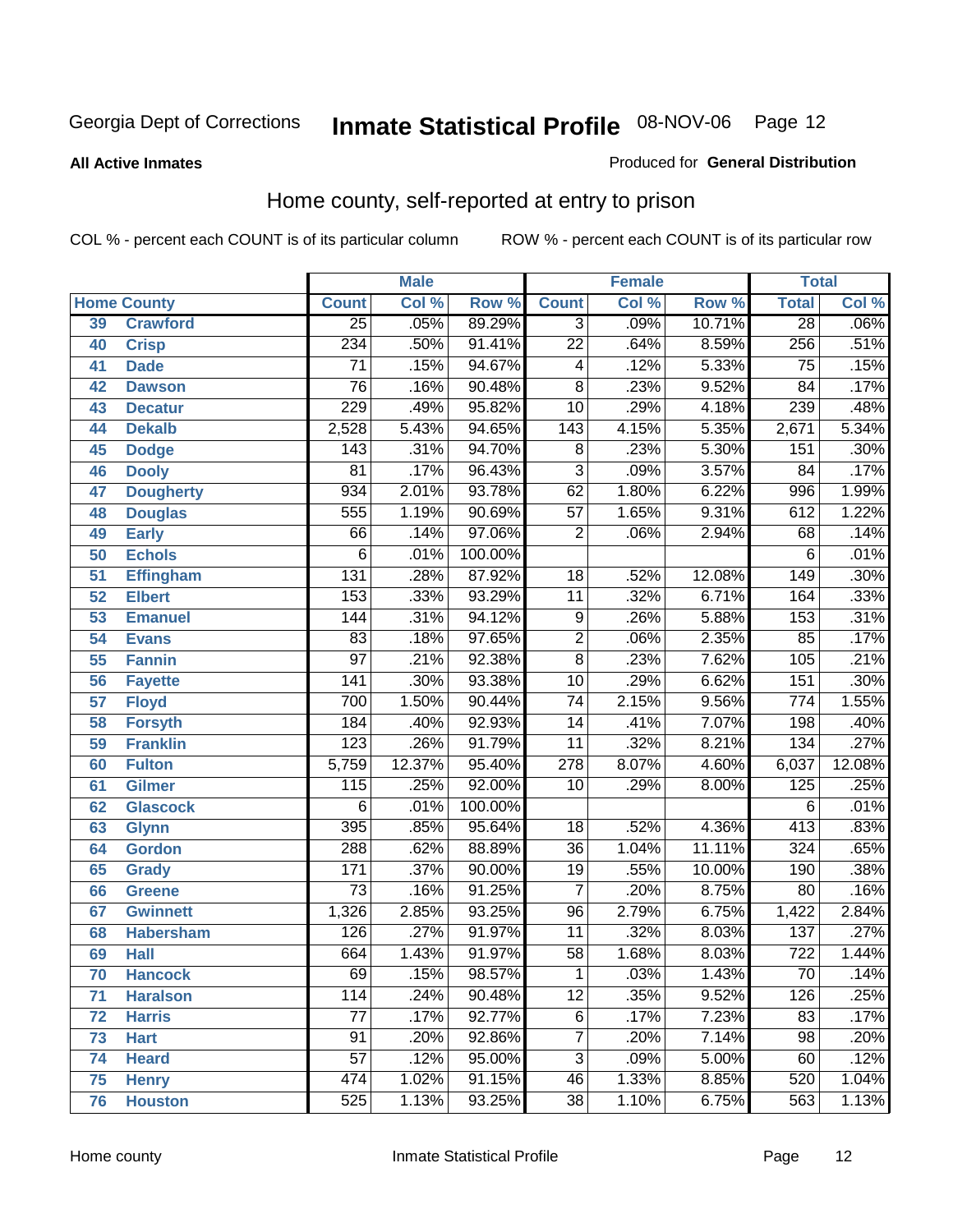Georgia Dept of Corrections **Inmate Statistical Profile** 08-NOV-06

**All Active Inmates**

Produced for **General Distribution**

## Home county, self-reported at entry to prison

COL % - percent each COUNT is of its particular column    ROW % - percent each COUNT is of its particular row

| Home County | | Male | | | Female | | | Total | |
|---|---|---|---|---|---|---|---|---|---|
| | | Count | Col % | Row % | Count | Col % | Row % | Total | Col % |
| 39 | Crawford | 25 | .05% | 89.29% | 3 | .09% | 10.71% | 28 | .06% |
| 40 | Crisp | 234 | .50% | 91.41% | 22 | .64% | 8.59% | 256 | .51% |
| 41 | Dade | 71 | .15% | 94.67% | 4 | .12% | 5.33% | 75 | .15% |
| 42 | Dawson | 76 | .16% | 90.48% | 8 | .23% | 9.52% | 84 | .17% |
| 43 | Decatur | 229 | .49% | 95.82% | 10 | .29% | 4.18% | 239 | .48% |
| 44 | Dekalb | 2,528 | 5.43% | 94.65% | 143 | 4.15% | 5.35% | 2,671 | 5.34% |
| 45 | Dodge | 143 | .31% | 94.70% | 8 | .23% | 5.30% | 151 | .30% |
| 46 | Dooly | 81 | .17% | 96.43% | 3 | .09% | 3.57% | 84 | .17% |
| 47 | Dougherty | 934 | 2.01% | 93.78% | 62 | 1.80% | 6.22% | 996 | 1.99% |
| 48 | Douglas | 555 | 1.19% | 90.69% | 57 | 1.65% | 9.31% | 612 | 1.22% |
| 49 | Early | 66 | .14% | 97.06% | 2 | .06% | 2.94% | 68 | .14% |
| 50 | Echols | 6 | .01% | 100.00% | | | | 6 | .01% |
| 51 | Effingham | 131 | .28% | 87.92% | 18 | .52% | 12.08% | 149 | .30% |
| 52 | Elbert | 153 | .33% | 93.29% | 11 | .32% | 6.71% | 164 | .33% |
| 53 | Emanuel | 144 | .31% | 94.12% | 9 | .26% | 5.88% | 153 | .31% |
| 54 | Evans | 83 | .18% | 97.65% | 2 | .06% | 2.35% | 85 | .17% |
| 55 | Fannin | 97 | .21% | 92.38% | 8 | .23% | 7.62% | 105 | .21% |
| 56 | Fayette | 141 | .30% | 93.38% | 10 | .29% | 6.62% | 151 | .30% |
| 57 | Floyd | 700 | 1.50% | 90.44% | 74 | 2.15% | 9.56% | 774 | 1.55% |
| 58 | Forsyth | 184 | .40% | 92.93% | 14 | .41% | 7.07% | 198 | .40% |
| 59 | Franklin | 123 | .26% | 91.79% | 11 | .32% | 8.21% | 134 | .27% |
| 60 | Fulton | 5,759 | 12.37% | 95.40% | 278 | 8.07% | 4.60% | 6,037 | 12.08% |
| 61 | Gilmer | 115 | .25% | 92.00% | 10 | .29% | 8.00% | 125 | .25% |
| 62 | Glascock | 6 | .01% | 100.00% | | | | 6 | .01% |
| 63 | Glynn | 395 | .85% | 95.64% | 18 | .52% | 4.36% | 413 | .83% |
| 64 | Gordon | 288 | .62% | 88.89% | 36 | 1.04% | 11.11% | 324 | .65% |
| 65 | Grady | 171 | .37% | 90.00% | 19 | .55% | 10.00% | 190 | .38% |
| 66 | Greene | 73 | .16% | 91.25% | 7 | .20% | 8.75% | 80 | .16% |
| 67 | Gwinnett | 1,326 | 2.85% | 93.25% | 96 | 2.79% | 6.75% | 1,422 | 2.84% |
| 68 | Habersham | 126 | .27% | 91.97% | 11 | .32% | 8.03% | 137 | .27% |
| 69 | Hall | 664 | 1.43% | 91.97% | 58 | 1.68% | 8.03% | 722 | 1.44% |
| 70 | Hancock | 69 | .15% | 98.57% | 1 | .03% | 1.43% | 70 | .14% |
| 71 | Haralson | 114 | .24% | 90.48% | 12 | .35% | 9.52% | 126 | .25% |
| 72 | Harris | 77 | .17% | 92.77% | 6 | .17% | 7.23% | 83 | .17% |
| 73 | Hart | 91 | .20% | 92.86% | 7 | .20% | 7.14% | 98 | .20% |
| 74 | Heard | 57 | .12% | 95.00% | 3 | .09% | 5.00% | 60 | .12% |
| 75 | Henry | 474 | 1.02% | 91.15% | 46 | 1.33% | 8.85% | 520 | 1.04% |
| 76 | Houston | 525 | 1.13% | 93.25% | 38 | 1.10% | 6.75% | 563 | 1.13% |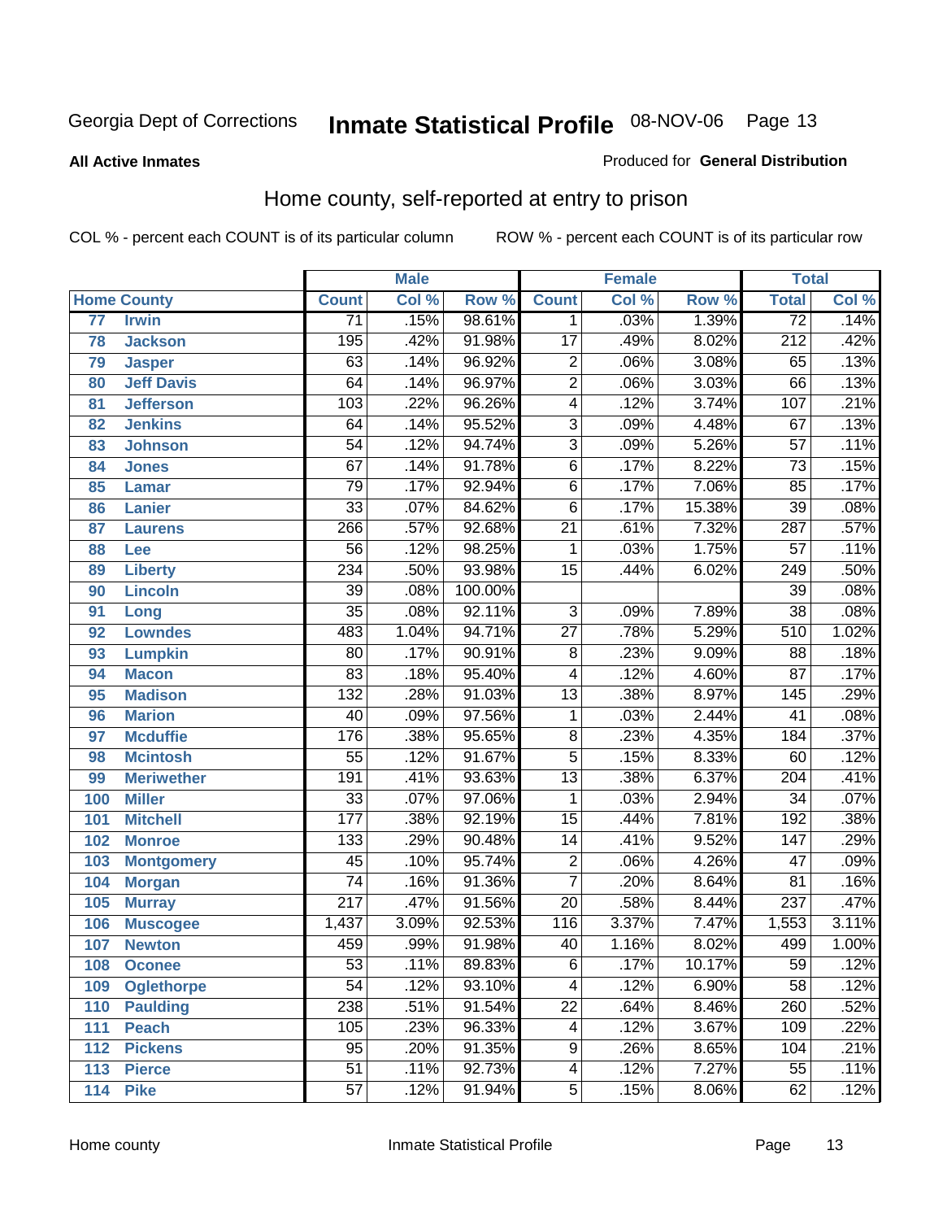Georgia Dept of Corrections **Inmate Statistical Profile** 08-NOV-06

**All Active Inmates**

Produced for **General Distribution**

## Home county, self-reported at entry to prison

COL % - percent each COUNT is of its particular column ROW % - percent each COUNT is of its particular row

| Home County | | Male | | | Female | | | Total | |
|---|---|---|---|---|---|---|---|---|---|
| | | Count | Col % | Row % | Count | Col % | Row % | Total | Col % |
| 77 | Irwin | 71 | .15% | 98.61% | 1 | .03% | 1.39% | 72 | .14% |
| 78 | Jackson | 195 | .42% | 91.98% | 17 | .49% | 8.02% | 212 | .42% |
| 79 | Jasper | 63 | .14% | 96.92% | 2 | .06% | 3.08% | 65 | .13% |
| 80 | Jeff Davis | 64 | .14% | 96.97% | 2 | .06% | 3.03% | 66 | .13% |
| 81 | Jefferson | 103 | .22% | 96.26% | 4 | .12% | 3.74% | 107 | .21% |
| 82 | Jenkins | 64 | .14% | 95.52% | 3 | .09% | 4.48% | 67 | .13% |
| 83 | Johnson | 54 | .12% | 94.74% | 3 | .09% | 5.26% | 57 | .11% |
| 84 | Jones | 67 | .14% | 91.78% | 6 | .17% | 8.22% | 73 | .15% |
| 85 | Lamar | 79 | .17% | 92.94% | 6 | .17% | 7.06% | 85 | .17% |
| 86 | Lanier | 33 | .07% | 84.62% | 6 | .17% | 15.38% | 39 | .08% |
| 87 | Laurens | 266 | .57% | 92.68% | 21 | .61% | 7.32% | 287 | .57% |
| 88 | Lee | 56 | .12% | 98.25% | 1 | .03% | 1.75% | 57 | .11% |
| 89 | Liberty | 234 | .50% | 93.98% | 15 | .44% | 6.02% | 249 | .50% |
| 90 | Lincoln | 39 | .08% | 100.00% | | | | 39 | .08% |
| 91 | Long | 35 | .08% | 92.11% | 3 | .09% | 7.89% | 38 | .08% |
| 92 | Lowndes | 483 | 1.04% | 94.71% | 27 | .78% | 5.29% | 510 | 1.02% |
| 93 | Lumpkin | 80 | .17% | 90.91% | 8 | .23% | 9.09% | 88 | .18% |
| 94 | Macon | 83 | .18% | 95.40% | 4 | .12% | 4.60% | 87 | .17% |
| 95 | Madison | 132 | .28% | 91.03% | 13 | .38% | 8.97% | 145 | .29% |
| 96 | Marion | 40 | .09% | 97.56% | 1 | .03% | 2.44% | 41 | .08% |
| 97 | Mcduffie | 176 | .38% | 95.65% | 8 | .23% | 4.35% | 184 | .37% |
| 98 | Mcintosh | 55 | .12% | 91.67% | 5 | .15% | 8.33% | 60 | .12% |
| 99 | Meriwether | 191 | .41% | 93.63% | 13 | .38% | 6.37% | 204 | .41% |
| 100 | Miller | 33 | .07% | 97.06% | 1 | .03% | 2.94% | 34 | .07% |
| 101 | Mitchell | 177 | .38% | 92.19% | 15 | .44% | 7.81% | 192 | .38% |
| 102 | Monroe | 133 | .29% | 90.48% | 14 | .41% | 9.52% | 147 | .29% |
| 103 | Montgomery | 45 | .10% | 95.74% | 2 | .06% | 4.26% | 47 | .09% |
| 104 | Morgan | 74 | .16% | 91.36% | 7 | .20% | 8.64% | 81 | .16% |
| 105 | Murray | 217 | .47% | 91.56% | 20 | .58% | 8.44% | 237 | .47% |
| 106 | Muscogee | 1,437 | 3.09% | 92.53% | 116 | 3.37% | 7.47% | 1,553 | 3.11% |
| 107 | Newton | 459 | .99% | 91.98% | 40 | 1.16% | 8.02% | 499 | 1.00% |
| 108 | Oconee | 53 | .11% | 89.83% | 6 | .17% | 10.17% | 59 | .12% |
| 109 | Oglethorpe | 54 | .12% | 93.10% | 4 | .12% | 6.90% | 58 | .12% |
| 110 | Paulding | 238 | .51% | 91.54% | 22 | .64% | 8.46% | 260 | .52% |
| 111 | Peach | 105 | .23% | 96.33% | 4 | .12% | 3.67% | 109 | .22% |
| 112 | Pickens | 95 | .20% | 91.35% | 9 | .26% | 8.65% | 104 | .21% |
| 113 | Pierce | 51 | .11% | 92.73% | 4 | .12% | 7.27% | 55 | .11% |
| 114 | Pike | 57 | .12% | 91.94% | 5 | .15% | 8.06% | 62 | .12% |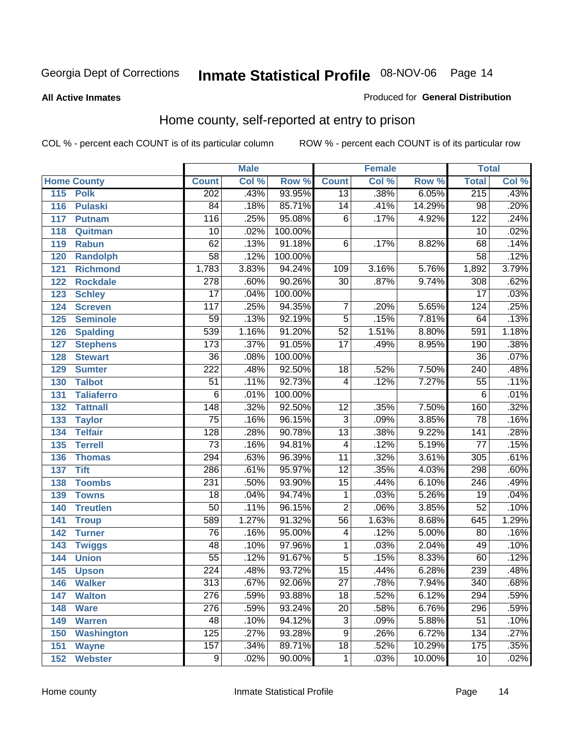Georgia Dept of Corrections **Inmate Statistical Profile** 08-NOV-06

**All Active Inmates**

Produced for **General Distribution**

## Home county, self-reported at entry to prison

COL % - percent each COUNT is of its particular column ROW % - percent each COUNT is of its particular row

| | | Male | | | Female | | | Total | |
|---|---|---|---|---|---|---|---|---|---|
| Home County | | Count | Col % | Row % | Count | Col % | Row % | Total | Col % |
| 115 | Polk | 202 | .43% | 93.95% | 13 | .38% | 6.05% | 215 | .43% |
| 116 | Pulaski | 84 | .18% | 85.71% | 14 | .41% | 14.29% | 98 | .20% |
| 117 | Putnam | 116 | .25% | 95.08% | 6 | .17% | 4.92% | 122 | .24% |
| 118 | Quitman | 10 | .02% | 100.00% | | | | 10 | .02% |
| 119 | Rabun | 62 | .13% | 91.18% | 6 | .17% | 8.82% | 68 | .14% |
| 120 | Randolph | 58 | .12% | 100.00% | | | | 58 | .12% |
| 121 | Richmond | 1,783 | 3.83% | 94.24% | 109 | 3.16% | 5.76% | 1,892 | 3.79% |
| 122 | Rockdale | 278 | .60% | 90.26% | 30 | .87% | 9.74% | 308 | .62% |
| 123 | Schley | 17 | .04% | 100.00% | | | | 17 | .03% |
| 124 | Screven | 117 | .25% | 94.35% | 7 | .20% | 5.65% | 124 | .25% |
| 125 | Seminole | 59 | .13% | 92.19% | 5 | .15% | 7.81% | 64 | .13% |
| 126 | Spalding | 539 | 1.16% | 91.20% | 52 | 1.51% | 8.80% | 591 | 1.18% |
| 127 | Stephens | 173 | .37% | 91.05% | 17 | .49% | 8.95% | 190 | .38% |
| 128 | Stewart | 36 | .08% | 100.00% | | | | 36 | .07% |
| 129 | Sumter | 222 | .48% | 92.50% | 18 | .52% | 7.50% | 240 | .48% |
| 130 | Talbot | 51 | .11% | 92.73% | 4 | .12% | 7.27% | 55 | .11% |
| 131 | Taliaferro | 6 | .01% | 100.00% | | | | 6 | .01% |
| 132 | Tattnall | 148 | .32% | 92.50% | 12 | .35% | 7.50% | 160 | .32% |
| 133 | Taylor | 75 | .16% | 96.15% | 3 | .09% | 3.85% | 78 | .16% |
| 134 | Telfair | 128 | .28% | 90.78% | 13 | .38% | 9.22% | 141 | .28% |
| 135 | Terrell | 73 | .16% | 94.81% | 4 | .12% | 5.19% | 77 | .15% |
| 136 | Thomas | 294 | .63% | 96.39% | 11 | .32% | 3.61% | 305 | .61% |
| 137 | Tift | 286 | .61% | 95.97% | 12 | .35% | 4.03% | 298 | .60% |
| 138 | Toombs | 231 | .50% | 93.90% | 15 | .44% | 6.10% | 246 | .49% |
| 139 | Towns | 18 | .04% | 94.74% | 1 | .03% | 5.26% | 19 | .04% |
| 140 | Treutlen | 50 | .11% | 96.15% | 2 | .06% | 3.85% | 52 | .10% |
| 141 | Troup | 589 | 1.27% | 91.32% | 56 | 1.63% | 8.68% | 645 | 1.29% |
| 142 | Turner | 76 | .16% | 95.00% | 4 | .12% | 5.00% | 80 | .16% |
| 143 | Twiggs | 48 | .10% | 97.96% | 1 | .03% | 2.04% | 49 | .10% |
| 144 | Union | 55 | .12% | 91.67% | 5 | .15% | 8.33% | 60 | .12% |
| 145 | Upson | 224 | .48% | 93.72% | 15 | .44% | 6.28% | 239 | .48% |
| 146 | Walker | 313 | .67% | 92.06% | 27 | .78% | 7.94% | 340 | .68% |
| 147 | Walton | 276 | .59% | 93.88% | 18 | .52% | 6.12% | 294 | .59% |
| 148 | Ware | 276 | .59% | 93.24% | 20 | .58% | 6.76% | 296 | .59% |
| 149 | Warren | 48 | .10% | 94.12% | 3 | .09% | 5.88% | 51 | .10% |
| 150 | Washington | 125 | .27% | 93.28% | 9 | .26% | 6.72% | 134 | .27% |
| 151 | Wayne | 157 | .34% | 89.71% | 18 | .52% | 10.29% | 175 | .35% |
| 152 | Webster | 9 | .02% | 90.00% | 1 | .03% | 10.00% | 10 | .02% |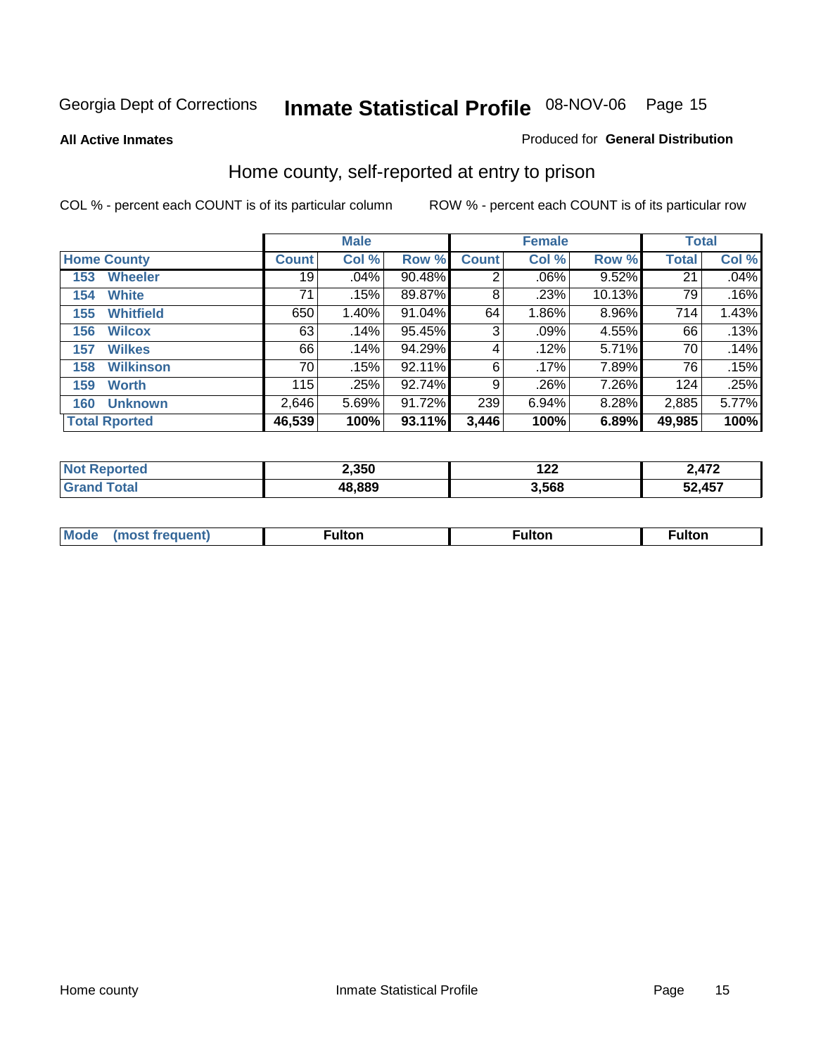Georgia Dept of Corrections **Inmate Statistical Profile** 08-NOV-06 Page 15

**All Active Inmates**

Produced for **General Distribution**

## Home county, self-reported at entry to prison

COL % - percent each COUNT is of its particular column

ROW % - percent each COUNT is of its particular row

| Home County | Male | | | Female | | | Total | |
|---|---|---|---|---|---|---|---|---|
| | Count | Col % | Row % | Count | Col % | Row % | Total | Col % |
| 153 Wheeler | 19 | .04% | 90.48% | 2 | .06% | 9.52% | 21 | .04% |
| 154 White | 71 | .15% | 89.87% | 8 | .23% | 10.13% | 79 | .16% |
| 155 Whitfield | 650 | 1.40% | 91.04% | 64 | 1.86% | 8.96% | 714 | 1.43% |
| 156 Wilcox | 63 | .14% | 95.45% | 3 | .09% | 4.55% | 66 | .13% |
| 157 Wilkes | 66 | .14% | 94.29% | 4 | .12% | 5.71% | 70 | .14% |
| 158 Wilkinson | 70 | .15% | 92.11% | 6 | .17% | 7.89% | 76 | .15% |
| 159 Worth | 115 | .25% | 92.74% | 9 | .26% | 7.26% | 124 | .25% |
| 160 Unknown | 2,646 | 5.69% | 91.72% | 239 | 6.94% | 8.28% | 2,885 | 5.77% |
| **Total Rported** | **46,539** | **100%** | **93.11%** | **3,446** | **100%** | **6.89%** | **49,985** | **100%** |

| | Male | Female | Total |
|---|---|---|---|
| Not Reported | 2,350 | 122 | 2,472 |
| Grand Total | 48,889 | 3,568 | 52,457 |

| | Male | Female | Total |
|---|---|---|---|
| Mode (most frequent) | Fulton | Fulton | Fulton |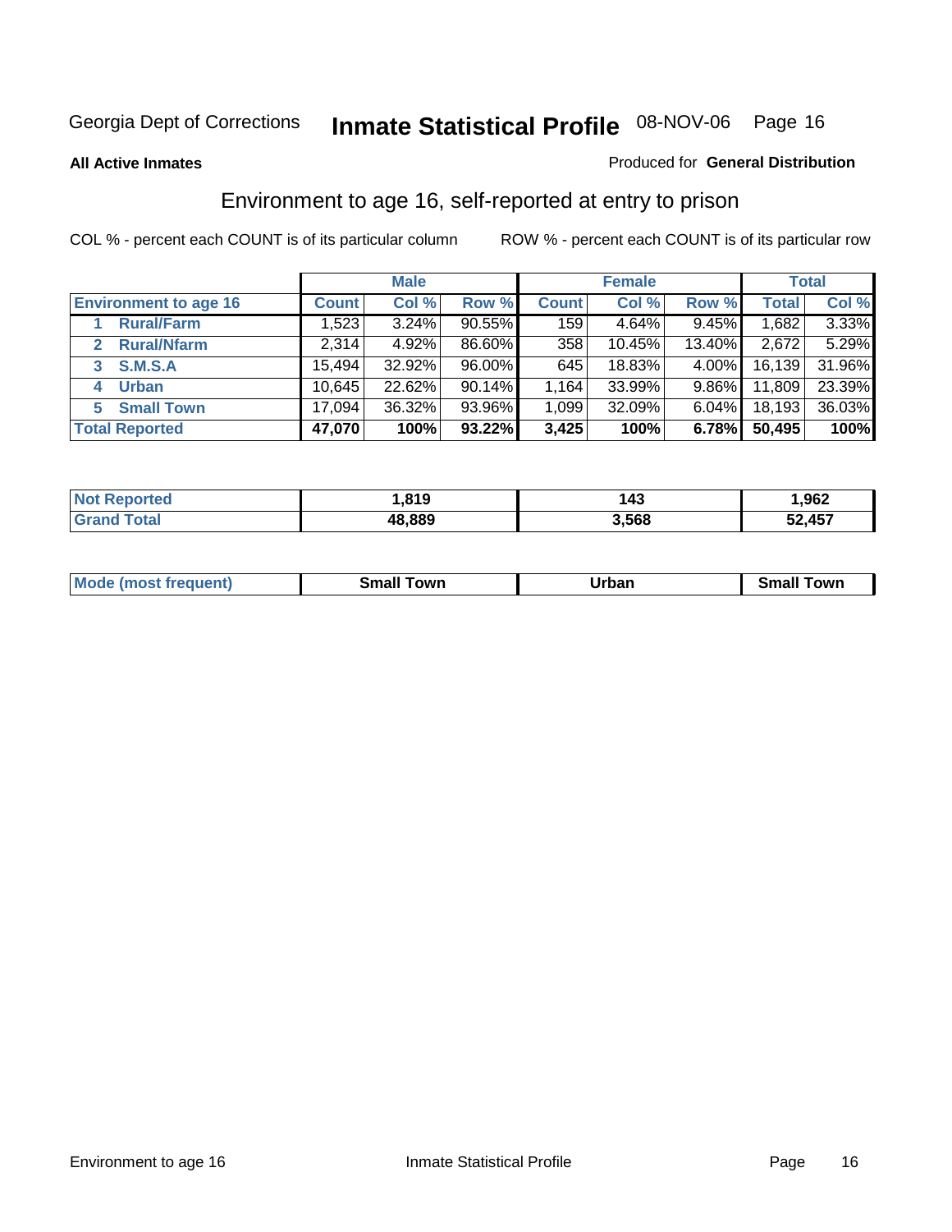Georgia Dept of Corrections **Inmate Statistical Profile** 08-NOV-06

**All Active Inmates**

Produced for **General Distribution**

## Environment to age 16, self-reported at entry to prison

COL % - percent each COUNT is of its particular column

ROW % - percent each COUNT is of its particular row

| Environment to age 16 | Male | | | Female | | | Total | |
|---|---|---|---|---|---|---|---|---|
| | Count | Col % | Row % | Count | Col % | Row % | Total | Col % |
| 1 Rural/Farm | 1,523 | 3.24% | 90.55% | 159 | 4.64% | 9.45% | 1,682 | 3.33% |
| 2 Rural/Nfarm | 2,314 | 4.92% | 86.60% | 358 | 10.45% | 13.40% | 2,672 | 5.29% |
| 3 S.M.S.A | 15,494 | 32.92% | 96.00% | 645 | 18.83% | 4.00% | 16,139 | 31.96% |
| 4 Urban | 10,645 | 22.62% | 90.14% | 1,164 | 33.99% | 9.86% | 11,809 | 23.39% |
| 5 Small Town | 17,094 | 36.32% | 93.96% | 1,099 | 32.09% | 6.04% | 18,193 | 36.03% |
| **Total Reported** | **47,070** | **100%** | **93.22%** | **3,425** | **100%** | **6.78%** | **50,495** | **100%** |

| | Male | Female | Total |
|---|---|---|---|
| Not Reported | **1,819** | **143** | **1,962** |
| Grand Total | **48,889** | **3,568** | **52,457** |

| | Male | Female | Total |
|---|---|---|---|
| Mode (most frequent) | **Small Town** | **Urban** | **Small Town** |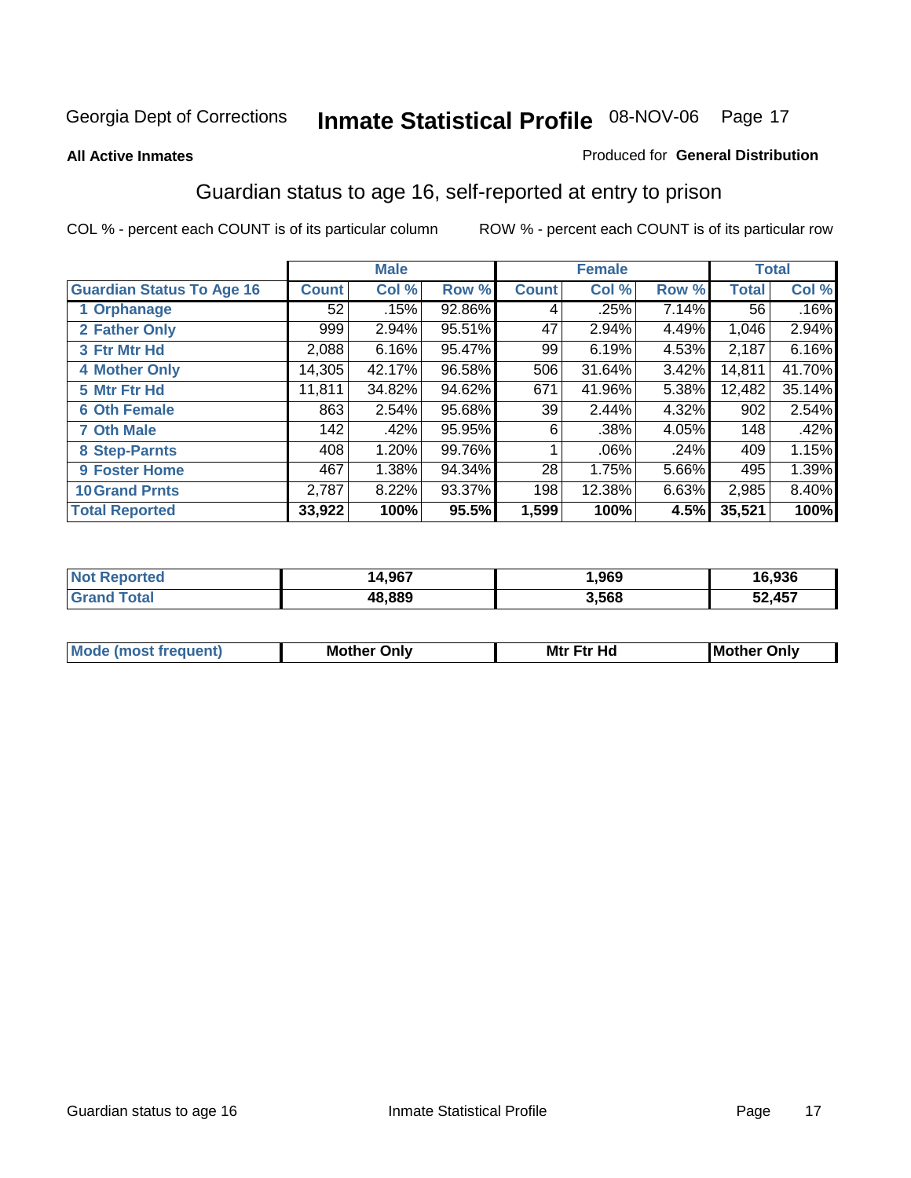Georgia Dept of Corrections **Inmate Statistical Profile** 08-NOV-06

**All Active Inmates**

Produced for **General Distribution**

## Guardian status to age 16, self-reported at entry to prison

COL % - percent each COUNT is of its particular column

ROW % - percent each COUNT is of its particular row

| | Male | | | Female | | | Total | |
|---|---|---|---|---|---|---|---|---|
| **Guardian Status To Age 16** | **Count** | **Col %** | **Row %** | **Count** | **Col %** | **Row %** | **Total** | **Col %** |
| 1 Orphanage | 52 | .15% | 92.86% | 4 | .25% | 7.14% | 56 | .16% |
| 2 Father Only | 999 | 2.94% | 95.51% | 47 | 2.94% | 4.49% | 1,046 | 2.94% |
| 3 Ftr Mtr Hd | 2,088 | 6.16% | 95.47% | 99 | 6.19% | 4.53% | 2,187 | 6.16% |
| 4 Mother Only | 14,305 | 42.17% | 96.58% | 506 | 31.64% | 3.42% | 14,811 | 41.70% |
| 5 Mtr Ftr Hd | 11,811 | 34.82% | 94.62% | 671 | 41.96% | 5.38% | 12,482 | 35.14% |
| 6 Oth Female | 863 | 2.54% | 95.68% | 39 | 2.44% | 4.32% | 902 | 2.54% |
| 7 Oth Male | 142 | .42% | 95.95% | 6 | .38% | 4.05% | 148 | .42% |
| 8 Step-Parnts | 408 | 1.20% | 99.76% | 1 | .06% | .24% | 409 | 1.15% |
| 9 Foster Home | 467 | 1.38% | 94.34% | 28 | 1.75% | 5.66% | 495 | 1.39% |
| 10 Grand Prnts | 2,787 | 8.22% | 93.37% | 198 | 12.38% | 6.63% | 2,985 | 8.40% |
| **Total Reported** | **33,922** | **100%** | **95.5%** | **1,599** | **100%** | **4.5%** | **35,521** | **100%** |

| | Male | Female | Total |
|---|---|---|---|
| Not Reported | 14,967 | 1,969 | 16,936 |
| Grand Total | 48,889 | 3,568 | 52,457 |

| | Male | Female | Total |
|---|---|---|---|
| Mode (most frequent) | Mother Only | Mtr Ftr Hd | Mother Only |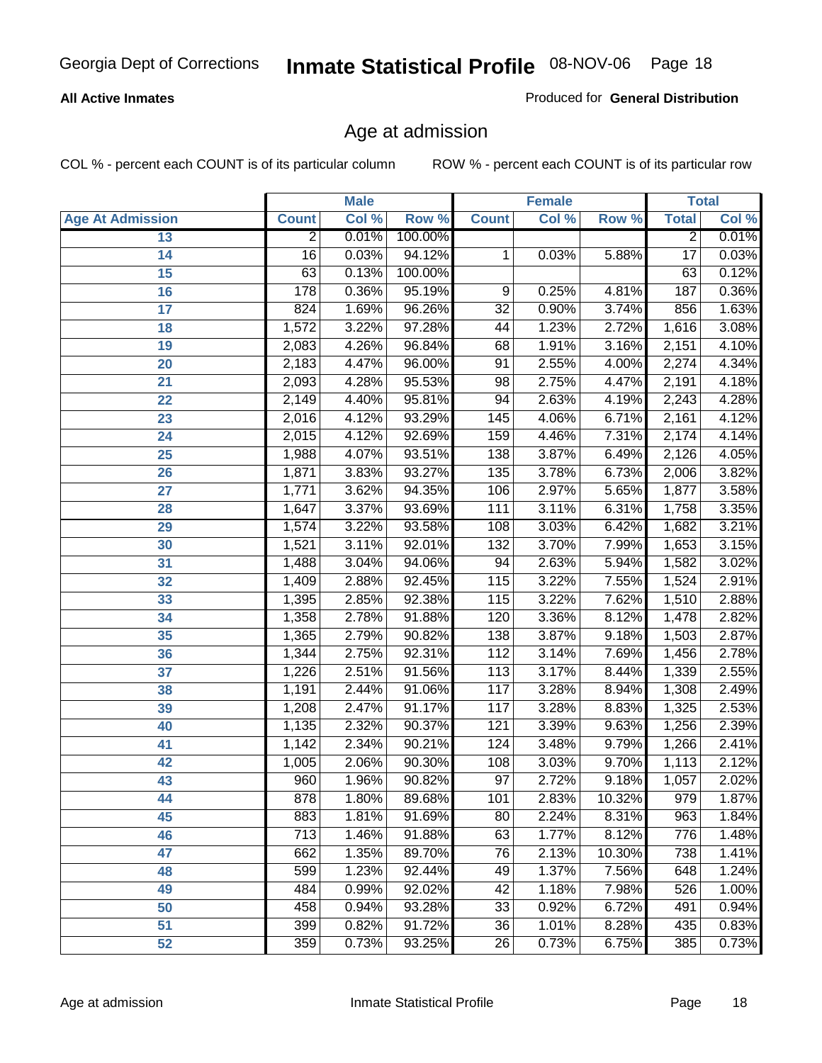**All Active Inmates**

Produced for **General Distribution**

## Age at admission

COL % - percent each COUNT is of its particular column

ROW % - percent each COUNT is of its particular row

| | Male | | | Female | | | Total | |
|---|---|---|---|---|---|---|---|---|
| **Age At Admission** | **Count** | **Col %** | **Row %** | **Count** | **Col %** | **Row %** | **Total** | **Col %** |
| 13 | 2 | 0.01% | 100.00% | | | | 2 | 0.01% |
| 14 | 16 | 0.03% | 94.12% | 1 | 0.03% | 5.88% | 17 | 0.03% |
| 15 | 63 | 0.13% | 100.00% | | | | 63 | 0.12% |
| 16 | 178 | 0.36% | 95.19% | 9 | 0.25% | 4.81% | 187 | 0.36% |
| 17 | 824 | 1.69% | 96.26% | 32 | 0.90% | 3.74% | 856 | 1.63% |
| 18 | 1,572 | 3.22% | 97.28% | 44 | 1.23% | 2.72% | 1,616 | 3.08% |
| 19 | 2,083 | 4.26% | 96.84% | 68 | 1.91% | 3.16% | 2,151 | 4.10% |
| 20 | 2,183 | 4.47% | 96.00% | 91 | 2.55% | 4.00% | 2,274 | 4.34% |
| 21 | 2,093 | 4.28% | 95.53% | 98 | 2.75% | 4.47% | 2,191 | 4.18% |
| 22 | 2,149 | 4.40% | 95.81% | 94 | 2.63% | 4.19% | 2,243 | 4.28% |
| 23 | 2,016 | 4.12% | 93.29% | 145 | 4.06% | 6.71% | 2,161 | 4.12% |
| 24 | 2,015 | 4.12% | 92.69% | 159 | 4.46% | 7.31% | 2,174 | 4.14% |
| 25 | 1,988 | 4.07% | 93.51% | 138 | 3.87% | 6.49% | 2,126 | 4.05% |
| 26 | 1,871 | 3.83% | 93.27% | 135 | 3.78% | 6.73% | 2,006 | 3.82% |
| 27 | 1,771 | 3.62% | 94.35% | 106 | 2.97% | 5.65% | 1,877 | 3.58% |
| 28 | 1,647 | 3.37% | 93.69% | 111 | 3.11% | 6.31% | 1,758 | 3.35% |
| 29 | 1,574 | 3.22% | 93.58% | 108 | 3.03% | 6.42% | 1,682 | 3.21% |
| 30 | 1,521 | 3.11% | 92.01% | 132 | 3.70% | 7.99% | 1,653 | 3.15% |
| 31 | 1,488 | 3.04% | 94.06% | 94 | 2.63% | 5.94% | 1,582 | 3.02% |
| 32 | 1,409 | 2.88% | 92.45% | 115 | 3.22% | 7.55% | 1,524 | 2.91% |
| 33 | 1,395 | 2.85% | 92.38% | 115 | 3.22% | 7.62% | 1,510 | 2.88% |
| 34 | 1,358 | 2.78% | 91.88% | 120 | 3.36% | 8.12% | 1,478 | 2.82% |
| 35 | 1,365 | 2.79% | 90.82% | 138 | 3.87% | 9.18% | 1,503 | 2.87% |
| 36 | 1,344 | 2.75% | 92.31% | 112 | 3.14% | 7.69% | 1,456 | 2.78% |
| 37 | 1,226 | 2.51% | 91.56% | 113 | 3.17% | 8.44% | 1,339 | 2.55% |
| 38 | 1,191 | 2.44% | 91.06% | 117 | 3.28% | 8.94% | 1,308 | 2.49% |
| 39 | 1,208 | 2.47% | 91.17% | 117 | 3.28% | 8.83% | 1,325 | 2.53% |
| 40 | 1,135 | 2.32% | 90.37% | 121 | 3.39% | 9.63% | 1,256 | 2.39% |
| 41 | 1,142 | 2.34% | 90.21% | 124 | 3.48% | 9.79% | 1,266 | 2.41% |
| 42 | 1,005 | 2.06% | 90.30% | 108 | 3.03% | 9.70% | 1,113 | 2.12% |
| 43 | 960 | 1.96% | 90.82% | 97 | 2.72% | 9.18% | 1,057 | 2.02% |
| 44 | 878 | 1.80% | 89.68% | 101 | 2.83% | 10.32% | 979 | 1.87% |
| 45 | 883 | 1.81% | 91.69% | 80 | 2.24% | 8.31% | 963 | 1.84% |
| 46 | 713 | 1.46% | 91.88% | 63 | 1.77% | 8.12% | 776 | 1.48% |
| 47 | 662 | 1.35% | 89.70% | 76 | 2.13% | 10.30% | 738 | 1.41% |
| 48 | 599 | 1.23% | 92.44% | 49 | 1.37% | 7.56% | 648 | 1.24% |
| 49 | 484 | 0.99% | 92.02% | 42 | 1.18% | 7.98% | 526 | 1.00% |
| 50 | 458 | 0.94% | 93.28% | 33 | 0.92% | 6.72% | 491 | 0.94% |
| 51 | 399 | 0.82% | 91.72% | 36 | 1.01% | 8.28% | 435 | 0.83% |
| 52 | 359 | 0.73% | 93.25% | 26 | 0.73% | 6.75% | 385 | 0.73% |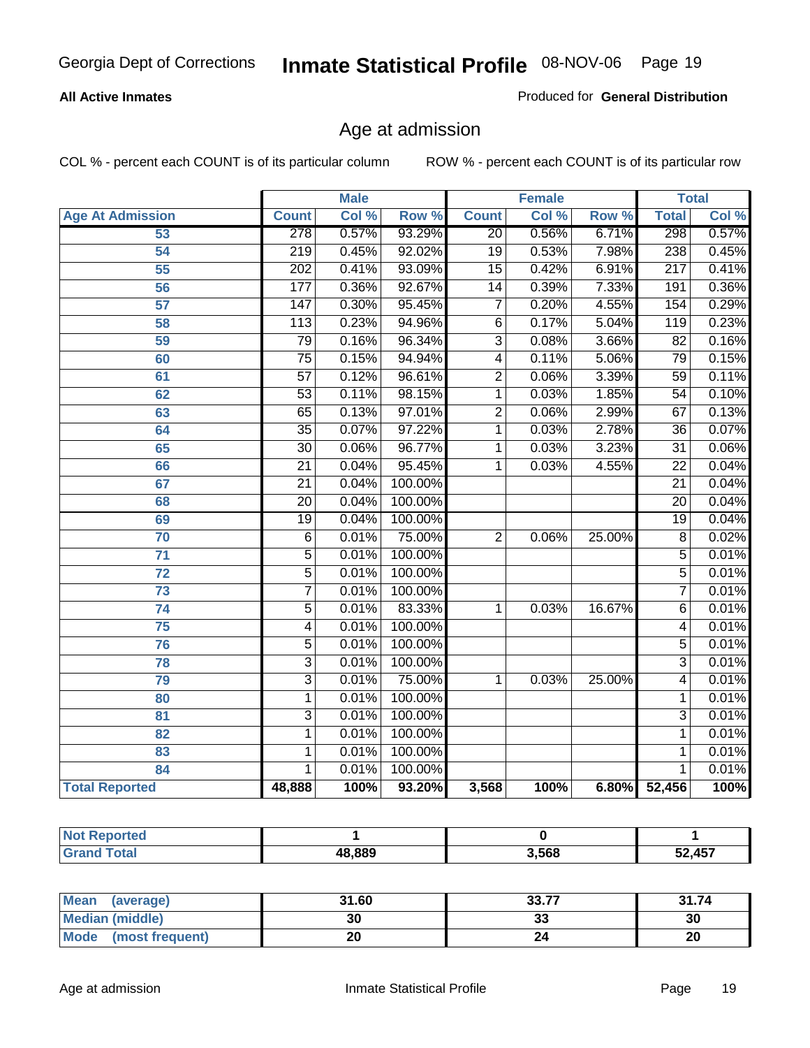Georgia Dept of Corrections **Inmate Statistical Profile** 08-NOV-06

**All Active Inmates**

Produced for **General Distribution**

## Age at admission

COL % - percent each COUNT is of its particular column ROW % - percent each COUNT is of its particular row

| | Male | | | Female | | | Total | |
|---|---|---|---|---|---|---|---|---|
| **Age At Admission** | **Count** | **Col %** | **Row %** | **Count** | **Col %** | **Row %** | **Total** | **Col %** |
| 53 | 278 | 0.57% | 93.29% | 20 | 0.56% | 6.71% | 298 | 0.57% |
| 54 | 219 | 0.45% | 92.02% | 19 | 0.53% | 7.98% | 238 | 0.45% |
| 55 | 202 | 0.41% | 93.09% | 15 | 0.42% | 6.91% | 217 | 0.41% |
| 56 | 177 | 0.36% | 92.67% | 14 | 0.39% | 7.33% | 191 | 0.36% |
| 57 | 147 | 0.30% | 95.45% | 7 | 0.20% | 4.55% | 154 | 0.29% |
| 58 | 113 | 0.23% | 94.96% | 6 | 0.17% | 5.04% | 119 | 0.23% |
| 59 | 79 | 0.16% | 96.34% | 3 | 0.08% | 3.66% | 82 | 0.16% |
| 60 | 75 | 0.15% | 94.94% | 4 | 0.11% | 5.06% | 79 | 0.15% |
| 61 | 57 | 0.12% | 96.61% | 2 | 0.06% | 3.39% | 59 | 0.11% |
| 62 | 53 | 0.11% | 98.15% | 1 | 0.03% | 1.85% | 54 | 0.10% |
| 63 | 65 | 0.13% | 97.01% | 2 | 0.06% | 2.99% | 67 | 0.13% |
| 64 | 35 | 0.07% | 97.22% | 1 | 0.03% | 2.78% | 36 | 0.07% |
| 65 | 30 | 0.06% | 96.77% | 1 | 0.03% | 3.23% | 31 | 0.06% |
| 66 | 21 | 0.04% | 95.45% | 1 | 0.03% | 4.55% | 22 | 0.04% |
| 67 | 21 | 0.04% | 100.00% | | | | 21 | 0.04% |
| 68 | 20 | 0.04% | 100.00% | | | | 20 | 0.04% |
| 69 | 19 | 0.04% | 100.00% | | | | 19 | 0.04% |
| 70 | 6 | 0.01% | 75.00% | 2 | 0.06% | 25.00% | 8 | 0.02% |
| 71 | 5 | 0.01% | 100.00% | | | | 5 | 0.01% |
| 72 | 5 | 0.01% | 100.00% | | | | 5 | 0.01% |
| 73 | 7 | 0.01% | 100.00% | | | | 7 | 0.01% |
| 74 | 5 | 0.01% | 83.33% | 1 | 0.03% | 16.67% | 6 | 0.01% |
| 75 | 4 | 0.01% | 100.00% | | | | 4 | 0.01% |
| 76 | 5 | 0.01% | 100.00% | | | | 5 | 0.01% |
| 78 | 3 | 0.01% | 100.00% | | | | 3 | 0.01% |
| 79 | 3 | 0.01% | 75.00% | 1 | 0.03% | 25.00% | 4 | 0.01% |
| 80 | 1 | 0.01% | 100.00% | | | | 1 | 0.01% |
| 81 | 3 | 0.01% | 100.00% | | | | 3 | 0.01% |
| 82 | 1 | 0.01% | 100.00% | | | | 1 | 0.01% |
| 83 | 1 | 0.01% | 100.00% | | | | 1 | 0.01% |
| 84 | 1 | 0.01% | 100.00% | | | | 1 | 0.01% |
| **Total Reported** | **48,888** | **100%** | **93.20%** | **3,568** | **100%** | **6.80%** | **52,456** | **100%** |

| | Male | Female | Total |
|---|---|---|---|
| **Not Reported** | **1** | **0** | **1** |
| **Grand Total** | **48,889** | **3,568** | **52,457** |

| | Male | Female | Total |
|---|---|---|---|
| **Mean (average)** | **31.60** | **33.77** | **31.74** |
| **Median (middle)** | **30** | **33** | **30** |
| **Mode (most frequent)** | **20** | **24** | **20** |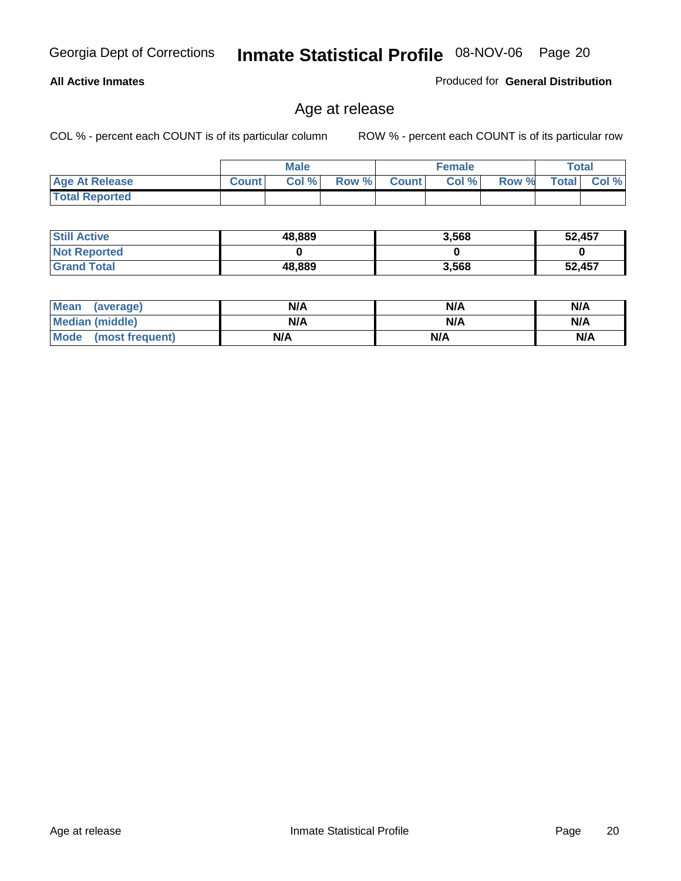**All Active Inmates**

Produced for **General Distribution**

## Age at release

COL % - percent each COUNT is of its particular column

ROW % - percent each COUNT is of its particular row

| | Male | | | Female | | | Total | |
|---|---|---|---|---|---|---|---|---|
| **Age At Release** | **Count** | **Col %** | **Row %** | **Count** | **Col %** | **Row %** | **Total** | **Col %** |
| **Total Reported** | | | | | | | | |

| | Male | Female | Total |
|---|---|---|---|
| **Still Active** | **48,889** | **3,568** | **52,457** |
| **Not Reported** | **0** | **0** | **0** |
| **Grand Total** | **48,889** | **3,568** | **52,457** |

| | Male | Female | Total |
|---|---|---|---|
| **Mean (average)** | **N/A** | **N/A** | **N/A** |
| **Median (middle)** | **N/A** | **N/A** | **N/A** |
| **Mode (most frequent)** | **N/A** | **N/A** | **N/A** |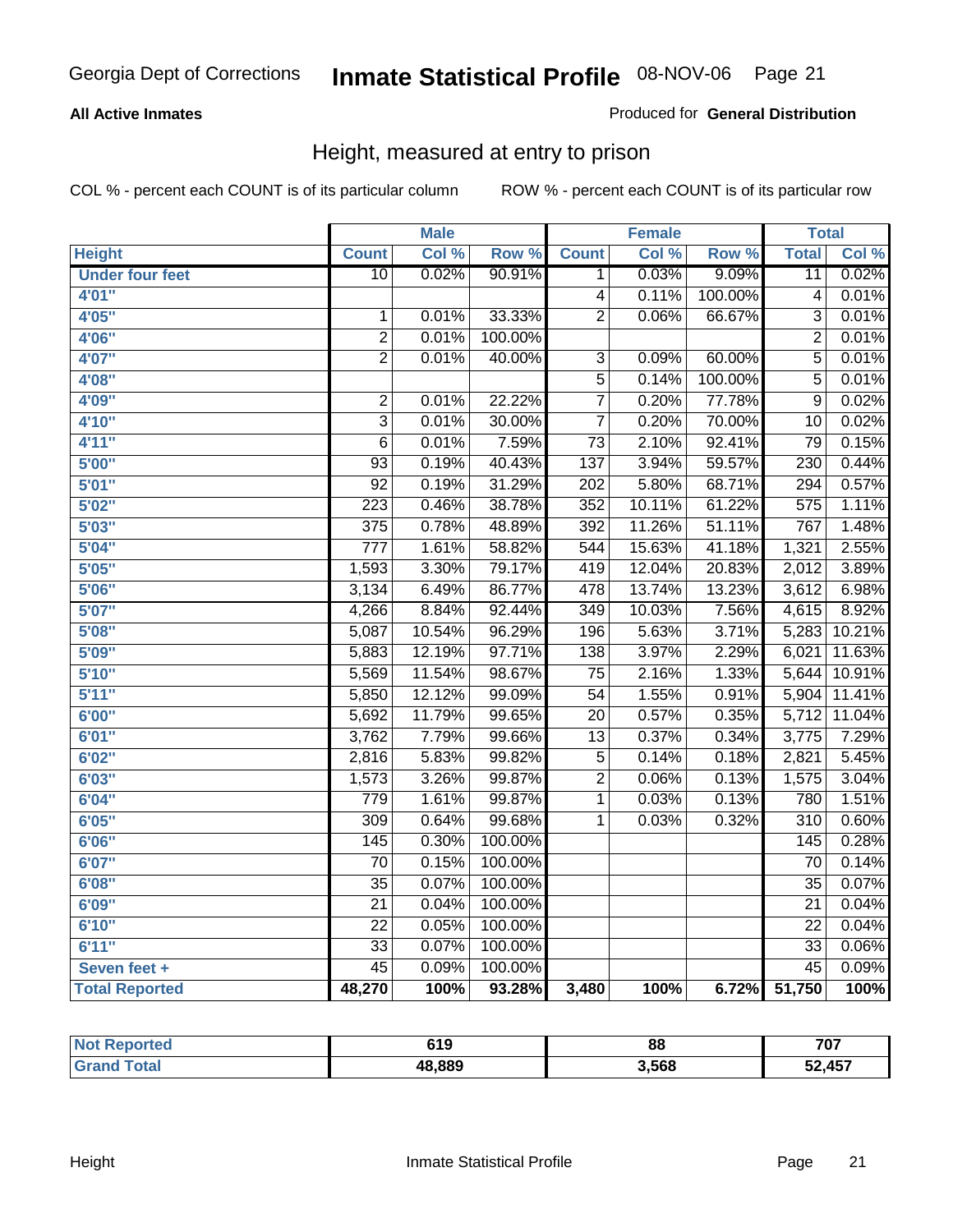Georgia Dept of Corrections **Inmate Statistical Profile** 08-NOV-06

**All Active Inmates**

Produced for **General Distribution**

## Height, measured at entry to prison

COL % - percent each COUNT is of its particular column ROW % - percent each COUNT is of its particular row

| | Male | | | Female | | | Total | |
|---|---|---|---|---|---|---|---|---|
| **Height** | **Count** | **Col %** | **Row %** | **Count** | **Col %** | **Row %** | **Total** | **Col %** |
| **Under four feet** | 10 | 0.02% | 90.91% | 1 | 0.03% | 9.09% | 11 | 0.02% |
| **4'01"** | | | | 4 | 0.11% | 100.00% | 4 | 0.01% |
| **4'05"** | 1 | 0.01% | 33.33% | 2 | 0.06% | 66.67% | 3 | 0.01% |
| **4'06"** | 2 | 0.01% | 100.00% | | | | 2 | 0.01% |
| **4'07"** | 2 | 0.01% | 40.00% | 3 | 0.09% | 60.00% | 5 | 0.01% |
| **4'08"** | | | | 5 | 0.14% | 100.00% | 5 | 0.01% |
| **4'09"** | 2 | 0.01% | 22.22% | 7 | 0.20% | 77.78% | 9 | 0.02% |
| **4'10"** | 3 | 0.01% | 30.00% | 7 | 0.20% | 70.00% | 10 | 0.02% |
| **4'11"** | 6 | 0.01% | 7.59% | 73 | 2.10% | 92.41% | 79 | 0.15% |
| **5'00"** | 93 | 0.19% | 40.43% | 137 | 3.94% | 59.57% | 230 | 0.44% |
| **5'01"** | 92 | 0.19% | 31.29% | 202 | 5.80% | 68.71% | 294 | 0.57% |
| **5'02"** | 223 | 0.46% | 38.78% | 352 | 10.11% | 61.22% | 575 | 1.11% |
| **5'03"** | 375 | 0.78% | 48.89% | 392 | 11.26% | 51.11% | 767 | 1.48% |
| **5'04"** | 777 | 1.61% | 58.82% | 544 | 15.63% | 41.18% | 1,321 | 2.55% |
| **5'05"** | 1,593 | 3.30% | 79.17% | 419 | 12.04% | 20.83% | 2,012 | 3.89% |
| **5'06"** | 3,134 | 6.49% | 86.77% | 478 | 13.74% | 13.23% | 3,612 | 6.98% |
| **5'07"** | 4,266 | 8.84% | 92.44% | 349 | 10.03% | 7.56% | 4,615 | 8.92% |
| **5'08"** | 5,087 | 10.54% | 96.29% | 196 | 5.63% | 3.71% | 5,283 | 10.21% |
| **5'09"** | 5,883 | 12.19% | 97.71% | 138 | 3.97% | 2.29% | 6,021 | 11.63% |
| **5'10"** | 5,569 | 11.54% | 98.67% | 75 | 2.16% | 1.33% | 5,644 | 10.91% |
| **5'11"** | 5,850 | 12.12% | 99.09% | 54 | 1.55% | 0.91% | 5,904 | 11.41% |
| **6'00"** | 5,692 | 11.79% | 99.65% | 20 | 0.57% | 0.35% | 5,712 | 11.04% |
| **6'01"** | 3,762 | 7.79% | 99.66% | 13 | 0.37% | 0.34% | 3,775 | 7.29% |
| **6'02"** | 2,816 | 5.83% | 99.82% | 5 | 0.14% | 0.18% | 2,821 | 5.45% |
| **6'03"** | 1,573 | 3.26% | 99.87% | 2 | 0.06% | 0.13% | 1,575 | 3.04% |
| **6'04"** | 779 | 1.61% | 99.87% | 1 | 0.03% | 0.13% | 780 | 1.51% |
| **6'05"** | 309 | 0.64% | 99.68% | 1 | 0.03% | 0.32% | 310 | 0.60% |
| **6'06"** | 145 | 0.30% | 100.00% | | | | 145 | 0.28% |
| **6'07"** | 70 | 0.15% | 100.00% | | | | 70 | 0.14% |
| **6'08"** | 35 | 0.07% | 100.00% | | | | 35 | 0.07% |
| **6'09"** | 21 | 0.04% | 100.00% | | | | 21 | 0.04% |
| **6'10"** | 22 | 0.05% | 100.00% | | | | 22 | 0.04% |
| **6'11"** | 33 | 0.07% | 100.00% | | | | 33 | 0.06% |
| **Seven feet +** | 45 | 0.09% | 100.00% | | | | 45 | 0.09% |
| **Total Reported** | **48,270** | **100%** | **93.28%** | **3,480** | **100%** | **6.72%** | **51,750** | **100%** |

| | Male | Female | Total |
|---|---|---|---|
| **Not Reported** | **619** | **88** | **707** |
| **Grand Total** | **48,889** | **3,568** | **52,457** |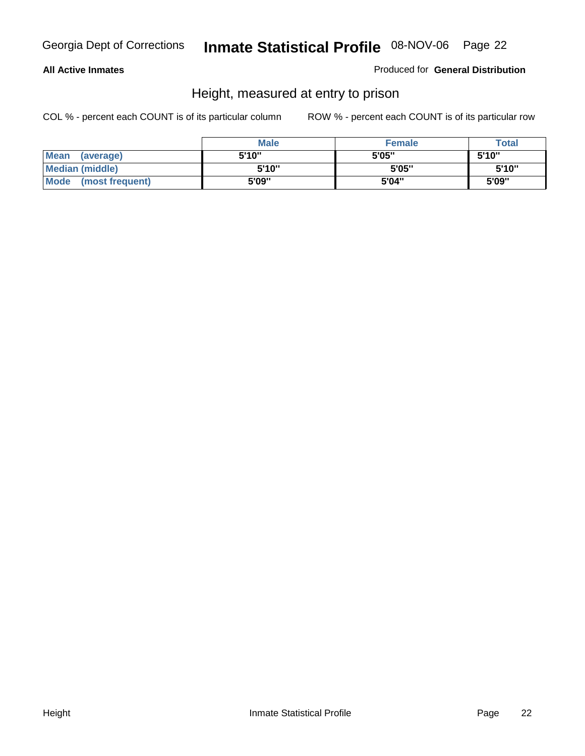**All Active Inmates**

Produced for **General Distribution**

## Height, measured at entry to prison

COL % - percent each COUNT is of its particular column

ROW % - percent each COUNT is of its particular row

| | Male | Female | Total |
|---|---|---|---|
| **Mean (average)** | 5'10" | 5'05" | 5'10" |
| **Median (middle)** | 5'10" | 5'05" | 5'10" |
| **Mode (most frequent)** | 5'09" | 5'04" | 5'09" |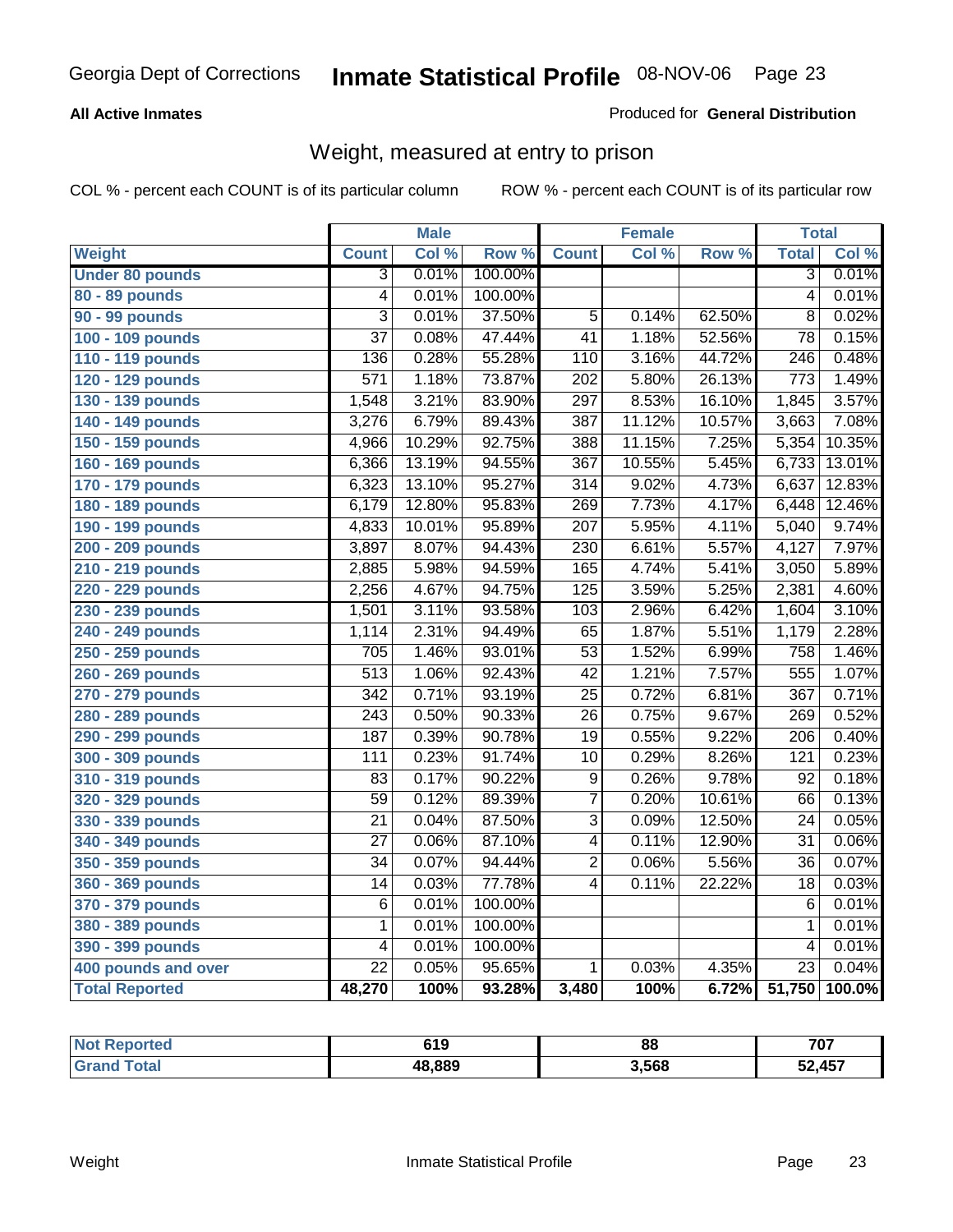Georgia Dept of Corrections **Inmate Statistical Profile** 08-NOV-06 Page 23

**All Active Inmates**

Produced for **General Distribution**

## Weight, measured at entry to prison

COL % - percent each COUNT is of its particular column ROW % - percent each COUNT is of its particular row

| | Male | | | Female | | | Total | |
|---|---|---|---|---|---|---|---|---|
| **Weight** | **Count** | **Col %** | **Row %** | **Count** | **Col %** | **Row %** | **Total** | **Col %** |
| **Under 80 pounds** | 3 | 0.01% | 100.00% | | | | 3 | 0.01% |
| **80 - 89 pounds** | 4 | 0.01% | 100.00% | | | | 4 | 0.01% |
| **90 - 99 pounds** | 3 | 0.01% | 37.50% | 5 | 0.14% | 62.50% | 8 | 0.02% |
| **100 - 109 pounds** | 37 | 0.08% | 47.44% | 41 | 1.18% | 52.56% | 78 | 0.15% |
| **110 - 119 pounds** | 136 | 0.28% | 55.28% | 110 | 3.16% | 44.72% | 246 | 0.48% |
| **120 - 129 pounds** | 571 | 1.18% | 73.87% | 202 | 5.80% | 26.13% | 773 | 1.49% |
| **130 - 139 pounds** | 1,548 | 3.21% | 83.90% | 297 | 8.53% | 16.10% | 1,845 | 3.57% |
| **140 - 149 pounds** | 3,276 | 6.79% | 89.43% | 387 | 11.12% | 10.57% | 3,663 | 7.08% |
| **150 - 159 pounds** | 4,966 | 10.29% | 92.75% | 388 | 11.15% | 7.25% | 5,354 | 10.35% |
| **160 - 169 pounds** | 6,366 | 13.19% | 94.55% | 367 | 10.55% | 5.45% | 6,733 | 13.01% |
| **170 - 179 pounds** | 6,323 | 13.10% | 95.27% | 314 | 9.02% | 4.73% | 6,637 | 12.83% |
| **180 - 189 pounds** | 6,179 | 12.80% | 95.83% | 269 | 7.73% | 4.17% | 6,448 | 12.46% |
| **190 - 199 pounds** | 4,833 | 10.01% | 95.89% | 207 | 5.95% | 4.11% | 5,040 | 9.74% |
| **200 - 209 pounds** | 3,897 | 8.07% | 94.43% | 230 | 6.61% | 5.57% | 4,127 | 7.97% |
| **210 - 219 pounds** | 2,885 | 5.98% | 94.59% | 165 | 4.74% | 5.41% | 3,050 | 5.89% |
| **220 - 229 pounds** | 2,256 | 4.67% | 94.75% | 125 | 3.59% | 5.25% | 2,381 | 4.60% |
| **230 - 239 pounds** | 1,501 | 3.11% | 93.58% | 103 | 2.96% | 6.42% | 1,604 | 3.10% |
| **240 - 249 pounds** | 1,114 | 2.31% | 94.49% | 65 | 1.87% | 5.51% | 1,179 | 2.28% |
| **250 - 259 pounds** | 705 | 1.46% | 93.01% | 53 | 1.52% | 6.99% | 758 | 1.46% |
| **260 - 269 pounds** | 513 | 1.06% | 92.43% | 42 | 1.21% | 7.57% | 555 | 1.07% |
| **270 - 279 pounds** | 342 | 0.71% | 93.19% | 25 | 0.72% | 6.81% | 367 | 0.71% |
| **280 - 289 pounds** | 243 | 0.50% | 90.33% | 26 | 0.75% | 9.67% | 269 | 0.52% |
| **290 - 299 pounds** | 187 | 0.39% | 90.78% | 19 | 0.55% | 9.22% | 206 | 0.40% |
| **300 - 309 pounds** | 111 | 0.23% | 91.74% | 10 | 0.29% | 8.26% | 121 | 0.23% |
| **310 - 319 pounds** | 83 | 0.17% | 90.22% | 9 | 0.26% | 9.78% | 92 | 0.18% |
| **320 - 329 pounds** | 59 | 0.12% | 89.39% | 7 | 0.20% | 10.61% | 66 | 0.13% |
| **330 - 339 pounds** | 21 | 0.04% | 87.50% | 3 | 0.09% | 12.50% | 24 | 0.05% |
| **340 - 349 pounds** | 27 | 0.06% | 87.10% | 4 | 0.11% | 12.90% | 31 | 0.06% |
| **350 - 359 pounds** | 34 | 0.07% | 94.44% | 2 | 0.06% | 5.56% | 36 | 0.07% |
| **360 - 369 pounds** | 14 | 0.03% | 77.78% | 4 | 0.11% | 22.22% | 18 | 0.03% |
| **370 - 379 pounds** | 6 | 0.01% | 100.00% | | | | 6 | 0.01% |
| **380 - 389 pounds** | 1 | 0.01% | 100.00% | | | | 1 | 0.01% |
| **390 - 399 pounds** | 4 | 0.01% | 100.00% | | | | 4 | 0.01% |
| **400 pounds and over** | 22 | 0.05% | 95.65% | 1 | 0.03% | 4.35% | 23 | 0.04% |
| **Total Reported** | **48,270** | **100%** | **93.28%** | **3,480** | **100%** | **6.72%** | **51,750** | **100.0%** |

| | Male | Female | Total |
|---|---|---|---|
| **Not Reported** | **619** | **88** | **707** |
| **Grand Total** | **48,889** | **3,568** | **52,457** |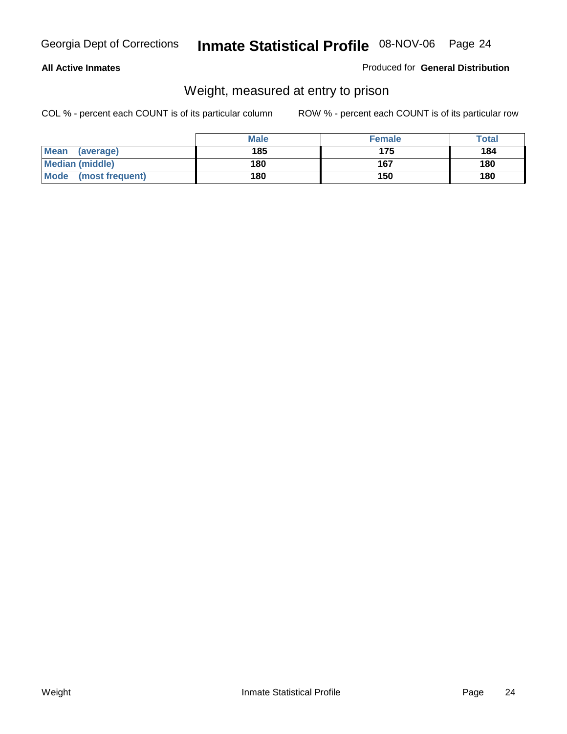**All Active Inmates** | Produced for **General Distribution**

## Weight, measured at entry to prison

COL % - percent each COUNT is of its particular column | ROW % - percent each COUNT is of its particular row

| | Male | Female | Total |
|---|---|---|---|
| **Mean (average)** | **185** | **175** | **184** |
| **Median (middle)** | **180** | **167** | **180** |
| **Mode (most frequent)** | **180** | **150** | **180** |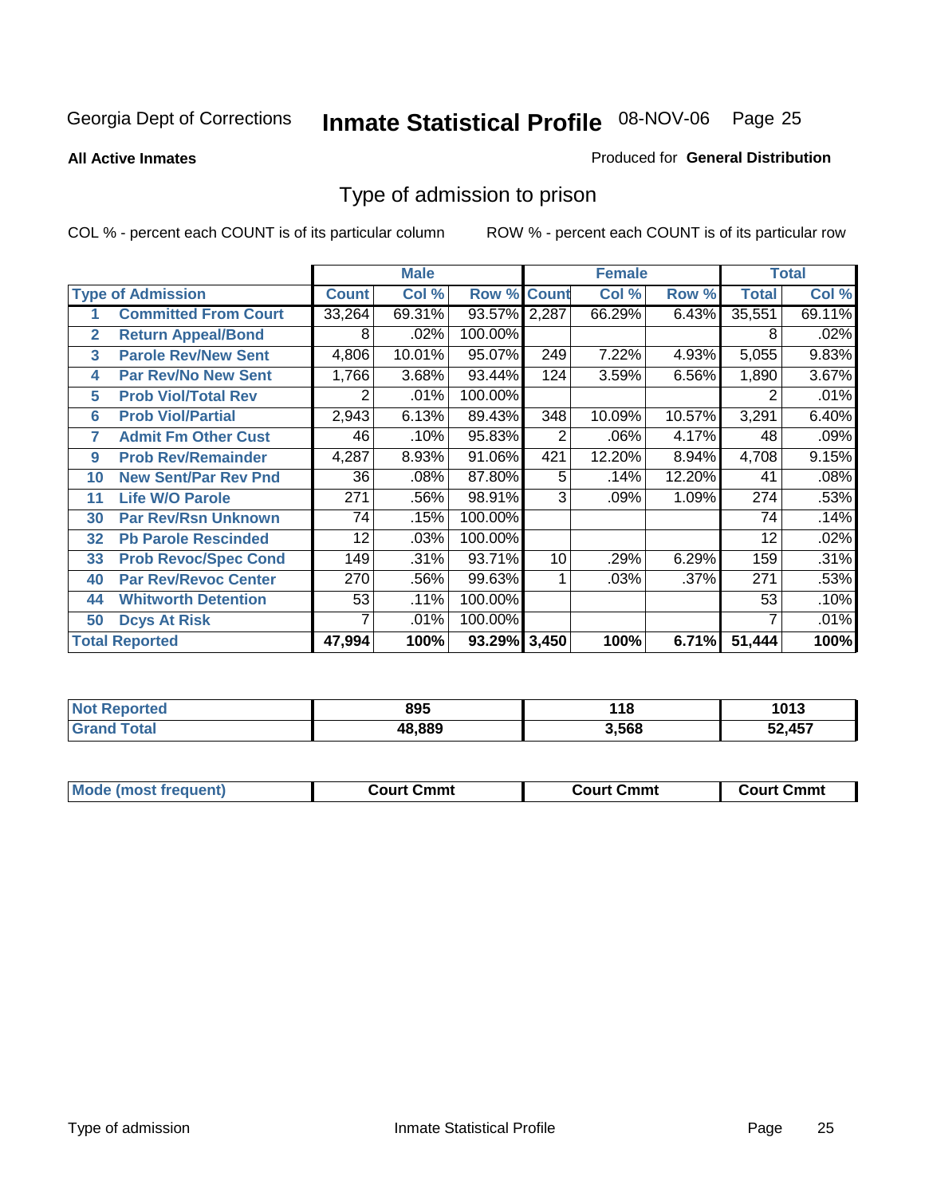Georgia Dept of Corrections **Inmate Statistical Profile** 08-NOV-06

**All Active Inmates**

Produced for **General Distribution**

## Type of admission to prison

COL % - percent each COUNT is of its particular column

ROW % - percent each COUNT is of its particular row

| Type of Admission | | Male | | | Female | | | Total | |
|---|---|---|---|---|---|---|---|---|---|
| | | Count | Col % | Row % | Count | Col % | Row % | Total | Col % |
| 1 | Committed From Court | 33,264 | 69.31% | 93.57% | 2,287 | 66.29% | 6.43% | 35,551 | 69.11% |
| 2 | Return Appeal/Bond | 8 | .02% | 100.00% | | | | 8 | .02% |
| 3 | Parole Rev/New Sent | 4,806 | 10.01% | 95.07% | 249 | 7.22% | 4.93% | 5,055 | 9.83% |
| 4 | Par Rev/No New Sent | 1,766 | 3.68% | 93.44% | 124 | 3.59% | 6.56% | 1,890 | 3.67% |
| 5 | Prob Viol/Total Rev | 2 | .01% | 100.00% | | | | 2 | .01% |
| 6 | Prob Viol/Partial | 2,943 | 6.13% | 89.43% | 348 | 10.09% | 10.57% | 3,291 | 6.40% |
| 7 | Admit Fm Other Cust | 46 | .10% | 95.83% | 2 | .06% | 4.17% | 48 | .09% |
| 9 | Prob Rev/Remainder | 4,287 | 8.93% | 91.06% | 421 | 12.20% | 8.94% | 4,708 | 9.15% |
| 10 | New Sent/Par Rev Pnd | 36 | .08% | 87.80% | 5 | .14% | 12.20% | 41 | .08% |
| 11 | Life W/O Parole | 271 | .56% | 98.91% | 3 | .09% | 1.09% | 274 | .53% |
| 30 | Par Rev/Rsn Unknown | 74 | .15% | 100.00% | | | | 74 | .14% |
| 32 | Pb Parole Rescinded | 12 | .03% | 100.00% | | | | 12 | .02% |
| 33 | Prob Revoc/Spec Cond | 149 | .31% | 93.71% | 10 | .29% | 6.29% | 159 | .31% |
| 40 | Par Rev/Revoc Center | 270 | .56% | 99.63% | 1 | .03% | .37% | 271 | .53% |
| 44 | Whitworth Detention | 53 | .11% | 100.00% | | | | 53 | .10% |
| 50 | Dcys At Risk | 7 | .01% | 100.00% | | | | 7 | .01% |
| **Total Reported** | | **47,994** | **100%** | **93.29%** | **3,450** | **100%** | **6.71%** | **51,444** | **100%** |

| | Male | Female | Total |
|---|---|---|---|
| Not Reported | 895 | 118 | 1013 |
| Grand Total | 48,889 | 3,568 | 52,457 |

| | Male | Female | Total |
|---|---|---|---|
| Mode (most frequent) | Court Cmmt | Court Cmmt | Court Cmmt |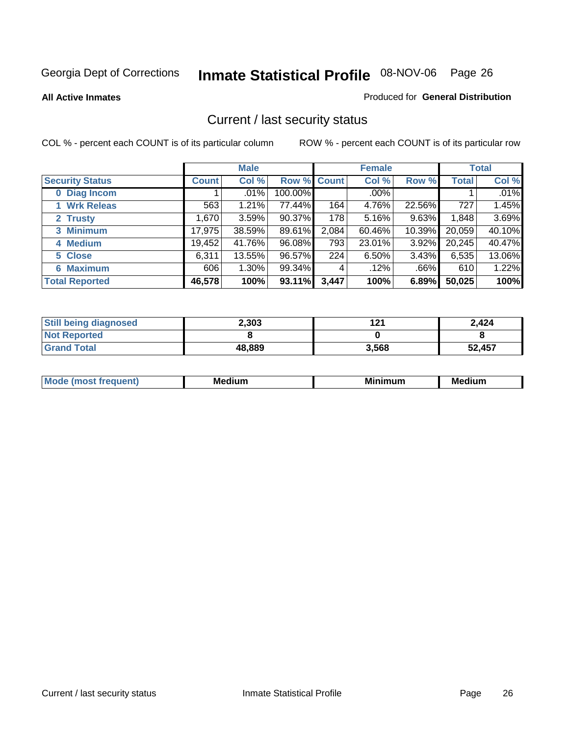Georgia Dept of Corrections **Inmate Statistical Profile** 08-NOV-06

**All Active Inmates**

Produced for **General Distribution**

## Current / last security status

COL % - percent each COUNT is of its particular column

ROW % - percent each COUNT is of its particular row

| | Male | | | Female | | | Total | |
|---|---|---|---|---|---|---|---|---|
| **Security Status** | **Count** | **Col %** | **Row %** | **Count** | **Col %** | **Row %** | **Total** | **Col %** |
| 0 Diag Incom | 1 | .01% | 100.00% | | .00% | | 1 | .01% |
| 1 Wrk Releas | 563 | 1.21% | 77.44% | 164 | 4.76% | 22.56% | 727 | 1.45% |
| 2 Trusty | 1,670 | 3.59% | 90.37% | 178 | 5.16% | 9.63% | 1,848 | 3.69% |
| 3 Minimum | 17,975 | 38.59% | 89.61% | 2,084 | 60.46% | 10.39% | 20,059 | 40.10% |
| 4 Medium | 19,452 | 41.76% | 96.08% | 793 | 23.01% | 3.92% | 20,245 | 40.47% |
| 5 Close | 6,311 | 13.55% | 96.57% | 224 | 6.50% | 3.43% | 6,535 | 13.06% |
| 6 Maximum | 606 | 1.30% | 99.34% | 4 | .12% | .66% | 610 | 1.22% |
| **Total Reported** | **46,578** | **100%** | **93.11%** | **3,447** | **100%** | **6.89%** | **50,025** | **100%** |

| | Male | Female | Total |
|---|---|---|---|
| Still being diagnosed | 2,303 | 121 | 2,424 |
| Not Reported | 8 | 0 | 8 |
| Grand Total | 48,889 | 3,568 | 52,457 |

| | Male | Female | Total |
|---|---|---|---|
| Mode (most frequent) | Medium | Minimum | Medium |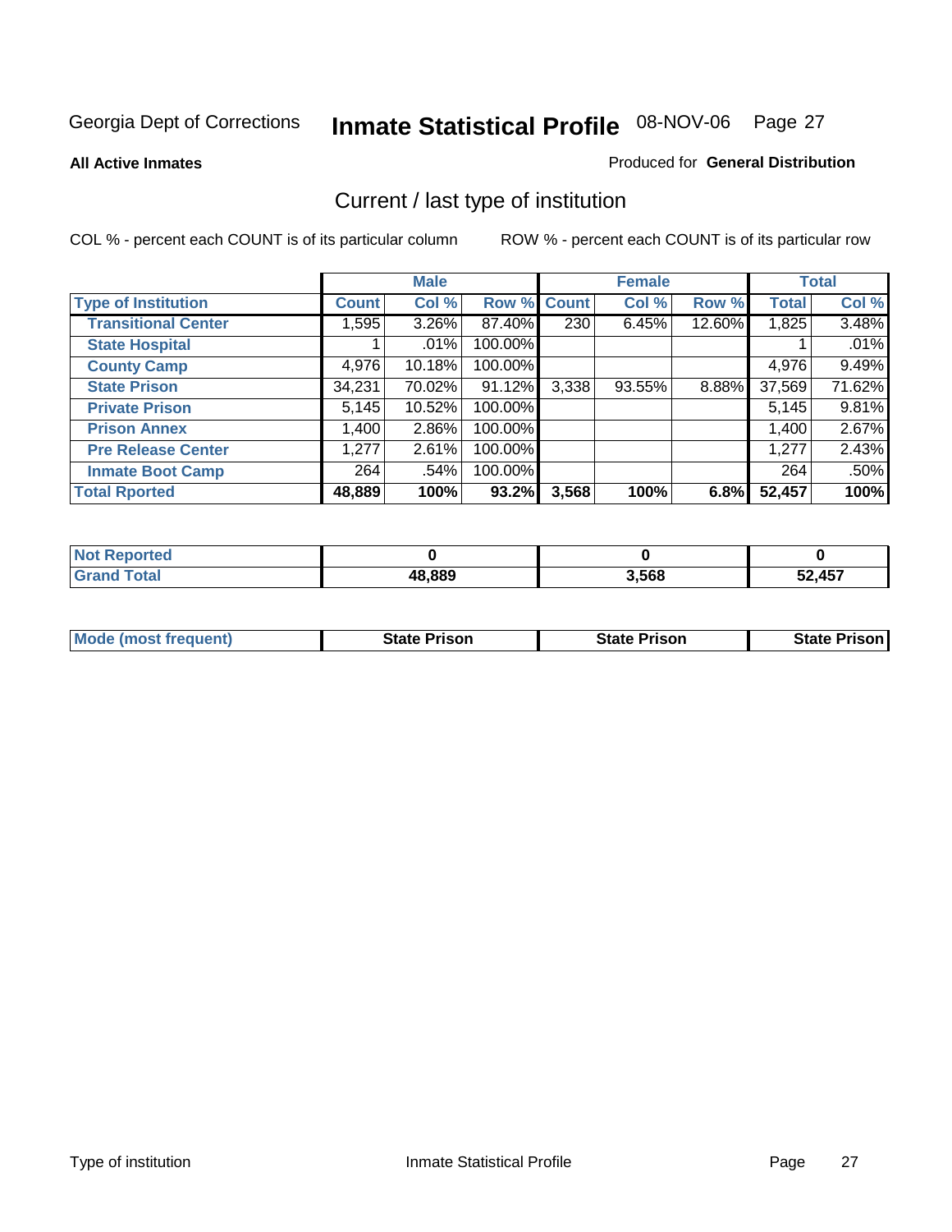Georgia Dept of Corrections **Inmate Statistical Profile** 08-NOV-06

**All Active Inmates**

Produced for **General Distribution**

## Current / last type of institution

COL % - percent each COUNT is of its particular column

ROW % - percent each COUNT is of its particular row

| | Male | | | Female | | | Total | |
|---|---|---|---|---|---|---|---|---|
| Type of Institution | Count | Col % | Row % | Count | Col % | Row % | Total | Col % |
| Transitional Center | 1,595 | 3.26% | 87.40% | 230 | 6.45% | 12.60% | 1,825 | 3.48% |
| State Hospital | 1 | .01% | 100.00% | | | | 1 | .01% |
| County Camp | 4,976 | 10.18% | 100.00% | | | | 4,976 | 9.49% |
| State Prison | 34,231 | 70.02% | 91.12% | 3,338 | 93.55% | 8.88% | 37,569 | 71.62% |
| Private Prison | 5,145 | 10.52% | 100.00% | | | | 5,145 | 9.81% |
| Prison Annex | 1,400 | 2.86% | 100.00% | | | | 1,400 | 2.67% |
| Pre Release Center | 1,277 | 2.61% | 100.00% | | | | 1,277 | 2.43% |
| Inmate Boot Camp | 264 | .54% | 100.00% | | | | 264 | .50% |
| **Total Rported** | **48,889** | **100%** | **93.2%** | **3,568** | **100%** | **6.8%** | **52,457** | **100%** |

| | Male | Female | Total |
|---|---|---|---|
| Not Reported | 0 | 0 | 0 |
| Grand Total | 48,889 | 3,568 | 52,457 |

| | Male | Female | Total |
|---|---|---|---|
| Mode (most frequent) | State Prison | State Prison | State Prison |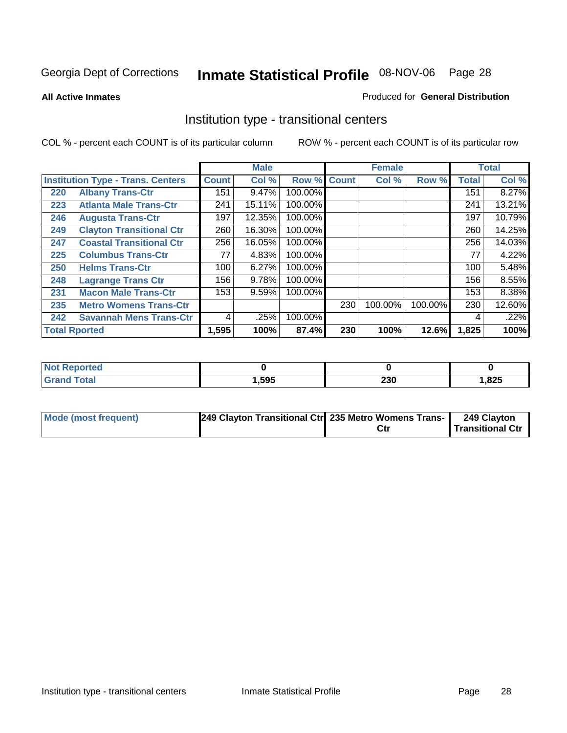Georgia Dept of Corrections **Inmate Statistical Profile** 08-NOV-06

**All Active Inmates**

Produced for **General Distribution**

## Institution type - transitional centers

COL % - percent each COUNT is of its particular column

ROW % - percent each COUNT is of its particular row

| | | Male | | | Female | | | Total | |
|---|---|---|---|---|---|---|---|---|---|
| **Institution Type - Trans. Centers** | | **Count** | **Col %** | **Row %** | **Count** | **Col %** | **Row %** | **Total** | **Col %** |
| 220 | Albany Trans-Ctr | 151 | 9.47% | 100.00% | | | | 151 | 8.27% |
| 223 | Atlanta Male Trans-Ctr | 241 | 15.11% | 100.00% | | | | 241 | 13.21% |
| 246 | Augusta Trans-Ctr | 197 | 12.35% | 100.00% | | | | 197 | 10.79% |
| 249 | Clayton Transitional Ctr | 260 | 16.30% | 100.00% | | | | 260 | 14.25% |
| 247 | Coastal Transitional Ctr | 256 | 16.05% | 100.00% | | | | 256 | 14.03% |
| 225 | Columbus Trans-Ctr | 77 | 4.83% | 100.00% | | | | 77 | 4.22% |
| 250 | Helms Trans-Ctr | 100 | 6.27% | 100.00% | | | | 100 | 5.48% |
| 248 | Lagrange Trans Ctr | 156 | 9.78% | 100.00% | | | | 156 | 8.55% |
| 231 | Macon Male Trans-Ctr | 153 | 9.59% | 100.00% | | | | 153 | 8.38% |
| 235 | Metro Womens Trans-Ctr | | | | 230 | 100.00% | 100.00% | 230 | 12.60% |
| 242 | Savannah Mens Trans-Ctr | 4 | .25% | 100.00% | | | | 4 | .22% |
| **Total Rported** | | **1,595** | **100%** | **87.4%** | **230** | **100%** | **12.6%** | **1,825** | **100%** |

| | Male | Female | Total |
|---|---|---|---|
| **Not Reported** | **0** | **0** | **0** |
| **Grand Total** | **1,595** | **230** | **1,825** |

| | Male | Female | Total |
|---|---|---|---|
| **Mode (most frequent)** | **249 Clayton Transitional Ctr** | **235 Metro Womens Trans-Ctr** | **249 Clayton Transitional Ctr** |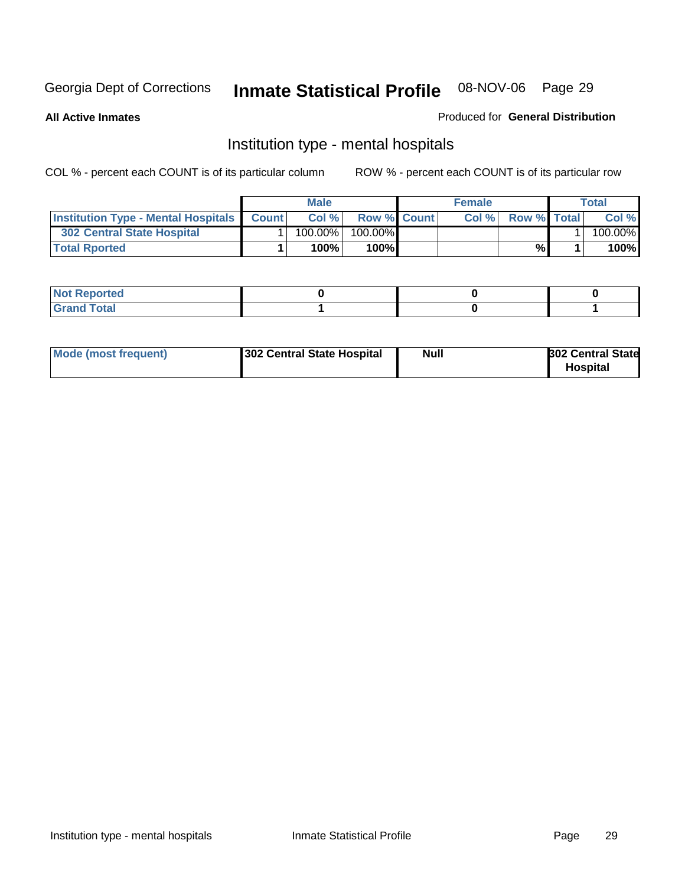Georgia Dept of Corrections **Inagmate Statistical Profile** 08-NOV-06

**All Active Inmates**

Produced for **General Distribution**

## Institution type - mental hospitals

COL % - percent each COUNT is of its particular column

ROW % - percent each COUNT is of its particular row

| | Male | | | Female | | | Total | |
|---|---|---|---|---|---|---|---|---|
| **Institution Type - Mental Hospitals** | **Count** | **Col %** | **Row %** | **Count** | **Col %** | **Row %** | **Total** | **Col %** |
| **302 Central State Hospital** | 1 | 100.00% | 100.00% | | | | 1 | 100.00% |
| **Total Rported** | **1** | **100%** | **100%** | | | **%** | **1** | **100%** |

| | Male | Female | Total |
|---|---|---|---|
| **Not Reported** | **0** | **0** | **0** |
| **Grand Total** | **1** | **0** | **1** |

| | Male | Female | Total |
|---|---|---|---|
| **Mode (most frequent)** | **302 Central State Hospital** | **Null** | **302 Central State Hospital** |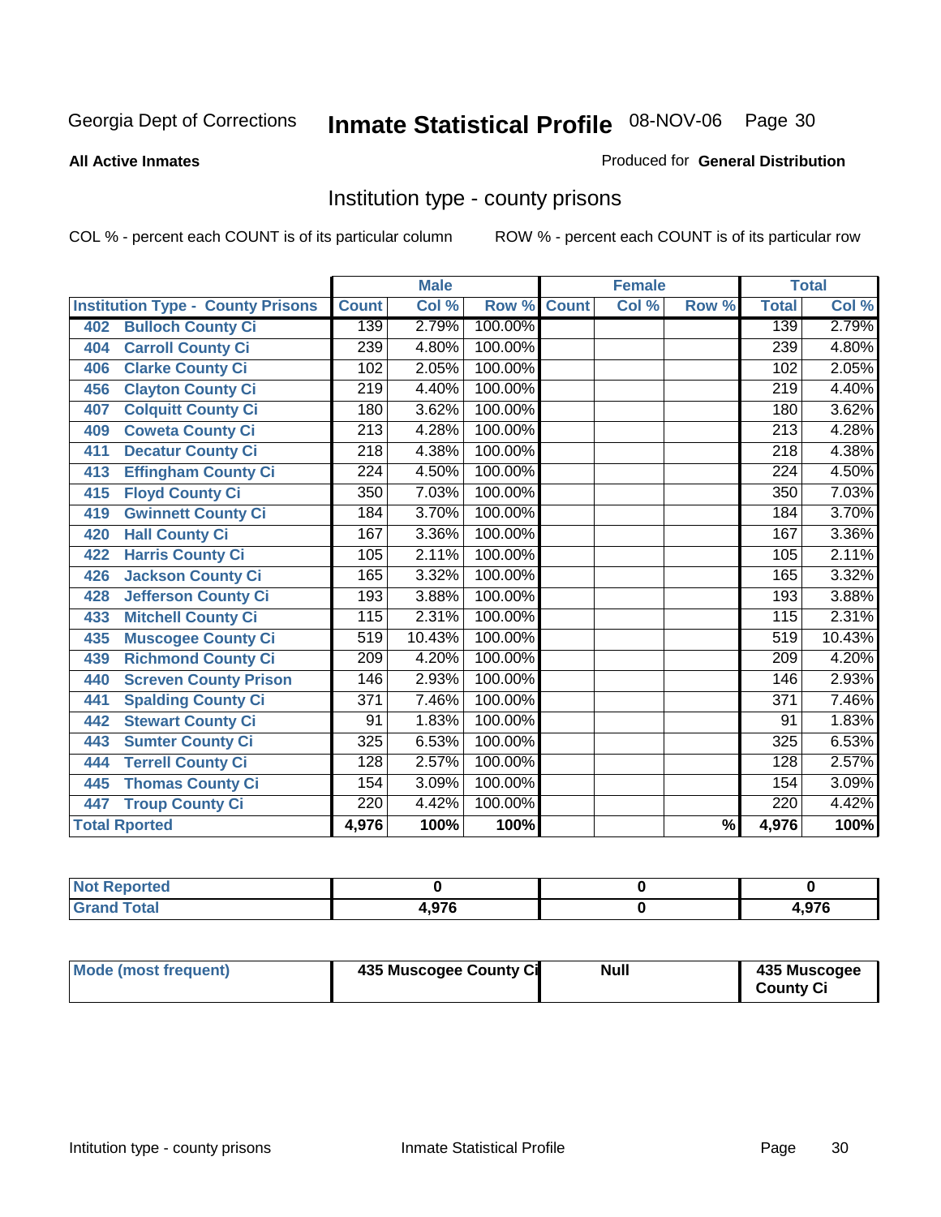Georgia Dept of Corrections **Inmate Statistical Profile** 08-NOV-06

**All Active Inmates**

Produced for **General Distribution**

## Institution type - county prisons

COL % - percent each COUNT is of its particular column ROW % - percent each COUNT is of its particular row

| Institution Type - County Prisons | Male | | | Female | | | Total | |
|---|---|---|---|---|---|---|---|---|
| | Count | Col % | Row % | Count | Col % | Row % | Total | Col % |
| 402 Bulloch County Ci | 139 | 2.79% | 100.00% | | | | 139 | 2.79% |
| 404 Carroll County Ci | 239 | 4.80% | 100.00% | | | | 239 | 4.80% |
| 406 Clarke County Ci | 102 | 2.05% | 100.00% | | | | 102 | 2.05% |
| 456 Clayton County Ci | 219 | 4.40% | 100.00% | | | | 219 | 4.40% |
| 407 Colquitt County Ci | 180 | 3.62% | 100.00% | | | | 180 | 3.62% |
| 409 Coweta County Ci | 213 | 4.28% | 100.00% | | | | 213 | 4.28% |
| 411 Decatur County Ci | 218 | 4.38% | 100.00% | | | | 218 | 4.38% |
| 413 Effingham County Ci | 224 | 4.50% | 100.00% | | | | 224 | 4.50% |
| 415 Floyd County Ci | 350 | 7.03% | 100.00% | | | | 350 | 7.03% |
| 419 Gwinnett County Ci | 184 | 3.70% | 100.00% | | | | 184 | 3.70% |
| 420 Hall County Ci | 167 | 3.36% | 100.00% | | | | 167 | 3.36% |
| 422 Harris County Ci | 105 | 2.11% | 100.00% | | | | 105 | 2.11% |
| 426 Jackson County Ci | 165 | 3.32% | 100.00% | | | | 165 | 3.32% |
| 428 Jefferson County Ci | 193 | 3.88% | 100.00% | | | | 193 | 3.88% |
| 433 Mitchell County Ci | 115 | 2.31% | 100.00% | | | | 115 | 2.31% |
| 435 Muscogee County Ci | 519 | 10.43% | 100.00% | | | | 519 | 10.43% |
| 439 Richmond County Ci | 209 | 4.20% | 100.00% | | | | 209 | 4.20% |
| 440 Screven County Prison | 146 | 2.93% | 100.00% | | | | 146 | 2.93% |
| 441 Spalding County Ci | 371 | 7.46% | 100.00% | | | | 371 | 7.46% |
| 442 Stewart County Ci | 91 | 1.83% | 100.00% | | | | 91 | 1.83% |
| 443 Sumter County Ci | 325 | 6.53% | 100.00% | | | | 325 | 6.53% |
| 444 Terrell County Ci | 128 | 2.57% | 100.00% | | | | 128 | 2.57% |
| 445 Thomas County Ci | 154 | 3.09% | 100.00% | | | | 154 | 3.09% |
| 447 Troup County Ci | 220 | 4.42% | 100.00% | | | | 220 | 4.42% |
| **Total Rported** | **4,976** | **100%** | **100%** | | | **%** | **4,976** | **100%** |

| | Male | Female | Total |
|---|---|---|---|
| Not Reported | 0 | 0 | 0 |
| Grand Total | 4,976 | 0 | 4,976 |

| | Male | Female | Total |
|---|---|---|---|
| Mode (most frequent) | 435 Muscogee County Ci | Null | 435 Muscogee County Ci |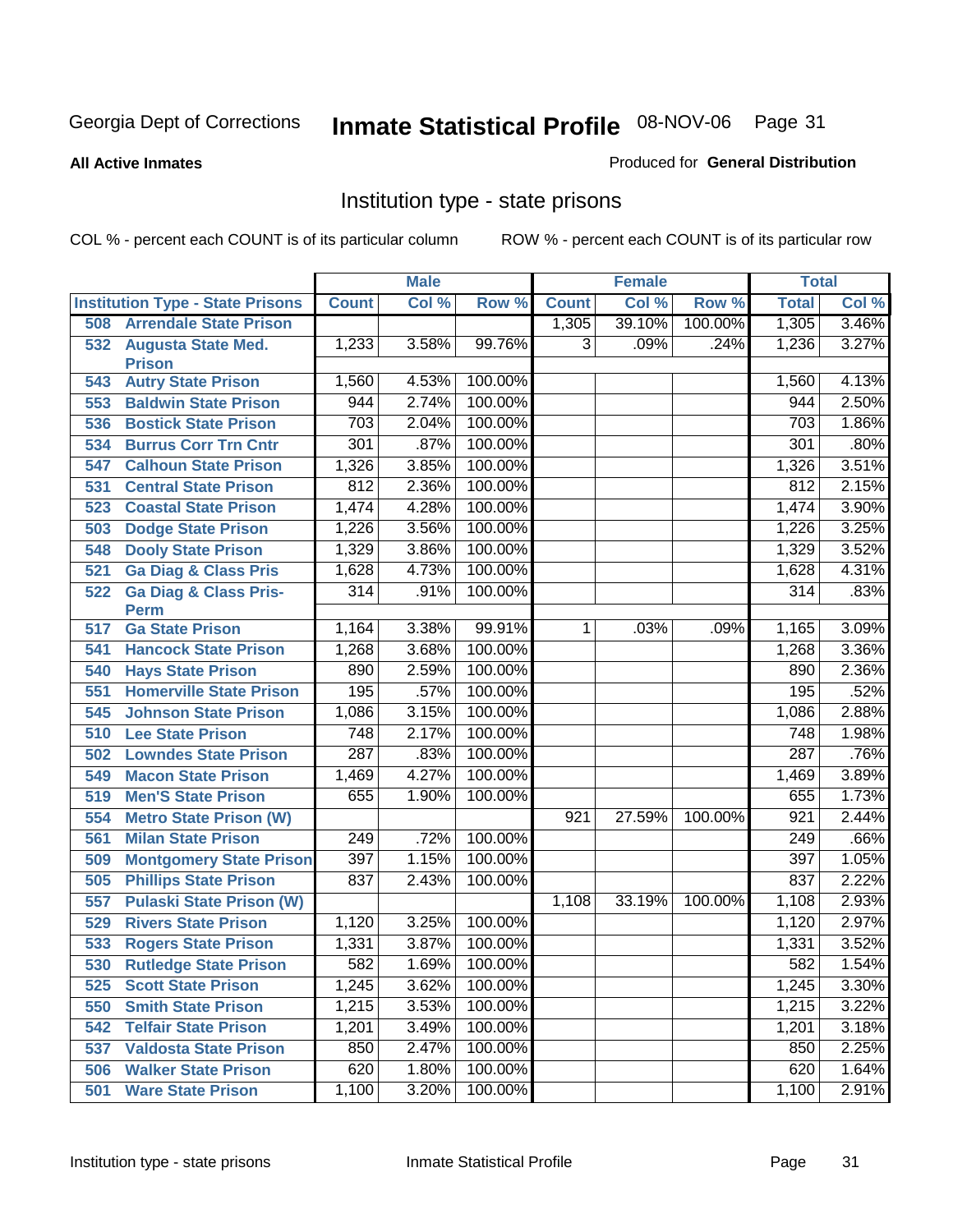Georgia Dept of Corrections

# Inmate Statistical Profile 08-NOV-06

**All Active Inmates**

Produced for **General Distribution**

## Institution type - state prisons

COL % - percent each COUNT is of its particular column        ROW % - percent each COUNT is of its particular row

| | Male | | | Female | | | Total | |
|---|---|---|---|---|---|---|---|---|
| **Institution Type - State Prisons** | **Count** | **Col %** | **Row %** | **Count** | **Col %** | **Row %** | **Total** | **Col %** |
| 508 Arrendale State Prison | | | | 1,305 | 39.10% | 100.00% | 1,305 | 3.46% |
| 532 Augusta State Med. Prison | 1,233 | 3.58% | 99.76% | 3 | .09% | .24% | 1,236 | 3.27% |
| 543 Autry State Prison | 1,560 | 4.53% | 100.00% | | | | 1,560 | 4.13% |
| 553 Baldwin State Prison | 944 | 2.74% | 100.00% | | | | 944 | 2.50% |
| 536 Bostick State Prison | 703 | 2.04% | 100.00% | | | | 703 | 1.86% |
| 534 Burrus Corr Trn Cntr | 301 | .87% | 100.00% | | | | 301 | .80% |
| 547 Calhoun State Prison | 1,326 | 3.85% | 100.00% | | | | 1,326 | 3.51% |
| 531 Central State Prison | 812 | 2.36% | 100.00% | | | | 812 | 2.15% |
| 523 Coastal State Prison | 1,474 | 4.28% | 100.00% | | | | 1,474 | 3.90% |
| 503 Dodge State Prison | 1,226 | 3.56% | 100.00% | | | | 1,226 | 3.25% |
| 548 Dooly State Prison | 1,329 | 3.86% | 100.00% | | | | 1,329 | 3.52% |
| 521 Ga Diag & Class Pris | 1,628 | 4.73% | 100.00% | | | | 1,628 | 4.31% |
| 522 Ga Diag & Class Pris-Perm | 314 | .91% | 100.00% | | | | 314 | .83% |
| 517 Ga State Prison | 1,164 | 3.38% | 99.91% | 1 | .03% | .09% | 1,165 | 3.09% |
| 541 Hancock State Prison | 1,268 | 3.68% | 100.00% | | | | 1,268 | 3.36% |
| 540 Hays State Prison | 890 | 2.59% | 100.00% | | | | 890 | 2.36% |
| 551 Homerville State Prison | 195 | .57% | 100.00% | | | | 195 | .52% |
| 545 Johnson State Prison | 1,086 | 3.15% | 100.00% | | | | 1,086 | 2.88% |
| 510 Lee State Prison | 748 | 2.17% | 100.00% | | | | 748 | 1.98% |
| 502 Lowndes State Prison | 287 | .83% | 100.00% | | | | 287 | .76% |
| 549 Macon State Prison | 1,469 | 4.27% | 100.00% | | | | 1,469 | 3.89% |
| 519 Men'S State Prison | 655 | 1.90% | 100.00% | | | | 655 | 1.73% |
| 554 Metro State Prison (W) | | | | 921 | 27.59% | 100.00% | 921 | 2.44% |
| 561 Milan State Prison | 249 | .72% | 100.00% | | | | 249 | .66% |
| 509 Montgomery State Prison | 397 | 1.15% | 100.00% | | | | 397 | 1.05% |
| 505 Phillips State Prison | 837 | 2.43% | 100.00% | | | | 837 | 2.22% |
| 557 Pulaski State Prison (W) | | | | 1,108 | 33.19% | 100.00% | 1,108 | 2.93% |
| 529 Rivers State Prison | 1,120 | 3.25% | 100.00% | | | | 1,120 | 2.97% |
| 533 Rogers State Prison | 1,331 | 3.87% | 100.00% | | | | 1,331 | 3.52% |
| 530 Rutledge State Prison | 582 | 1.69% | 100.00% | | | | 582 | 1.54% |
| 525 Scott State Prison | 1,245 | 3.62% | 100.00% | | | | 1,245 | 3.30% |
| 550 Smith State Prison | 1,215 | 3.53% | 100.00% | | | | 1,215 | 3.22% |
| 542 Telfair State Prison | 1,201 | 3.49% | 100.00% | | | | 1,201 | 3.18% |
| 537 Valdosta State Prison | 850 | 2.47% | 100.00% | | | | 850 | 2.25% |
| 506 Walker State Prison | 620 | 1.80% | 100.00% | | | | 620 | 1.64% |
| 501 Ware State Prison | 1,100 | 3.20% | 100.00% | | | | 1,100 | 2.91% |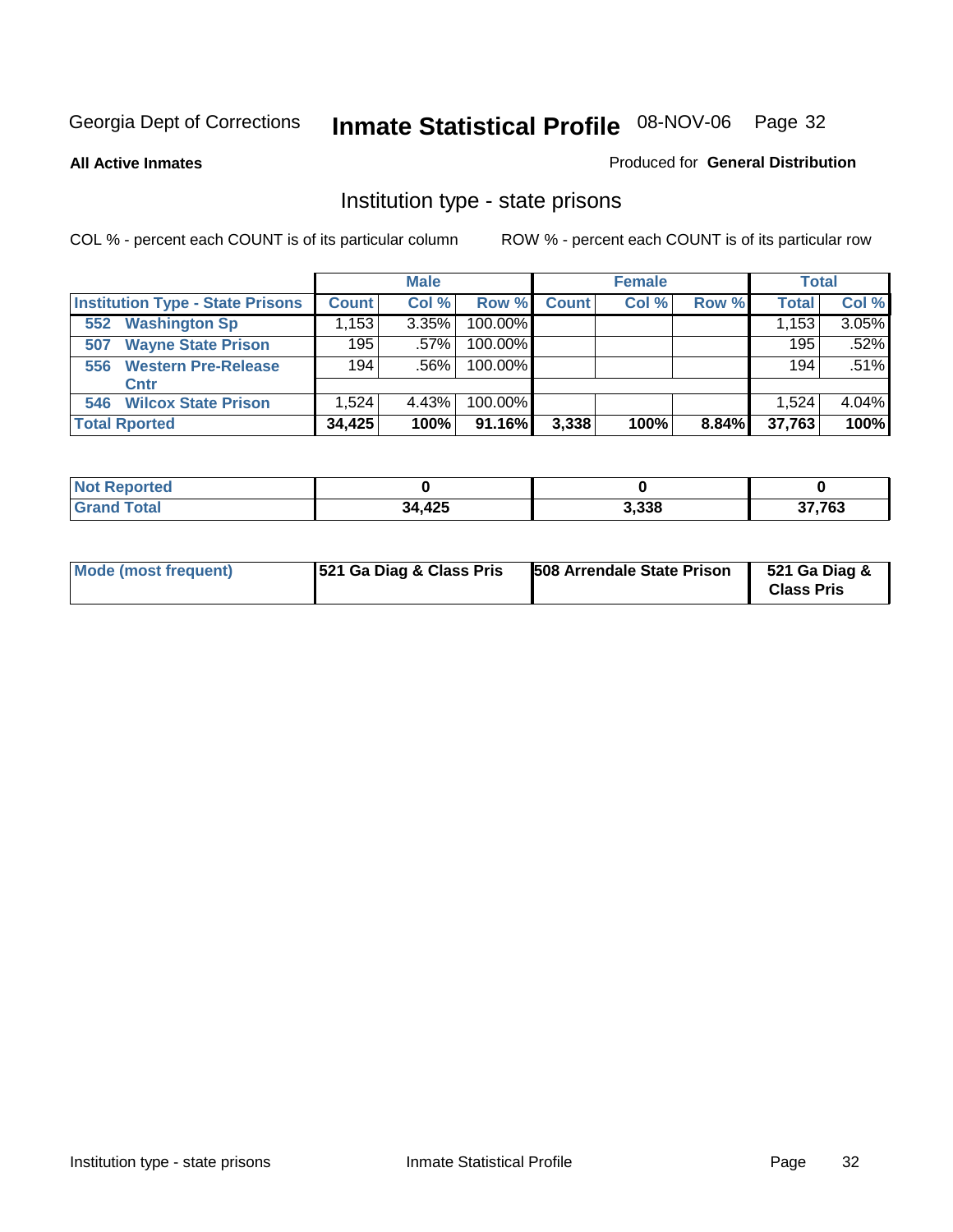Georgia Dept of Corrections **Inmate Statistical Profile** 08-NOV-06

**All Active Inmates**

Produced for **General Distribution**

## Institution type - state prisons

COL % - percent each COUNT is of its particular column

ROW % - percent each COUNT is of its particular row

| | Male | | | Female | | | Total | |
|---|---|---|---|---|---|---|---|---|
| **Institution Type - State Prisons** | **Count** | **Col %** | **Row %** | **Count** | **Col %** | **Row %** | **Total** | **Col %** |
| 552 Washington Sp | 1,153 | 3.35% | 100.00% | | | | 1,153 | 3.05% |
| 507 Wayne State Prison | 195 | .57% | 100.00% | | | | 195 | .52% |
| 556 Western Pre-Release Cntr | 194 | .56% | 100.00% | | | | 194 | .51% |
| 546 Wilcox State Prison | 1,524 | 4.43% | 100.00% | | | | 1,524 | 4.04% |
| **Total Rported** | **34,425** | **100%** | **91.16%** | **3,338** | **100%** | **8.84%** | **37,763** | **100%** |

| | Male | Female | Total |
|---|---|---|---|
| **Not Reported** | **0** | **0** | **0** |
| **Grand Total** | **34,425** | **3,338** | **37,763** |

| | Male | Female | Total |
|---|---|---|---|
| **Mode (most frequent)** | **521 Ga Diag & Class Pris** | **508 Arrendale State Prison** | **521 Ga Diag & Class Pris** |

Institution type - state prisons

Inmate Statistical Profile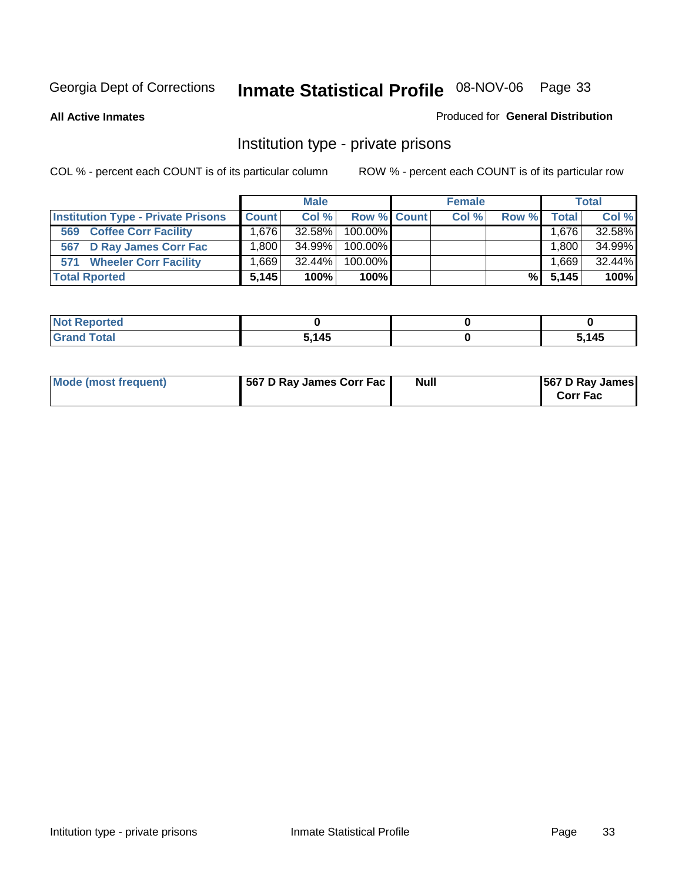Georgia Dept of Corrections **Inmate Statistical Profile** 08-NOV-06

**All Active Inmates**

Produced for **General Distribution**

## Institution type - private prisons

COL % - percent each COUNT is of its particular column

ROW % - percent each COUNT is of its particular row

| | Male | | | Female | | | Total | |
|---|---|---|---|---|---|---|---|---|
| Institution Type - Private Prisons | Count | Col % | Row % | Count | Col % | Row % | Total | Col % |
| 569 Coffee Corr Facility | 1,676 | 32.58% | 100.00% | | | | 1,676 | 32.58% |
| 567 D Ray James Corr Fac | 1,800 | 34.99% | 100.00% | | | | 1,800 | 34.99% |
| 571 Wheeler Corr Facility | 1,669 | 32.44% | 100.00% | | | | 1,669 | 32.44% |
| **Total Rported** | **5,145** | **100%** | **100%** | | | **%** | **5,145** | **100%** |

| | Male | Female | Total |
|---|---|---|---|
| Not Reported | 0 | 0 | 0 |
| Grand Total | 5,145 | 0 | 5,145 |

| | Male | Female | Total |
|---|---|---|---|
| Mode (most frequent) | 567 D Ray James Corr Fac | Null | 567 D Ray James Corr Fac |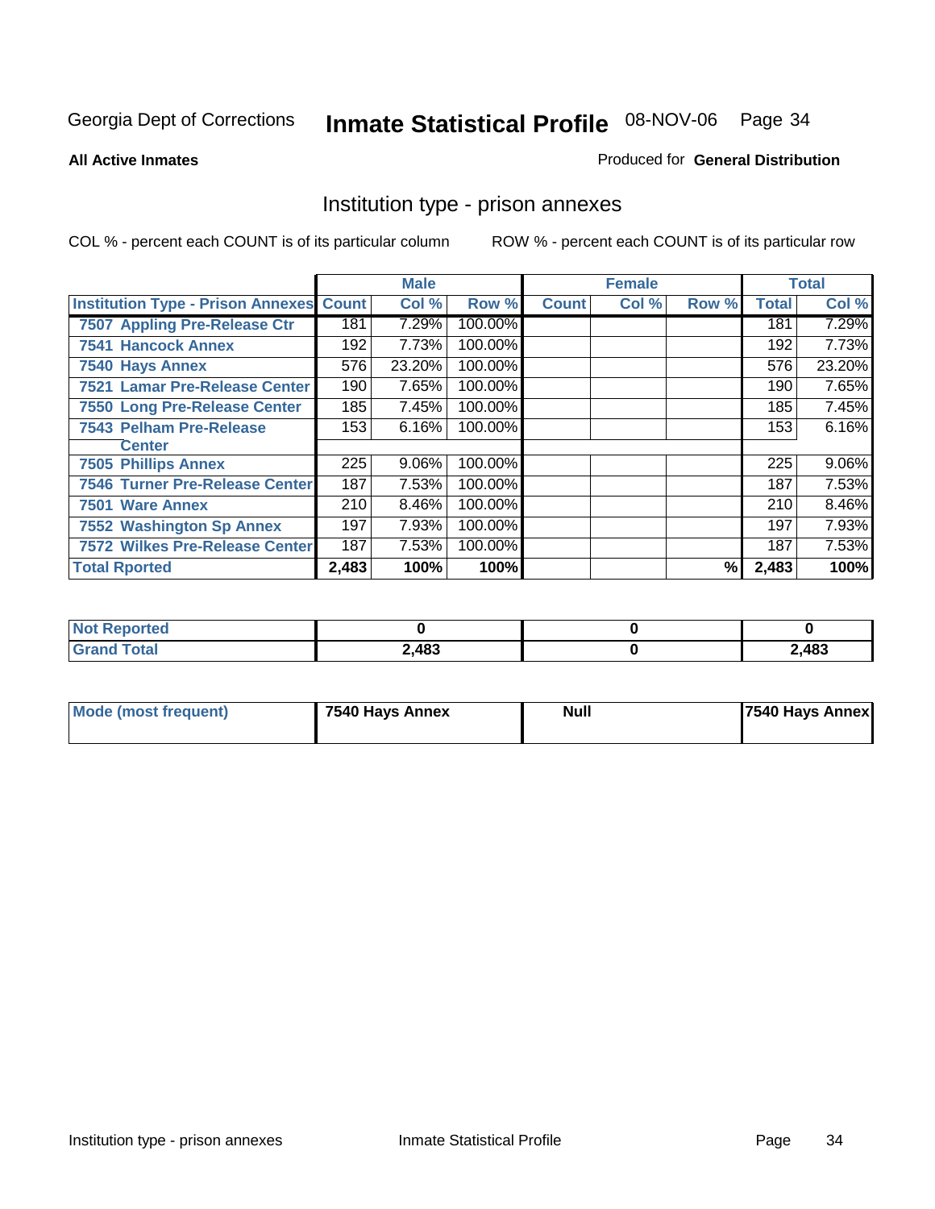Georgia Dept of Corrections **Inmate Statistical Profile** 08-NOV-06

**All Active Inmates**

Produced for **General Distribution**

## Institution type - prison annexes

COL % - percent each COUNT is of its particular column

ROW % - percent each COUNT is of its particular row

| | Male | | | Female | | | Total | |
|---|---|---|---|---|---|---|---|---|
| **Institution Type - Prison Annexes** | **Count** | **Col %** | **Row %** | **Count** | **Col %** | **Row %** | **Total** | **Col %** |
| 7507 Appling Pre-Release Ctr | 181 | 7.29% | 100.00% | | | | 181 | 7.29% |
| 7541 Hancock Annex | 192 | 7.73% | 100.00% | | | | 192 | 7.73% |
| 7540 Hays Annex | 576 | 23.20% | 100.00% | | | | 576 | 23.20% |
| 7521 Lamar Pre-Release Center | 190 | 7.65% | 100.00% | | | | 190 | 7.65% |
| 7550 Long Pre-Release Center | 185 | 7.45% | 100.00% | | | | 185 | 7.45% |
| 7543 Pelham Pre-Release Center | 153 | 6.16% | 100.00% | | | | 153 | 6.16% |
| 7505 Phillips Annex | 225 | 9.06% | 100.00% | | | | 225 | 9.06% |
| 7546 Turner Pre-Release Center | 187 | 7.53% | 100.00% | | | | 187 | 7.53% |
| 7501 Ware Annex | 210 | 8.46% | 100.00% | | | | 210 | 8.46% |
| 7552 Washington Sp Annex | 197 | 7.93% | 100.00% | | | | 197 | 7.93% |
| 7572 Wilkes Pre-Release Center | 187 | 7.53% | 100.00% | | | | 187 | 7.53% |
| **Total Rported** | **2,483** | **100%** | **100%** | | | **%** | **2,483** | **100%** |

| | Male | Female | Total |
|---|---|---|---|
| **Not Reported** | **0** | **0** | **0** |
| **Grand Total** | **2,483** | **0** | **2,483** |

| | Male | Female | Total |
|---|---|---|---|
| **Mode (most frequent)** | **7540 Hays Annex** | **Null** | **7540 Hays Annex** |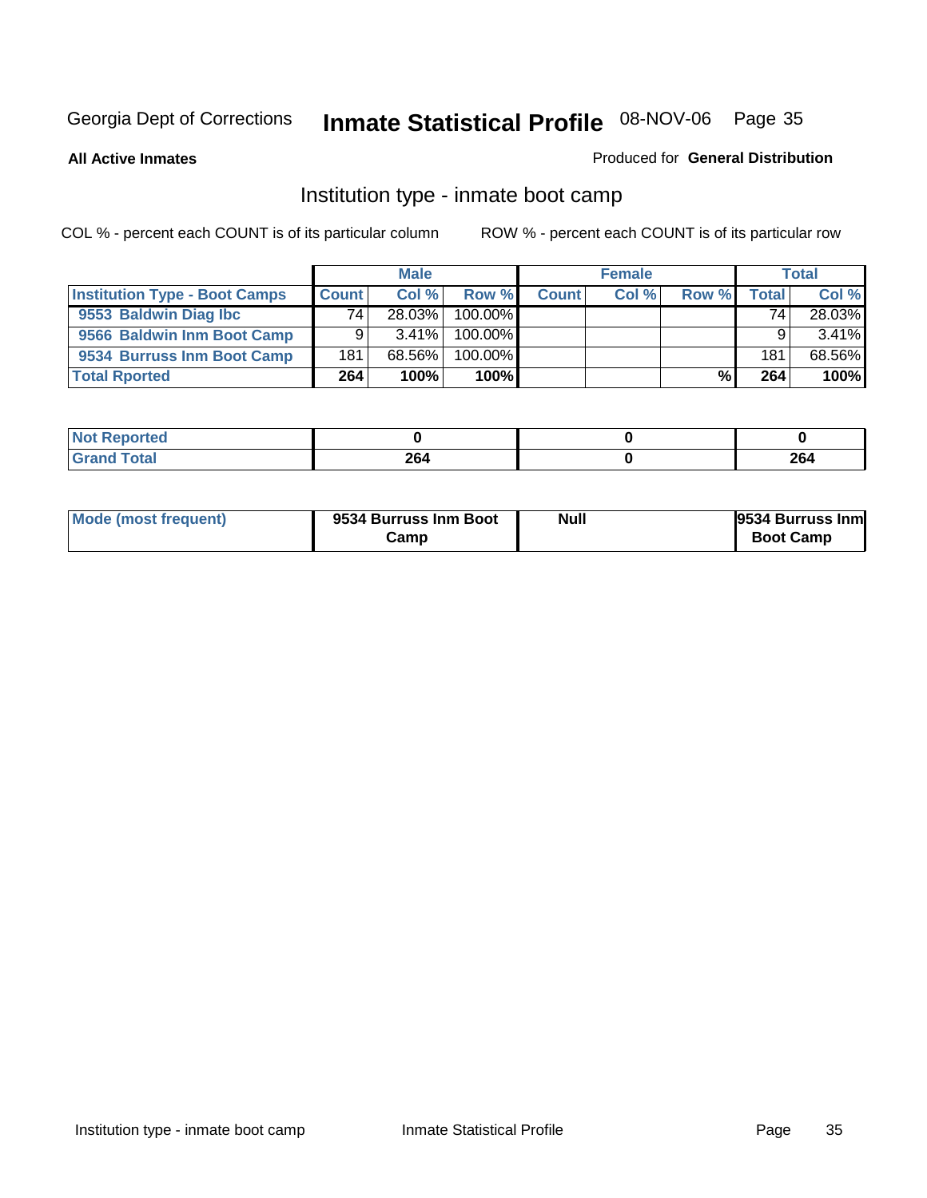Georgia Dept of Corrections **Inmate Statistical Profile** 08-NOV-06

**All Active Inmates**

Produced for **General Distribution**

## Institution type - inmate boot camp

COL % - percent each COUNT is of its particular column

ROW % - percent each COUNT is of its particular row

| | Male | | | Female | | | Total | |
|---|---|---|---|---|---|---|---|---|
| **Institution Type - Boot Camps** | **Count** | **Col %** | **Row %** | **Count** | **Col %** | **Row %** | **Total** | **Col %** |
| **9553 Baldwin Diag Ibc** | 74 | 28.03% | 100.00% | | | | 74 | 28.03% |
| **9566 Baldwin Inm Boot Camp** | 9 | 3.41% | 100.00% | | | | 9 | 3.41% |
| **9534 Burruss Inm Boot Camp** | 181 | 68.56% | 100.00% | | | | 181 | 68.56% |
| **Total Rported** | **264** | **100%** | **100%** | | | **%** | **264** | **100%** |

| | Male | Female | Total |
|---|---|---|---|
| **Not Reported** | **0** | **0** | **0** |
| **Grand Total** | **264** | **0** | **264** |

| | Male | Female | Total |
|---|---|---|---|
| **Mode (most frequent)** | **9534 Burruss Inm Boot Camp** | **Null** | **9534 Burruss Inm Boot Camp** |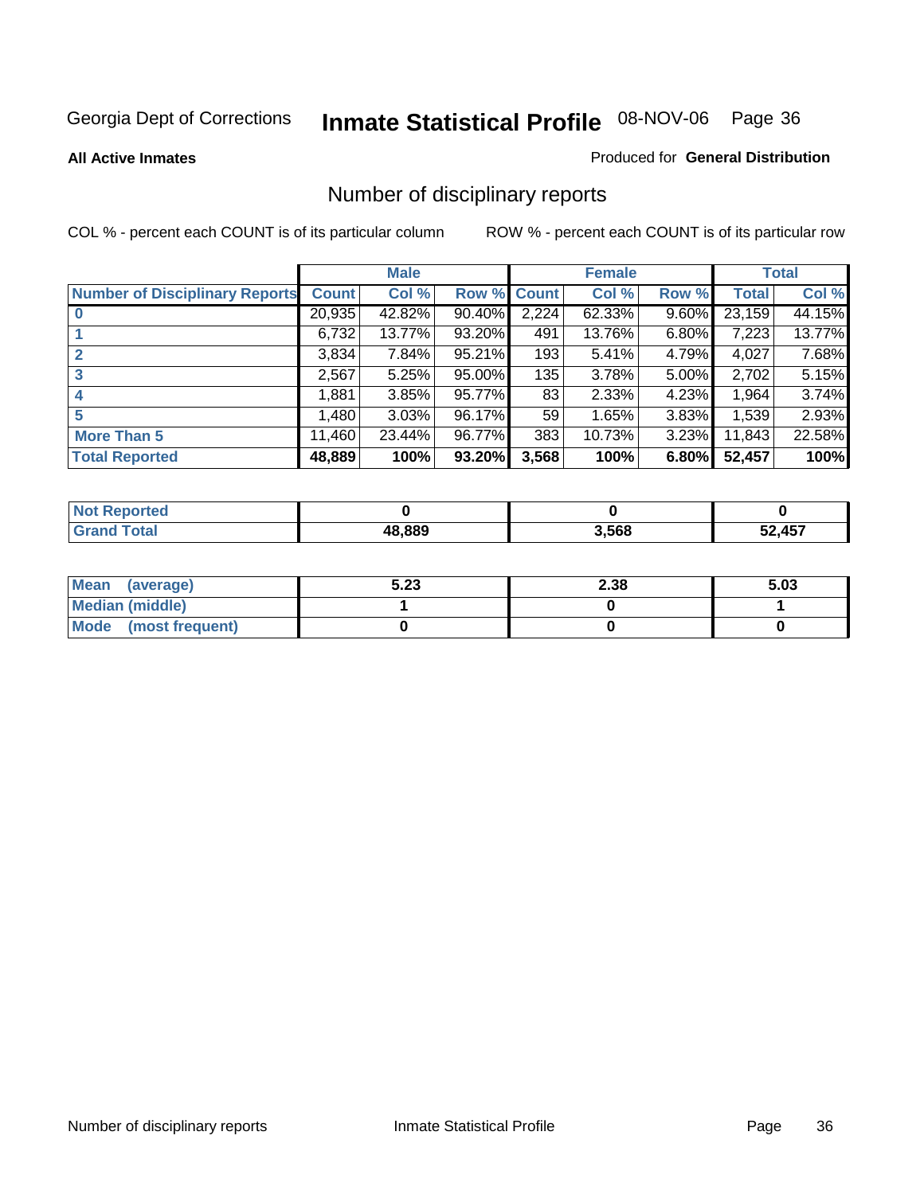Georgia Dept of Corrections **Inmate Statistical Profile** 08-NOV-06

**All Active Inmates** Produced for **General Distribution**

## Number of disciplinary reports

COL % - percent each COUNT is of its particular column ROW % - percent each COUNT is of its particular row

| | Male | | | Female | | | Total | |
|---|---|---|---|---|---|---|---|---|
| Number of Disciplinary Reports | Count | Col % | Row % | Count | Col % | Row % | Total | Col % |
| 0 | 20,935 | 42.82% | 90.40% | 2,224 | 62.33% | 9.60% | 23,159 | 44.15% |
| 1 | 6,732 | 13.77% | 93.20% | 491 | 13.76% | 6.80% | 7,223 | 13.77% |
| 2 | 3,834 | 7.84% | 95.21% | 193 | 5.41% | 4.79% | 4,027 | 7.68% |
| 3 | 2,567 | 5.25% | 95.00% | 135 | 3.78% | 5.00% | 2,702 | 5.15% |
| 4 | 1,881 | 3.85% | 95.77% | 83 | 2.33% | 4.23% | 1,964 | 3.74% |
| 5 | 1,480 | 3.03% | 96.17% | 59 | 1.65% | 3.83% | 1,539 | 2.93% |
| More Than 5 | 11,460 | 23.44% | 96.77% | 383 | 10.73% | 3.23% | 11,843 | 22.58% |
| **Total Reported** | **48,889** | **100%** | **93.20%** | **3,568** | **100%** | **6.80%** | **52,457** | **100%** |

| | Male | Female | Total |
|---|---|---|---|
| Not Reported | 0 | 0 | 0 |
| Grand Total | 48,889 | 3,568 | 52,457 |

| | Male | Female | Total |
|---|---|---|---|
| Mean (average) | 5.23 | 2.38 | 5.03 |
| Median (middle) | 1 | 0 | 1 |
| Mode (most frequent) | 0 | 0 | 0 |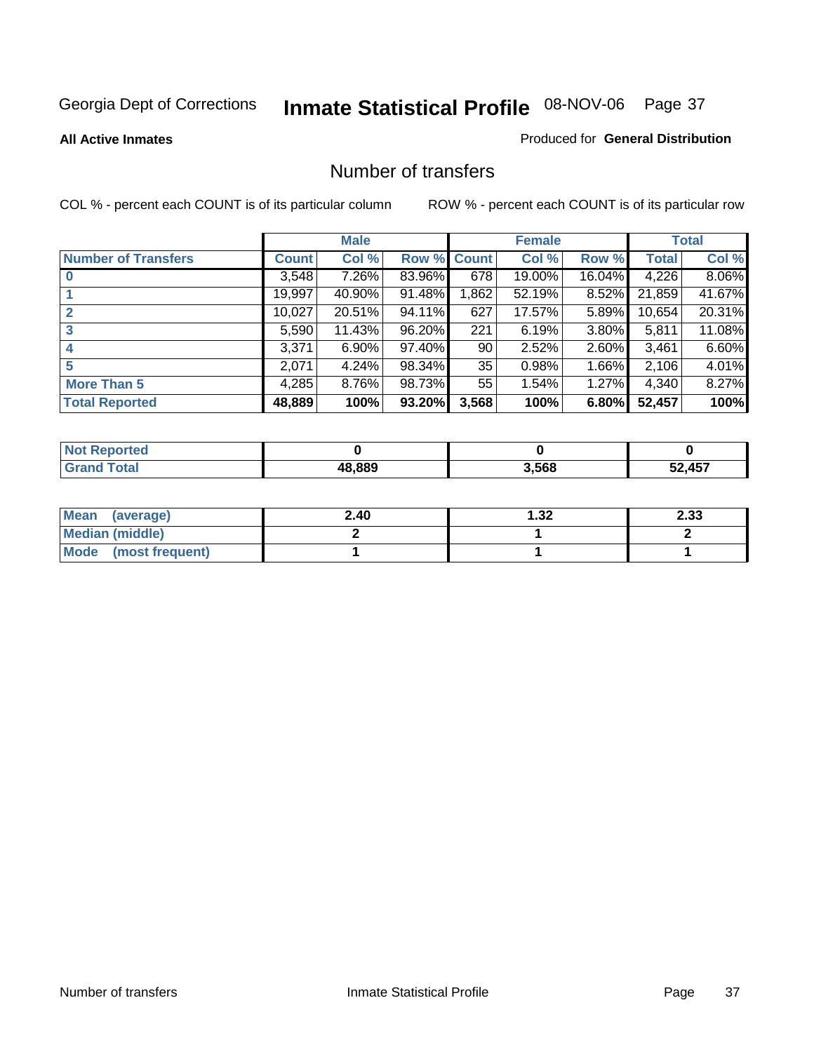Georgia Dept of Corrections **Inmate Statistical Profile** 08-NOV-06

**All Active Inmates**

Produced for **General Distribution**

## Number of transfers

COL % - percent each COUNT is of its particular column    ROW % - percent each COUNT is of its particular row

| | Male | | | Female | | | Total | |
|---|---|---|---|---|---|---|---|---|
| **Number of Transfers** | **Count** | **Col %** | **Row %** | **Count** | **Col %** | **Row %** | **Total** | **Col %** |
| **0** | 3,548 | 7.26% | 83.96% | 678 | 19.00% | 16.04% | 4,226 | 8.06% |
| **1** | 19,997 | 40.90% | 91.48% | 1,862 | 52.19% | 8.52% | 21,859 | 41.67% |
| **2** | 10,027 | 20.51% | 94.11% | 627 | 17.57% | 5.89% | 10,654 | 20.31% |
| **3** | 5,590 | 11.43% | 96.20% | 221 | 6.19% | 3.80% | 5,811 | 11.08% |
| **4** | 3,371 | 6.90% | 97.40% | 90 | 2.52% | 2.60% | 3,461 | 6.60% |
| **5** | 2,071 | 4.24% | 98.34% | 35 | 0.98% | 1.66% | 2,106 | 4.01% |
| **More Than 5** | 4,285 | 8.76% | 98.73% | 55 | 1.54% | 1.27% | 4,340 | 8.27% |
| **Total Reported** | **48,889** | **100%** | **93.20%** | **3,568** | **100%** | **6.80%** | **52,457** | **100%** |

| | Male | Female | Total |
|---|---|---|---|
| **Not Reported** | **0** | **0** | **0** |
| **Grand Total** | **48,889** | **3,568** | **52,457** |

| | Male | Female | Total |
|---|---|---|---|
| **Mean (average)** | **2.40** | **1.32** | **2.33** |
| **Median (middle)** | **2** | **1** | **2** |
| **Mode (most frequent)** | **1** | **1** | **1** |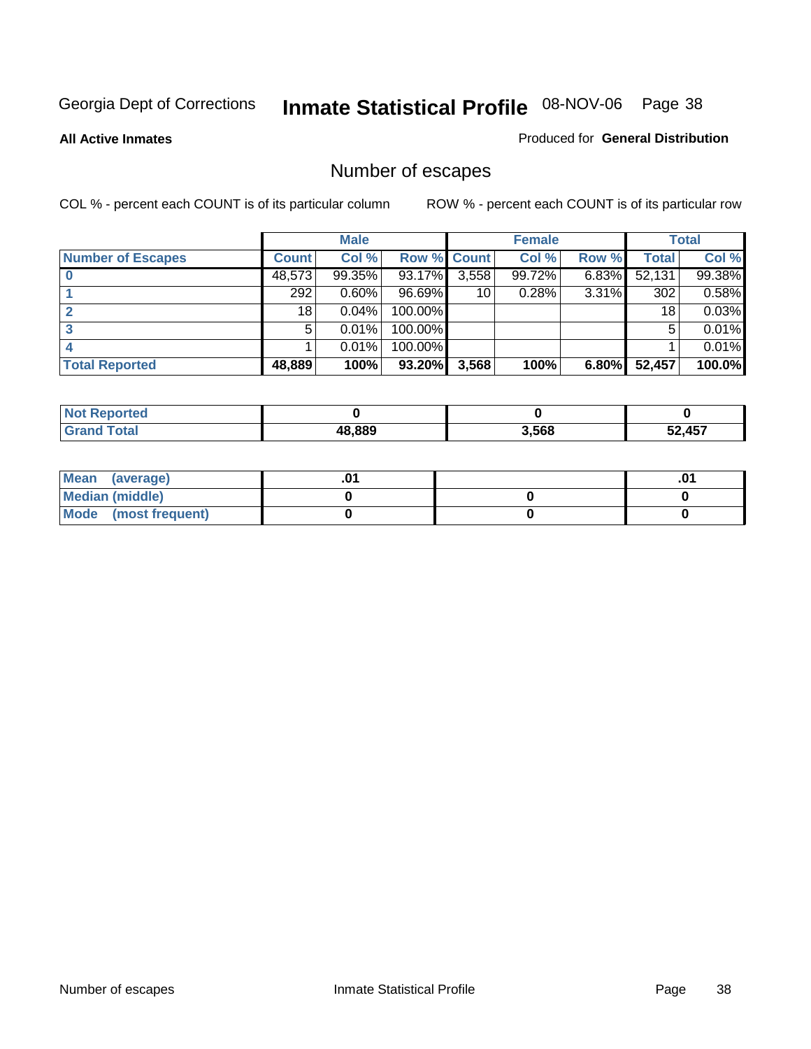Georgia Dept of Corrections **Inmate Statistical Profile** 08-NOV-06

**All Active Inmates**

Produced for **General Distribution**

## Number of escapes

COL % - percent each COUNT is of its particular column

ROW % - percent each COUNT is of its particular row

| | Male | | | Female | | | Total | |
|---|---|---|---|---|---|---|---|---|
| **Number of Escapes** | **Count** | **Col %** | **Row %** | **Count** | **Col %** | **Row %** | **Total** | **Col %** |
| **0** | 48,573 | 99.35% | 93.17% | 3,558 | 99.72% | 6.83% | 52,131 | 99.38% |
| **1** | 292 | 0.60% | 96.69% | 10 | 0.28% | 3.31% | 302 | 0.58% |
| **2** | 18 | 0.04% | 100.00% | | | | 18 | 0.03% |
| **3** | 5 | 0.01% | 100.00% | | | | 5 | 0.01% |
| **4** | 1 | 0.01% | 100.00% | | | | 1 | 0.01% |
| **Total Reported** | **48,889** | **100%** | **93.20%** | **3,568** | **100%** | **6.80%** | **52,457** | **100.0%** |

| | Male | Female | Total |
|---|---|---|---|
| **Not Reported** | **0** | **0** | **0** |
| **Grand Total** | **48,889** | **3,568** | **52,457** |

| | Male | Female | Total |
|---|---|---|---|
| **Mean (average)** | **.01** | | **.01** |
| **Median (middle)** | **0** | **0** | **0** |
| **Mode (most frequent)** | **0** | **0** | **0** |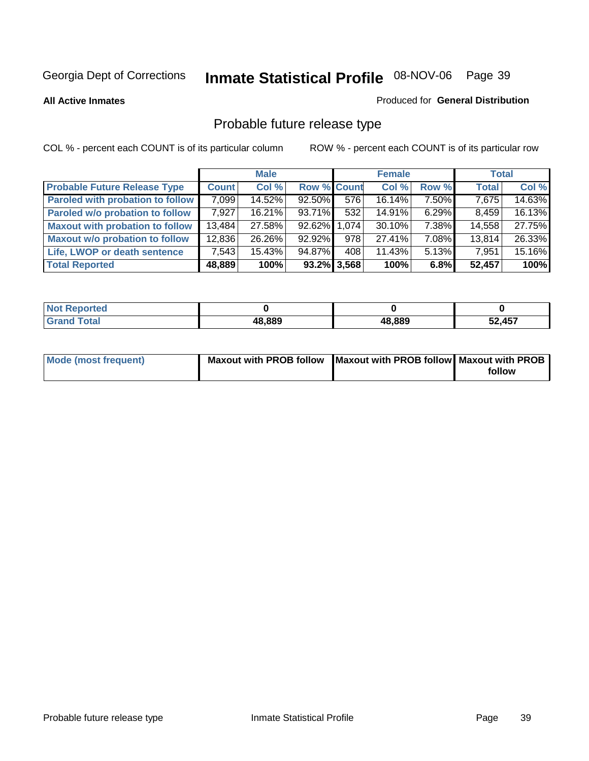Georgia Dept of Corrections **Inmate Statistical Profile** 08-NOV-06 Page 39

**All Active Inmates**

Produced for **General Distribution**

## Probable future release type

COL % - percent each COUNT is of its particular column

ROW % - percent each COUNT is of its particular row

| | Male | | | Female | | | Total | |
|---|---|---|---|---|---|---|---|---|
| **Probable Future Release Type** | **Count** | **Col %** | **Row %** | **Count** | **Col %** | **Row %** | **Total** | **Col %** |
| **Paroled with probation to follow** | 7,099 | 14.52% | 92.50% | 576 | 16.14% | 7.50% | 7,675 | 14.63% |
| **Paroled w/o probation to follow** | 7,927 | 16.21% | 93.71% | 532 | 14.91% | 6.29% | 8,459 | 16.13% |
| **Maxout with probation to follow** | 13,484 | 27.58% | 92.62% | 1,074 | 30.10% | 7.38% | 14,558 | 27.75% |
| **Maxout w/o probation to follow** | 12,836 | 26.26% | 92.92% | 978 | 27.41% | 7.08% | 13,814 | 26.33% |
| **Life, LWOP or death sentence** | 7,543 | 15.43% | 94.87% | 408 | 11.43% | 5.13% | 7,951 | 15.16% |
| **Total Reported** | **48,889** | **100%** | **93.2%** | **3,568** | **100%** | **6.8%** | **52,457** | **100%** |

| | Male | Female | Total |
|---|---|---|---|
| **Not Reported** | **0** | **0** | **0** |
| **Grand Total** | **48,889** | **48,889** | **52,457** |

| | Male | Female | Total |
|---|---|---|---|
| **Mode (most frequent)** | **Maxout with PROB follow** | **Maxout with PROB follow** | **Maxout with PROB follow** |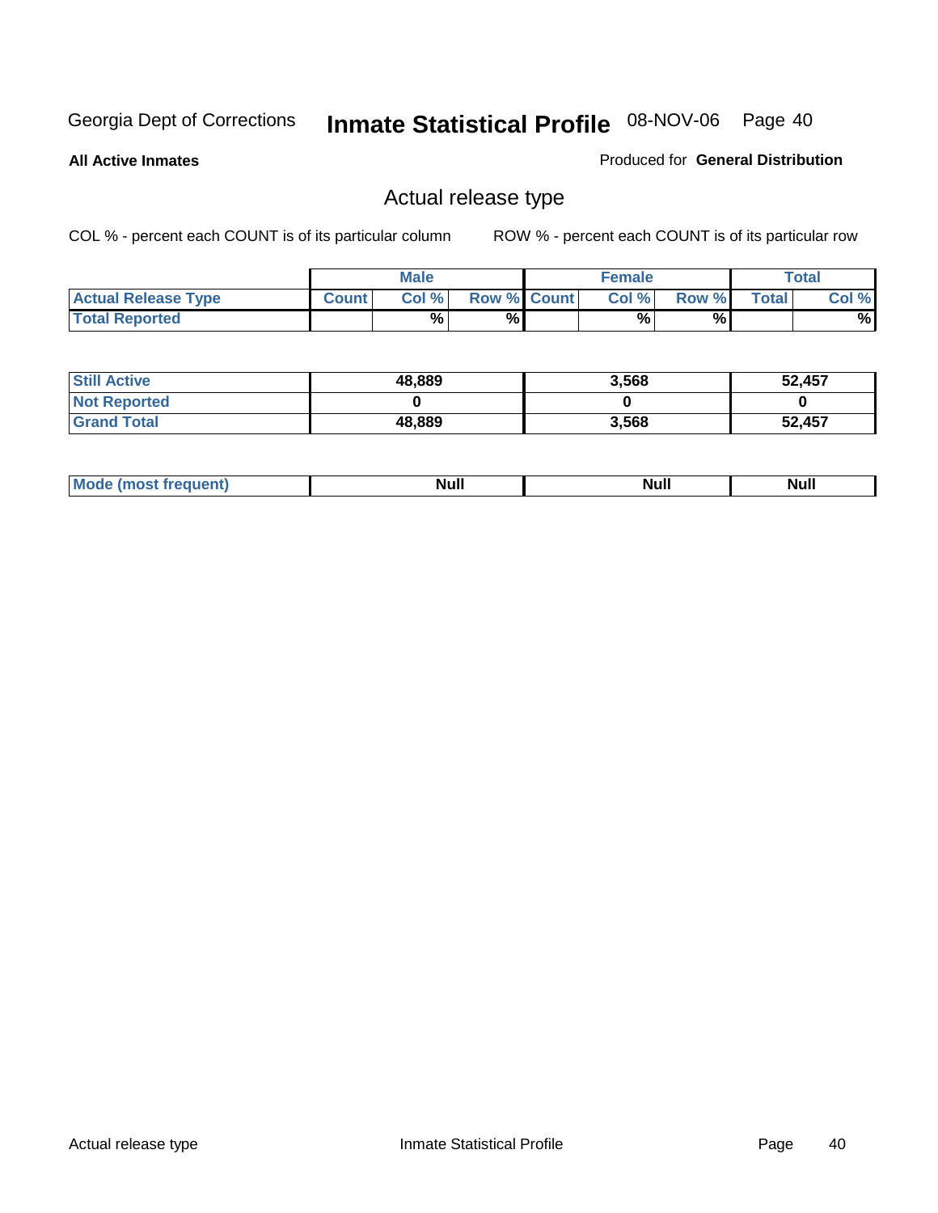Georgia Dept of Corrections **Inmate Statistical Profile** 08-NOV-06

**All Active Inmates**

Produced for **General Distribution**

## Actual release type

COL % - percent each COUNT is of its particular column ROW % - percent each COUNT is of its particular row

| | Male | | | Female | | | Total | |
|---|---|---|---|---|---|---|---|---|
| **Actual Release Type** | **Count** | **Col %** | **Row %** | **Count** | **Col %** | **Row %** | **Total** | **Col %** |
| **Total Reported** | | % | % | | % | % | | % |
| **Still Active** | 48,889 | | | 3,568 | | | 52,457 | |
| **Not Reported** | 0 | | | 0 | | | 0 | |
| **Grand Total** | 48,889 | | | 3,568 | | | 52,457 | |
| **Mode (most frequent)** | Null | | | Null | | | Null | |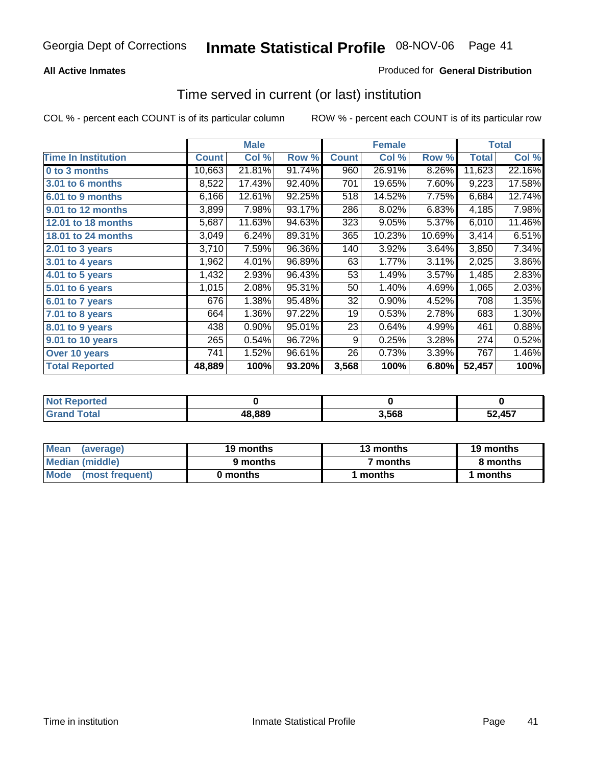Georgia Dept of Corrections **Inmate Statistical Profile** 08-NOV-06

**All Active Inmates**

Produced for **General Distribution**

## Time served in current (or last) institution

COL % - percent each COUNT is of its particular column

ROW % - percent each COUNT is of its particular row

| | Male | | | Female | | | Total | |
|---|---|---|---|---|---|---|---|---|
| **Time In Institution** | **Count** | **Col %** | **Row %** | **Count** | **Col %** | **Row %** | **Total** | **Col %** |
| **0 to 3 months** | 10,663 | 21.81% | 91.74% | 960 | 26.91% | 8.26% | 11,623 | 22.16% |
| **3.01 to 6 months** | 8,522 | 17.43% | 92.40% | 701 | 19.65% | 7.60% | 9,223 | 17.58% |
| **6.01 to 9 months** | 6,166 | 12.61% | 92.25% | 518 | 14.52% | 7.75% | 6,684 | 12.74% |
| **9.01 to 12 months** | 3,899 | 7.98% | 93.17% | 286 | 8.02% | 6.83% | 4,185 | 7.98% |
| **12.01 to 18 months** | 5,687 | 11.63% | 94.63% | 323 | 9.05% | 5.37% | 6,010 | 11.46% |
| **18.01 to 24 months** | 3,049 | 6.24% | 89.31% | 365 | 10.23% | 10.69% | 3,414 | 6.51% |
| **2.01 to 3 years** | 3,710 | 7.59% | 96.36% | 140 | 3.92% | 3.64% | 3,850 | 7.34% |
| **3.01 to 4 years** | 1,962 | 4.01% | 96.89% | 63 | 1.77% | 3.11% | 2,025 | 3.86% |
| **4.01 to 5 years** | 1,432 | 2.93% | 96.43% | 53 | 1.49% | 3.57% | 1,485 | 2.83% |
| **5.01 to 6 years** | 1,015 | 2.08% | 95.31% | 50 | 1.40% | 4.69% | 1,065 | 2.03% |
| **6.01 to 7 years** | 676 | 1.38% | 95.48% | 32 | 0.90% | 4.52% | 708 | 1.35% |
| **7.01 to 8 years** | 664 | 1.36% | 97.22% | 19 | 0.53% | 2.78% | 683 | 1.30% |
| **8.01 to 9 years** | 438 | 0.90% | 95.01% | 23 | 0.64% | 4.99% | 461 | 0.88% |
| **9.01 to 10 years** | 265 | 0.54% | 96.72% | 9 | 0.25% | 3.28% | 274 | 0.52% |
| **Over 10 years** | 741 | 1.52% | 96.61% | 26 | 0.73% | 3.39% | 767 | 1.46% |
| **Total Reported** | **48,889** | **100%** | **93.20%** | **3,568** | **100%** | **6.80%** | **52,457** | **100%** |

| | Male | Female | Total |
|---|---|---|---|
| **Not Reported** | **0** | **0** | **0** |
| **Grand Total** | **48,889** | **3,568** | **52,457** |

| | Male | Female | Total |
|---|---|---|---|
| **Mean (average)** | **19 months** | **13 months** | **19 months** |
| **Median (middle)** | **9 months** | **7 months** | **8 months** |
| **Mode (most frequent)** | **0 months** | **1 months** | **1 months** |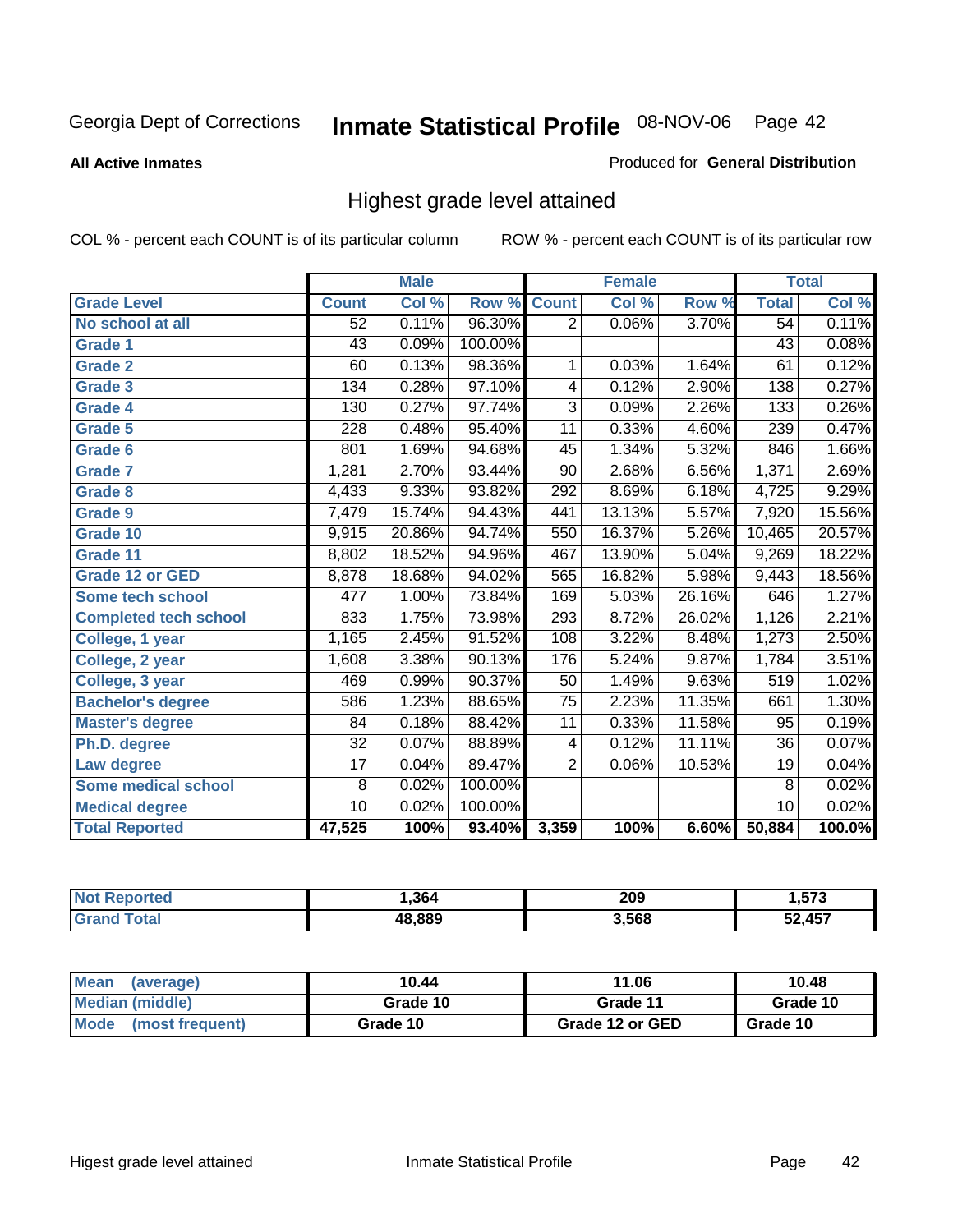Georgia Dept of Corrections **Inmate Statistical Profile** 08-NOV-06 Page 42

**All Active Inmates**

Produced for **General Distribution**

## Highest grade level attained

COL % - percent each COUNT is of its particular column

ROW % - percent each COUNT is of its particular row

| | Male | | | Female | | | Total | |
|---|---|---|---|---|---|---|---|---|
| **Grade Level** | **Count** | **Col %** | **Row %** | **Count** | **Col %** | **Row %** | **Total** | **Col %** |
| No school at all | 52 | 0.11% | 96.30% | 2 | 0.06% | 3.70% | 54 | 0.11% |
| Grade 1 | 43 | 0.09% | 100.00% | | | | 43 | 0.08% |
| Grade 2 | 60 | 0.13% | 98.36% | 1 | 0.03% | 1.64% | 61 | 0.12% |
| Grade 3 | 134 | 0.28% | 97.10% | 4 | 0.12% | 2.90% | 138 | 0.27% |
| Grade 4 | 130 | 0.27% | 97.74% | 3 | 0.09% | 2.26% | 133 | 0.26% |
| Grade 5 | 228 | 0.48% | 95.40% | 11 | 0.33% | 4.60% | 239 | 0.47% |
| Grade 6 | 801 | 1.69% | 94.68% | 45 | 1.34% | 5.32% | 846 | 1.66% |
| Grade 7 | 1,281 | 2.70% | 93.44% | 90 | 2.68% | 6.56% | 1,371 | 2.69% |
| Grade 8 | 4,433 | 9.33% | 93.82% | 292 | 8.69% | 6.18% | 4,725 | 9.29% |
| Grade 9 | 7,479 | 15.74% | 94.43% | 441 | 13.13% | 5.57% | 7,920 | 15.56% |
| Grade 10 | 9,915 | 20.86% | 94.74% | 550 | 16.37% | 5.26% | 10,465 | 20.57% |
| Grade 11 | 8,802 | 18.52% | 94.96% | 467 | 13.90% | 5.04% | 9,269 | 18.22% |
| Grade 12 or GED | 8,878 | 18.68% | 94.02% | 565 | 16.82% | 5.98% | 9,443 | 18.56% |
| Some tech school | 477 | 1.00% | 73.84% | 169 | 5.03% | 26.16% | 646 | 1.27% |
| Completed tech school | 833 | 1.75% | 73.98% | 293 | 8.72% | 26.02% | 1,126 | 2.21% |
| College, 1 year | 1,165 | 2.45% | 91.52% | 108 | 3.22% | 8.48% | 1,273 | 2.50% |
| College, 2 year | 1,608 | 3.38% | 90.13% | 176 | 5.24% | 9.87% | 1,784 | 3.51% |
| College, 3 year | 469 | 0.99% | 90.37% | 50 | 1.49% | 9.63% | 519 | 1.02% |
| Bachelor's degree | 586 | 1.23% | 88.65% | 75 | 2.23% | 11.35% | 661 | 1.30% |
| Master's degree | 84 | 0.18% | 88.42% | 11 | 0.33% | 11.58% | 95 | 0.19% |
| Ph.D. degree | 32 | 0.07% | 88.89% | 4 | 0.12% | 11.11% | 36 | 0.07% |
| Law degree | 17 | 0.04% | 89.47% | 2 | 0.06% | 10.53% | 19 | 0.04% |
| Some medical school | 8 | 0.02% | 100.00% | | | | 8 | 0.02% |
| Medical degree | 10 | 0.02% | 100.00% | | | | 10 | 0.02% |
| **Total Reported** | **47,525** | **100%** | **93.40%** | **3,359** | **100%** | **6.60%** | **50,884** | **100.0%** |

| | Male | Female | Total |
|---|---|---|---|
| Not Reported | 1,364 | 209 | 1,573 |
| Grand Total | 48,889 | 3,568 | 52,457 |

| | Male | Female | Total |
|---|---|---|---|
| Mean (average) | 10.44 | 11.06 | 10.48 |
| Median (middle) | Grade 10 | Grade 11 | Grade 10 |
| Mode (most frequent) | Grade 10 | Grade 12 or GED | Grade 10 |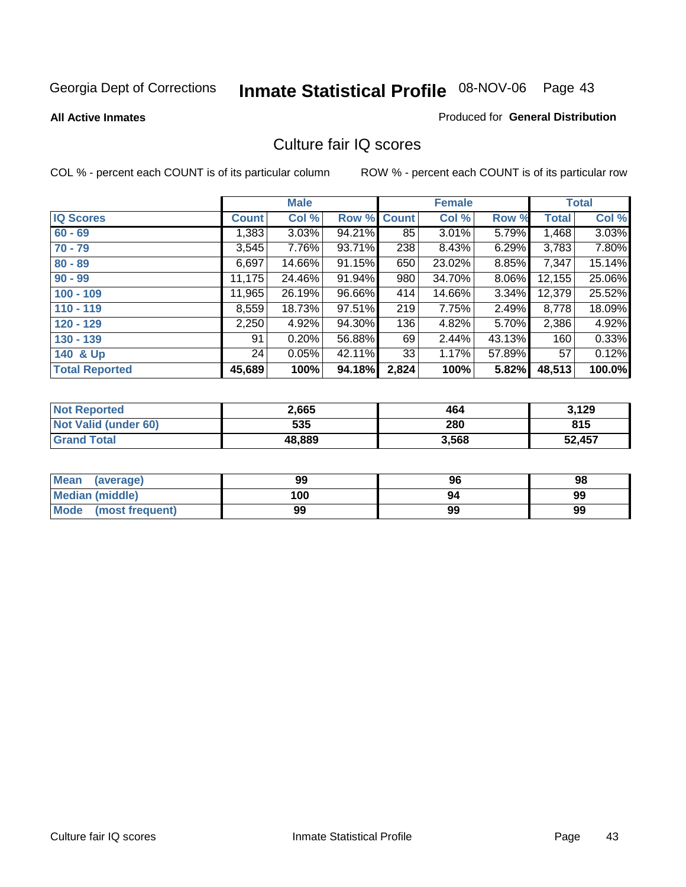Georgia Dept of Corrections **Inmate Statistical Profile** 08-NOV-06

**All Active Inmates** Produced for **General Distribution**

## Culture fair IQ scores

COL % - percent each COUNT is of its particular column ROW % - percent each COUNT is of its particular row

| | Male | | | Female | | | Total | |
|---|---|---|---|---|---|---|---|---|
| **IQ Scores** | **Count** | **Col %** | **Row %** | **Count** | **Col %** | **Row %** | **Total** | **Col %** |
| **60 - 69** | 1,383 | 3.03% | 94.21% | 85 | 3.01% | 5.79% | 1,468 | 3.03% |
| **70 - 79** | 3,545 | 7.76% | 93.71% | 238 | 8.43% | 6.29% | 3,783 | 7.80% |
| **80 - 89** | 6,697 | 14.66% | 91.15% | 650 | 23.02% | 8.85% | 7,347 | 15.14% |
| **90 - 99** | 11,175 | 24.46% | 91.94% | 980 | 34.70% | 8.06% | 12,155 | 25.06% |
| **100 - 109** | 11,965 | 26.19% | 96.66% | 414 | 14.66% | 3.34% | 12,379 | 25.52% |
| **110 - 119** | 8,559 | 18.73% | 97.51% | 219 | 7.75% | 2.49% | 8,778 | 18.09% |
| **120 - 129** | 2,250 | 4.92% | 94.30% | 136 | 4.82% | 5.70% | 2,386 | 4.92% |
| **130 - 139** | 91 | 0.20% | 56.88% | 69 | 2.44% | 43.13% | 160 | 0.33% |
| **140 & Up** | 24 | 0.05% | 42.11% | 33 | 1.17% | 57.89% | 57 | 0.12% |
| **Total Reported** | **45,689** | **100%** | **94.18%** | **2,824** | **100%** | **5.82%** | **48,513** | **100.0%** |

| | Male | Female | Total |
|---|---|---|---|
| **Not Reported** | **2,665** | **464** | **3,129** |
| **Not Valid (under 60)** | **535** | **280** | **815** |
| **Grand Total** | **48,889** | **3,568** | **52,457** |

| | Male | Female | Total |
|---|---|---|---|
| **Mean (average)** | **99** | **96** | **98** |
| **Median (middle)** | **100** | **94** | **99** |
| **Mode (most frequent)** | **99** | **99** | **99** |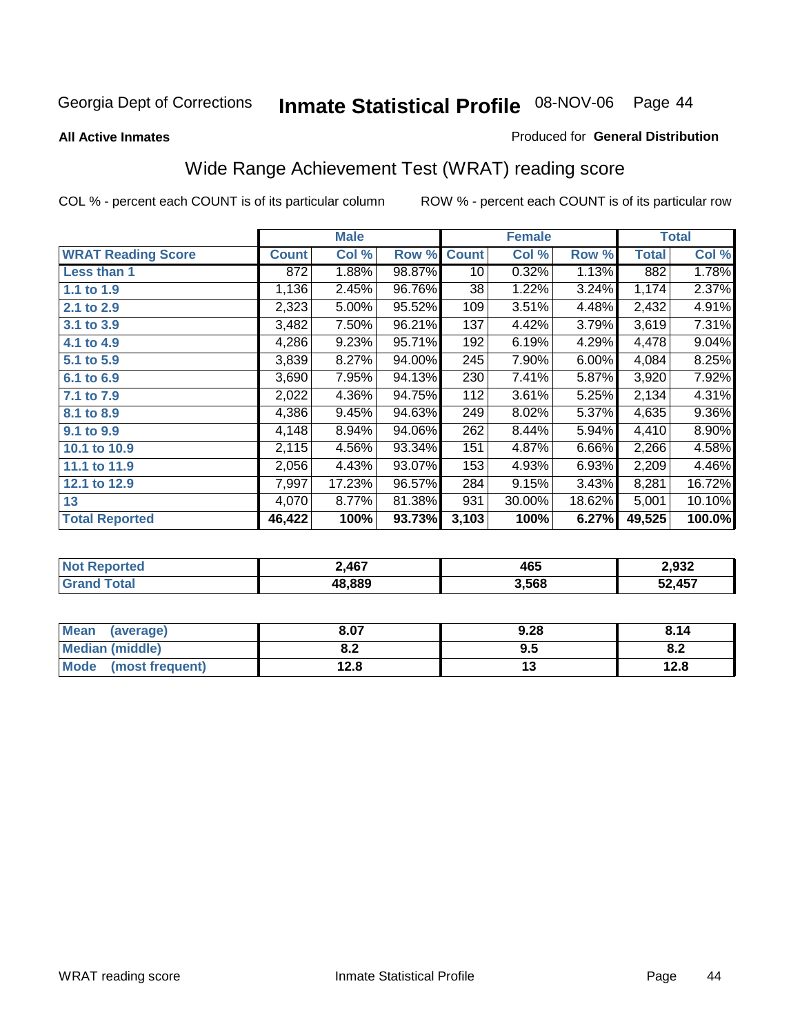Georgia Dept of Corrections **Inmate Statistical Profile** 08-NOV-06

**All Active Inmates**

Produced for **General Distribution**

## Wide Range Achievement Test (WRAT) reading score

COL % - percent each COUNT is of its particular column

ROW % - percent each COUNT is of its particular row

| | Male | | | Female | | | Total | |
|---|---|---|---|---|---|---|---|---|
| **WRAT Reading Score** | **Count** | **Col %** | **Row %** | **Count** | **Col %** | **Row %** | **Total** | **Col %** |
| **Less than 1** | 872 | 1.88% | 98.87% | 10 | 0.32% | 1.13% | 882 | 1.78% |
| **1.1 to 1.9** | 1,136 | 2.45% | 96.76% | 38 | 1.22% | 3.24% | 1,174 | 2.37% |
| **2.1 to 2.9** | 2,323 | 5.00% | 95.52% | 109 | 3.51% | 4.48% | 2,432 | 4.91% |
| **3.1 to 3.9** | 3,482 | 7.50% | 96.21% | 137 | 4.42% | 3.79% | 3,619 | 7.31% |
| **4.1 to 4.9** | 4,286 | 9.23% | 95.71% | 192 | 6.19% | 4.29% | 4,478 | 9.04% |
| **5.1 to 5.9** | 3,839 | 8.27% | 94.00% | 245 | 7.90% | 6.00% | 4,084 | 8.25% |
| **6.1 to 6.9** | 3,690 | 7.95% | 94.13% | 230 | 7.41% | 5.87% | 3,920 | 7.92% |
| **7.1 to 7.9** | 2,022 | 4.36% | 94.75% | 112 | 3.61% | 5.25% | 2,134 | 4.31% |
| **8.1 to 8.9** | 4,386 | 9.45% | 94.63% | 249 | 8.02% | 5.37% | 4,635 | 9.36% |
| **9.1 to 9.9** | 4,148 | 8.94% | 94.06% | 262 | 8.44% | 5.94% | 4,410 | 8.90% |
| **10.1 to 10.9** | 2,115 | 4.56% | 93.34% | 151 | 4.87% | 6.66% | 2,266 | 4.58% |
| **11.1 to 11.9** | 2,056 | 4.43% | 93.07% | 153 | 4.93% | 6.93% | 2,209 | 4.46% |
| **12.1 to 12.9** | 7,997 | 17.23% | 96.57% | 284 | 9.15% | 3.43% | 8,281 | 16.72% |
| **13** | 4,070 | 8.77% | 81.38% | 931 | 30.00% | 18.62% | 5,001 | 10.10% |
| **Total Reported** | **46,422** | **100%** | **93.73%** | **3,103** | **100%** | **6.27%** | **49,525** | **100.0%** |

| | Male | Female | Total |
|---|---|---|---|
| **Not Reported** | **2,467** | **465** | **2,932** |
| **Grand Total** | **48,889** | **3,568** | **52,457** |

| | Male | Female | Total |
|---|---|---|---|
| **Mean (average)** | **8.07** | **9.28** | **8.14** |
| **Median (middle)** | **8.2** | **9.5** | **8.2** |
| **Mode (most frequent)** | **12.8** | **13** | **12.8** |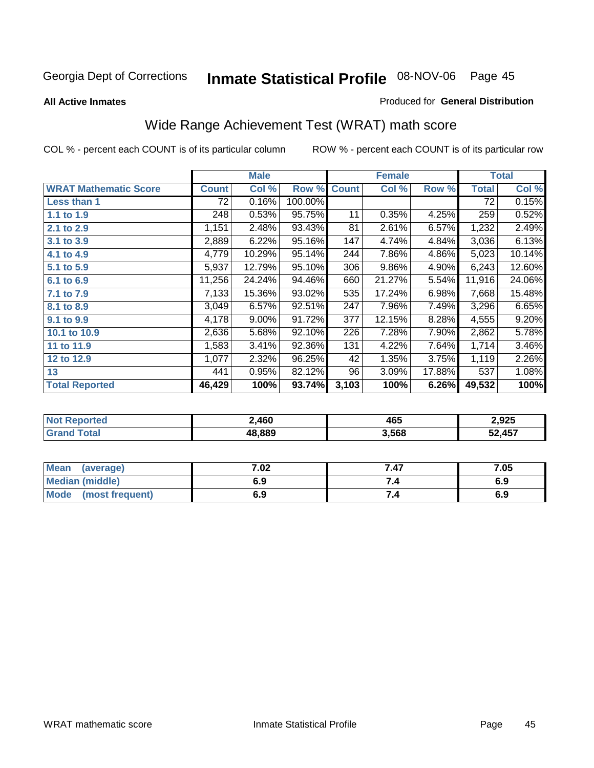Georgia Dept of Corrections **Inmate Statistical Profile** 08-NOV-06

**All Active Inmates**

Produced for **General Distribution**

## Wide Range Achievement Test (WRAT) math score

COL % - percent each COUNT is of its particular column

ROW % - percent each COUNT is of its particular row

| | Male | | | Female | | | Total | |
|---|---|---|---|---|---|---|---|---|
| **WRAT Mathematic Score** | **Count** | **Col %** | **Row %** | **Count** | **Col %** | **Row %** | **Total** | **Col %** |
| **Less than 1** | 72 | 0.16% | 100.00% | | | | 72 | 0.15% |
| **1.1 to 1.9** | 248 | 0.53% | 95.75% | 11 | 0.35% | 4.25% | 259 | 0.52% |
| **2.1 to 2.9** | 1,151 | 2.48% | 93.43% | 81 | 2.61% | 6.57% | 1,232 | 2.49% |
| **3.1 to 3.9** | 2,889 | 6.22% | 95.16% | 147 | 4.74% | 4.84% | 3,036 | 6.13% |
| **4.1 to 4.9** | 4,779 | 10.29% | 95.14% | 244 | 7.86% | 4.86% | 5,023 | 10.14% |
| **5.1 to 5.9** | 5,937 | 12.79% | 95.10% | 306 | 9.86% | 4.90% | 6,243 | 12.60% |
| **6.1 to 6.9** | 11,256 | 24.24% | 94.46% | 660 | 21.27% | 5.54% | 11,916 | 24.06% |
| **7.1 to 7.9** | 7,133 | 15.36% | 93.02% | 535 | 17.24% | 6.98% | 7,668 | 15.48% |
| **8.1 to 8.9** | 3,049 | 6.57% | 92.51% | 247 | 7.96% | 7.49% | 3,296 | 6.65% |
| **9.1 to 9.9** | 4,178 | 9.00% | 91.72% | 377 | 12.15% | 8.28% | 4,555 | 9.20% |
| **10.1 to 10.9** | 2,636 | 5.68% | 92.10% | 226 | 7.28% | 7.90% | 2,862 | 5.78% |
| **11 to 11.9** | 1,583 | 3.41% | 92.36% | 131 | 4.22% | 7.64% | 1,714 | 3.46% |
| **12 to 12.9** | 1,077 | 2.32% | 96.25% | 42 | 1.35% | 3.75% | 1,119 | 2.26% |
| **13** | 441 | 0.95% | 82.12% | 96 | 3.09% | 17.88% | 537 | 1.08% |
| **Total Reported** | **46,429** | **100%** | **93.74%** | **3,103** | **100%** | **6.26%** | **49,532** | **100%** |

| | Male | Female | Total |
|---|---|---|---|
| **Not Reported** | **2,460** | **465** | **2,925** |
| **Grand Total** | **48,889** | **3,568** | **52,457** |

| | Male | Female | Total |
|---|---|---|---|
| **Mean (average)** | **7.02** | **7.47** | **7.05** |
| **Median (middle)** | **6.9** | **7.4** | **6.9** |
| **Mode (most frequent)** | **6.9** | **7.4** | **6.9** |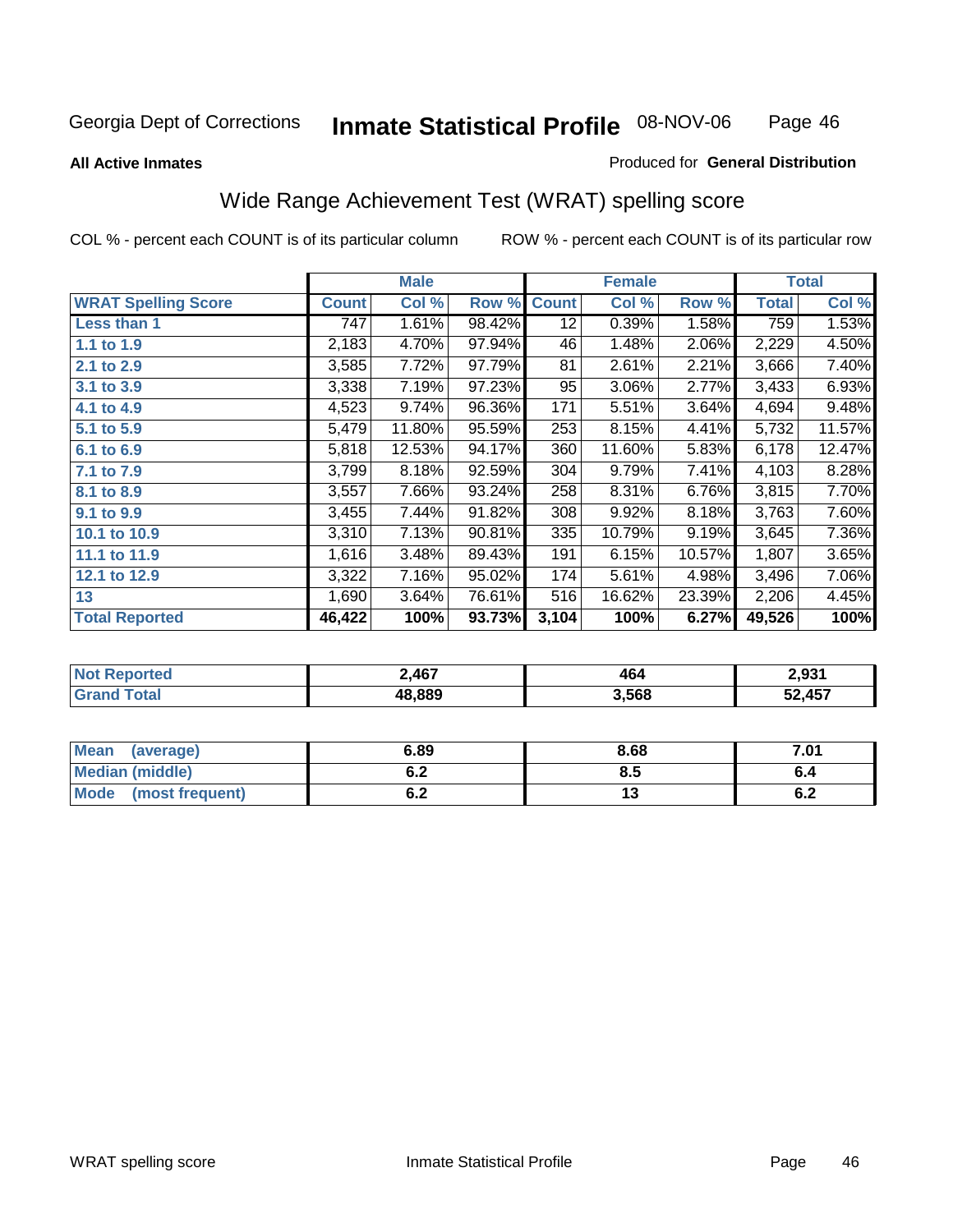Georgia Dept of Corrections **Inmate Statistical Profile** 08-NOV-06

**All Active Inmates**

Produced for **General Distribution**

## Wide Range Achievement Test (WRAT) spelling score

COL % - percent each COUNT is of its particular column

ROW % - percent each COUNT is of its particular row

| | Male | | | Female | | | Total | |
|---|---|---|---|---|---|---|---|---|
| **WRAT Spelling Score** | **Count** | **Col %** | **Row %** | **Count** | **Col %** | **Row %** | **Total** | **Col %** |
| **Less than 1** | 747 | 1.61% | 98.42% | 12 | 0.39% | 1.58% | 759 | 1.53% |
| **1.1 to 1.9** | 2,183 | 4.70% | 97.94% | 46 | 1.48% | 2.06% | 2,229 | 4.50% |
| **2.1 to 2.9** | 3,585 | 7.72% | 97.79% | 81 | 2.61% | 2.21% | 3,666 | 7.40% |
| **3.1 to 3.9** | 3,338 | 7.19% | 97.23% | 95 | 3.06% | 2.77% | 3,433 | 6.93% |
| **4.1 to 4.9** | 4,523 | 9.74% | 96.36% | 171 | 5.51% | 3.64% | 4,694 | 9.48% |
| **5.1 to 5.9** | 5,479 | 11.80% | 95.59% | 253 | 8.15% | 4.41% | 5,732 | 11.57% |
| **6.1 to 6.9** | 5,818 | 12.53% | 94.17% | 360 | 11.60% | 5.83% | 6,178 | 12.47% |
| **7.1 to 7.9** | 3,799 | 8.18% | 92.59% | 304 | 9.79% | 7.41% | 4,103 | 8.28% |
| **8.1 to 8.9** | 3,557 | 7.66% | 93.24% | 258 | 8.31% | 6.76% | 3,815 | 7.70% |
| **9.1 to 9.9** | 3,455 | 7.44% | 91.82% | 308 | 9.92% | 8.18% | 3,763 | 7.60% |
| **10.1 to 10.9** | 3,310 | 7.13% | 90.81% | 335 | 10.79% | 9.19% | 3,645 | 7.36% |
| **11.1 to 11.9** | 1,616 | 3.48% | 89.43% | 191 | 6.15% | 10.57% | 1,807 | 3.65% |
| **12.1 to 12.9** | 3,322 | 7.16% | 95.02% | 174 | 5.61% | 4.98% | 3,496 | 7.06% |
| **13** | 1,690 | 3.64% | 76.61% | 516 | 16.62% | 23.39% | 2,206 | 4.45% |
| **Total Reported** | **46,422** | **100%** | **93.73%** | **3,104** | **100%** | **6.27%** | **49,526** | **100%** |

| | Male | Female | Total |
|---|---|---|---|
| **Not Reported** | **2,467** | **464** | **2,931** |
| **Grand Total** | **48,889** | **3,568** | **52,457** |

| | Male | Female | Total |
|---|---|---|---|
| **Mean (average)** | **6.89** | **8.68** | **7.01** |
| **Median (middle)** | **6.2** | **8.5** | **6.4** |
| **Mode (most frequent)** | **6.2** | **13** | **6.2** |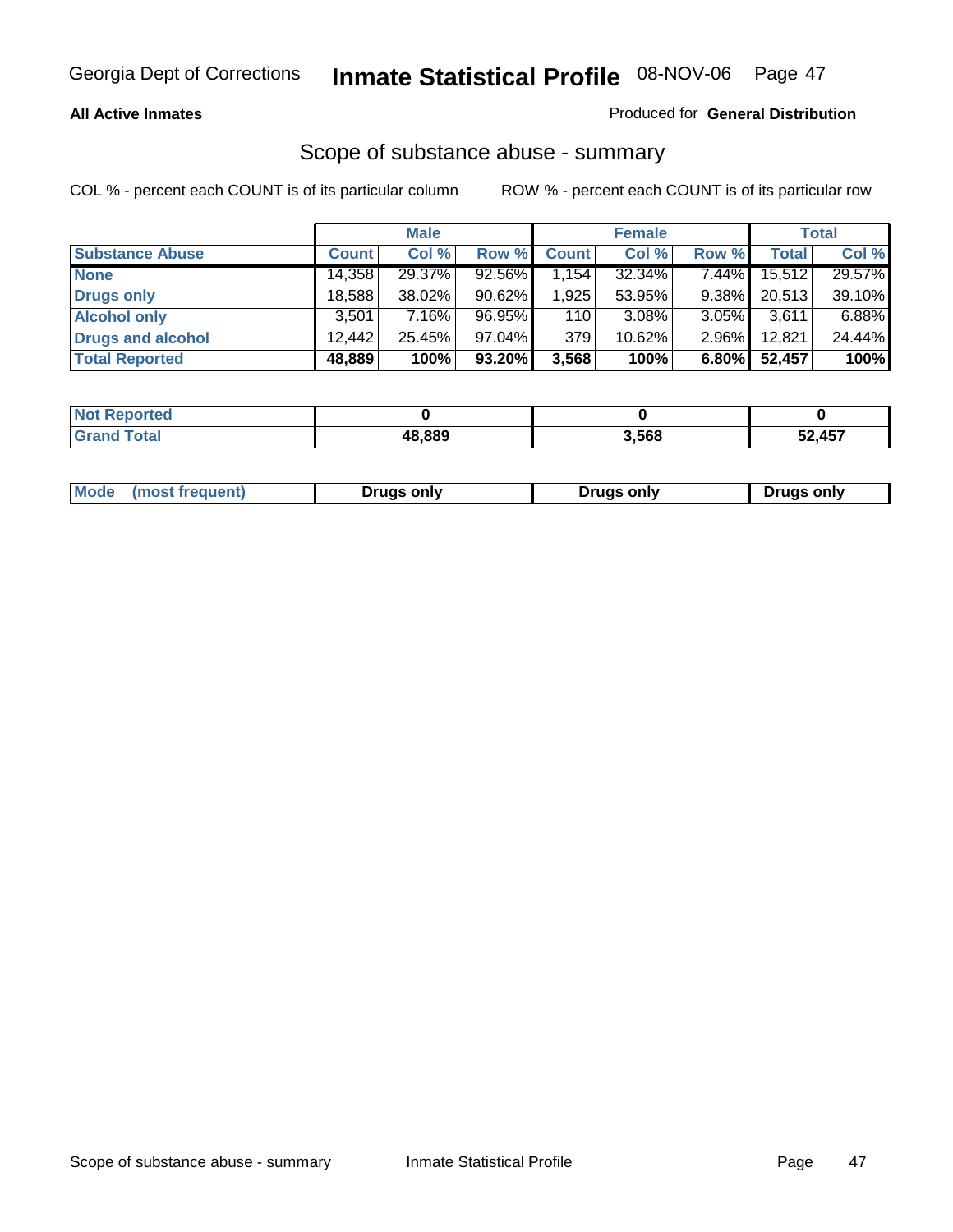**All Active Inmates**

Produced for **General Distribution**

## Scope of substance abuse - summary

COL % - percent each COUNT is of its particular column

ROW % - percent each COUNT is of its particular row

| | Male | | | Female | | | Total | |
|---|---|---|---|---|---|---|---|---|
| **Substance Abuse** | **Count** | **Col %** | **Row %** | **Count** | **Col %** | **Row %** | **Total** | **Col %** |
| **None** | 14,358 | 29.37% | 92.56% | 1,154 | 32.34% | 7.44% | 15,512 | 29.57% |
| **Drugs only** | 18,588 | 38.02% | 90.62% | 1,925 | 53.95% | 9.38% | 20,513 | 39.10% |
| **Alcohol only** | 3,501 | 7.16% | 96.95% | 110 | 3.08% | 3.05% | 3,611 | 6.88% |
| **Drugs and alcohol** | 12,442 | 25.45% | 97.04% | 379 | 10.62% | 2.96% | 12,821 | 24.44% |
| **Total Reported** | **48,889** | **100%** | **93.20%** | **3,568** | **100%** | **6.80%** | **52,457** | **100%** |

| | Male | Female | Total |
|---|---|---|---|
| **Not Reported** | **0** | **0** | **0** |
| **Grand Total** | **48,889** | **3,568** | **52,457** |

| | Male | Female | Total |
|---|---|---|---|
| **Mode (most frequent)** | **Drugs only** | **Drugs only** | **Drugs only** |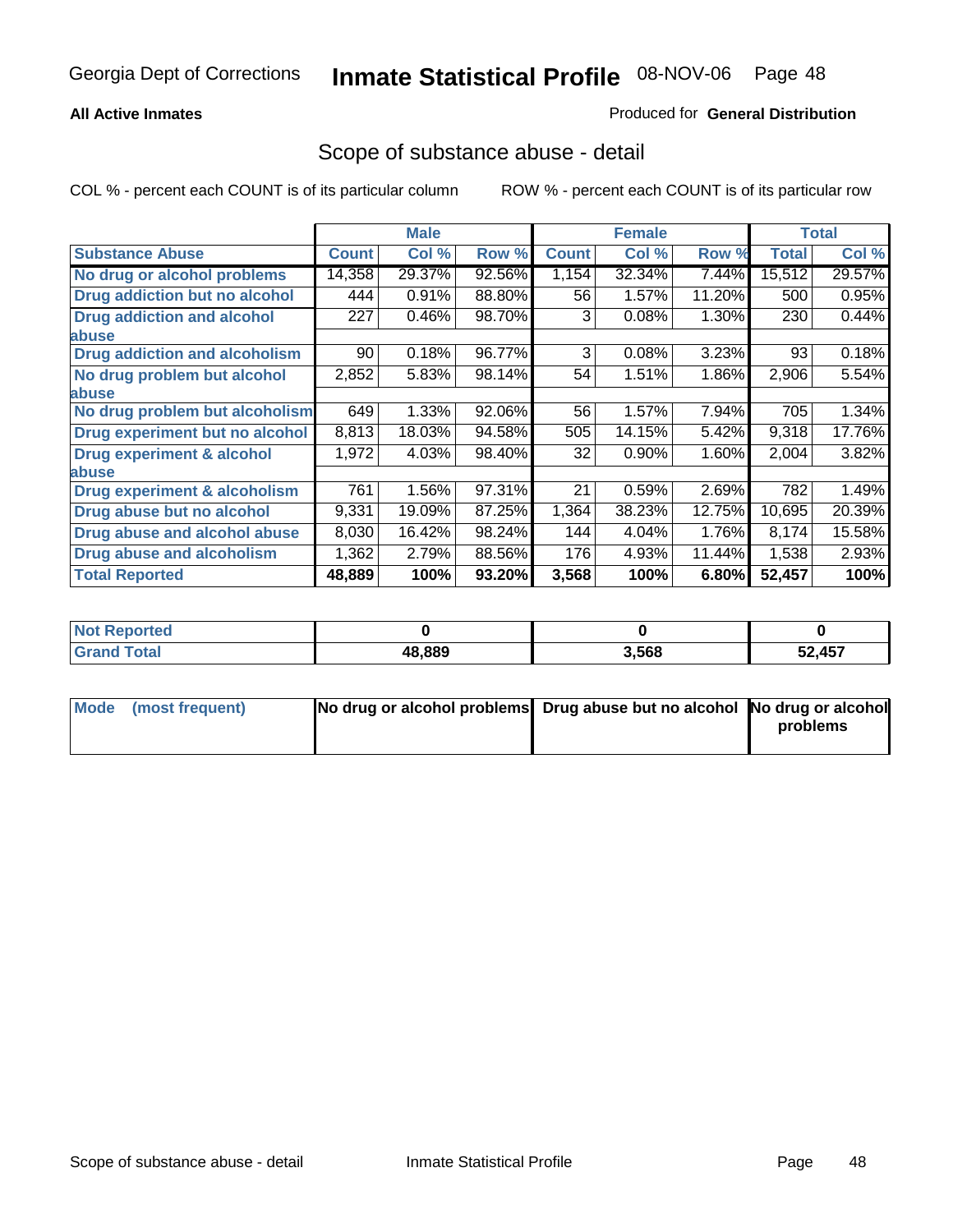Georgia Dept of Corrections **Inmate Statistical Profile** 08-NOV-06

**All Active Inmates**

Produced for **General Distribution**

## Scope of substance abuse - detail

COL % - percent each COUNT is of its particular column  ROW % - percent each COUNT is of its particular row

| | Male | | | Female | | | Total | |
|---|---|---|---|---|---|---|---|---|
| **Substance Abuse** | **Count** | **Col %** | **Row %** | **Count** | **Col %** | **Row %** | **Total** | **Col %** |
| **No drug or alcohol problems** | 14,358 | 29.37% | 92.56% | 1,154 | 32.34% | 7.44% | 15,512 | 29.57% |
| **Drug addiction but no alcohol** | 444 | 0.91% | 88.80% | 56 | 1.57% | 11.20% | 500 | 0.95% |
| **Drug addiction and alcohol abuse** | 227 | 0.46% | 98.70% | 3 | 0.08% | 1.30% | 230 | 0.44% |
| **Drug addiction and alcoholism** | 90 | 0.18% | 96.77% | 3 | 0.08% | 3.23% | 93 | 0.18% |
| **No drug problem but alcohol abuse** | 2,852 | 5.83% | 98.14% | 54 | 1.51% | 1.86% | 2,906 | 5.54% |
| **No drug problem but alcoholism** | 649 | 1.33% | 92.06% | 56 | 1.57% | 7.94% | 705 | 1.34% |
| **Drug experiment but no alcohol** | 8,813 | 18.03% | 94.58% | 505 | 14.15% | 5.42% | 9,318 | 17.76% |
| **Drug experiment & alcohol abuse** | 1,972 | 4.03% | 98.40% | 32 | 0.90% | 1.60% | 2,004 | 3.82% |
| **Drug experiment & alcoholism** | 761 | 1.56% | 97.31% | 21 | 0.59% | 2.69% | 782 | 1.49% |
| **Drug abuse but no alcohol** | 9,331 | 19.09% | 87.25% | 1,364 | 38.23% | 12.75% | 10,695 | 20.39% |
| **Drug abuse and alcohol abuse** | 8,030 | 16.42% | 98.24% | 144 | 4.04% | 1.76% | 8,174 | 15.58% |
| **Drug abuse and alcoholism** | 1,362 | 2.79% | 88.56% | 176 | 4.93% | 11.44% | 1,538 | 2.93% |
| **Total Reported** | **48,889** | **100%** | **93.20%** | **3,568** | **100%** | **6.80%** | **52,457** | **100%** |

| | Male | Female | Total |
|---|---|---|---|
| **Not Reported** | **0** | **0** | **0** |
| **Grand Total** | **48,889** | **3,568** | **52,457** |

| | Male | Female | Total |
|---|---|---|---|
| **Mode (most frequent)** | **No drug or alcohol problems** | **Drug abuse but no alcohol** | **No drug or alcohol problems** |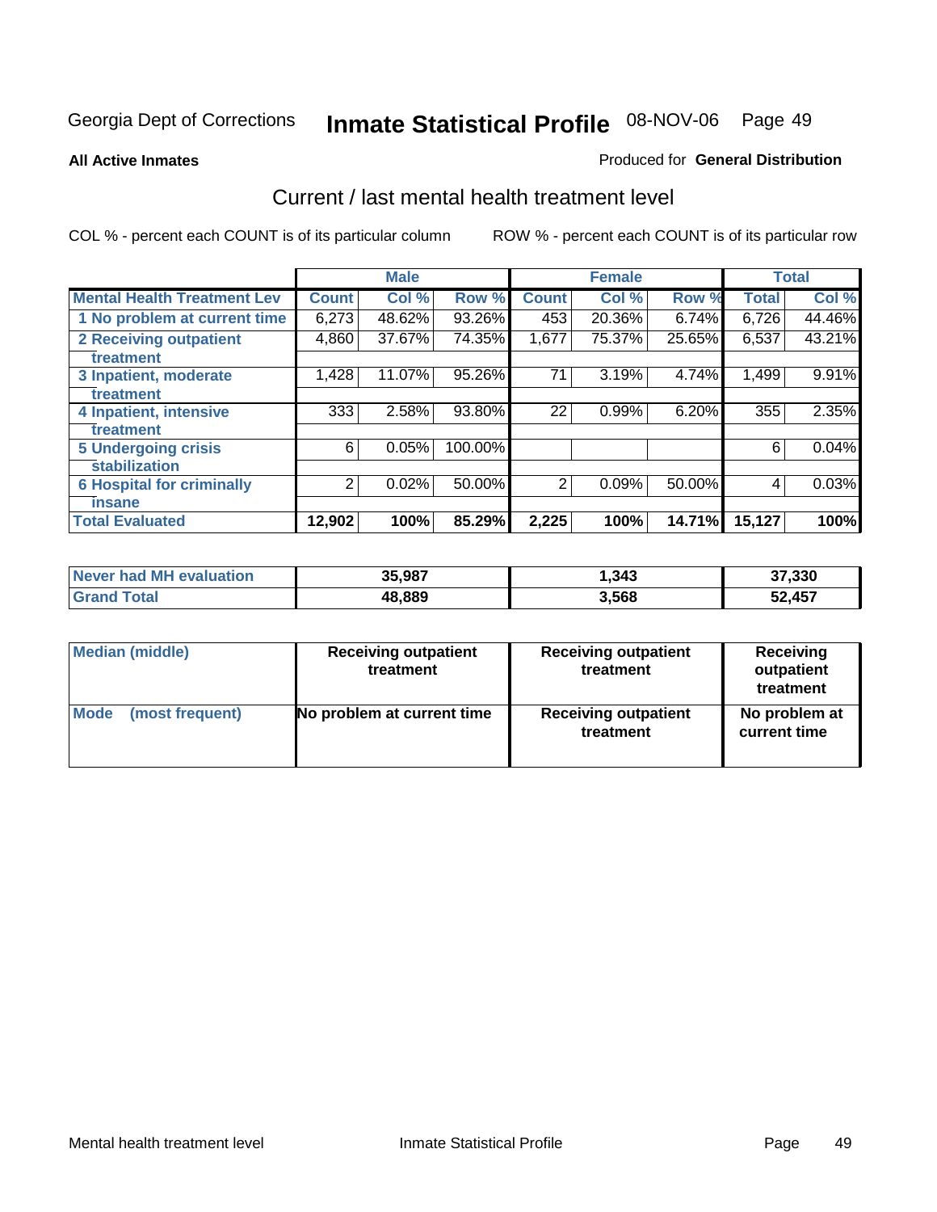Georgia Dept of Corrections **Inmate Statistical Profile** 08-NOV-06

**All Active Inmates**

Produced for **General Distribution**

## Current / last mental health treatment level

COL % - percent each COUNT is of its particular column

ROW % - percent each COUNT is of its particular row

| | Male | | | Female | | | Total | |
|---|---|---|---|---|---|---|---|---|
| **Mental Health Treatment Lev** | **Count** | **Col %** | **Row %** | **Count** | **Col %** | **Row %** | **Total** | **Col %** |
| 1 No problem at current time | 6,273 | 48.62% | 93.26% | 453 | 20.36% | 6.74% | 6,726 | 44.46% |
| 2 Receiving outpatient treatment | 4,860 | 37.67% | 74.35% | 1,677 | 75.37% | 25.65% | 6,537 | 43.21% |
| 3 Inpatient, moderate treatment | 1,428 | 11.07% | 95.26% | 71 | 3.19% | 4.74% | 1,499 | 9.91% |
| 4 Inpatient, intensive treatment | 333 | 2.58% | 93.80% | 22 | 0.99% | 6.20% | 355 | 2.35% |
| 5 Undergoing crisis stabilization | 6 | 0.05% | 100.00% | | | | 6 | 0.04% |
| 6 Hospital for criminally insane | 2 | 0.02% | 50.00% | 2 | 0.09% | 50.00% | 4 | 0.03% |
| **Total Evaluated** | **12,902** | **100%** | **85.29%** | **2,225** | **100%** | **14.71%** | **15,127** | **100%** |

| | Male | Female | Total |
|---|---|---|---|
| Never had MH evaluation | 35,987 | 1,343 | 37,330 |
| Grand Total | 48,889 | 3,568 | 52,457 |

| | Male | Female | Total |
|---|---|---|---|
| Median (middle) | Receiving outpatient treatment | Receiving outpatient treatment | Receiving outpatient treatment |
| Mode (most frequent) | No problem at current time | Receiving outpatient treatment | No problem at current time |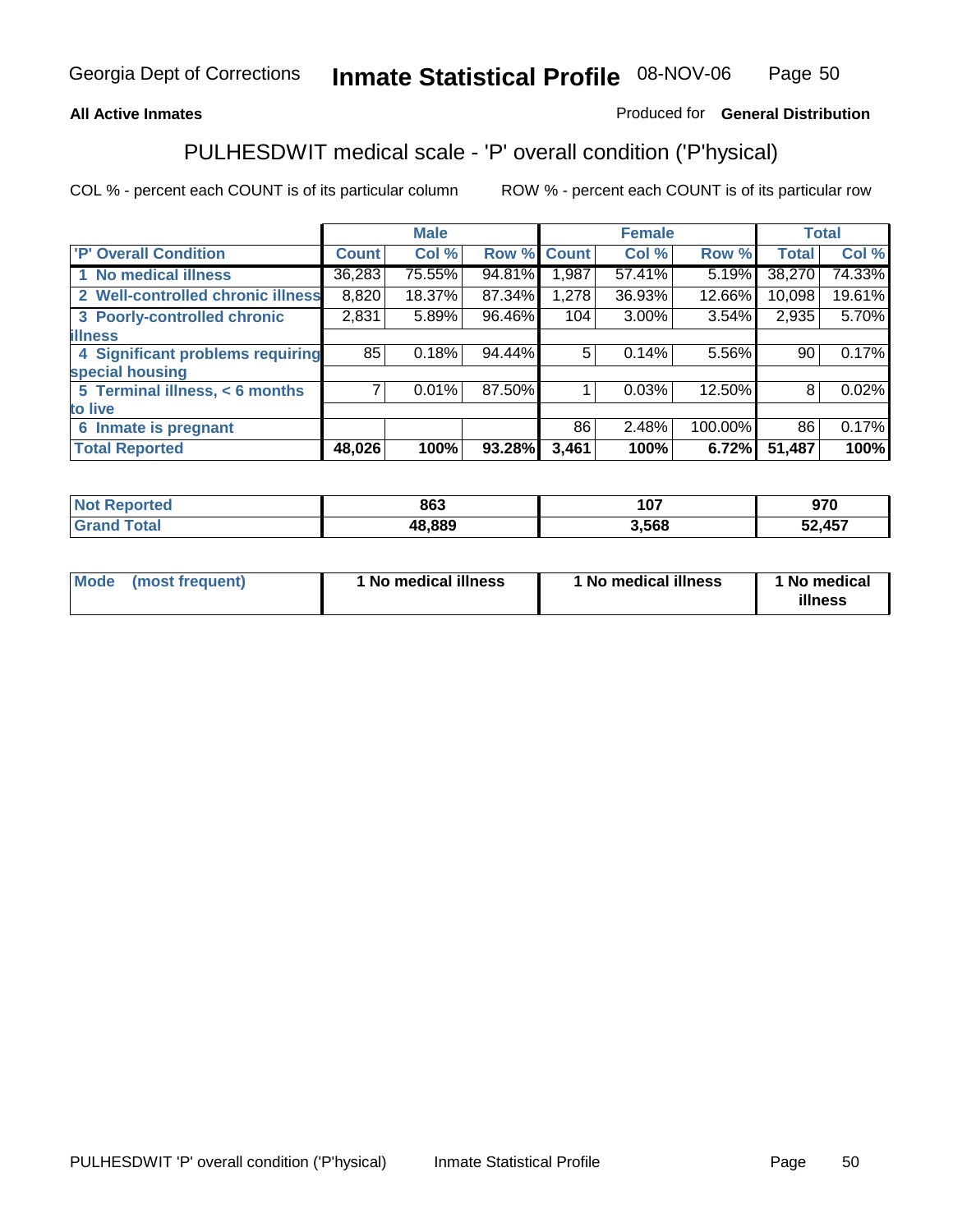Georgia Dept of Corrections **Inmate Statistical Profile** 08-NOV-06

**All Active Inmates** Produced for **General Distribution**

## PULHESDWIT medical scale - 'P' overall condition ('P'hysical)

COL % - percent each COUNT is of its particular column ROW % - percent each COUNT is of its particular row

| | Male | | | Female | | | Total | |
|---|---|---|---|---|---|---|---|---|
| 'P' Overall Condition | Count | Col % | Row % | Count | Col % | Row % | Total | Col % |
| 1 No medical illness | 36,283 | 75.55% | 94.81% | 1,987 | 57.41% | 5.19% | 38,270 | 74.33% |
| 2 Well-controlled chronic illness | 8,820 | 18.37% | 87.34% | 1,278 | 36.93% | 12.66% | 10,098 | 19.61% |
| 3 Poorly-controlled chronic illness | 2,831 | 5.89% | 96.46% | 104 | 3.00% | 3.54% | 2,935 | 5.70% |
| 4 Significant problems requiring special housing | 85 | 0.18% | 94.44% | 5 | 0.14% | 5.56% | 90 | 0.17% |
| 5 Terminal illness, < 6 months to live | 7 | 0.01% | 87.50% | 1 | 0.03% | 12.50% | 8 | 0.02% |
| 6 Inmate is pregnant | | | | 86 | 2.48% | 100.00% | 86 | 0.17% |
| **Total Reported** | **48,026** | **100%** | **93.28%** | **3,461** | **100%** | **6.72%** | **51,487** | **100%** |

| | Male | Female | Total |
|---|---|---|---|
| Not Reported | **863** | **107** | **970** |
| Grand Total | **48,889** | **3,568** | **52,457** |

| | Male | Female | Total |
|---|---|---|---|
| Mode (most frequent) | **1 No medical illness** | **1 No medical illness** | **1 No medical illness** |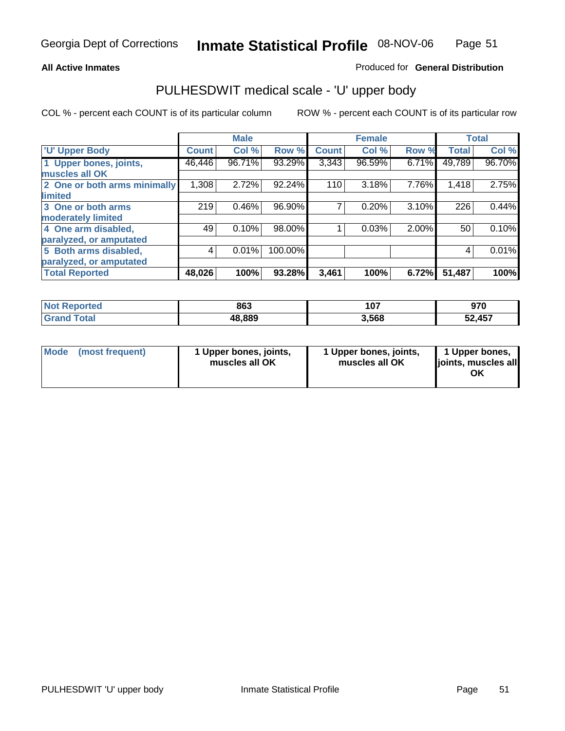Georgia Dept of Corrections **Inmate Statistical Profile** 08-NOV-06

**All Active Inmates**

Produced for **General Distribution**

## PULHESDWIT medical scale - 'U' upper body

COL % - percent each COUNT is of its particular column

ROW % - percent each COUNT is of its particular row

| | Male | | | Female | | | Total | |
|---|---|---|---|---|---|---|---|---|
| 'U' Upper Body | Count | Col % | Row % | Count | Col % | Row % | Total | Col % |
| 1 Upper bones, joints, muscles all OK | 46,446 | 96.71% | 93.29% | 3,343 | 96.59% | 6.71% | 49,789 | 96.70% |
| 2 One or both arms minimally limited | 1,308 | 2.72% | 92.24% | 110 | 3.18% | 7.76% | 1,418 | 2.75% |
| 3 One or both arms moderately limited | 219 | 0.46% | 96.90% | 7 | 0.20% | 3.10% | 226 | 0.44% |
| 4 One arm disabled, paralyzed, or amputated | 49 | 0.10% | 98.00% | 1 | 0.03% | 2.00% | 50 | 0.10% |
| 5 Both arms disabled, paralyzed, or amputated | 4 | 0.01% | 100.00% | | | | 4 | 0.01% |
| **Total Reported** | **48,026** | **100%** | **93.28%** | **3,461** | **100%** | **6.72%** | **51,487** | **100%** |

| | Male | Female | Total |
|---|---|---|---|
| Not Reported | 863 | 107 | 970 |
| Grand Total | 48,889 | 3,568 | 52,457 |

| | Male | Female | Total |
|---|---|---|---|
| Mode (most frequent) | 1 Upper bones, joints, muscles all OK | 1 Upper bones, joints, muscles all OK | 1 Upper bones, joints, muscles all OK |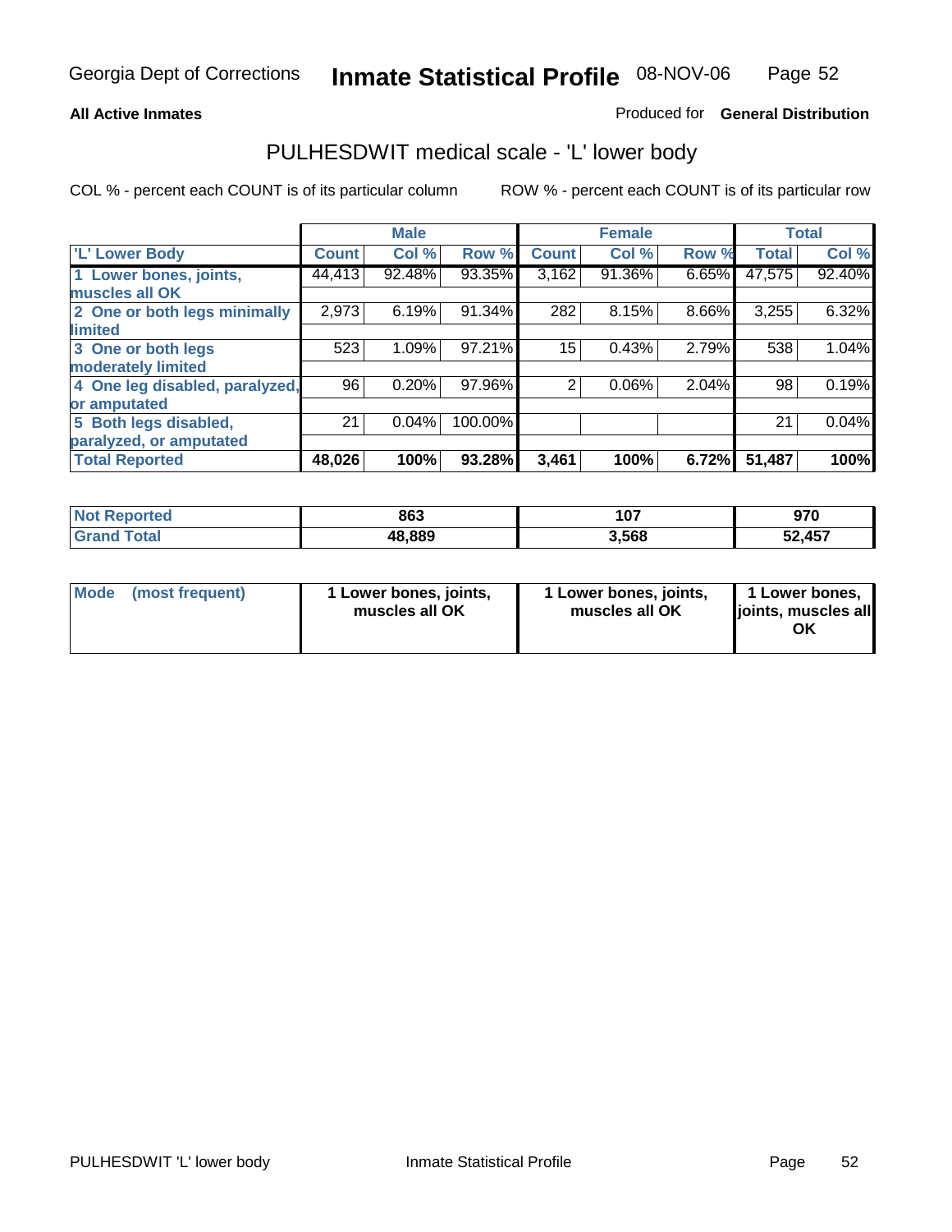**All Active Inmates**

Produced for **General Distribution**

## PULHESDWIT medical scale - 'L' lower body

COL % - percent each COUNT is of its particular column

ROW % - percent each COUNT is of its particular row

| | Male | | | Female | | | Total | |
|---|---|---|---|---|---|---|---|---|
| 'L' Lower Body | Count | Col % | Row % | Count | Col % | Row % | Total | Col % |
| 1 Lower bones, joints, muscles all OK | 44,413 | 92.48% | 93.35% | 3,162 | 91.36% | 6.65% | 47,575 | 92.40% |
| 2 One or both legs minimally limited | 2,973 | 6.19% | 91.34% | 282 | 8.15% | 8.66% | 3,255 | 6.32% |
| 3 One or both legs moderately limited | 523 | 1.09% | 97.21% | 15 | 0.43% | 2.79% | 538 | 1.04% |
| 4 One leg disabled, paralyzed, or amputated | 96 | 0.20% | 97.96% | 2 | 0.06% | 2.04% | 98 | 0.19% |
| 5 Both legs disabled, paralyzed, or amputated | 21 | 0.04% | 100.00% | | | | 21 | 0.04% |
| **Total Reported** | **48,026** | **100%** | **93.28%** | **3,461** | **100%** | **6.72%** | **51,487** | **100%** |

| | Male | Female | Total |
|---|---|---|---|
| Not Reported | 863 | 107 | 970 |
| Grand Total | 48,889 | 3,568 | 52,457 |

| | Male | Female | Total |
|---|---|---|---|
| Mode (most frequent) | 1 Lower bones, joints, muscles all OK | 1 Lower bones, joints, muscles all OK | 1 Lower bones, joints, muscles all OK |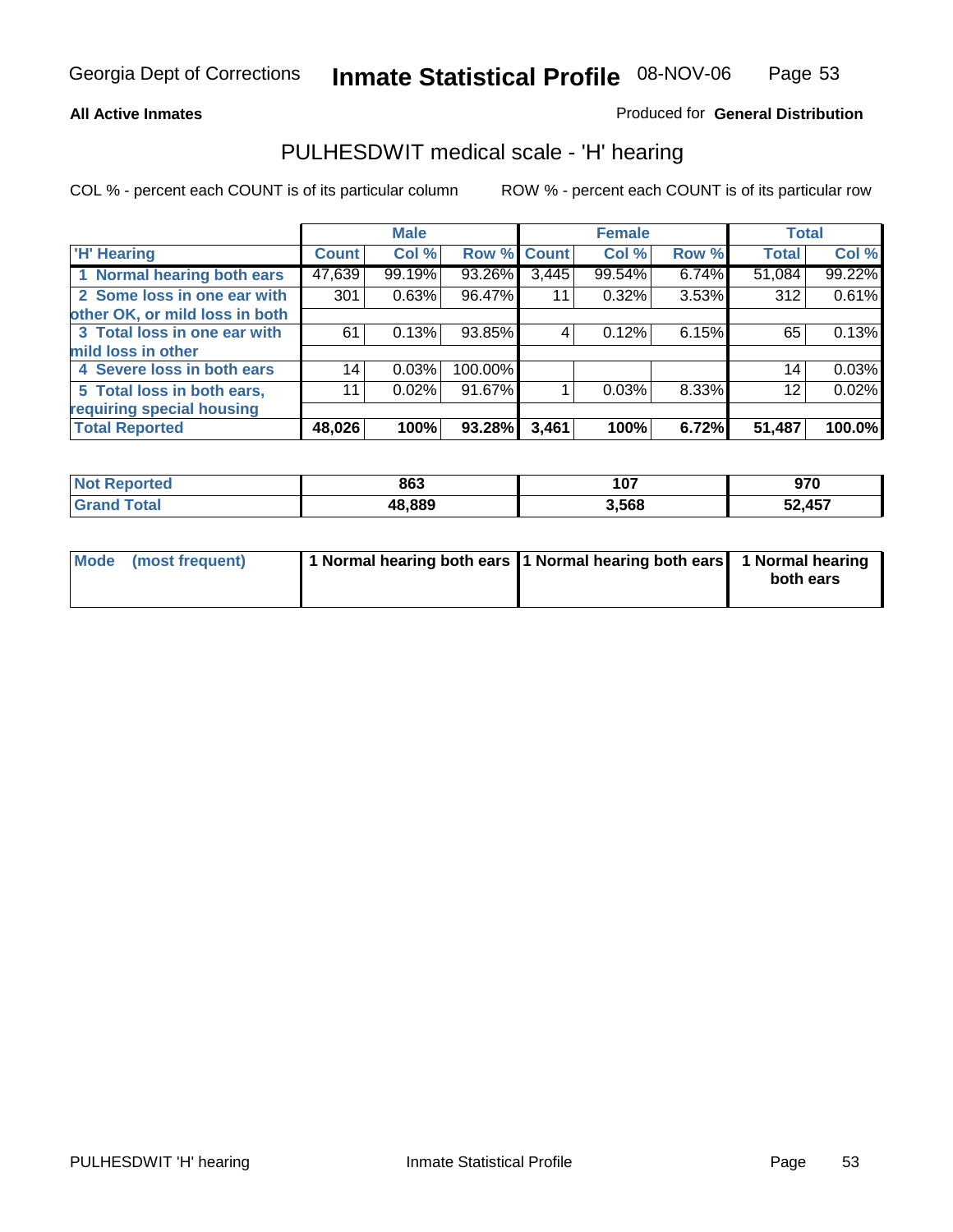**All Active Inmates**

Produced for **General Distribution**

## PULHESDWIT medical scale - 'H' hearing

COL % - percent each COUNT is of its particular column

ROW % - percent each COUNT is of its particular row

| | Male | | | Female | | | Total | |
|---|---|---|---|---|---|---|---|---|
| 'H' Hearing | Count | Col % | Row % | Count | Col % | Row % | Total | Col % |
| 1 Normal hearing both ears | 47,639 | 99.19% | 93.26% | 3,445 | 99.54% | 6.74% | 51,084 | 99.22% |
| 2 Some loss in one ear with other OK, or mild loss in both | 301 | 0.63% | 96.47% | 11 | 0.32% | 3.53% | 312 | 0.61% |
| 3 Total loss in one ear with mild loss in other | 61 | 0.13% | 93.85% | 4 | 0.12% | 6.15% | 65 | 0.13% |
| 4 Severe loss in both ears | 14 | 0.03% | 100.00% | | | | 14 | 0.03% |
| 5 Total loss in both ears, requiring special housing | 11 | 0.02% | 91.67% | 1 | 0.03% | 8.33% | 12 | 0.02% |
| **Total Reported** | **48,026** | **100%** | **93.28%** | **3,461** | **100%** | **6.72%** | **51,487** | **100.0%** |

| | Male | Female | Total |
|---|---|---|---|
| Not Reported | 863 | 107 | 970 |
| Grand Total | 48,889 | 3,568 | 52,457 |

| | Male | Female | Total |
|---|---|---|---|
| Mode (most frequent) | 1 Normal hearing both ears | 1 Normal hearing both ears | 1 Normal hearing both ears |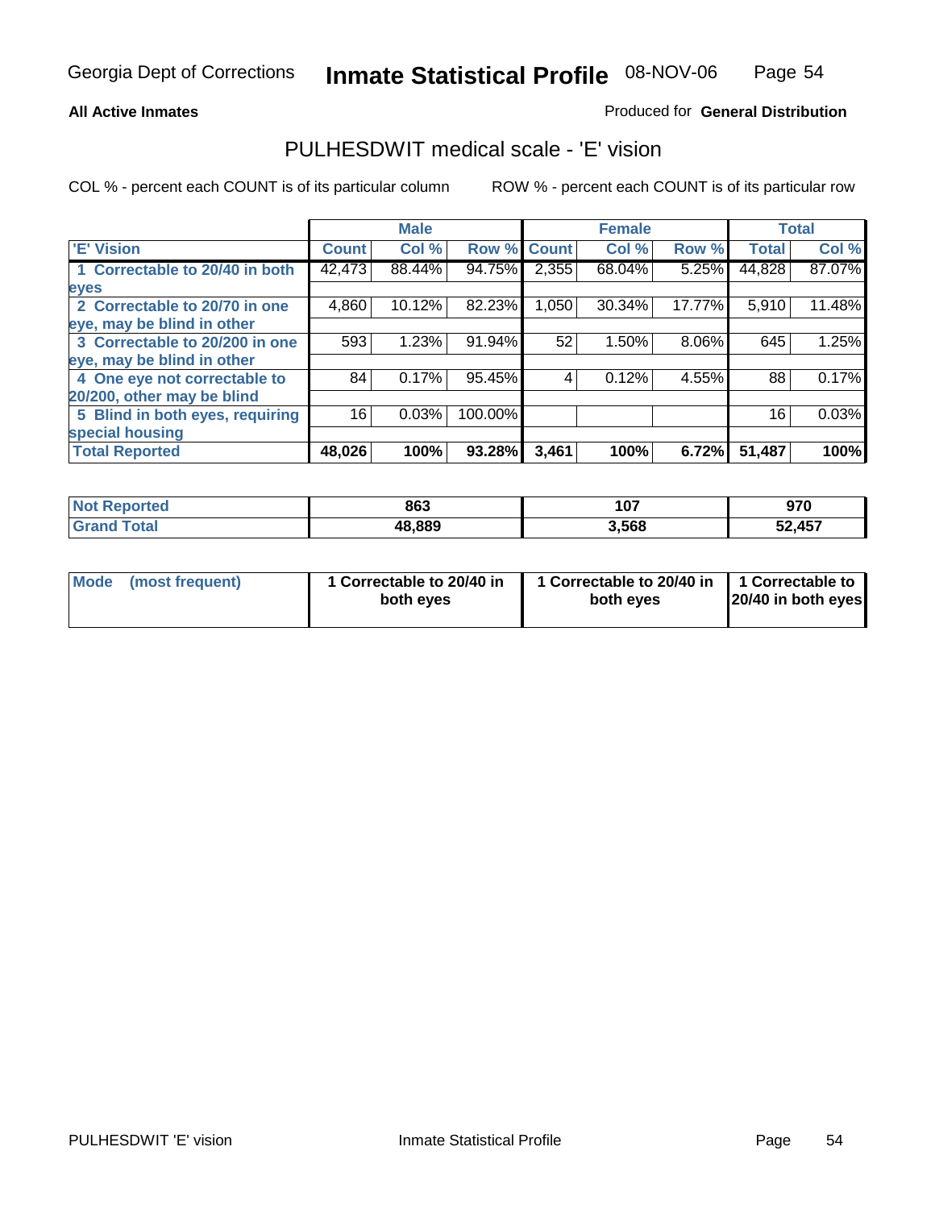Georgia Dept of Corrections **Inmate Statistical Profile** 08-NOV-06

**All Active Inmates**

Produced for **General Distribution**

## PULHESDWIT medical scale - 'E' vision

COL % - percent each COUNT is of its particular column

ROW % - percent each COUNT is of its particular row

| | Male | | | Female | | | Total | |
|---|---|---|---|---|---|---|---|---|
| 'E' Vision | Count | Col % | Row % | Count | Col % | Row % | Total | Col % |
| 1 Correctable to 20/40 in both eyes | 42,473 | 88.44% | 94.75% | 2,355 | 68.04% | 5.25% | 44,828 | 87.07% |
| 2 Correctable to 20/70 in one eye, may be blind in other | 4,860 | 10.12% | 82.23% | 1,050 | 30.34% | 17.77% | 5,910 | 11.48% |
| 3 Correctable to 20/200 in one eye, may be blind in other | 593 | 1.23% | 91.94% | 52 | 1.50% | 8.06% | 645 | 1.25% |
| 4 One eye not correctable to 20/200, other may be blind | 84 | 0.17% | 95.45% | 4 | 0.12% | 4.55% | 88 | 0.17% |
| 5 Blind in both eyes, requiring special housing | 16 | 0.03% | 100.00% | | | | 16 | 0.03% |
| **Total Reported** | **48,026** | **100%** | **93.28%** | **3,461** | **100%** | **6.72%** | **51,487** | **100%** |

| | Male | Female | Total |
|---|---|---|---|
| Not Reported | 863 | 107 | 970 |
| Grand Total | 48,889 | 3,568 | 52,457 |

| | Male | Female | Total |
|---|---|---|---|
| Mode (most frequent) | 1 Correctable to 20/40 in both eyes | 1 Correctable to 20/40 in both eyes | 1 Correctable to 20/40 in both eyes |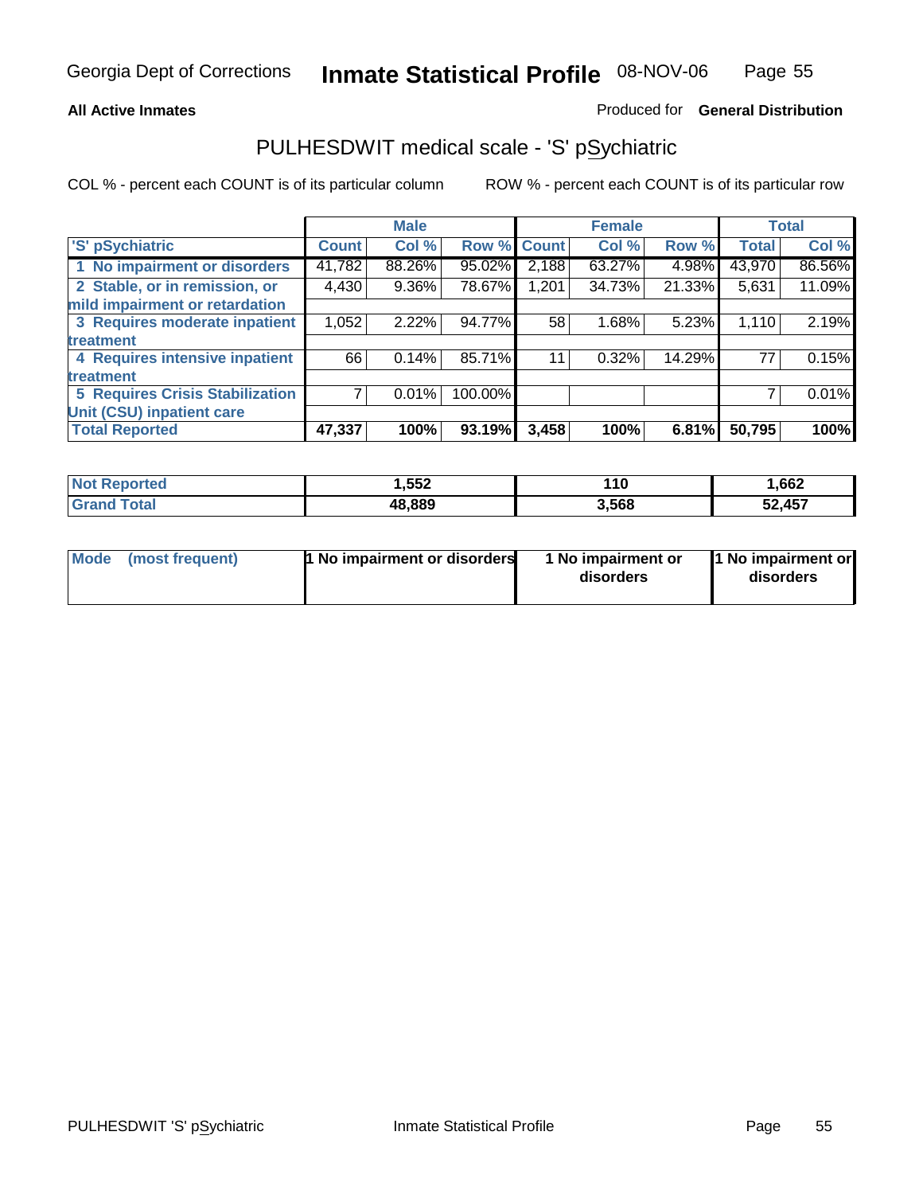**All Active Inmates** Produced for **General Distribution**

## PULHESDWIT medical scale - 'S' pSychiatric

COL % - percent each COUNT is of its particular column ROW % - percent each COUNT is of its particular row

| | Male | | | Female | | | Total | |
|---|---|---|---|---|---|---|---|---|
| 'S' pSychiatric | Count | Col % | Row % | Count | Col % | Row % | Total | Col % |
| 1 No impairment or disorders | 41,782 | 88.26% | 95.02% | 2,188 | 63.27% | 4.98% | 43,970 | 86.56% |
| 2 Stable, or in remission, or mild impairment or retardation | 4,430 | 9.36% | 78.67% | 1,201 | 34.73% | 21.33% | 5,631 | 11.09% |
| 3 Requires moderate inpatient treatment | 1,052 | 2.22% | 94.77% | 58 | 1.68% | 5.23% | 1,110 | 2.19% |
| 4 Requires intensive inpatient treatment | 66 | 0.14% | 85.71% | 11 | 0.32% | 14.29% | 77 | 0.15% |
| 5 Requires Crisis Stabilization Unit (CSU) inpatient care | 7 | 0.01% | 100.00% | | | | 7 | 0.01% |
| **Total Reported** | **47,337** | **100%** | **93.19%** | **3,458** | **100%** | **6.81%** | **50,795** | **100%** |

| | Male | Female | Total |
|---|---|---|---|
| Not Reported | 1,552 | 110 | 1,662 |
| Grand Total | 48,889 | 3,568 | 52,457 |

| | Male | Female | Total |
|---|---|---|---|
| Mode (most frequent) | 1 No impairment or disorders | 1 No impairment or disorders | 1 No impairment or disorders |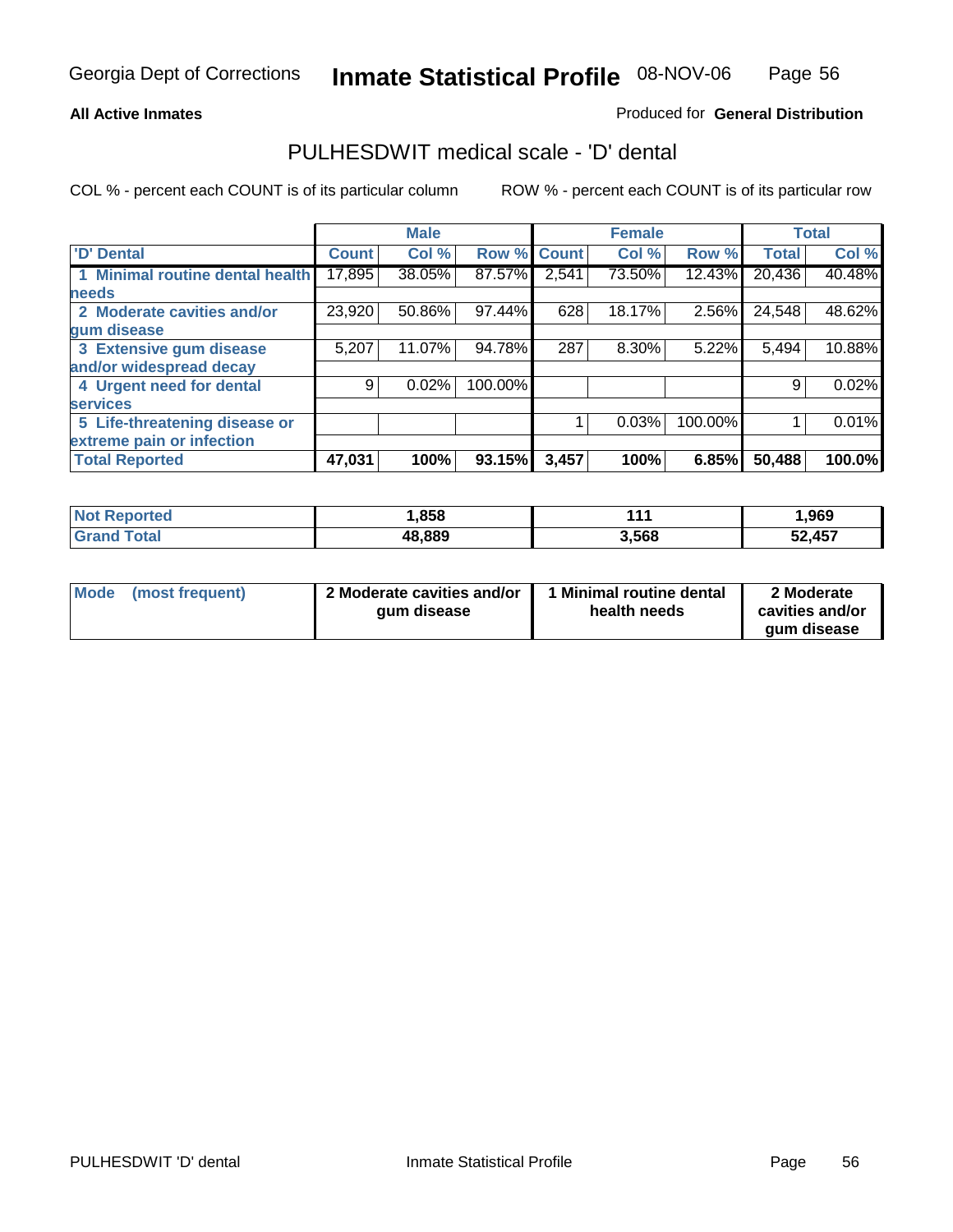**All Active Inmates**

Produced for **General Distribution**

## PULHESDWIT medical scale - 'D' dental

COL % - percent each COUNT is of its particular column

ROW % - percent each COUNT is of its particular row

| | Male | | | Female | | | Total | |
|---|---|---|---|---|---|---|---|---|
| 'D' Dental | Count | Col % | Row % | Count | Col % | Row % | Total | Col % |
| 1 Minimal routine dental health needs | 17,895 | 38.05% | 87.57% | 2,541 | 73.50% | 12.43% | 20,436 | 40.48% |
| 2 Moderate cavities and/or gum disease | 23,920 | 50.86% | 97.44% | 628 | 18.17% | 2.56% | 24,548 | 48.62% |
| 3 Extensive gum disease and/or widespread decay | 5,207 | 11.07% | 94.78% | 287 | 8.30% | 5.22% | 5,494 | 10.88% |
| 4 Urgent need for dental services | 9 | 0.02% | 100.00% | | | | 9 | 0.02% |
| 5 Life-threatening disease or extreme pain or infection | | | | 1 | 0.03% | 100.00% | 1 | 0.01% |
| **Total Reported** | **47,031** | **100%** | **93.15%** | **3,457** | **100%** | **6.85%** | **50,488** | **100.0%** |

| | Male | Female | Total |
|---|---|---|---|
| Not Reported | 1,858 | 111 | 1,969 |
| Grand Total | 48,889 | 3,568 | 52,457 |

| | Male | Female | Total |
|---|---|---|---|
| Mode (most frequent) | 2 Moderate cavities and/or gum disease | 1 Minimal routine dental health needs | 2 Moderate cavities and/or gum disease |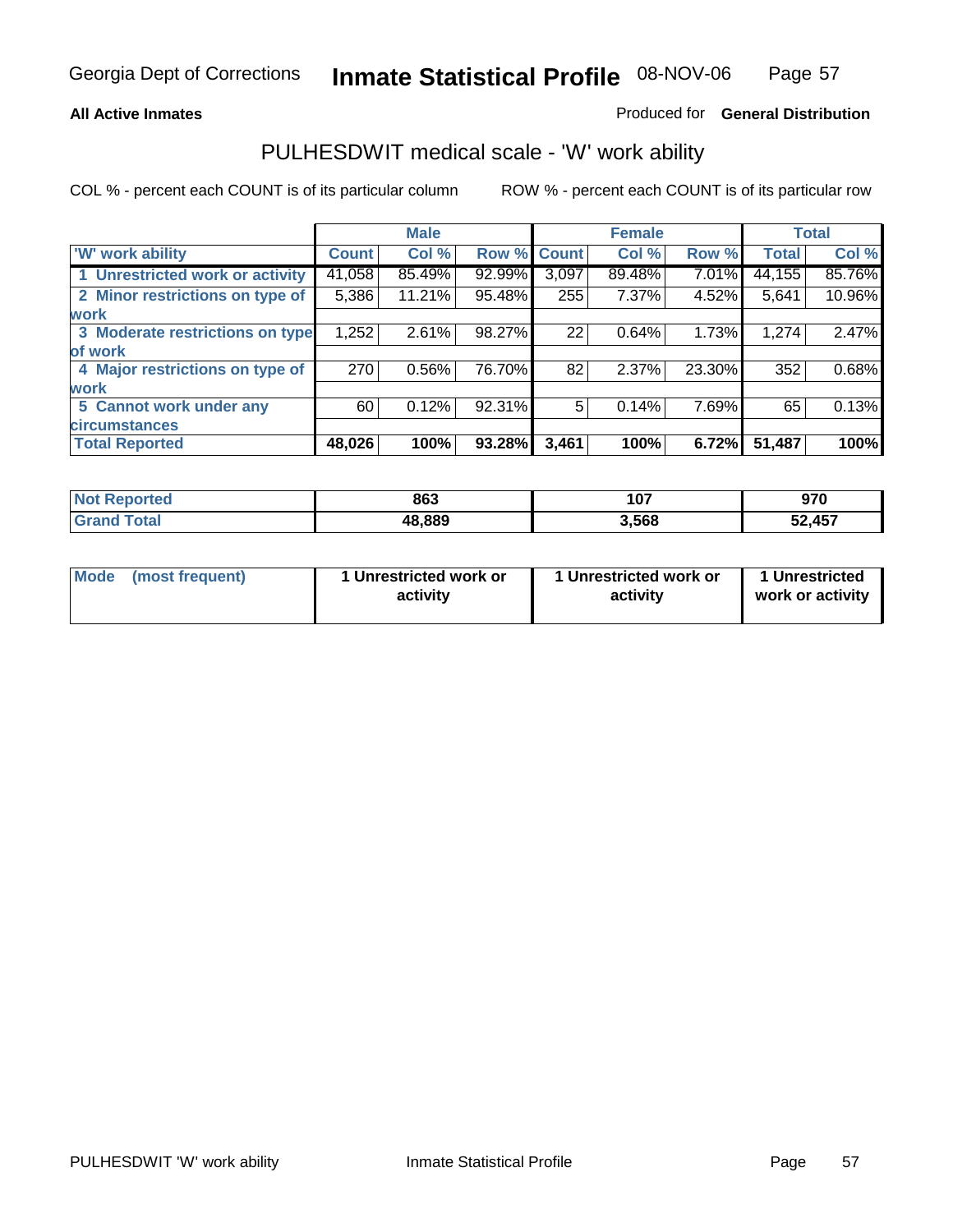Georgia Dept of Corrections **Inmate Statistical Profile** 08-NOV-06

**All Active Inmates**

Produced for **General Distribution**

## PULHESDWIT medical scale - 'W' work ability

COL % - percent each COUNT is of its particular column

ROW % - percent each COUNT is of its particular row

| | Male | | | Female | | | Total | |
|---|---|---|---|---|---|---|---|---|
| 'W' work ability | Count | Col % | Row % | Count | Col % | Row % | Total | Col % |
| 1 Unrestricted work or activity | 41,058 | 85.49% | 92.99% | 3,097 | 89.48% | 7.01% | 44,155 | 85.76% |
| 2 Minor restrictions on type of work | 5,386 | 11.21% | 95.48% | 255 | 7.37% | 4.52% | 5,641 | 10.96% |
| 3 Moderate restrictions on type of work | 1,252 | 2.61% | 98.27% | 22 | 0.64% | 1.73% | 1,274 | 2.47% |
| 4 Major restrictions on type of work | 270 | 0.56% | 76.70% | 82 | 2.37% | 23.30% | 352 | 0.68% |
| 5 Cannot work under any circumstances | 60 | 0.12% | 92.31% | 5 | 0.14% | 7.69% | 65 | 0.13% |
| **Total Reported** | **48,026** | **100%** | **93.28%** | **3,461** | **100%** | **6.72%** | **51,487** | **100%** |

| | Male | Female | Total |
|---|---|---|---|
| Not Reported | 863 | 107 | 970 |
| Grand Total | 48,889 | 3,568 | 52,457 |

| | Male | Female | Total |
|---|---|---|---|
| Mode (most frequent) | 1 Unrestricted work or activity | 1 Unrestricted work or activity | 1 Unrestricted work or activity |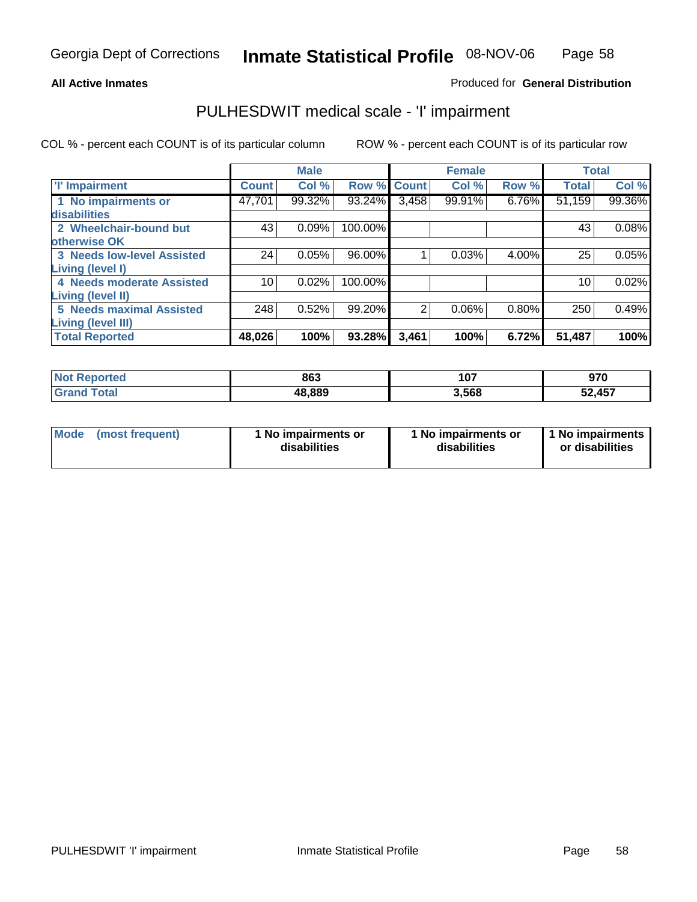Georgia Dept of Corrections **Inmate Statistical Profile** 08-NOV-06

**All Active Inmates**

Produced for **General Distribution**

## PULHESDWIT medical scale - 'I' impairment

COL % - percent each COUNT is of its particular column ROW % - percent each COUNT is of its particular row

| | Male | | | Female | | | Total | |
|---|---|---|---|---|---|---|---|---|
| 'I' Impairment | Count | Col % | Row % | Count | Col % | Row % | Total | Col % |
| 1 No impairments or disabilities | 47,701 | 99.32% | 93.24% | 3,458 | 99.91% | 6.76% | 51,159 | 99.36% |
| 2 Wheelchair-bound but otherwise OK | 43 | 0.09% | 100.00% | | | | 43 | 0.08% |
| 3 Needs low-level Assisted Living (level I) | 24 | 0.05% | 96.00% | 1 | 0.03% | 4.00% | 25 | 0.05% |
| 4 Needs moderate Assisted Living (level II) | 10 | 0.02% | 100.00% | | | | 10 | 0.02% |
| 5 Needs maximal Assisted Living (level III) | 248 | 0.52% | 99.20% | 2 | 0.06% | 0.80% | 250 | 0.49% |
| **Total Reported** | **48,026** | **100%** | **93.28%** | **3,461** | **100%** | **6.72%** | **51,487** | **100%** |

| | Male | Female | Total |
|---|---|---|---|
| Not Reported | 863 | 107 | 970 |
| Grand Total | 48,889 | 3,568 | 52,457 |

| | Male | Female | Total |
|---|---|---|---|
| Mode (most frequent) | 1 No impairments or disabilities | 1 No impairments or disabilities | 1 No impairments or disabilities |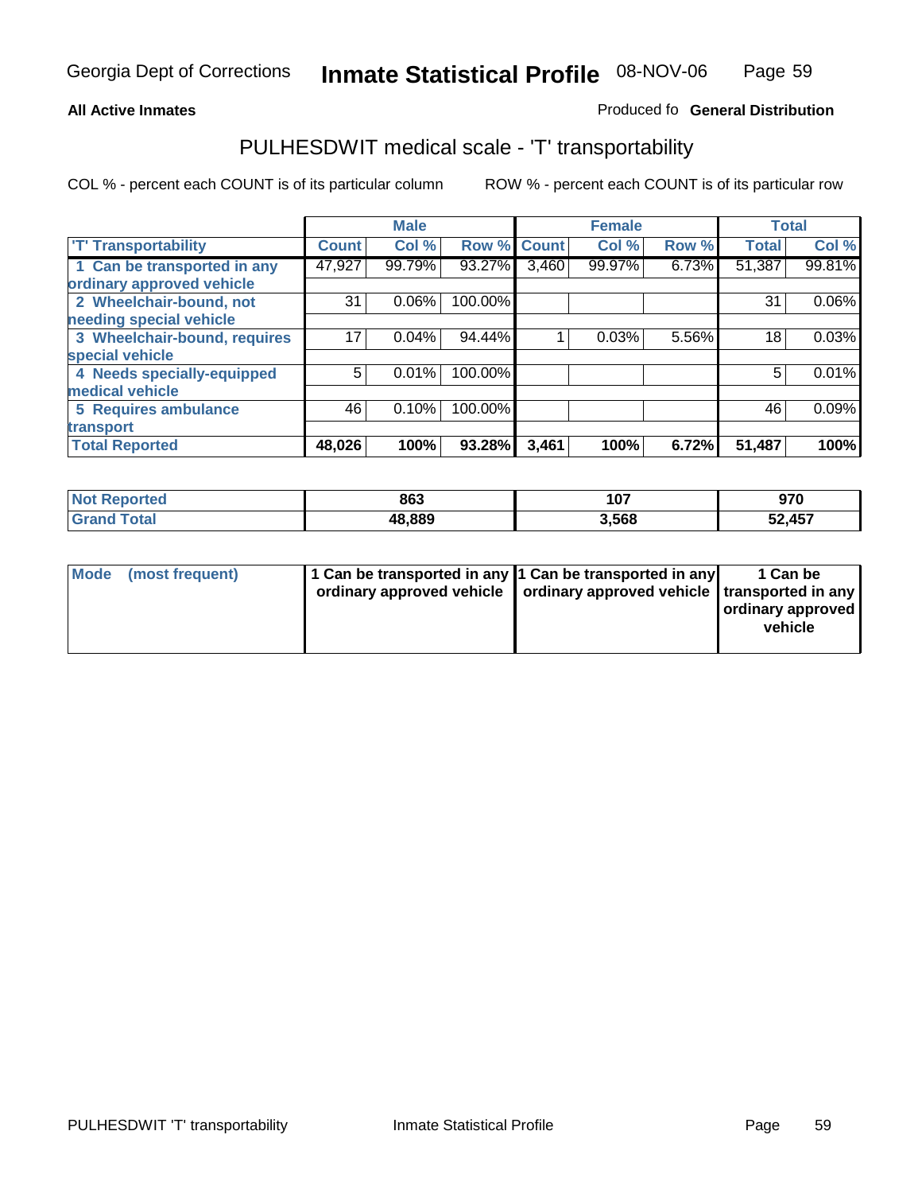Georgia Dept of Corrections **Inmate Statistical Profile** 08-NOV-06

**All Active Inmates**

Produced fo **General Distribution**

# PULHESDWIT medical scale - 'T' transportability

COL % - percent each COUNT is of its particular column ROW % - percent each COUNT is of its particular row

| | Male | | | Female | | | Total | |
|---|---|---|---|---|---|---|---|---|
| 'T' Transportability | Count | Col % | Row % | Count | Col % | Row % | Total | Col % |
| 1 Can be transported in any ordinary approved vehicle | 47,927 | 99.79% | 93.27% | 3,460 | 99.97% | 6.73% | 51,387 | 99.81% |
| 2 Wheelchair-bound, not needing special vehicle | 31 | 0.06% | 100.00% | | | | 31 | 0.06% |
| 3 Wheelchair-bound, requires special vehicle | 17 | 0.04% | 94.44% | 1 | 0.03% | 5.56% | 18 | 0.03% |
| 4 Needs specially-equipped medical vehicle | 5 | 0.01% | 100.00% | | | | 5 | 0.01% |
| 5 Requires ambulance transport | 46 | 0.10% | 100.00% | | | | 46 | 0.09% |
| **Total Reported** | **48,026** | **100%** | **93.28%** | **3,461** | **100%** | **6.72%** | **51,487** | **100%** |

| | Male | Female | Total |
|---|---|---|---|
| **Not Reported** | **863** | **107** | **970** |
| **Grand Total** | **48,889** | **3,568** | **52,457** |

| | Male | Female | Total |
|---|---|---|---|
| **Mode (most frequent)** | **1 Can be transported in any ordinary approved vehicle** | **1 Can be transported in any ordinary approved vehicle** | **1 Can be transported in any ordinary approved vehicle** |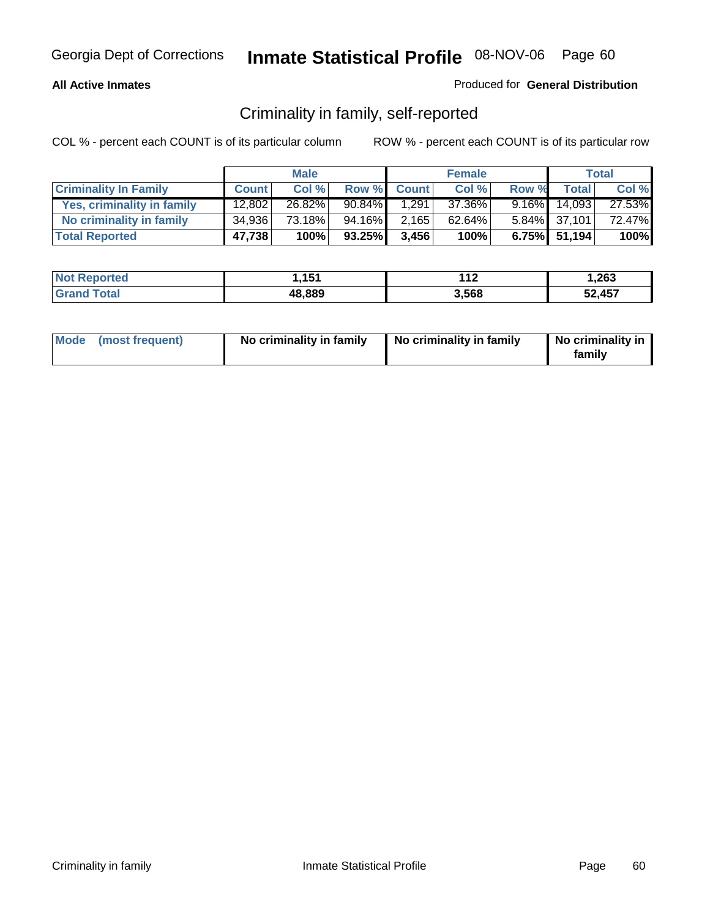**All Active Inmates**

Produced for **General Distribution**

## Criminality in family, self-reported

COL % - percent each COUNT is of its particular column

ROW % - percent each COUNT is of its particular row

| | Male | | | Female | | | Total | |
|---|---|---|---|---|---|---|---|---|
| **Criminality In Family** | **Count** | **Col %** | **Row %** | **Count** | **Col %** | **Row %** | **Total** | **Col %** |
| **Yes, criminality in family** | 12,802 | 26.82% | 90.84% | 1,291 | 37.36% | 9.16% | 14,093 | 27.53% |
| **No criminality in family** | 34,936 | 73.18% | 94.16% | 2,165 | 62.64% | 5.84% | 37,101 | 72.47% |
| **Total Reported** | **47,738** | **100%** | **93.25%** | **3,456** | **100%** | **6.75%** | **51,194** | **100%** |

| | Male | Female | Total |
|---|---|---|---|
| **Not Reported** | **1,151** | **112** | **1,263** |
| **Grand Total** | **48,889** | **3,568** | **52,457** |

| **Mode (most frequent)** | **No criminality in family** | **No criminality in family** | **No criminality in family** |
|---|---|---|---|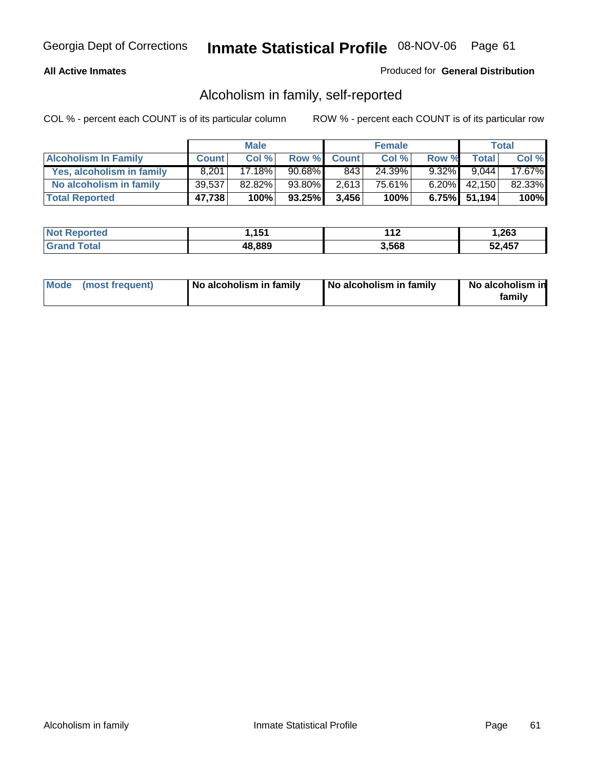Georgia Dept of Corrections **Inmate Statistical Profile** 08-NOV-06

**All Active Inmates**

Produced for **General Distribution**

## Alcoholism in family, self-reported

COL % - percent each COUNT is of its particular column ROW % - percent each COUNT is of its particular row

| | Male | | | Female | | | Total | |
|---|---|---|---|---|---|---|---|---|
| **Alcoholism In Family** | **Count** | **Col %** | **Row %** | **Count** | **Col %** | **Row %** | **Total** | **Col %** |
| **Yes, alcoholism in family** | 8,201 | 17.18% | 90.68% | 843 | 24.39% | 9.32% | 9,044 | 17.67% |
| **No alcoholism in family** | 39,537 | 82.82% | 93.80% | 2,613 | 75.61% | 6.20% | 42,150 | 82.33% |
| **Total Reported** | **47,738** | **100%** | **93.25%** | **3,456** | **100%** | **6.75%** | **51,194** | **100%** |

| | Male | Female | Total |
|---|---|---|---|
| **Not Reported** | **1,151** | **112** | **1,263** |
| **Grand Total** | **48,889** | **3,568** | **52,457** |

| | Male | Female | Total |
|---|---|---|---|
| **Mode (most frequent)** | **No alcoholism in family** | **No alcoholism in family** | **No alcoholism in family** |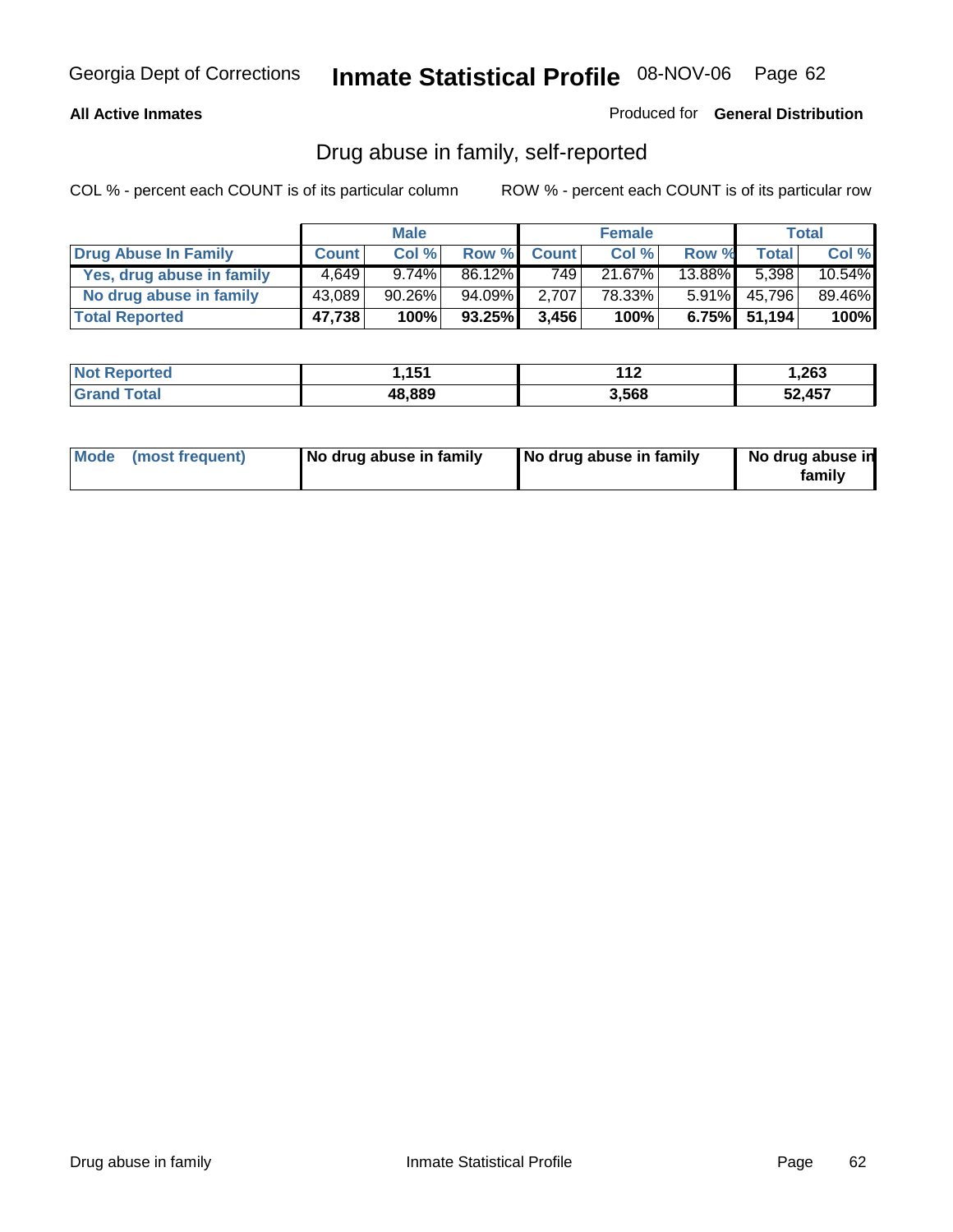Georgia Dept of Corrections **Inmate Statistical Profile** 08-NOV-06

**All Active Inmates**

Produced for **General Distribution**

## Drug abuse in family, self-reported

COL % - percent each COUNT is of its particular column        ROW % - percent each COUNT is of its particular row

| | Male | | | Female | | | Total | |
|---|---|---|---|---|---|---|---|---|
| **Drug Abuse In Family** | **Count** | **Col %** | **Row %** | **Count** | **Col %** | **Row %** | **Total** | **Col %** |
| **Yes, drug abuse in family** | 4,649 | 9.74% | 86.12% | 749 | 21.67% | 13.88% | 5,398 | 10.54% |
| **No drug abuse in family** | 43,089 | 90.26% | 94.09% | 2,707 | 78.33% | 5.91% | 45,796 | 89.46% |
| **Total Reported** | **47,738** | **100%** | **93.25%** | **3,456** | **100%** | **6.75%** | **51,194** | **100%** |

| | Male | Female | Total |
|---|---|---|---|
| **Not Reported** | **1,151** | **112** | **1,263** |
| **Grand Total** | **48,889** | **3,568** | **52,457** |

| | Male | Female | Total |
|---|---|---|---|
| **Mode (most frequent)** | **No drug abuse in family** | **No drug abuse in family** | **No drug abuse in family** |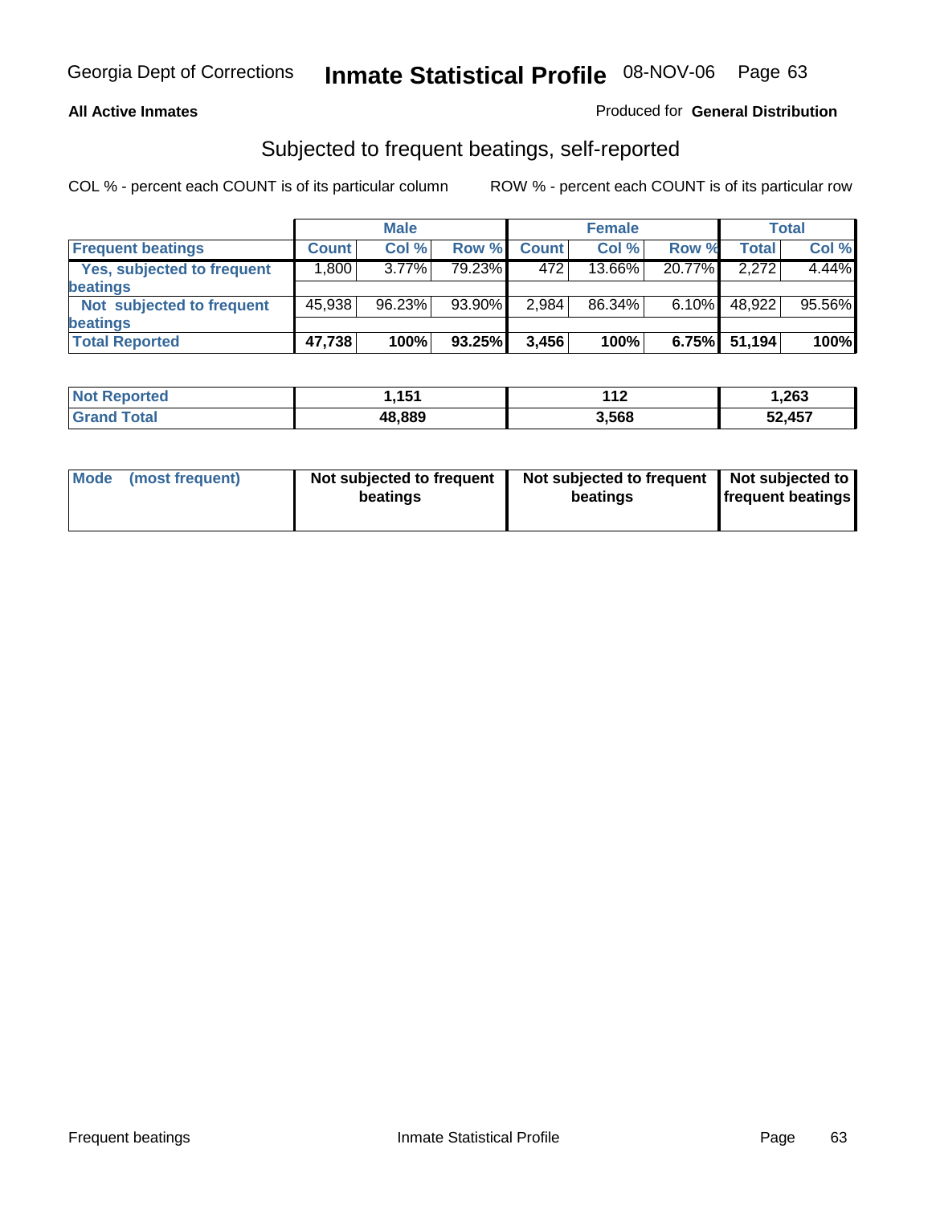**All Active Inmates**

Produced for **General Distribution**

## Subjected to frequent beatings, self-reported

COL % - percent each COUNT is of its particular column

ROW % - percent each COUNT is of its particular row

| | Male | | | Female | | | Total | |
|---|---|---|---|---|---|---|---|---|
| **Frequent beatings** | **Count** | **Col %** | **Row %** | **Count** | **Col %** | **Row %** | **Total** | **Col %** |
| **Yes, subjected to frequent beatings** | 1,800 | 3.77% | 79.23% | 472 | 13.66% | 20.77% | 2,272 | 4.44% |
| **Not subjected to frequent beatings** | 45,938 | 96.23% | 93.90% | 2,984 | 86.34% | 6.10% | 48,922 | 95.56% |
| **Total Reported** | **47,738** | **100%** | **93.25%** | **3,456** | **100%** | **6.75%** | **51,194** | **100%** |

| | Male | Female | Total |
|---|---|---|---|
| **Not Reported** | **1,151** | **112** | **1,263** |
| **Grand Total** | **48,889** | **3,568** | **52,457** |

| | Male | Female | Total |
|---|---|---|---|
| **Mode (most frequent)** | **Not subjected to frequent beatings** | **Not subjected to frequent beatings** | **Not subjected to frequent beatings** |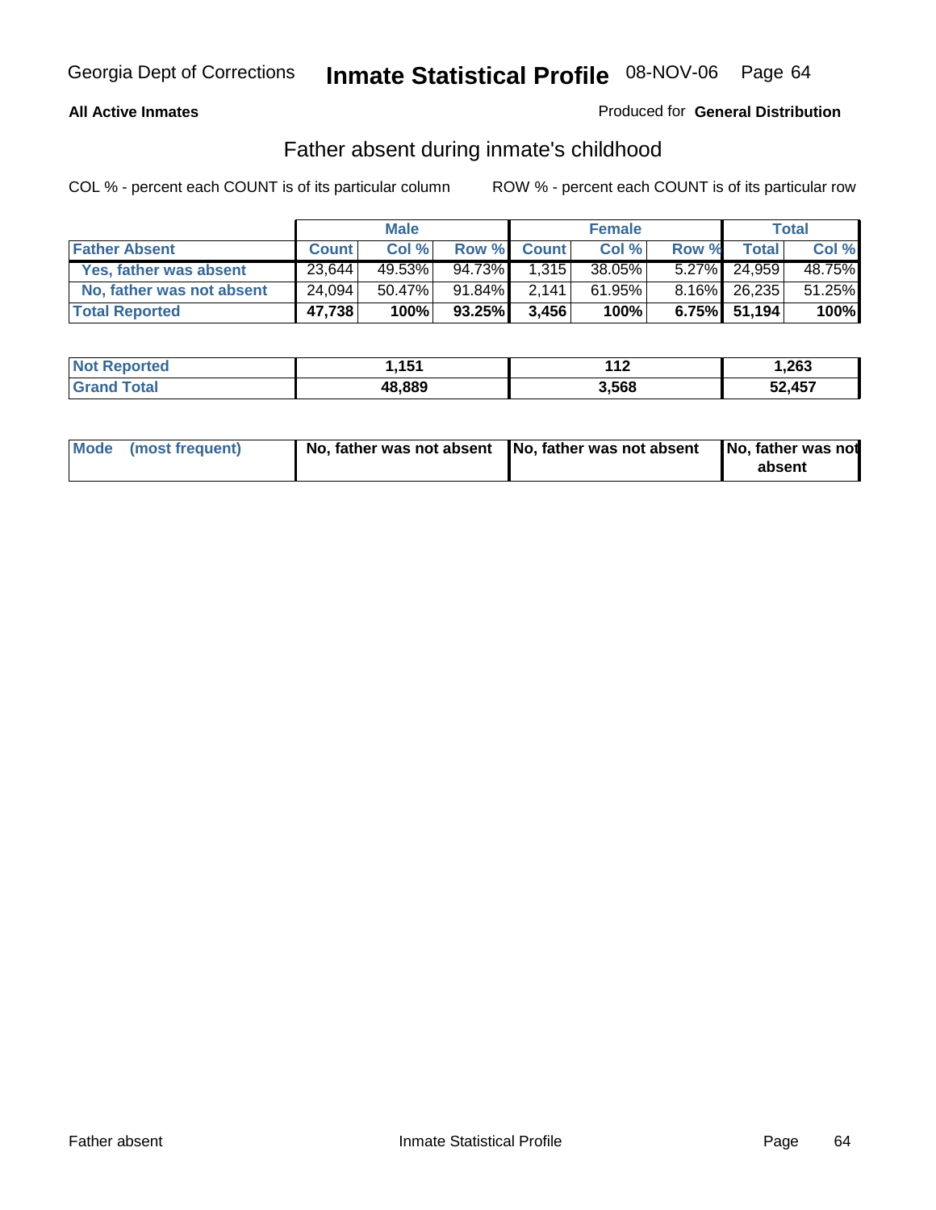**All Active Inmates**

Produced for **General Distribution**

## Father absent during inmate's childhood

COL % - percent each COUNT is of its particular column

ROW % - percent each COUNT is of its particular row

| | Male | | | Female | | | Total | |
|---|---|---|---|---|---|---|---|---|
| **Father Absent** | **Count** | **Col %** | **Row %** | **Count** | **Col %** | **Row %** | **Total** | **Col %** |
| Yes, father was absent | 23,644 | 49.53% | 94.73% | 1,315 | 38.05% | 5.27% | 24,959 | 48.75% |
| No, father was not absent | 24,094 | 50.47% | 91.84% | 2,141 | 61.95% | 8.16% | 26,235 | 51.25% |
| **Total Reported** | **47,738** | **100%** | **93.25%** | **3,456** | **100%** | **6.75%** | **51,194** | **100%** |

| | Male | Female | Total |
|---|---|---|---|
| **Not Reported** | **1,151** | **112** | **1,263** |
| **Grand Total** | **48,889** | **3,568** | **52,457** |

| | Male | Female | Total |
|---|---|---|---|
| **Mode (most frequent)** | **No, father was not absent** | **No, father was not absent** | **No, father was not absent** |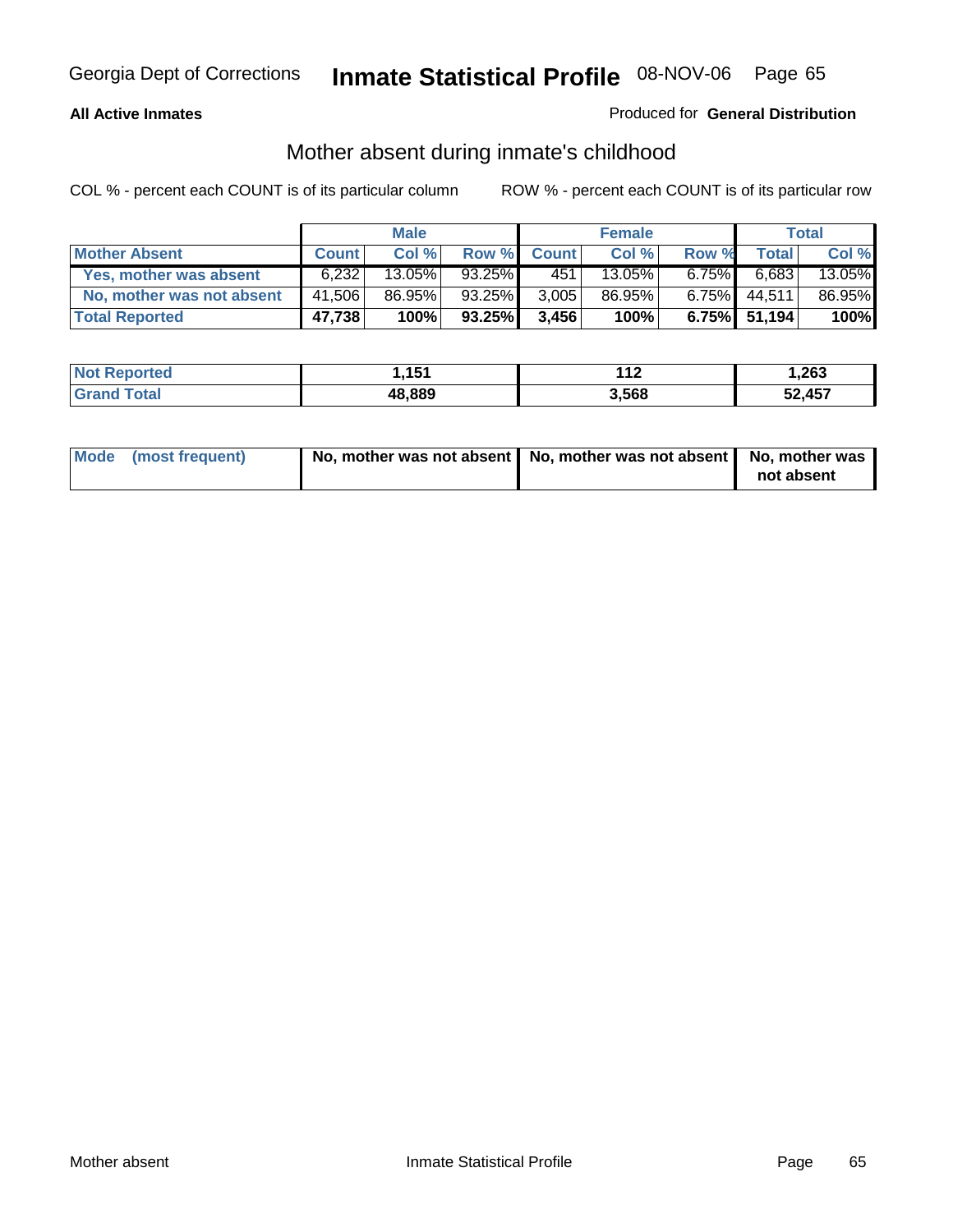Georgia Dept of Corrections **Inmate Statistical Profile** 08-NOV-06

**All Active Inmates**

Produced for **General Distribution**

## Mother absent during inmate's childhood

COL % - percent each COUNT is of its particular column ROW % - percent each COUNT is of its particular row

| | Male | | | Female | | | Total | |
|---|---|---|---|---|---|---|---|---|
| **Mother Absent** | **Count** | **Col %** | **Row %** | **Count** | **Col %** | **Row %** | **Total** | **Col %** |
| **Yes, mother was absent** | 6,232 | 13.05% | 93.25% | 451 | 13.05% | 6.75% | 6,683 | 13.05% |
| **No, mother was not absent** | 41,506 | 86.95% | 93.25% | 3,005 | 86.95% | 6.75% | 44,511 | 86.95% |
| **Total Reported** | **47,738** | **100%** | **93.25%** | **3,456** | **100%** | **6.75%** | **51,194** | **100%** |

| | Male | Female | Total |
|---|---|---|---|
| **Not Reported** | **1,151** | **112** | **1,263** |
| **Grand Total** | **48,889** | **3,568** | **52,457** |

| | Male | Female | Total |
|---|---|---|---|
| **Mode (most frequent)** | **No, mother was not absent** | **No, mother was not absent** | **No, mother was not absent** |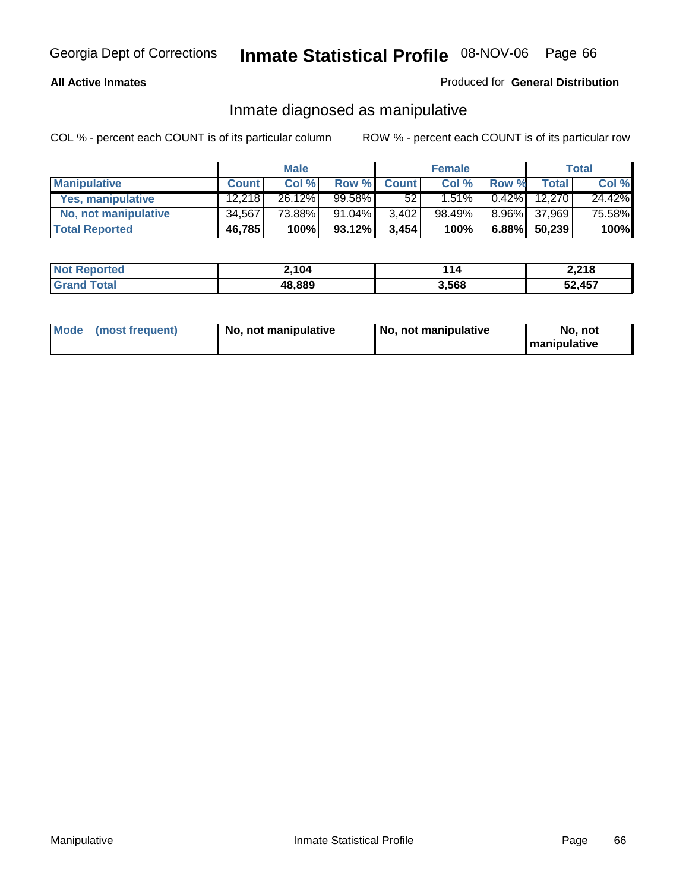**All Active Inmates**

Produced for **General Distribution**

## Inmate diagnosed as manipulative

COL % - percent each COUNT is of its particular column

ROW % - percent each COUNT is of its particular row

| | Male | | | Female | | | Total | |
|---|---|---|---|---|---|---|---|---|
| **Manipulative** | **Count** | **Col %** | **Row %** | **Count** | **Col %** | **Row %** | **Total** | **Col %** |
| **Yes, manipulative** | 12,218 | 26.12% | 99.58% | 52 | 1.51% | 0.42% | 12,270 | 24.42% |
| **No, not manipulative** | 34,567 | 73.88% | 91.04% | 3,402 | 98.49% | 8.96% | 37,969 | 75.58% |
| **Total Reported** | **46,785** | **100%** | **93.12%** | **3,454** | **100%** | **6.88%** | **50,239** | **100%** |

| | Male | Female | Total |
|---|---|---|---|
| **Not Reported** | **2,104** | **114** | **2,218** |
| **Grand Total** | **48,889** | **3,568** | **52,457** |

| | Male | Female | Total |
|---|---|---|---|
| **Mode (most frequent)** | **No, not manipulative** | **No, not manipulative** | **No, not manipulative** |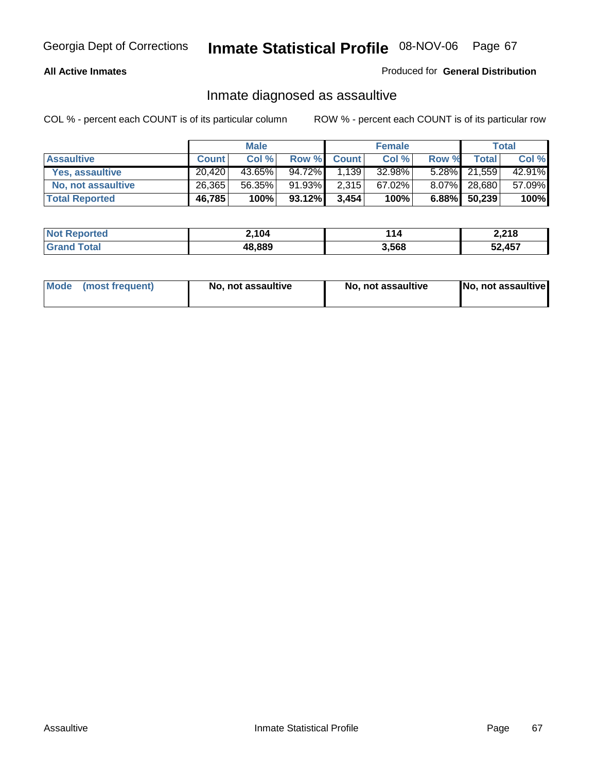**All Active Inmates**

Produced for **General Distribution**

## Inmate diagnosed as assaultive

COL % - percent each COUNT is of its particular column

ROW % - percent each COUNT is of its particular row

| | Male | | | Female | | | Total | |
|---|---|---|---|---|---|---|---|---|
| **Assaultive** | **Count** | **Col %** | **Row %** | **Count** | **Col %** | **Row %** | **Total** | **Col %** |
| **Yes, assaultive** | 20,420 | 43.65% | 94.72% | 1,139 | 32.98% | 5.28% | 21,559 | 42.91% |
| **No, not assaultive** | 26,365 | 56.35% | 91.93% | 2,315 | 67.02% | 8.07% | 28,680 | 57.09% |
| **Total Reported** | **46,785** | **100%** | **93.12%** | **3,454** | **100%** | **6.88%** | **50,239** | **100%** |

| | Male | Female | Total |
|---|---|---|---|
| **Not Reported** | **2,104** | **114** | **2,218** |
| **Grand Total** | **48,889** | **3,568** | **52,457** |

| | Male | Female | Total |
|---|---|---|---|
| **Mode (most frequent)** | **No, not assaultive** | **No, not assaultive** | **No, not assaultive** |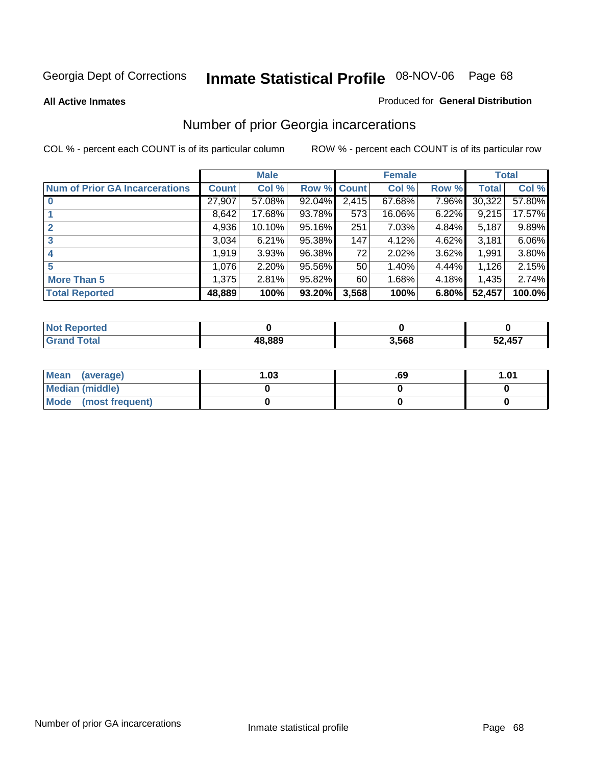Georgia Dept of Corrections **Inmate Statistical Profile** 08-NOV-06

**All Active Inmates**

Produced for **General Distribution**

## Number of prior Georgia incarcerations

COL % - percent each COUNT is of its particular column        ROW % - percent each COUNT is of its particular row

| | Male | | | Female | | | Total | |
|---|---|---|---|---|---|---|---|---|
| **Num of Prior GA Incarcerations** | **Count** | **Col %** | **Row %** | **Count** | **Col %** | **Row %** | **Total** | **Col %** |
| **0** | 27,907 | 57.08% | 92.04% | 2,415 | 67.68% | 7.96% | 30,322 | 57.80% |
| **1** | 8,642 | 17.68% | 93.78% | 573 | 16.06% | 6.22% | 9,215 | 17.57% |
| **2** | 4,936 | 10.10% | 95.16% | 251 | 7.03% | 4.84% | 5,187 | 9.89% |
| **3** | 3,034 | 6.21% | 95.38% | 147 | 4.12% | 4.62% | 3,181 | 6.06% |
| **4** | 1,919 | 3.93% | 96.38% | 72 | 2.02% | 3.62% | 1,991 | 3.80% |
| **5** | 1,076 | 2.20% | 95.56% | 50 | 1.40% | 4.44% | 1,126 | 2.15% |
| **More Than 5** | 1,375 | 2.81% | 95.82% | 60 | 1.68% | 4.18% | 1,435 | 2.74% |
| **Total Reported** | **48,889** | **100%** | **93.20%** | **3,568** | **100%** | **6.80%** | **52,457** | **100.0%** |

| | Male | Female | Total |
|---|---|---|---|
| **Not Reported** | **0** | **0** | **0** |
| **Grand Total** | **48,889** | **3,568** | **52,457** |

| | Male | Female | Total |
|---|---|---|---|
| **Mean (average)** | **1.03** | **.69** | **1.01** |
| **Median (middle)** | **0** | **0** | **0** |
| **Mode (most frequent)** | **0** | **0** | **0** |

Number of prior GA incarcerations        Inmate statistical profile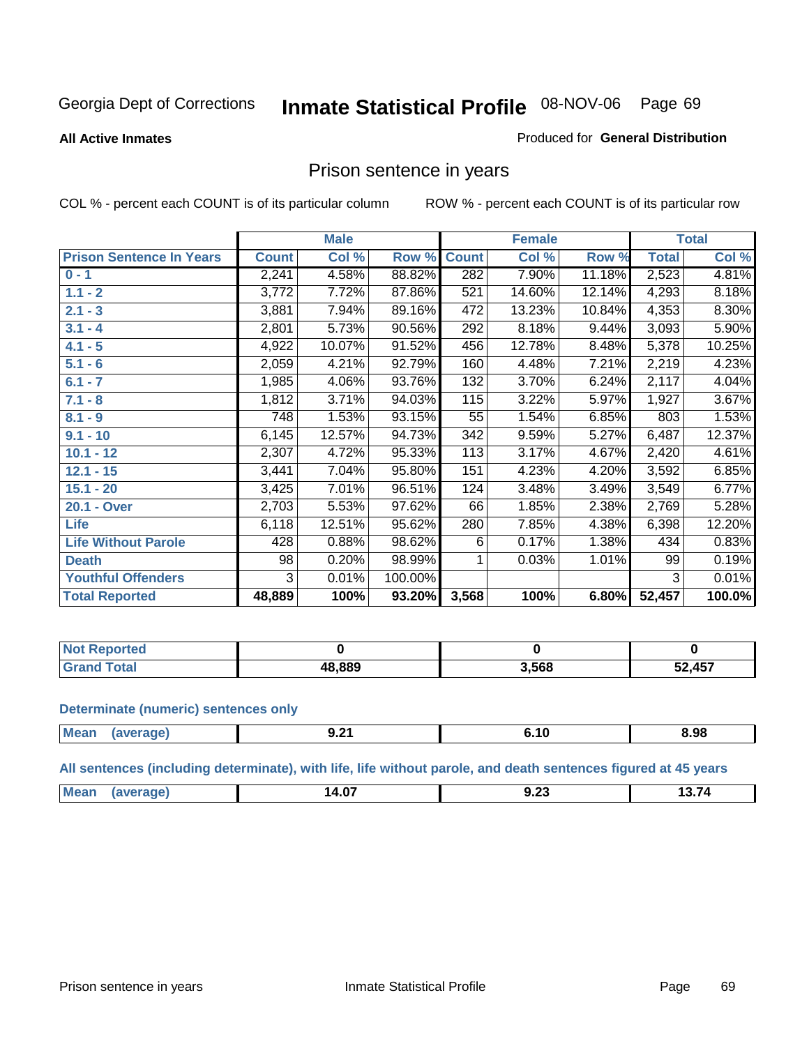Georgia Dept of Corrections **Inmate Statistical Profile** 08-NOV-06

**All Active Inmates**

Produced for **General Distribution**

## Prison sentence in years

COL % - percent each COUNT is of its particular column    ROW % - percent each COUNT is of its particular row

| Prison Sentence In Years | Male | | | Female | | | Total | |
|---|---|---|---|---|---|---|---|---|
| | Count | Col % | Row % | Count | Col % | Row % | Total | Col % |
| 0 - 1 | 2,241 | 4.58% | 88.82% | 282 | 7.90% | 11.18% | 2,523 | 4.81% |
| 1.1 - 2 | 3,772 | 7.72% | 87.86% | 521 | 14.60% | 12.14% | 4,293 | 8.18% |
| 2.1 - 3 | 3,881 | 7.94% | 89.16% | 472 | 13.23% | 10.84% | 4,353 | 8.30% |
| 3.1 - 4 | 2,801 | 5.73% | 90.56% | 292 | 8.18% | 9.44% | 3,093 | 5.90% |
| 4.1 - 5 | 4,922 | 10.07% | 91.52% | 456 | 12.78% | 8.48% | 5,378 | 10.25% |
| 5.1 - 6 | 2,059 | 4.21% | 92.79% | 160 | 4.48% | 7.21% | 2,219 | 4.23% |
| 6.1 - 7 | 1,985 | 4.06% | 93.76% | 132 | 3.70% | 6.24% | 2,117 | 4.04% |
| 7.1 - 8 | 1,812 | 3.71% | 94.03% | 115 | 3.22% | 5.97% | 1,927 | 3.67% |
| 8.1 - 9 | 748 | 1.53% | 93.15% | 55 | 1.54% | 6.85% | 803 | 1.53% |
| 9.1 - 10 | 6,145 | 12.57% | 94.73% | 342 | 9.59% | 5.27% | 6,487 | 12.37% |
| 10.1 - 12 | 2,307 | 4.72% | 95.33% | 113 | 3.17% | 4.67% | 2,420 | 4.61% |
| 12.1 - 15 | 3,441 | 7.04% | 95.80% | 151 | 4.23% | 4.20% | 3,592 | 6.85% |
| 15.1 - 20 | 3,425 | 7.01% | 96.51% | 124 | 3.48% | 3.49% | 3,549 | 6.77% |
| 20.1 - Over | 2,703 | 5.53% | 97.62% | 66 | 1.85% | 2.38% | 2,769 | 5.28% |
| Life | 6,118 | 12.51% | 95.62% | 280 | 7.85% | 4.38% | 6,398 | 12.20% |
| Life Without Parole | 428 | 0.88% | 98.62% | 6 | 0.17% | 1.38% | 434 | 0.83% |
| Death | 98 | 0.20% | 98.99% | 1 | 0.03% | 1.01% | 99 | 0.19% |
| Youthful Offenders | 3 | 0.01% | 100.00% | | | | 3 | 0.01% |
| **Total Reported** | **48,889** | **100%** | **93.20%** | **3,568** | **100%** | **6.80%** | **52,457** | **100.0%** |

| | Male | Female | Total |
|---|---|---|---|
| Not Reported | **0** | **0** | **0** |
| Grand Total | **48,889** | **3,568** | **52,457** |

**Determinate (numeric) sentences only**

| | Male | Female | Total |
|---|---|---|---|
| Mean (average) | **9.21** | **6.10** | **8.98** |

**All sentences (including determinate), with life, life without parole, and death sentences figured at 45 years**

| | Male | Female | Total |
|---|---|---|---|
| Mean (average) | **14.07** | **9.23** | **13.74** |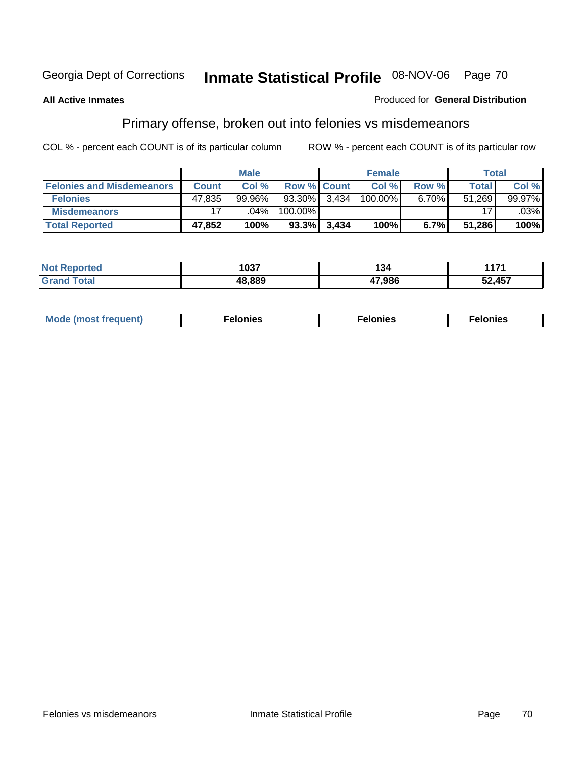Georgia Dept of Corrections **Inmate Statistical Profile** 08-NOV-06

**All Active Inmates**

Produced for **General Distribution**

## Primary offense, broken out into felonies vs misdemeanors

COL % - percent each COUNT is of its particular column

ROW % - percent each COUNT is of its particular row

| | Male | | | Female | | | Total | |
|---|---|---|---|---|---|---|---|---|
| **Felonies and Misdemeanors** | **Count** | **Col %** | **Row %** | **Count** | **Col %** | **Row %** | **Total** | **Col %** |
| **Felonies** | 47,835 | 99.96% | 93.30% | 3,434 | 100.00% | 6.70% | 51,269 | 99.97% |
| **Misdemeanors** | 17 | .04% | 100.00% | | | | 17 | .03% |
| **Total Reported** | **47,852** | **100%** | **93.3%** | **3,434** | **100%** | **6.7%** | **51,286** | **100%** |

| | Male | Female | Total |
|---|---|---|---|
| **Not Reported** | **1037** | **134** | **1171** |
| **Grand Total** | **48,889** | **47,986** | **52,457** |

| | Male | Female | Total |
|---|---|---|---|
| **Mode (most frequent)** | **Felonies** | **Felonies** | **Felonies** |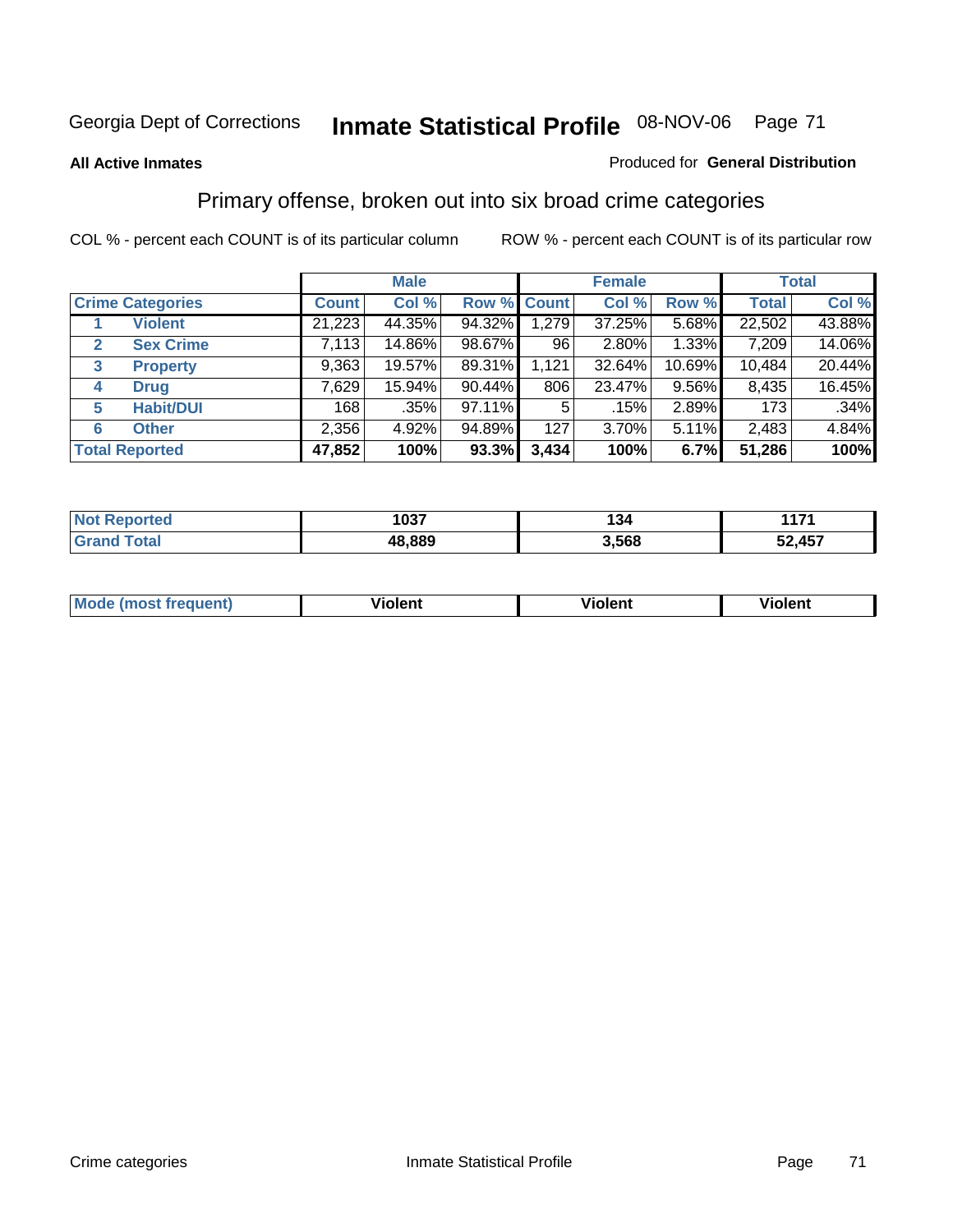Georgia Dept of Corrections **Inmate Statistical Profile** 08-NOV-06

**All Active Inmates**

Produced for **General Distribution**

## Primary offense, broken out into six broad crime categories

COL % - percent each COUNT is of its particular column

ROW % - percent each COUNT is of its particular row

| | | Male | | | Female | | | Total | |
|---|---|---|---|---|---|---|---|---|---|
| **Crime Categories** | | **Count** | **Col %** | **Row %** | **Count** | **Col %** | **Row %** | **Total** | **Col %** |
| 1 | **Violent** | 21,223 | 44.35% | 94.32% | 1,279 | 37.25% | 5.68% | 22,502 | 43.88% |
| 2 | **Sex Crime** | 7,113 | 14.86% | 98.67% | 96 | 2.80% | 1.33% | 7,209 | 14.06% |
| 3 | **Property** | 9,363 | 19.57% | 89.31% | 1,121 | 32.64% | 10.69% | 10,484 | 20.44% |
| 4 | **Drug** | 7,629 | 15.94% | 90.44% | 806 | 23.47% | 9.56% | 8,435 | 16.45% |
| 5 | **Habit/DUI** | 168 | .35% | 97.11% | 5 | .15% | 2.89% | 173 | .34% |
| 6 | **Other** | 2,356 | 4.92% | 94.89% | 127 | 3.70% | 5.11% | 2,483 | 4.84% |
| **Total Reported** | | **47,852** | **100%** | **93.3%** | **3,434** | **100%** | **6.7%** | **51,286** | **100%** |

| | Male | Female | Total |
|---|---|---|---|
| **Not Reported** | **1037** | **134** | **1171** |
| **Grand Total** | **48,889** | **3,568** | **52,457** |

| | Male | Female | Total |
|---|---|---|---|
| **Mode (most frequent)** | **Violent** | **Violent** | **Violent** |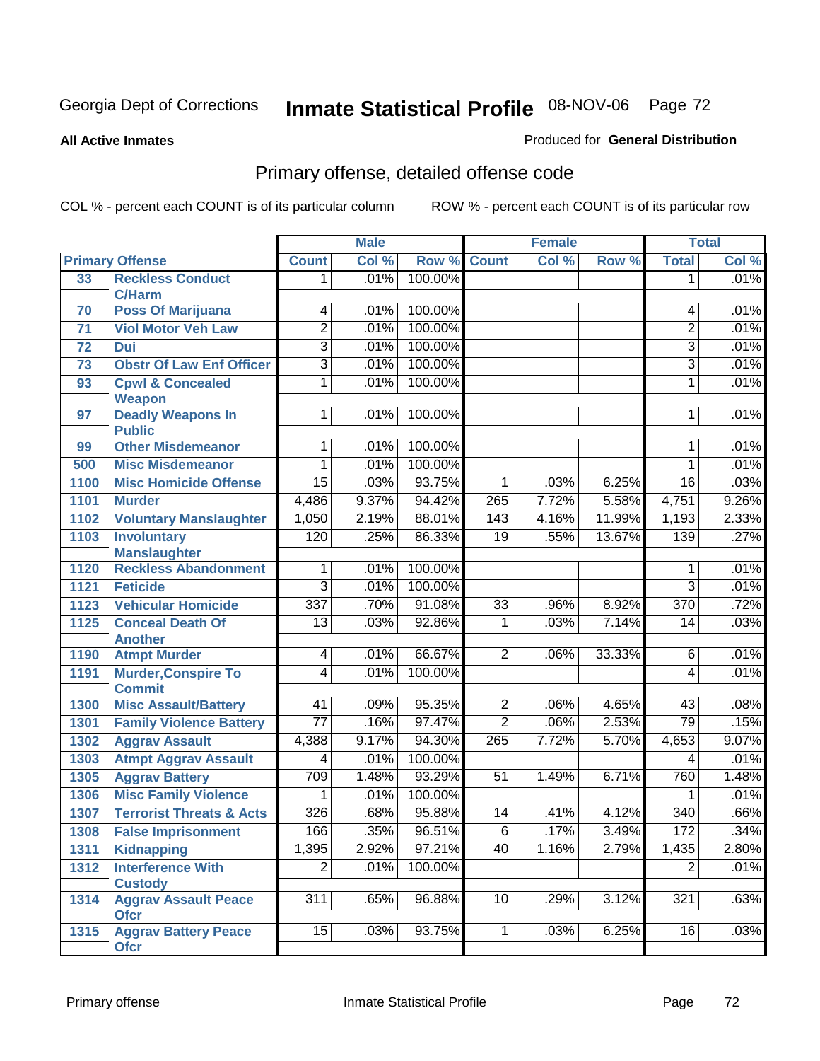Georgia Dept of Corrections **Inmate Statistical Profile** 08-NOV-06

**All Active Inmates**

Produced for **General Distribution**

## Primary offense, detailed offense code

COL % - percent each COUNT is of its particular column ROW % - percent each COUNT is of its particular row

| Primary Offense | | Male | | | Female | | | Total | |
|---|---|---|---|---|---|---|---|---|---|
| | | Count | Col % | Row % | Count | Col % | Row % | Total | Col % |
| 33 | Reckless Conduct C/Harm | 1 | .01% | 100.00% | | | | 1 | .01% |
| 70 | Poss Of Marijuana | 4 | .01% | 100.00% | | | | 4 | .01% |
| 71 | Viol Motor Veh Law | 2 | .01% | 100.00% | | | | 2 | .01% |
| 72 | Dui | 3 | .01% | 100.00% | | | | 3 | .01% |
| 73 | Obstr Of Law Enf Officer | 3 | .01% | 100.00% | | | | 3 | .01% |
| 93 | Cpwl & Concealed Weapon | 1 | .01% | 100.00% | | | | 1 | .01% |
| 97 | Deadly Weapons In Public | 1 | .01% | 100.00% | | | | 1 | .01% |
| 99 | Other Misdemeanor | 1 | .01% | 100.00% | | | | 1 | .01% |
| 500 | Misc Misdemeanor | 1 | .01% | 100.00% | | | | 1 | .01% |
| 1100 | Misc Homicide Offense | 15 | .03% | 93.75% | 1 | .03% | 6.25% | 16 | .03% |
| 1101 | Murder | 4,486 | 9.37% | 94.42% | 265 | 7.72% | 5.58% | 4,751 | 9.26% |
| 1102 | Voluntary Manslaughter | 1,050 | 2.19% | 88.01% | 143 | 4.16% | 11.99% | 1,193 | 2.33% |
| 1103 | Involuntary Manslaughter | 120 | .25% | 86.33% | 19 | .55% | 13.67% | 139 | .27% |
| 1120 | Reckless Abandonment | 1 | .01% | 100.00% | | | | 1 | .01% |
| 1121 | Feticide | 3 | .01% | 100.00% | | | | 3 | .01% |
| 1123 | Vehicular Homicide | 337 | .70% | 91.08% | 33 | .96% | 8.92% | 370 | .72% |
| 1125 | Conceal Death Of Another | 13 | .03% | 92.86% | 1 | .03% | 7.14% | 14 | .03% |
| 1190 | Atmpt Murder | 4 | .01% | 66.67% | 2 | .06% | 33.33% | 6 | .01% |
| 1191 | Murder,Conspire To Commit | 4 | .01% | 100.00% | | | | 4 | .01% |
| 1300 | Misc Assault/Battery | 41 | .09% | 95.35% | 2 | .06% | 4.65% | 43 | .08% |
| 1301 | Family Violence Battery | 77 | .16% | 97.47% | 2 | .06% | 2.53% | 79 | .15% |
| 1302 | Aggrav Assault | 4,388 | 9.17% | 94.30% | 265 | 7.72% | 5.70% | 4,653 | 9.07% |
| 1303 | Atmpt Aggrav Assault | 4 | .01% | 100.00% | | | | 4 | .01% |
| 1305 | Aggrav Battery | 709 | 1.48% | 93.29% | 51 | 1.49% | 6.71% | 760 | 1.48% |
| 1306 | Misc Family Violence | 1 | .01% | 100.00% | | | | 1 | .01% |
| 1307 | Terrorist Threats & Acts | 326 | .68% | 95.88% | 14 | .41% | 4.12% | 340 | .66% |
| 1308 | False Imprisonment | 166 | .35% | 96.51% | 6 | .17% | 3.49% | 172 | .34% |
| 1311 | Kidnapping | 1,395 | 2.92% | 97.21% | 40 | 1.16% | 2.79% | 1,435 | 2.80% |
| 1312 | Interference With Custody | 2 | .01% | 100.00% | | | | 2 | .01% |
| 1314 | Aggrav Assault Peace Ofcr | 311 | .65% | 96.88% | 10 | .29% | 3.12% | 321 | .63% |
| 1315 | Aggrav Battery Peace Ofcr | 15 | .03% | 93.75% | 1 | .03% | 6.25% | 16 | .03% |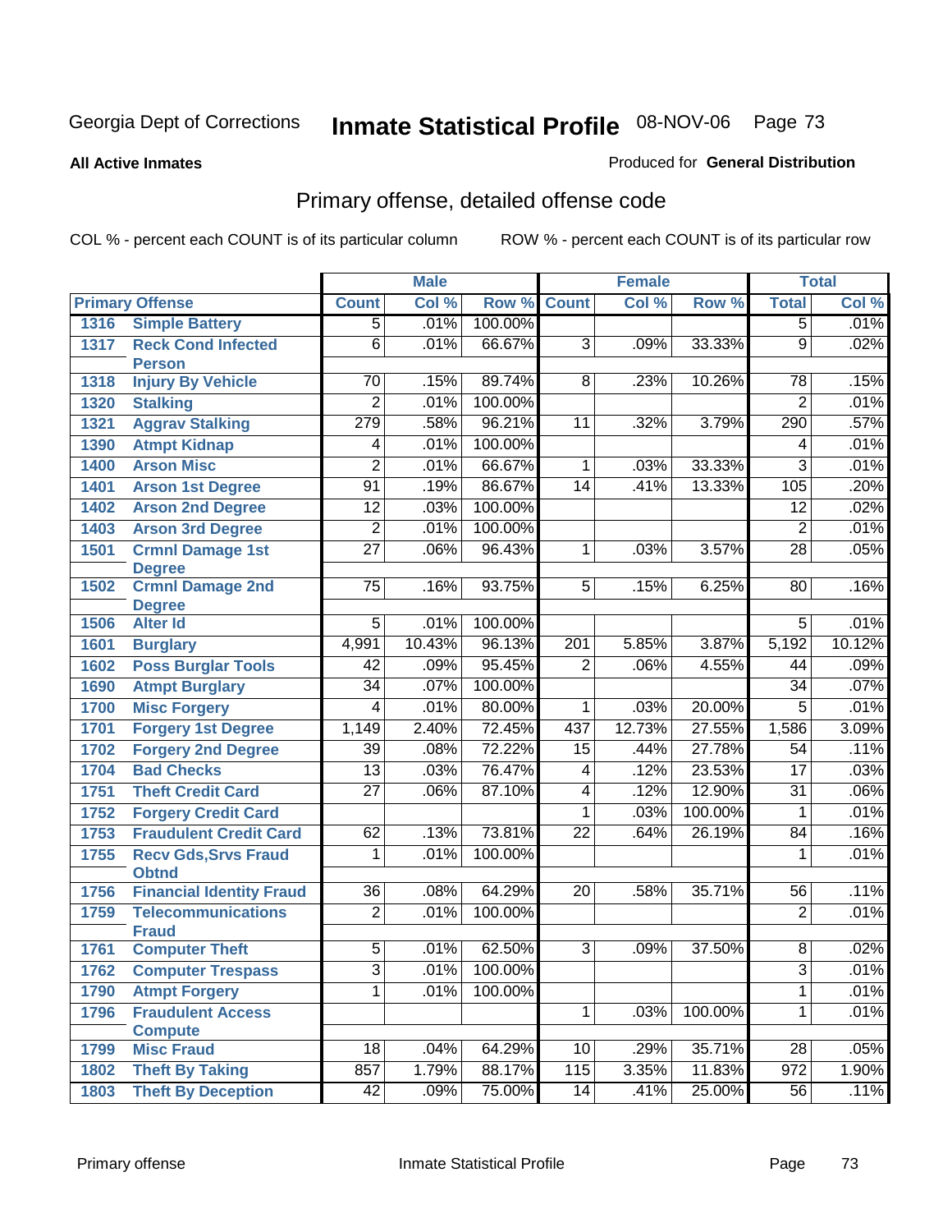Georgia Dept of Corrections **Inmate Statistical Profile** 08-NOV-06

**All Active Inmates**

Produced for **General Distribution**

## Primary offense, detailed offense code

COL % - percent each COUNT is of its particular column    ROW % - percent each COUNT is of its particular row

| Primary Offense | | Male | | | Female | | | Total | |
|---|---|---|---|---|---|---|---|---|---|
| | | Count | Col % | Row % | Count | Col % | Row % | Total | Col % |
| 1316 | Simple Battery | 5 | .01% | 100.00% | | | | 5 | .01% |
| 1317 | Reck Cond Infected Person | 6 | .01% | 66.67% | 3 | .09% | 33.33% | 9 | .02% |
| 1318 | Injury By Vehicle | 70 | .15% | 89.74% | 8 | .23% | 10.26% | 78 | .15% |
| 1320 | Stalking | 2 | .01% | 100.00% | | | | 2 | .01% |
| 1321 | Aggrav Stalking | 279 | .58% | 96.21% | 11 | .32% | 3.79% | 290 | .57% |
| 1390 | Atmpt Kidnap | 4 | .01% | 100.00% | | | | 4 | .01% |
| 1400 | Arson Misc | 2 | .01% | 66.67% | 1 | .03% | 33.33% | 3 | .01% |
| 1401 | Arson 1st Degree | 91 | .19% | 86.67% | 14 | .41% | 13.33% | 105 | .20% |
| 1402 | Arson 2nd Degree | 12 | .03% | 100.00% | | | | 12 | .02% |
| 1403 | Arson 3rd Degree | 2 | .01% | 100.00% | | | | 2 | .01% |
| 1501 | Crmnl Damage 1st Degree | 27 | .06% | 96.43% | 1 | .03% | 3.57% | 28 | .05% |
| 1502 | Crmnl Damage 2nd Degree | 75 | .16% | 93.75% | 5 | .15% | 6.25% | 80 | .16% |
| 1506 | Alter Id | 5 | .01% | 100.00% | | | | 5 | .01% |
| 1601 | Burglary | 4,991 | 10.43% | 96.13% | 201 | 5.85% | 3.87% | 5,192 | 10.12% |
| 1602 | Poss Burglar Tools | 42 | .09% | 95.45% | 2 | .06% | 4.55% | 44 | .09% |
| 1690 | Atmpt Burglary | 34 | .07% | 100.00% | | | | 34 | .07% |
| 1700 | Misc Forgery | 4 | .01% | 80.00% | 1 | .03% | 20.00% | 5 | .01% |
| 1701 | Forgery 1st Degree | 1,149 | 2.40% | 72.45% | 437 | 12.73% | 27.55% | 1,586 | 3.09% |
| 1702 | Forgery 2nd Degree | 39 | .08% | 72.22% | 15 | .44% | 27.78% | 54 | .11% |
| 1704 | Bad Checks | 13 | .03% | 76.47% | 4 | .12% | 23.53% | 17 | .03% |
| 1751 | Theft Credit Card | 27 | .06% | 87.10% | 4 | .12% | 12.90% | 31 | .06% |
| 1752 | Forgery Credit Card | | | | 1 | .03% | 100.00% | 1 | .01% |
| 1753 | Fraudulent Credit Card | 62 | .13% | 73.81% | 22 | .64% | 26.19% | 84 | .16% |
| 1755 | Recv Gds,Srvs Fraud Obtnd | 1 | .01% | 100.00% | | | | 1 | .01% |
| 1756 | Financial Identity Fraud | 36 | .08% | 64.29% | 20 | .58% | 35.71% | 56 | .11% |
| 1759 | Telecommunications Fraud | 2 | .01% | 100.00% | | | | 2 | .01% |
| 1761 | Computer Theft | 5 | .01% | 62.50% | 3 | .09% | 37.50% | 8 | .02% |
| 1762 | Computer Trespass | 3 | .01% | 100.00% | | | | 3 | .01% |
| 1790 | Atmpt Forgery | 1 | .01% | 100.00% | | | | 1 | .01% |
| 1796 | Fraudulent Access Compute | | | | 1 | .03% | 100.00% | 1 | .01% |
| 1799 | Misc Fraud | 18 | .04% | 64.29% | 10 | .29% | 35.71% | 28 | .05% |
| 1802 | Theft By Taking | 857 | 1.79% | 88.17% | 115 | 3.35% | 11.83% | 972 | 1.90% |
| 1803 | Theft By Deception | 42 | .09% | 75.00% | 14 | .41% | 25.00% | 56 | .11% |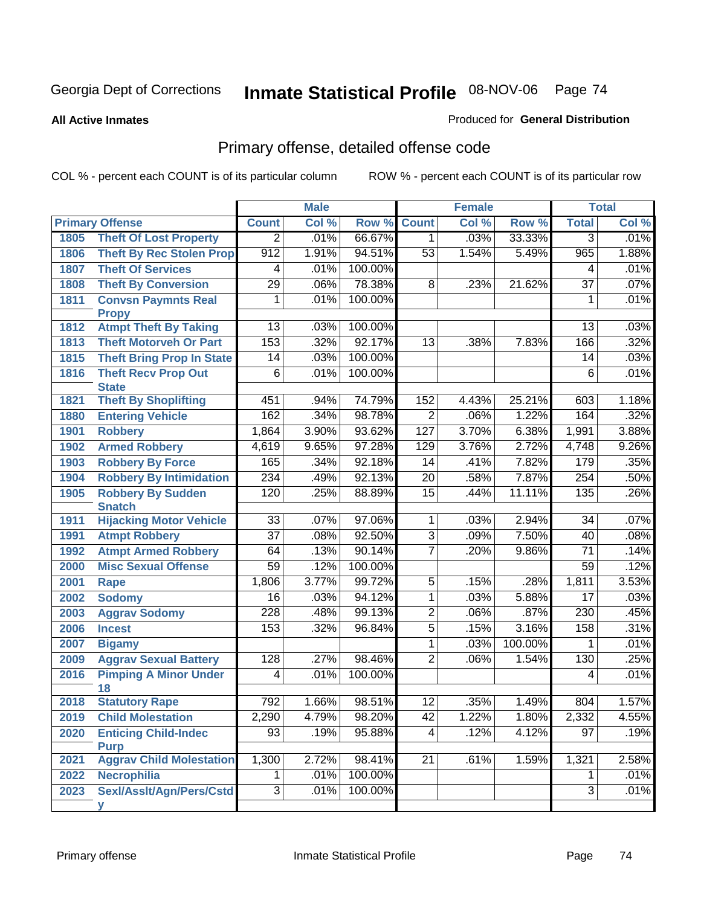Georgia Dept of Corrections **Inmate Statistical Profile** 08-NOV-06

**All Active Inmates**

Produced for **General Distribution**

## Primary offense, detailed offense code

COL % - percent each COUNT is of its particular column

ROW % - percent each COUNT is of its particular row

| Primary Offense | | Male | | | Female | | | Total | |
|---|---|---|---|---|---|---|---|---|---|
| | | Count | Col % | Row % | Count | Col % | Row % | Total | Col % |
| 1805 | Theft Of Lost Property | 2 | .01% | 66.67% | 1 | .03% | 33.33% | 3 | .01% |
| 1806 | Theft By Rec Stolen Prop | 912 | 1.91% | 94.51% | 53 | 1.54% | 5.49% | 965 | 1.88% |
| 1807 | Theft Of Services | 4 | .01% | 100.00% | | | | 4 | .01% |
| 1808 | Theft By Conversion | 29 | .06% | 78.38% | 8 | .23% | 21.62% | 37 | .07% |
| 1811 | Convsn Paymnts Real Propy | 1 | .01% | 100.00% | | | | 1 | .01% |
| 1812 | Atmpt Theft By Taking | 13 | .03% | 100.00% | | | | 13 | .03% |
| 1813 | Theft Motorveh Or Part | 153 | .32% | 92.17% | 13 | .38% | 7.83% | 166 | .32% |
| 1815 | Theft Bring Prop In State | 14 | .03% | 100.00% | | | | 14 | .03% |
| 1816 | Theft Recv Prop Out State | 6 | .01% | 100.00% | | | | 6 | .01% |
| 1821 | Theft By Shoplifting | 451 | .94% | 74.79% | 152 | 4.43% | 25.21% | 603 | 1.18% |
| 1880 | Entering Vehicle | 162 | .34% | 98.78% | 2 | .06% | 1.22% | 164 | .32% |
| 1901 | Robbery | 1,864 | 3.90% | 93.62% | 127 | 3.70% | 6.38% | 1,991 | 3.88% |
| 1902 | Armed Robbery | 4,619 | 9.65% | 97.28% | 129 | 3.76% | 2.72% | 4,748 | 9.26% |
| 1903 | Robbery By Force | 165 | .34% | 92.18% | 14 | .41% | 7.82% | 179 | .35% |
| 1904 | Robbery By Intimidation | 234 | .49% | 92.13% | 20 | .58% | 7.87% | 254 | .50% |
| 1905 | Robbery By Sudden Snatch | 120 | .25% | 88.89% | 15 | .44% | 11.11% | 135 | .26% |
| 1911 | Hijacking Motor Vehicle | 33 | .07% | 97.06% | 1 | .03% | 2.94% | 34 | .07% |
| 1991 | Atmpt Robbery | 37 | .08% | 92.50% | 3 | .09% | 7.50% | 40 | .08% |
| 1992 | Atmpt Armed Robbery | 64 | .13% | 90.14% | 7 | .20% | 9.86% | 71 | .14% |
| 2000 | Misc Sexual Offense | 59 | .12% | 100.00% | | | | 59 | .12% |
| 2001 | Rape | 1,806 | 3.77% | 99.72% | 5 | .15% | .28% | 1,811 | 3.53% |
| 2002 | Sodomy | 16 | .03% | 94.12% | 1 | .03% | 5.88% | 17 | .03% |
| 2003 | Aggrav Sodomy | 228 | .48% | 99.13% | 2 | .06% | .87% | 230 | .45% |
| 2006 | Incest | 153 | .32% | 96.84% | 5 | .15% | 3.16% | 158 | .31% |
| 2007 | Bigamy | | | | 1 | .03% | 100.00% | 1 | .01% |
| 2009 | Aggrav Sexual Battery | 128 | .27% | 98.46% | 2 | .06% | 1.54% | 130 | .25% |
| 2016 | Pimping A Minor Under 18 | 4 | .01% | 100.00% | | | | 4 | .01% |
| 2018 | Statutory Rape | 792 | 1.66% | 98.51% | 12 | .35% | 1.49% | 804 | 1.57% |
| 2019 | Child Molestation | 2,290 | 4.79% | 98.20% | 42 | 1.22% | 1.80% | 2,332 | 4.55% |
| 2020 | Enticing Child-Indec Purp | 93 | .19% | 95.88% | 4 | .12% | 4.12% | 97 | .19% |
| 2021 | Aggrav Child Molestation | 1,300 | 2.72% | 98.41% | 21 | .61% | 1.59% | 1,321 | 2.58% |
| 2022 | Necrophilia | 1 | .01% | 100.00% | | | | 1 | .01% |
| 2023 | Sexl/Asslt/Agn/Pers/Cstdy | 3 | .01% | 100.00% | | | | 3 | .01% |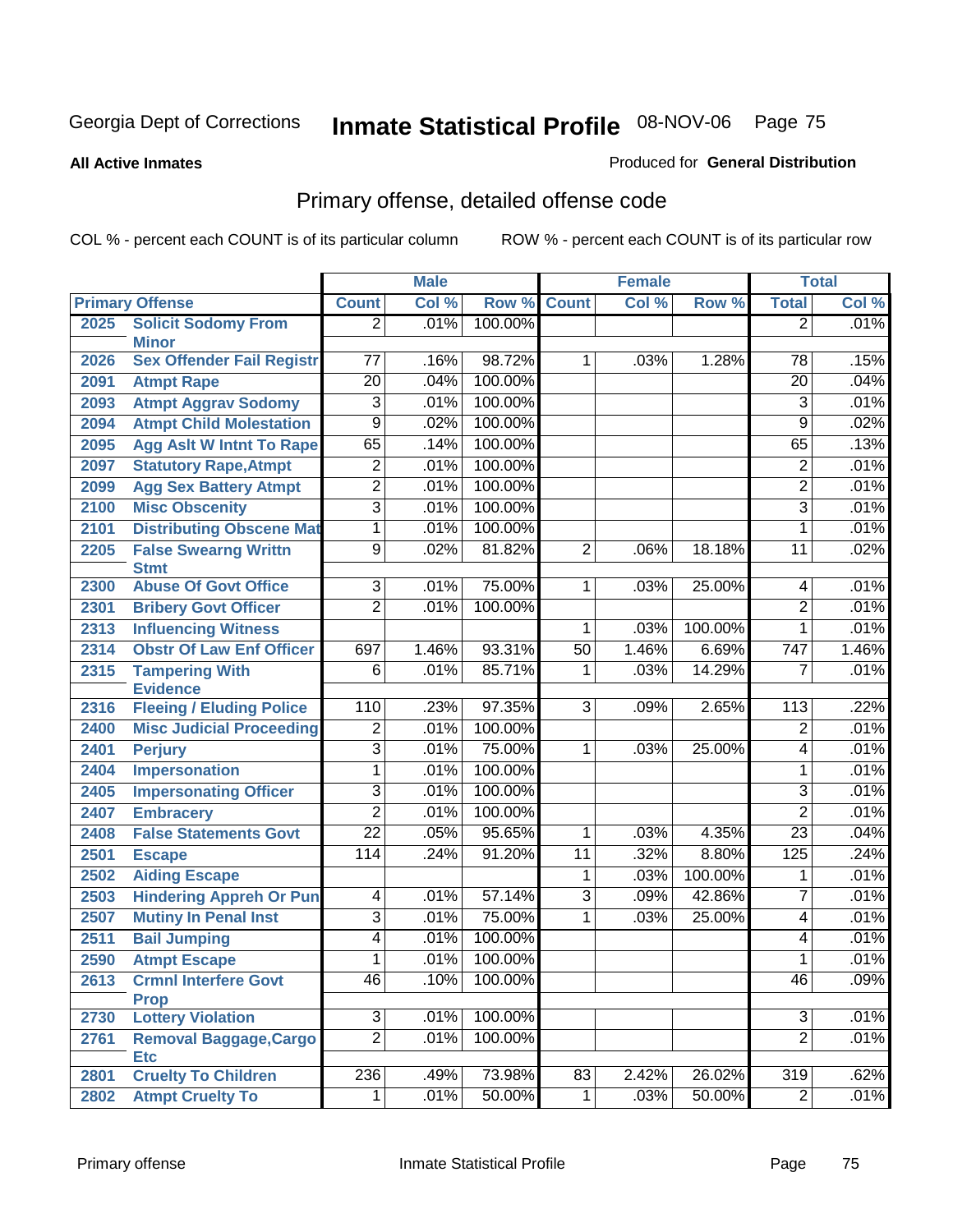Georgia Dept of Corrections **Inmate Statistical Profile** 08-NOV-06

**All Active Inmates** Produced for **General Distribution**

## Primary offense, detailed offense code

COL % - percent each COUNT is of its particular column ROW % - percent each COUNT is of its particular row

| Primary Offense | | Male | | | Female | | | Total | |
|---|---|---|---|---|---|---|---|---|---|
| | | Count | Col % | Row % | Count | Col % | Row % | Total | Col % |
| 2025 | Solicit Sodomy From Minor | 2 | .01% | 100.00% | | | | 2 | .01% |
| 2026 | Sex Offender Fail Registr | 77 | .16% | 98.72% | 1 | .03% | 1.28% | 78 | .15% |
| 2091 | Atmpt Rape | 20 | .04% | 100.00% | | | | 20 | .04% |
| 2093 | Atmpt Aggrav Sodomy | 3 | .01% | 100.00% | | | | 3 | .01% |
| 2094 | Atmpt Child Molestation | 9 | .02% | 100.00% | | | | 9 | .02% |
| 2095 | Agg Aslt W Intnt To Rape | 65 | .14% | 100.00% | | | | 65 | .13% |
| 2097 | Statutory Rape,Atmpt | 2 | .01% | 100.00% | | | | 2 | .01% |
| 2099 | Agg Sex Battery Atmpt | 2 | .01% | 100.00% | | | | 2 | .01% |
| 2100 | Misc Obscenity | 3 | .01% | 100.00% | | | | 3 | .01% |
| 2101 | Distributing Obscene Mat | 1 | .01% | 100.00% | | | | 1 | .01% |
| 2205 | False Swearng Writtn Stmt | 9 | .02% | 81.82% | 2 | .06% | 18.18% | 11 | .02% |
| 2300 | Abuse Of Govt Office | 3 | .01% | 75.00% | 1 | .03% | 25.00% | 4 | .01% |
| 2301 | Bribery Govt Officer | 2 | .01% | 100.00% | | | | 2 | .01% |
| 2313 | Influencing Witness | | | | 1 | .03% | 100.00% | 1 | .01% |
| 2314 | Obstr Of Law Enf Officer | 697 | 1.46% | 93.31% | 50 | 1.46% | 6.69% | 747 | 1.46% |
| 2315 | Tampering With Evidence | 6 | .01% | 85.71% | 1 | .03% | 14.29% | 7 | .01% |
| 2316 | Fleeing / Eluding Police | 110 | .23% | 97.35% | 3 | .09% | 2.65% | 113 | .22% |
| 2400 | Misc Judicial Proceeding | 2 | .01% | 100.00% | | | | 2 | .01% |
| 2401 | Perjury | 3 | .01% | 75.00% | 1 | .03% | 25.00% | 4 | .01% |
| 2404 | Impersonation | 1 | .01% | 100.00% | | | | 1 | .01% |
| 2405 | Impersonating Officer | 3 | .01% | 100.00% | | | | 3 | .01% |
| 2407 | Embracery | 2 | .01% | 100.00% | | | | 2 | .01% |
| 2408 | False Statements Govt | 22 | .05% | 95.65% | 1 | .03% | 4.35% | 23 | .04% |
| 2501 | Escape | 114 | .24% | 91.20% | 11 | .32% | 8.80% | 125 | .24% |
| 2502 | Aiding Escape | | | | 1 | .03% | 100.00% | 1 | .01% |
| 2503 | Hindering Appreh Or Pun | 4 | .01% | 57.14% | 3 | .09% | 42.86% | 7 | .01% |
| 2507 | Mutiny In Penal Inst | 3 | .01% | 75.00% | 1 | .03% | 25.00% | 4 | .01% |
| 2511 | Bail Jumping | 4 | .01% | 100.00% | | | | 4 | .01% |
| 2590 | Atmpt Escape | 1 | .01% | 100.00% | | | | 1 | .01% |
| 2613 | Crmnl Interfere Govt Prop | 46 | .10% | 100.00% | | | | 46 | .09% |
| 2730 | Lottery Violation | 3 | .01% | 100.00% | | | | 3 | .01% |
| 2761 | Removal Baggage,Cargo Etc | 2 | .01% | 100.00% | | | | 2 | .01% |
| 2801 | Cruelty To Children | 236 | .49% | 73.98% | 83 | 2.42% | 26.02% | 319 | .62% |
| 2802 | Atmpt Cruelty To | 1 | .01% | 50.00% | 1 | .03% | 50.00% | 2 | .01% |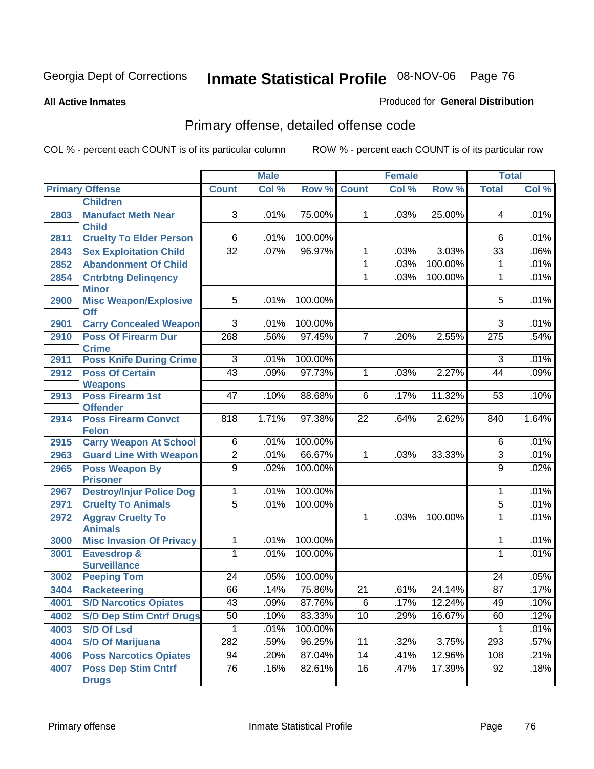Georgia Dept of Corrections **Inmate Statistical Profile** 08-NOV-06

**All Active Inmates**

Produced for **General Distribution**

## Primary offense, detailed offense code

COL % - percent each COUNT is of its particular column ROW % - percent each COUNT is of its particular row

| Primary Offense | | Male | | | Female | | | Total | |
|---|---|---|---|---|---|---|---|---|---|
| | | Count | Col % | Row % | Count | Col % | Row % | Total | Col % |
| | Children | | | | | | | | |
| 2803 | Manufact Meth Near Child | 3 | .01% | 75.00% | 1 | .03% | 25.00% | 4 | .01% |
| 2811 | Cruelty To Elder Person | 6 | .01% | 100.00% | | | | 6 | .01% |
| 2843 | Sex Exploitation Child | 32 | .07% | 96.97% | 1 | .03% | 3.03% | 33 | .06% |
| 2852 | Abandonment Of Child | | | | 1 | .03% | 100.00% | 1 | .01% |
| 2854 | Cntrbtng Delinqency Minor | | | | 1 | .03% | 100.00% | 1 | .01% |
| 2900 | Misc Weapon/Explosive Off | 5 | .01% | 100.00% | | | | 5 | .01% |
| 2901 | Carry Concealed Weapon | 3 | .01% | 100.00% | | | | 3 | .01% |
| 2910 | Poss Of Firearm Dur Crime | 268 | .56% | 97.45% | 7 | .20% | 2.55% | 275 | .54% |
| 2911 | Poss Knife During Crime | 3 | .01% | 100.00% | | | | 3 | .01% |
| 2912 | Poss Of Certain Weapons | 43 | .09% | 97.73% | 1 | .03% | 2.27% | 44 | .09% |
| 2913 | Poss Firearm 1st Offender | 47 | .10% | 88.68% | 6 | .17% | 11.32% | 53 | .10% |
| 2914 | Poss Firearm Convct Felon | 818 | 1.71% | 97.38% | 22 | .64% | 2.62% | 840 | 1.64% |
| 2915 | Carry Weapon At School | 6 | .01% | 100.00% | | | | 6 | .01% |
| 2963 | Guard Line With Weapon | 2 | .01% | 66.67% | 1 | .03% | 33.33% | 3 | .01% |
| 2965 | Poss Weapon By Prisoner | 9 | .02% | 100.00% | | | | 9 | .02% |
| 2967 | Destroy/Injur Police Dog | 1 | .01% | 100.00% | | | | 1 | .01% |
| 2971 | Cruelty To Animals | 5 | .01% | 100.00% | | | | 5 | .01% |
| 2972 | Aggrav Cruelty To Animals | | | | 1 | .03% | 100.00% | 1 | .01% |
| 3000 | Misc Invasion Of Privacy | 1 | .01% | 100.00% | | | | 1 | .01% |
| 3001 | Eavesdrop & Surveillance | 1 | .01% | 100.00% | | | | 1 | .01% |
| 3002 | Peeping Tom | 24 | .05% | 100.00% | | | | 24 | .05% |
| 3404 | Racketeering | 66 | .14% | 75.86% | 21 | .61% | 24.14% | 87 | .17% |
| 4001 | S/D Narcotics Opiates | 43 | .09% | 87.76% | 6 | .17% | 12.24% | 49 | .10% |
| 4002 | S/D Dep Stim Cntrf Drugs | 50 | .10% | 83.33% | 10 | .29% | 16.67% | 60 | .12% |
| 4003 | S/D Of Lsd | 1 | .01% | 100.00% | | | | 1 | .01% |
| 4004 | S/D Of Marijuana | 282 | .59% | 96.25% | 11 | .32% | 3.75% | 293 | .57% |
| 4006 | Poss Narcotics Opiates | 94 | .20% | 87.04% | 14 | .41% | 12.96% | 108 | .21% |
| 4007 | Poss Dep Stim Cntrf Drugs | 76 | .16% | 82.61% | 16 | .47% | 17.39% | 92 | .18% |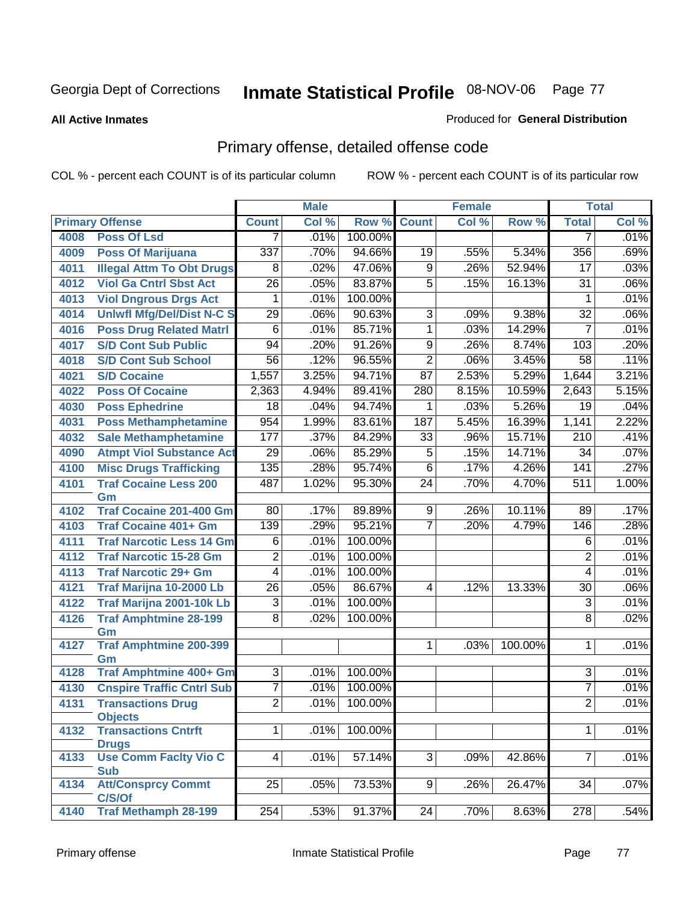# Inmate Statistical Profile

Georgia Dept of Corrections — 08-NOV-06

**All Active Inmates**

Produced for **General Distribution**

## Primary offense, detailed offense code

COL % - percent each COUNT is of its particular column

ROW % - percent each COUNT is of its particular row

| Primary Offense | | Male | | | Female | | | Total | |
|---|---|---|---|---|---|---|---|---|---|
| | | Count | Col % | Row % | Count | Col % | Row % | Total | Col % |
| 4008 | Poss Of Lsd | 7 | .01% | 100.00% | | | | 7 | .01% |
| 4009 | Poss Of Marijuana | 337 | .70% | 94.66% | 19 | .55% | 5.34% | 356 | .69% |
| 4011 | Illegal Attm To Obt Drugs | 8 | .02% | 47.06% | 9 | .26% | 52.94% | 17 | .03% |
| 4012 | Viol Ga Cntrl Sbst Act | 26 | .05% | 83.87% | 5 | .15% | 16.13% | 31 | .06% |
| 4013 | Viol Dngrous Drgs Act | 1 | .01% | 100.00% | | | | 1 | .01% |
| 4014 | Unlwfl Mfg/Del/Dist N-C S | 29 | .06% | 90.63% | 3 | .09% | 9.38% | 32 | .06% |
| 4016 | Poss Drug Related Matrl | 6 | .01% | 85.71% | 1 | .03% | 14.29% | 7 | .01% |
| 4017 | S/D Cont Sub Public | 94 | .20% | 91.26% | 9 | .26% | 8.74% | 103 | .20% |
| 4018 | S/D Cont Sub School | 56 | .12% | 96.55% | 2 | .06% | 3.45% | 58 | .11% |
| 4021 | S/D Cocaine | 1,557 | 3.25% | 94.71% | 87 | 2.53% | 5.29% | 1,644 | 3.21% |
| 4022 | Poss Of Cocaine | 2,363 | 4.94% | 89.41% | 280 | 8.15% | 10.59% | 2,643 | 5.15% |
| 4030 | Poss Ephedrine | 18 | .04% | 94.74% | 1 | .03% | 5.26% | 19 | .04% |
| 4031 | Poss Methamphetamine | 954 | 1.99% | 83.61% | 187 | 5.45% | 16.39% | 1,141 | 2.22% |
| 4032 | Sale Methamphetamine | 177 | .37% | 84.29% | 33 | .96% | 15.71% | 210 | .41% |
| 4090 | Atmpt Viol Substance Act | 29 | .06% | 85.29% | 5 | .15% | 14.71% | 34 | .07% |
| 4100 | Misc Drugs Trafficking | 135 | .28% | 95.74% | 6 | .17% | 4.26% | 141 | .27% |
| 4101 | Traf Cocaine Less 200 Gm | 487 | 1.02% | 95.30% | 24 | .70% | 4.70% | 511 | 1.00% |
| 4102 | Traf Cocaine 201-400 Gm | 80 | .17% | 89.89% | 9 | .26% | 10.11% | 89 | .17% |
| 4103 | Traf Cocaine 401+ Gm | 139 | .29% | 95.21% | 7 | .20% | 4.79% | 146 | .28% |
| 4111 | Traf Narcotic Less 14 Gm | 6 | .01% | 100.00% | | | | 6 | .01% |
| 4112 | Traf Narcotic 15-28 Gm | 2 | .01% | 100.00% | | | | 2 | .01% |
| 4113 | Traf Narcotic 29+ Gm | 4 | .01% | 100.00% | | | | 4 | .01% |
| 4121 | Traf Marijna 10-2000 Lb | 26 | .05% | 86.67% | 4 | .12% | 13.33% | 30 | .06% |
| 4122 | Traf Marijna 2001-10k Lb | 3 | .01% | 100.00% | | | | 3 | .01% |
| 4126 | Traf Amphtmine 28-199 Gm | 8 | .02% | 100.00% | | | | 8 | .02% |
| 4127 | Traf Amphtmine 200-399 Gm | | | | 1 | .03% | 100.00% | 1 | .01% |
| 4128 | Traf Amphtmine 400+ Gm | 3 | .01% | 100.00% | | | | 3 | .01% |
| 4130 | Cnspire Traffic Cntrl Sub | 7 | .01% | 100.00% | | | | 7 | .01% |
| 4131 | Transactions Drug Objects | 2 | .01% | 100.00% | | | | 2 | .01% |
| 4132 | Transactions Cntrft Drugs | 1 | .01% | 100.00% | | | | 1 | .01% |
| 4133 | Use Comm Facity Vio C Sub | 4 | .01% | 57.14% | 3 | .09% | 42.86% | 7 | .01% |
| 4134 | Att/Consprcy Commt C/S/Of | 25 | .05% | 73.53% | 9 | .26% | 26.47% | 34 | .07% |
| 4140 | Traf Methamph 28-199 | 254 | .53% | 91.37% | 24 | .70% | 8.63% | 278 | .54% |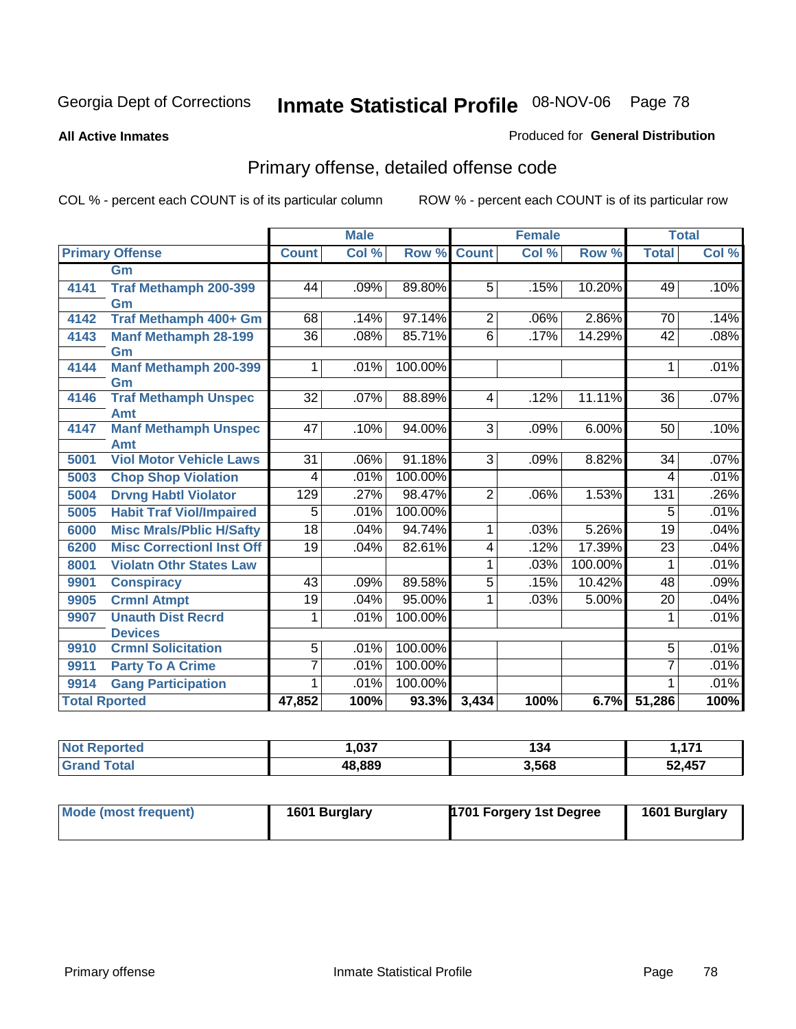Georgia Dept of Corrections **Inmate Statistical Profile** 08-NOV-06

**All Active Inmates**

Produced for **General Distribution**

## Primary offense, detailed offense code

COL % - percent each COUNT is of its particular column    ROW % - percent each COUNT is of its particular row

| Primary Offense | | Male | | | Female | | | Total | |
|---|---|---|---|---|---|---|---|---|---|
| | | Count | Col % | Row % | Count | Col % | Row % | Total | Col % |
| | Gm | | | | | | | | |
| 4141 | Traf Methamph 200-399 Gm | 44 | .09% | 89.80% | 5 | .15% | 10.20% | 49 | .10% |
| 4142 | Traf Methamph 400+ Gm | 68 | .14% | 97.14% | 2 | .06% | 2.86% | 70 | .14% |
| 4143 | Manf Methamph 28-199 Gm | 36 | .08% | 85.71% | 6 | .17% | 14.29% | 42 | .08% |
| 4144 | Manf Methamph 200-399 Gm | 1 | .01% | 100.00% | | | | 1 | .01% |
| 4146 | Traf Methamph Unspec Amt | 32 | .07% | 88.89% | 4 | .12% | 11.11% | 36 | .07% |
| 4147 | Manf Methamph Unspec Amt | 47 | .10% | 94.00% | 3 | .09% | 6.00% | 50 | .10% |
| 5001 | Viol Motor Vehicle Laws | 31 | .06% | 91.18% | 3 | .09% | 8.82% | 34 | .07% |
| 5003 | Chop Shop Violation | 4 | .01% | 100.00% | | | | 4 | .01% |
| 5004 | Drvng Habtl Violator | 129 | .27% | 98.47% | 2 | .06% | 1.53% | 131 | .26% |
| 5005 | Habit Traf Viol/Impaired | 5 | .01% | 100.00% | | | | 5 | .01% |
| 6000 | Misc Mrals/Pblic H/Safty | 18 | .04% | 94.74% | 1 | .03% | 5.26% | 19 | .04% |
| 6200 | Misc Correctionl Inst Off | 19 | .04% | 82.61% | 4 | .12% | 17.39% | 23 | .04% |
| 8001 | Violatn Othr States Law | | | | 1 | .03% | 100.00% | 1 | .01% |
| 9901 | Conspiracy | 43 | .09% | 89.58% | 5 | .15% | 10.42% | 48 | .09% |
| 9905 | Crmnl Atmpt | 19 | .04% | 95.00% | 1 | .03% | 5.00% | 20 | .04% |
| 9907 | Unauth Dist Recrd Devices | 1 | .01% | 100.00% | | | | 1 | .01% |
| 9910 | Crmnl Solicitation | 5 | .01% | 100.00% | | | | 5 | .01% |
| 9911 | Party To A Crime | 7 | .01% | 100.00% | | | | 7 | .01% |
| 9914 | Gang Participation | 1 | .01% | 100.00% | | | | 1 | .01% |
| **Total Rported** | | **47,852** | **100%** | **93.3%** | **3,434** | **100%** | **6.7%** | **51,286** | **100%** |

| | Male | Female | Total |
|---|---|---|---|
| **Not Reported** | **1,037** | **134** | **1,171** |
| **Grand Total** | **48,889** | **3,568** | **52,457** |

| | Male | Female | Total |
|---|---|---|---|
| **Mode (most frequent)** | **1601 Burglary** | **1701 Forgery 1st Degree** | **1601 Burglary** |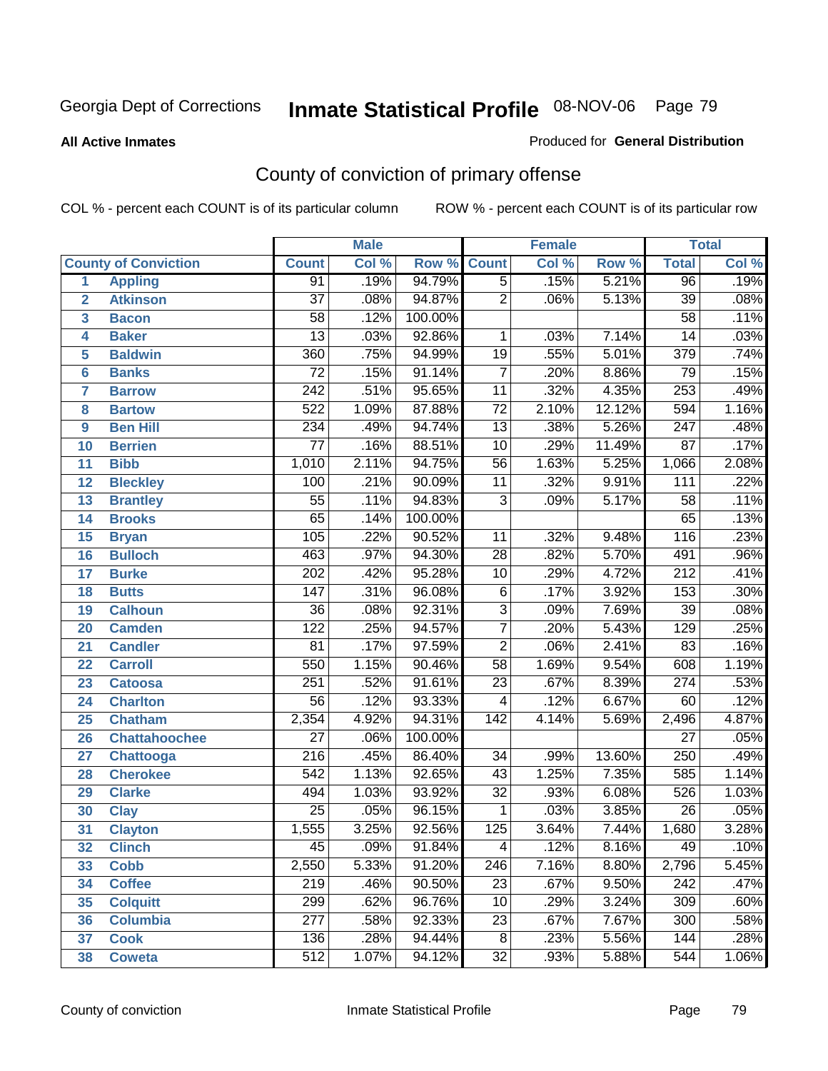Georgia Dept of Corrections

# Inmate Statistical Profile 08-NOV-06

**All Active Inmates**

Produced for **General Distribution**

## County of conviction of primary offense

COL % - percent each COUNT is of its particular column

ROW % - percent each COUNT is of its particular row

| | | Male | | | Female | | | Total | |
|---|---|---|---|---|---|---|---|---|---|
| **County of Conviction** | | **Count** | **Col %** | **Row %** | **Count** | **Col %** | **Row %** | **Total** | **Col %** |
| 1 | **Appling** | 91 | .19% | 94.79% | 5 | .15% | 5.21% | 96 | .19% |
| 2 | **Atkinson** | 37 | .08% | 94.87% | 2 | .06% | 5.13% | 39 | .08% |
| 3 | **Bacon** | 58 | .12% | 100.00% | | | | 58 | .11% |
| 4 | **Baker** | 13 | .03% | 92.86% | 1 | .03% | 7.14% | 14 | .03% |
| 5 | **Baldwin** | 360 | .75% | 94.99% | 19 | .55% | 5.01% | 379 | .74% |
| 6 | **Banks** | 72 | .15% | 91.14% | 7 | .20% | 8.86% | 79 | .15% |
| 7 | **Barrow** | 242 | .51% | 95.65% | 11 | .32% | 4.35% | 253 | .49% |
| 8 | **Bartow** | 522 | 1.09% | 87.88% | 72 | 2.10% | 12.12% | 594 | 1.16% |
| 9 | **Ben Hill** | 234 | .49% | 94.74% | 13 | .38% | 5.26% | 247 | .48% |
| 10 | **Berrien** | 77 | .16% | 88.51% | 10 | .29% | 11.49% | 87 | .17% |
| 11 | **Bibb** | 1,010 | 2.11% | 94.75% | 56 | 1.63% | 5.25% | 1,066 | 2.08% |
| 12 | **Bleckley** | 100 | .21% | 90.09% | 11 | .32% | 9.91% | 111 | .22% |
| 13 | **Brantley** | 55 | .11% | 94.83% | 3 | .09% | 5.17% | 58 | .11% |
| 14 | **Brooks** | 65 | .14% | 100.00% | | | | 65 | .13% |
| 15 | **Bryan** | 105 | .22% | 90.52% | 11 | .32% | 9.48% | 116 | .23% |
| 16 | **Bulloch** | 463 | .97% | 94.30% | 28 | .82% | 5.70% | 491 | .96% |
| 17 | **Burke** | 202 | .42% | 95.28% | 10 | .29% | 4.72% | 212 | .41% |
| 18 | **Butts** | 147 | .31% | 96.08% | 6 | .17% | 3.92% | 153 | .30% |
| 19 | **Calhoun** | 36 | .08% | 92.31% | 3 | .09% | 7.69% | 39 | .08% |
| 20 | **Camden** | 122 | .25% | 94.57% | 7 | .20% | 5.43% | 129 | .25% |
| 21 | **Candler** | 81 | .17% | 97.59% | 2 | .06% | 2.41% | 83 | .16% |
| 22 | **Carroll** | 550 | 1.15% | 90.46% | 58 | 1.69% | 9.54% | 608 | 1.19% |
| 23 | **Catoosa** | 251 | .52% | 91.61% | 23 | .67% | 8.39% | 274 | .53% |
| 24 | **Charlton** | 56 | .12% | 93.33% | 4 | .12% | 6.67% | 60 | .12% |
| 25 | **Chatham** | 2,354 | 4.92% | 94.31% | 142 | 4.14% | 5.69% | 2,496 | 4.87% |
| 26 | **Chattahoochee** | 27 | .06% | 100.00% | | | | 27 | .05% |
| 27 | **Chattooga** | 216 | .45% | 86.40% | 34 | .99% | 13.60% | 250 | .49% |
| 28 | **Cherokee** | 542 | 1.13% | 92.65% | 43 | 1.25% | 7.35% | 585 | 1.14% |
| 29 | **Clarke** | 494 | 1.03% | 93.92% | 32 | .93% | 6.08% | 526 | 1.03% |
| 30 | **Clay** | 25 | .05% | 96.15% | 1 | .03% | 3.85% | 26 | .05% |
| 31 | **Clayton** | 1,555 | 3.25% | 92.56% | 125 | 3.64% | 7.44% | 1,680 | 3.28% |
| 32 | **Clinch** | 45 | .09% | 91.84% | 4 | .12% | 8.16% | 49 | .10% |
| 33 | **Cobb** | 2,550 | 5.33% | 91.20% | 246 | 7.16% | 8.80% | 2,796 | 5.45% |
| 34 | **Coffee** | 219 | .46% | 90.50% | 23 | .67% | 9.50% | 242 | .47% |
| 35 | **Colquitt** | 299 | .62% | 96.76% | 10 | .29% | 3.24% | 309 | .60% |
| 36 | **Columbia** | 277 | .58% | 92.33% | 23 | .67% | 7.67% | 300 | .58% |
| 37 | **Cook** | 136 | .28% | 94.44% | 8 | .23% | 5.56% | 144 | .28% |
| 38 | **Coweta** | 512 | 1.07% | 94.12% | 32 | .93% | 5.88% | 544 | 1.06% |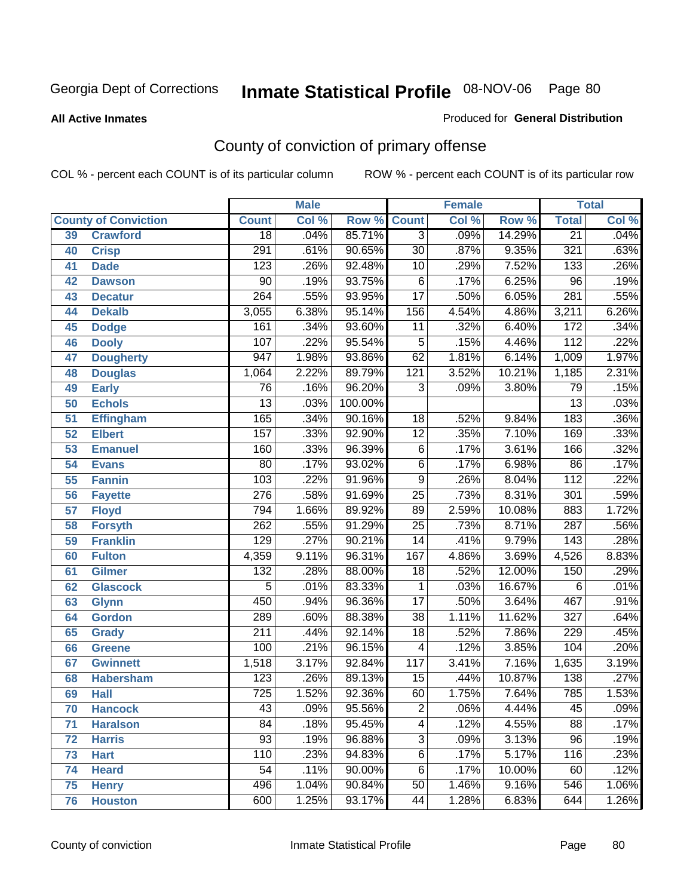Georgia Dept of Corrections **Inmate Statistical Profile** 08-NOV-06

**All Active Inmates**

Produced for **General Distribution**

## County of conviction of primary offense

COL % - percent each COUNT is of its particular column ROW % - percent each COUNT is of its particular row

| | | Male | | | Female | | | Total | |
|---|---|---|---|---|---|---|---|---|---|
| County of Conviction | | Count | Col % | Row % | Count | Col % | Row % | Total | Col % |
| 39 | Crawford | 18 | .04% | 85.71% | 3 | .09% | 14.29% | 21 | .04% |
| 40 | Crisp | 291 | .61% | 90.65% | 30 | .87% | 9.35% | 321 | .63% |
| 41 | Dade | 123 | .26% | 92.48% | 10 | .29% | 7.52% | 133 | .26% |
| 42 | Dawson | 90 | .19% | 93.75% | 6 | .17% | 6.25% | 96 | .19% |
| 43 | Decatur | 264 | .55% | 93.95% | 17 | .50% | 6.05% | 281 | .55% |
| 44 | Dekalb | 3,055 | 6.38% | 95.14% | 156 | 4.54% | 4.86% | 3,211 | 6.26% |
| 45 | Dodge | 161 | .34% | 93.60% | 11 | .32% | 6.40% | 172 | .34% |
| 46 | Dooly | 107 | .22% | 95.54% | 5 | .15% | 4.46% | 112 | .22% |
| 47 | Dougherty | 947 | 1.98% | 93.86% | 62 | 1.81% | 6.14% | 1,009 | 1.97% |
| 48 | Douglas | 1,064 | 2.22% | 89.79% | 121 | 3.52% | 10.21% | 1,185 | 2.31% |
| 49 | Early | 76 | .16% | 96.20% | 3 | .09% | 3.80% | 79 | .15% |
| 50 | Echols | 13 | .03% | 100.00% | | | | 13 | .03% |
| 51 | Effingham | 165 | .34% | 90.16% | 18 | .52% | 9.84% | 183 | .36% |
| 52 | Elbert | 157 | .33% | 92.90% | 12 | .35% | 7.10% | 169 | .33% |
| 53 | Emanuel | 160 | .33% | 96.39% | 6 | .17% | 3.61% | 166 | .32% |
| 54 | Evans | 80 | .17% | 93.02% | 6 | .17% | 6.98% | 86 | .17% |
| 55 | Fannin | 103 | .22% | 91.96% | 9 | .26% | 8.04% | 112 | .22% |
| 56 | Fayette | 276 | .58% | 91.69% | 25 | .73% | 8.31% | 301 | .59% |
| 57 | Floyd | 794 | 1.66% | 89.92% | 89 | 2.59% | 10.08% | 883 | 1.72% |
| 58 | Forsyth | 262 | .55% | 91.29% | 25 | .73% | 8.71% | 287 | .56% |
| 59 | Franklin | 129 | .27% | 90.21% | 14 | .41% | 9.79% | 143 | .28% |
| 60 | Fulton | 4,359 | 9.11% | 96.31% | 167 | 4.86% | 3.69% | 4,526 | 8.83% |
| 61 | Gilmer | 132 | .28% | 88.00% | 18 | .52% | 12.00% | 150 | .29% |
| 62 | Glascock | 5 | .01% | 83.33% | 1 | .03% | 16.67% | 6 | .01% |
| 63 | Glynn | 450 | .94% | 96.36% | 17 | .50% | 3.64% | 467 | .91% |
| 64 | Gordon | 289 | .60% | 88.38% | 38 | 1.11% | 11.62% | 327 | .64% |
| 65 | Grady | 211 | .44% | 92.14% | 18 | .52% | 7.86% | 229 | .45% |
| 66 | Greene | 100 | .21% | 96.15% | 4 | .12% | 3.85% | 104 | .20% |
| 67 | Gwinnett | 1,518 | 3.17% | 92.84% | 117 | 3.41% | 7.16% | 1,635 | 3.19% |
| 68 | Habersham | 123 | .26% | 89.13% | 15 | .44% | 10.87% | 138 | .27% |
| 69 | Hall | 725 | 1.52% | 92.36% | 60 | 1.75% | 7.64% | 785 | 1.53% |
| 70 | Hancock | 43 | .09% | 95.56% | 2 | .06% | 4.44% | 45 | .09% |
| 71 | Haralson | 84 | .18% | 95.45% | 4 | .12% | 4.55% | 88 | .17% |
| 72 | Harris | 93 | .19% | 96.88% | 3 | .09% | 3.13% | 96 | .19% |
| 73 | Hart | 110 | .23% | 94.83% | 6 | .17% | 5.17% | 116 | .23% |
| 74 | Heard | 54 | .11% | 90.00% | 6 | .17% | 10.00% | 60 | .12% |
| 75 | Henry | 496 | 1.04% | 90.84% | 50 | 1.46% | 9.16% | 546 | 1.06% |
| 76 | Houston | 600 | 1.25% | 93.17% | 44 | 1.28% | 6.83% | 644 | 1.26% |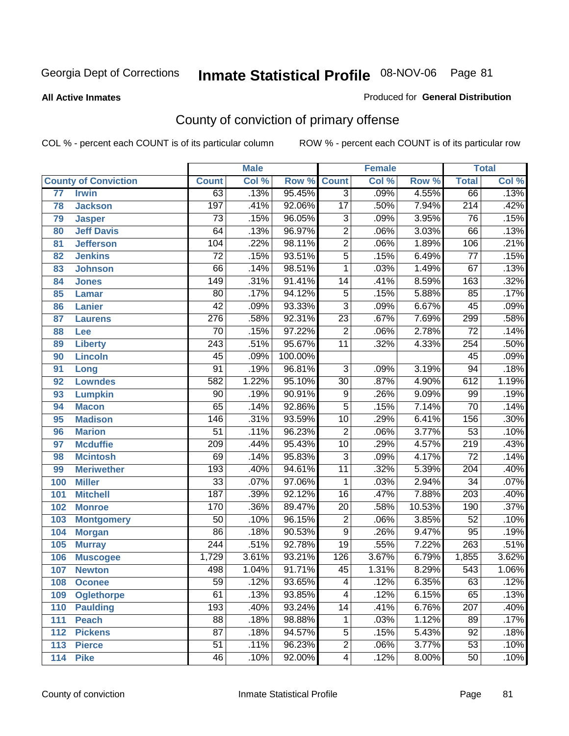**All Active Inmates**

Produced for **General Distribution**

## County of conviction of primary offense

COL % - percent each COUNT is of its particular column ROW % - percent each COUNT is of its particular row

| County of Conviction | | Male | | | Female | | | Total | |
|---|---|---|---|---|---|---|---|---|---|
| | | Count | Col % | Row % | Count | Col % | Row % | Total | Col % |
| 77 | Irwin | 63 | .13% | 95.45% | 3 | .09% | 4.55% | 66 | .13% |
| 78 | Jackson | 197 | .41% | 92.06% | 17 | .50% | 7.94% | 214 | .42% |
| 79 | Jasper | 73 | .15% | 96.05% | 3 | .09% | 3.95% | 76 | .15% |
| 80 | Jeff Davis | 64 | .13% | 96.97% | 2 | .06% | 3.03% | 66 | .13% |
| 81 | Jefferson | 104 | .22% | 98.11% | 2 | .06% | 1.89% | 106 | .21% |
| 82 | Jenkins | 72 | .15% | 93.51% | 5 | .15% | 6.49% | 77 | .15% |
| 83 | Johnson | 66 | .14% | 98.51% | 1 | .03% | 1.49% | 67 | .13% |
| 84 | Jones | 149 | .31% | 91.41% | 14 | .41% | 8.59% | 163 | .32% |
| 85 | Lamar | 80 | .17% | 94.12% | 5 | .15% | 5.88% | 85 | .17% |
| 86 | Lanier | 42 | .09% | 93.33% | 3 | .09% | 6.67% | 45 | .09% |
| 87 | Laurens | 276 | .58% | 92.31% | 23 | .67% | 7.69% | 299 | .58% |
| 88 | Lee | 70 | .15% | 97.22% | 2 | .06% | 2.78% | 72 | .14% |
| 89 | Liberty | 243 | .51% | 95.67% | 11 | .32% | 4.33% | 254 | .50% |
| 90 | Lincoln | 45 | .09% | 100.00% | | | | 45 | .09% |
| 91 | Long | 91 | .19% | 96.81% | 3 | .09% | 3.19% | 94 | .18% |
| 92 | Lowndes | 582 | 1.22% | 95.10% | 30 | .87% | 4.90% | 612 | 1.19% |
| 93 | Lumpkin | 90 | .19% | 90.91% | 9 | .26% | 9.09% | 99 | .19% |
| 94 | Macon | 65 | .14% | 92.86% | 5 | .15% | 7.14% | 70 | .14% |
| 95 | Madison | 146 | .31% | 93.59% | 10 | .29% | 6.41% | 156 | .30% |
| 96 | Marion | 51 | .11% | 96.23% | 2 | .06% | 3.77% | 53 | .10% |
| 97 | Mcduffie | 209 | .44% | 95.43% | 10 | .29% | 4.57% | 219 | .43% |
| 98 | Mcintosh | 69 | .14% | 95.83% | 3 | .09% | 4.17% | 72 | .14% |
| 99 | Meriwether | 193 | .40% | 94.61% | 11 | .32% | 5.39% | 204 | .40% |
| 100 | Miller | 33 | .07% | 97.06% | 1 | .03% | 2.94% | 34 | .07% |
| 101 | Mitchell | 187 | .39% | 92.12% | 16 | .47% | 7.88% | 203 | .40% |
| 102 | Monroe | 170 | .36% | 89.47% | 20 | .58% | 10.53% | 190 | .37% |
| 103 | Montgomery | 50 | .10% | 96.15% | 2 | .06% | 3.85% | 52 | .10% |
| 104 | Morgan | 86 | .18% | 90.53% | 9 | .26% | 9.47% | 95 | .19% |
| 105 | Murray | 244 | .51% | 92.78% | 19 | .55% | 7.22% | 263 | .51% |
| 106 | Muscogee | 1,729 | 3.61% | 93.21% | 126 | 3.67% | 6.79% | 1,855 | 3.62% |
| 107 | Newton | 498 | 1.04% | 91.71% | 45 | 1.31% | 8.29% | 543 | 1.06% |
| 108 | Oconee | 59 | .12% | 93.65% | 4 | .12% | 6.35% | 63 | .12% |
| 109 | Oglethorpe | 61 | .13% | 93.85% | 4 | .12% | 6.15% | 65 | .13% |
| 110 | Paulding | 193 | .40% | 93.24% | 14 | .41% | 6.76% | 207 | .40% |
| 111 | Peach | 88 | .18% | 98.88% | 1 | .03% | 1.12% | 89 | .17% |
| 112 | Pickens | 87 | .18% | 94.57% | 5 | .15% | 5.43% | 92 | .18% |
| 113 | Pierce | 51 | .11% | 96.23% | 2 | .06% | 3.77% | 53 | .10% |
| 114 | Pike | 46 | .10% | 92.00% | 4 | .12% | 8.00% | 50 | .10% |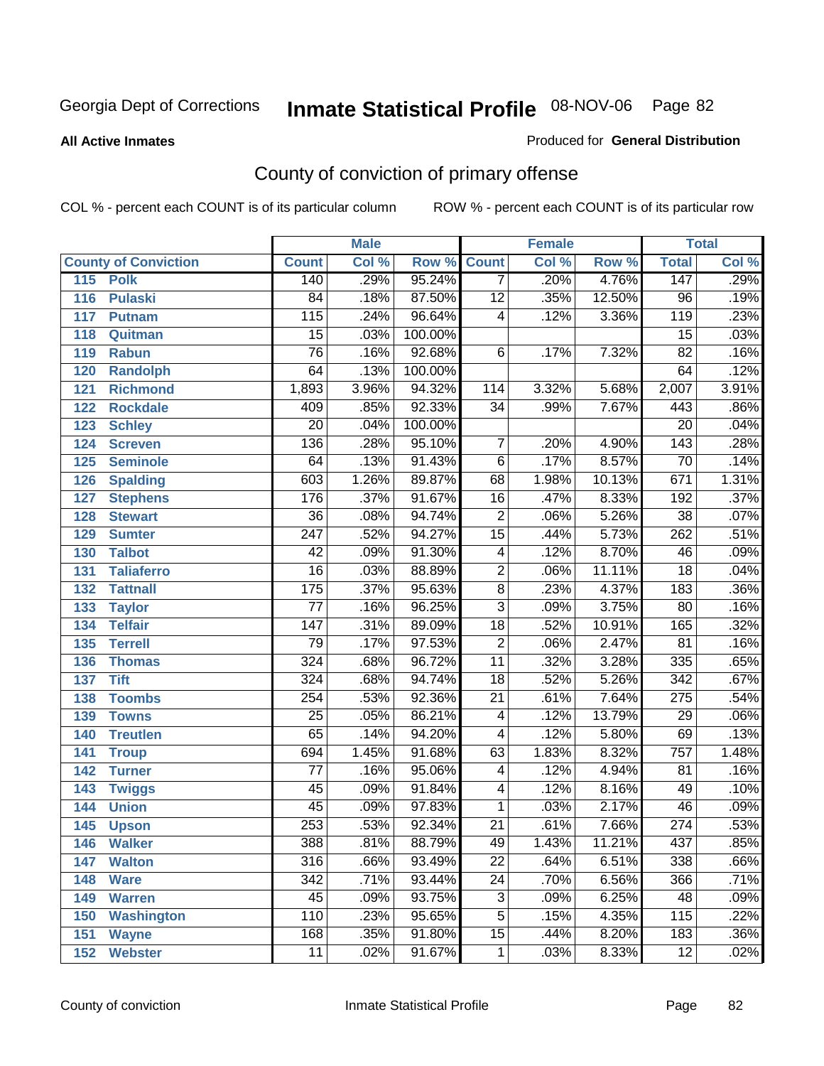Georgia Dept of Corrections **Inmate Statistical Profile** 08-NOV-06

**All Active Inmates**

Produced for **General Distribution**

## County of conviction of primary offense

COL % - percent each COUNT is of its particular column

ROW % - percent each COUNT is of its particular row

| County of Conviction | Male | | | Female | | | Total | |
|---|---|---|---|---|---|---|---|---|
| | Count | Col % | Row % | Count | Col % | Row % | Total | Col % |
| 115 Polk | 140 | .29% | 95.24% | 7 | .20% | 4.76% | 147 | .29% |
| 116 Pulaski | 84 | .18% | 87.50% | 12 | .35% | 12.50% | 96 | .19% |
| 117 Putnam | 115 | .24% | 96.64% | 4 | .12% | 3.36% | 119 | .23% |
| 118 Quitman | 15 | .03% | 100.00% | | | | 15 | .03% |
| 119 Rabun | 76 | .16% | 92.68% | 6 | .17% | 7.32% | 82 | .16% |
| 120 Randolph | 64 | .13% | 100.00% | | | | 64 | .12% |
| 121 Richmond | 1,893 | 3.96% | 94.32% | 114 | 3.32% | 5.68% | 2,007 | 3.91% |
| 122 Rockdale | 409 | .85% | 92.33% | 34 | .99% | 7.67% | 443 | .86% |
| 123 Schley | 20 | .04% | 100.00% | | | | 20 | .04% |
| 124 Screven | 136 | .28% | 95.10% | 7 | .20% | 4.90% | 143 | .28% |
| 125 Seminole | 64 | .13% | 91.43% | 6 | .17% | 8.57% | 70 | .14% |
| 126 Spalding | 603 | 1.26% | 89.87% | 68 | 1.98% | 10.13% | 671 | 1.31% |
| 127 Stephens | 176 | .37% | 91.67% | 16 | .47% | 8.33% | 192 | .37% |
| 128 Stewart | 36 | .08% | 94.74% | 2 | .06% | 5.26% | 38 | .07% |
| 129 Sumter | 247 | .52% | 94.27% | 15 | .44% | 5.73% | 262 | .51% |
| 130 Talbot | 42 | .09% | 91.30% | 4 | .12% | 8.70% | 46 | .09% |
| 131 Taliaferro | 16 | .03% | 88.89% | 2 | .06% | 11.11% | 18 | .04% |
| 132 Tattnall | 175 | .37% | 95.63% | 8 | .23% | 4.37% | 183 | .36% |
| 133 Taylor | 77 | .16% | 96.25% | 3 | .09% | 3.75% | 80 | .16% |
| 134 Telfair | 147 | .31% | 89.09% | 18 | .52% | 10.91% | 165 | .32% |
| 135 Terrell | 79 | .17% | 97.53% | 2 | .06% | 2.47% | 81 | .16% |
| 136 Thomas | 324 | .68% | 96.72% | 11 | .32% | 3.28% | 335 | .65% |
| 137 Tift | 324 | .68% | 94.74% | 18 | .52% | 5.26% | 342 | .67% |
| 138 Toombs | 254 | .53% | 92.36% | 21 | .61% | 7.64% | 275 | .54% |
| 139 Towns | 25 | .05% | 86.21% | 4 | .12% | 13.79% | 29 | .06% |
| 140 Treutlen | 65 | .14% | 94.20% | 4 | .12% | 5.80% | 69 | .13% |
| 141 Troup | 694 | 1.45% | 91.68% | 63 | 1.83% | 8.32% | 757 | 1.48% |
| 142 Turner | 77 | .16% | 95.06% | 4 | .12% | 4.94% | 81 | .16% |
| 143 Twiggs | 45 | .09% | 91.84% | 4 | .12% | 8.16% | 49 | .10% |
| 144 Union | 45 | .09% | 97.83% | 1 | .03% | 2.17% | 46 | .09% |
| 145 Upson | 253 | .53% | 92.34% | 21 | .61% | 7.66% | 274 | .53% |
| 146 Walker | 388 | .81% | 88.79% | 49 | 1.43% | 11.21% | 437 | .85% |
| 147 Walton | 316 | .66% | 93.49% | 22 | .64% | 6.51% | 338 | .66% |
| 148 Ware | 342 | .71% | 93.44% | 24 | .70% | 6.56% | 366 | .71% |
| 149 Warren | 45 | .09% | 93.75% | 3 | .09% | 6.25% | 48 | .09% |
| 150 Washington | 110 | .23% | 95.65% | 5 | .15% | 4.35% | 115 | .22% |
| 151 Wayne | 168 | .35% | 91.80% | 15 | .44% | 8.20% | 183 | .36% |
| 152 Webster | 11 | .02% | 91.67% | 1 | .03% | 8.33% | 12 | .02% |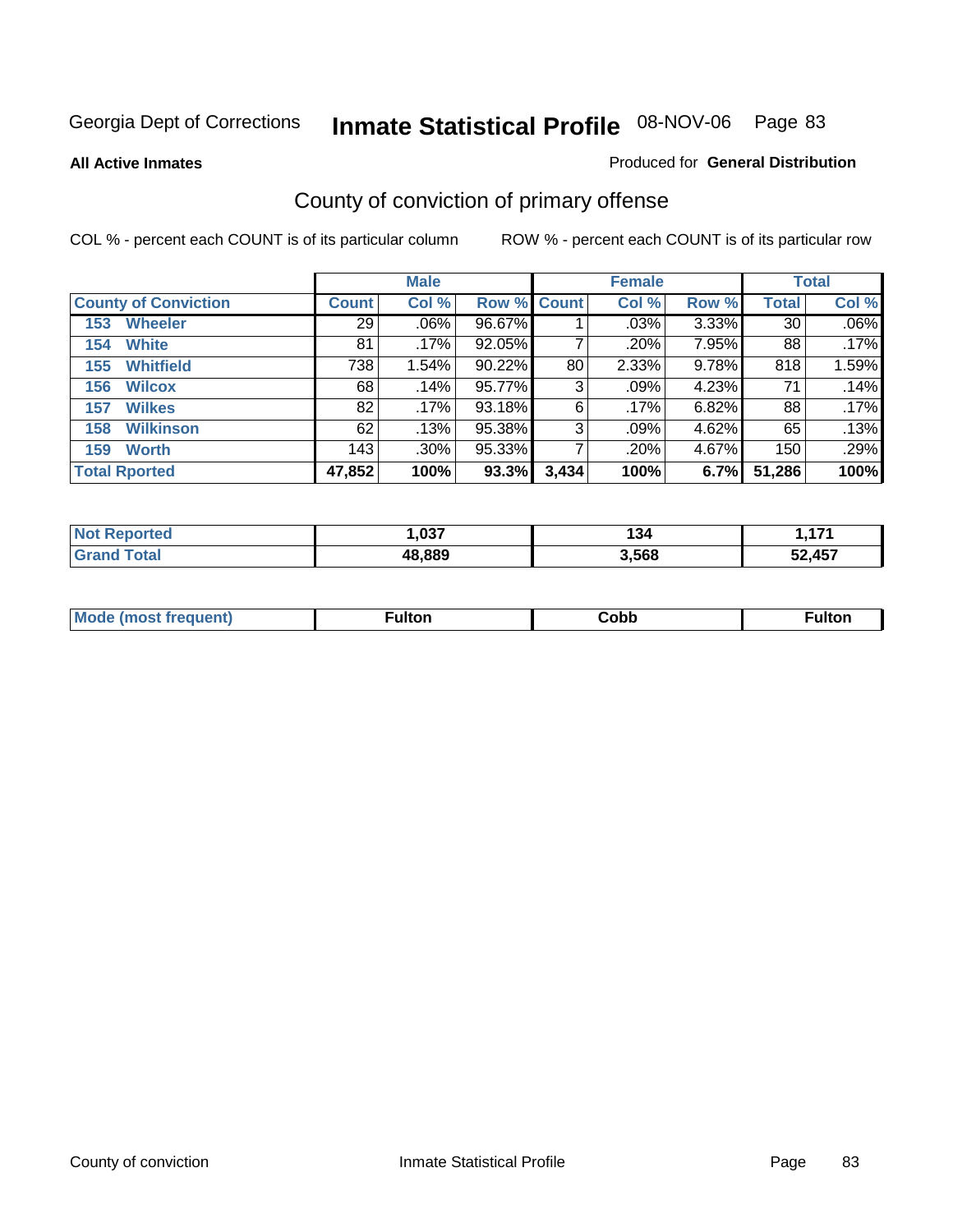Georgia Dept of Corrections **Inmate Statistical Profile** 08-NOV-06

**All Active Inmates**

Produced for **General Distribution**

## County of conviction of primary offense

COL % - percent each COUNT is of its particular column

ROW % - percent each COUNT is of its particular row

| | Male | | | Female | | | Total | |
|---|---|---|---|---|---|---|---|---|
| **County of Conviction** | **Count** | **Col %** | **Row %** | **Count** | **Col %** | **Row %** | **Total** | **Col %** |
| **153 Wheeler** | 29 | .06% | 96.67% | 1 | .03% | 3.33% | 30 | .06% |
| **154 White** | 81 | .17% | 92.05% | 7 | .20% | 7.95% | 88 | .17% |
| **155 Whitfield** | 738 | 1.54% | 90.22% | 80 | 2.33% | 9.78% | 818 | 1.59% |
| **156 Wilcox** | 68 | .14% | 95.77% | 3 | .09% | 4.23% | 71 | .14% |
| **157 Wilkes** | 82 | .17% | 93.18% | 6 | .17% | 6.82% | 88 | .17% |
| **158 Wilkinson** | 62 | .13% | 95.38% | 3 | .09% | 4.62% | 65 | .13% |
| **159 Worth** | 143 | .30% | 95.33% | 7 | .20% | 4.67% | 150 | .29% |
| **Total Rported** | **47,852** | **100%** | **93.3%** | **3,434** | **100%** | **6.7%** | **51,286** | **100%** |

| | Male | Female | Total |
|---|---|---|---|
| **Not Reported** | **1,037** | **134** | **1,171** |
| **Grand Total** | **48,889** | **3,568** | **52,457** |

| | Male | Female | Total |
|---|---|---|---|
| **Mode (most frequent)** | **Fulton** | **Cobb** | **Fulton** |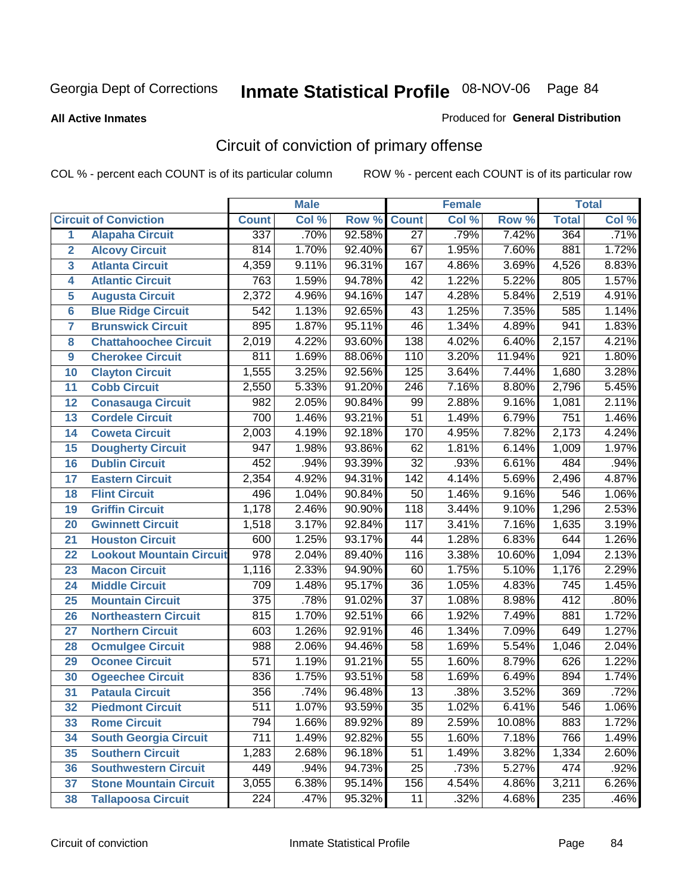Georgia Dept of Corrections **Inmate Statistical Profile** 08-NOV-06

**All Active Inmates**

Produced for **General Distribution**

## Circuit of conviction of primary offense

COL % - percent each COUNT is of its particular column     ROW % - percent each COUNT is of its particular row

| | | Male | | | Female | | | Total | |
|---|---|---|---|---|---|---|---|---|---|
| **Circuit of Conviction** | | **Count** | **Col %** | **Row %** | **Count** | **Col %** | **Row %** | **Total** | **Col %** |
| 1 | Alapaha Circuit | 337 | .70% | 92.58% | 27 | .79% | 7.42% | 364 | .71% |
| 2 | Alcovy Circuit | 814 | 1.70% | 92.40% | 67 | 1.95% | 7.60% | 881 | 1.72% |
| 3 | Atlanta Circuit | 4,359 | 9.11% | 96.31% | 167 | 4.86% | 3.69% | 4,526 | 8.83% |
| 4 | Atlantic Circuit | 763 | 1.59% | 94.78% | 42 | 1.22% | 5.22% | 805 | 1.57% |
| 5 | Augusta Circuit | 2,372 | 4.96% | 94.16% | 147 | 4.28% | 5.84% | 2,519 | 4.91% |
| 6 | Blue Ridge Circuit | 542 | 1.13% | 92.65% | 43 | 1.25% | 7.35% | 585 | 1.14% |
| 7 | Brunswick Circuit | 895 | 1.87% | 95.11% | 46 | 1.34% | 4.89% | 941 | 1.83% |
| 8 | Chattahoochee Circuit | 2,019 | 4.22% | 93.60% | 138 | 4.02% | 6.40% | 2,157 | 4.21% |
| 9 | Cherokee Circuit | 811 | 1.69% | 88.06% | 110 | 3.20% | 11.94% | 921 | 1.80% |
| 10 | Clayton Circuit | 1,555 | 3.25% | 92.56% | 125 | 3.64% | 7.44% | 1,680 | 3.28% |
| 11 | Cobb Circuit | 2,550 | 5.33% | 91.20% | 246 | 7.16% | 8.80% | 2,796 | 5.45% |
| 12 | Conasauga Circuit | 982 | 2.05% | 90.84% | 99 | 2.88% | 9.16% | 1,081 | 2.11% |
| 13 | Cordele Circuit | 700 | 1.46% | 93.21% | 51 | 1.49% | 6.79% | 751 | 1.46% |
| 14 | Coweta Circuit | 2,003 | 4.19% | 92.18% | 170 | 4.95% | 7.82% | 2,173 | 4.24% |
| 15 | Dougherty Circuit | 947 | 1.98% | 93.86% | 62 | 1.81% | 6.14% | 1,009 | 1.97% |
| 16 | Dublin Circuit | 452 | .94% | 93.39% | 32 | .93% | 6.61% | 484 | .94% |
| 17 | Eastern Circuit | 2,354 | 4.92% | 94.31% | 142 | 4.14% | 5.69% | 2,496 | 4.87% |
| 18 | Flint Circuit | 496 | 1.04% | 90.84% | 50 | 1.46% | 9.16% | 546 | 1.06% |
| 19 | Griffin Circuit | 1,178 | 2.46% | 90.90% | 118 | 3.44% | 9.10% | 1,296 | 2.53% |
| 20 | Gwinnett Circuit | 1,518 | 3.17% | 92.84% | 117 | 3.41% | 7.16% | 1,635 | 3.19% |
| 21 | Houston Circuit | 600 | 1.25% | 93.17% | 44 | 1.28% | 6.83% | 644 | 1.26% |
| 22 | Lookout Mountain Circuit | 978 | 2.04% | 89.40% | 116 | 3.38% | 10.60% | 1,094 | 2.13% |
| 23 | Macon Circuit | 1,116 | 2.33% | 94.90% | 60 | 1.75% | 5.10% | 1,176 | 2.29% |
| 24 | Middle Circuit | 709 | 1.48% | 95.17% | 36 | 1.05% | 4.83% | 745 | 1.45% |
| 25 | Mountain Circuit | 375 | .78% | 91.02% | 37 | 1.08% | 8.98% | 412 | .80% |
| 26 | Northeastern Circuit | 815 | 1.70% | 92.51% | 66 | 1.92% | 7.49% | 881 | 1.72% |
| 27 | Northern Circuit | 603 | 1.26% | 92.91% | 46 | 1.34% | 7.09% | 649 | 1.27% |
| 28 | Ocmulgee Circuit | 988 | 2.06% | 94.46% | 58 | 1.69% | 5.54% | 1,046 | 2.04% |
| 29 | Oconee Circuit | 571 | 1.19% | 91.21% | 55 | 1.60% | 8.79% | 626 | 1.22% |
| 30 | Ogeechee Circuit | 836 | 1.75% | 93.51% | 58 | 1.69% | 6.49% | 894 | 1.74% |
| 31 | Pataula Circuit | 356 | .74% | 96.48% | 13 | .38% | 3.52% | 369 | .72% |
| 32 | Piedmont Circuit | 511 | 1.07% | 93.59% | 35 | 1.02% | 6.41% | 546 | 1.06% |
| 33 | Rome Circuit | 794 | 1.66% | 89.92% | 89 | 2.59% | 10.08% | 883 | 1.72% |
| 34 | South Georgia Circuit | 711 | 1.49% | 92.82% | 55 | 1.60% | 7.18% | 766 | 1.49% |
| 35 | Southern Circuit | 1,283 | 2.68% | 96.18% | 51 | 1.49% | 3.82% | 1,334 | 2.60% |
| 36 | Southwestern Circuit | 449 | .94% | 94.73% | 25 | .73% | 5.27% | 474 | .92% |
| 37 | Stone Mountain Circuit | 3,055 | 6.38% | 95.14% | 156 | 4.54% | 4.86% | 3,211 | 6.26% |
| 38 | Tallapoosa Circuit | 224 | .47% | 95.32% | 11 | .32% | 4.68% | 235 | .46% |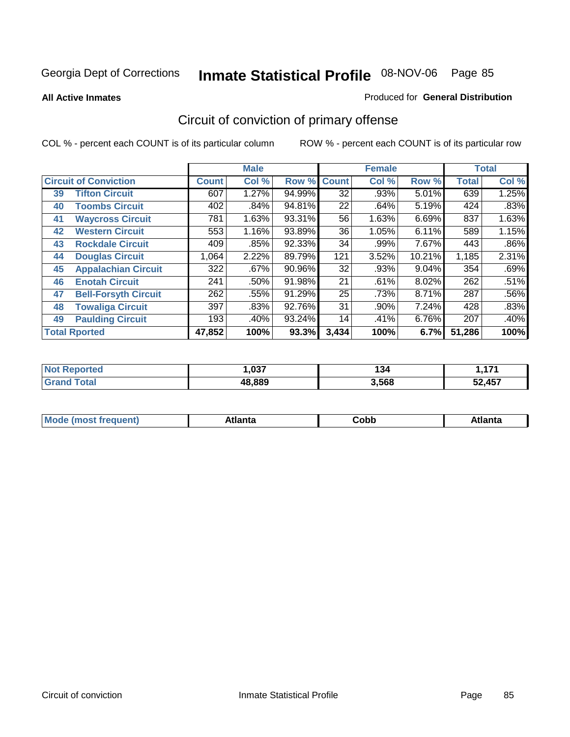Georgia Dept of Corrections **Inmate Statistical Profile** 08-NOV-06

**All Active Inmates**

Produced for **General Distribution**

## Circuit of conviction of primary offense

COL % - percent each COUNT is of its particular column

ROW % - percent each COUNT is of its particular row

| Circuit of Conviction | | Male | | | Female | | | Total | |
|---|---|---|---|---|---|---|---|---|---|
| | | Count | Col % | Row % | Count | Col % | Row % | Total | Col % |
| 39 | Tifton Circuit | 607 | 1.27% | 94.99% | 32 | .93% | 5.01% | 639 | 1.25% |
| 40 | Toombs Circuit | 402 | .84% | 94.81% | 22 | .64% | 5.19% | 424 | .83% |
| 41 | Waycross Circuit | 781 | 1.63% | 93.31% | 56 | 1.63% | 6.69% | 837 | 1.63% |
| 42 | Western Circuit | 553 | 1.16% | 93.89% | 36 | 1.05% | 6.11% | 589 | 1.15% |
| 43 | Rockdale Circuit | 409 | .85% | 92.33% | 34 | .99% | 7.67% | 443 | .86% |
| 44 | Douglas Circuit | 1,064 | 2.22% | 89.79% | 121 | 3.52% | 10.21% | 1,185 | 2.31% |
| 45 | Appalachian Circuit | 322 | .67% | 90.96% | 32 | .93% | 9.04% | 354 | .69% |
| 46 | Enotah Circuit | 241 | .50% | 91.98% | 21 | .61% | 8.02% | 262 | .51% |
| 47 | Bell-Forsyth Circuit | 262 | .55% | 91.29% | 25 | .73% | 8.71% | 287 | .56% |
| 48 | Towaliga Circuit | 397 | .83% | 92.76% | 31 | .90% | 7.24% | 428 | .83% |
| 49 | Paulding Circuit | 193 | .40% | 93.24% | 14 | .41% | 6.76% | 207 | .40% |
| Total Rported | | 47,852 | 100% | 93.3% | 3,434 | 100% | 6.7% | 51,286 | 100% |

| | Male | Female | Total |
|---|---|---|---|
| Not Reported | 1,037 | 134 | 1,171 |
| Grand Total | 48,889 | 3,568 | 52,457 |

| | Male | Female | Total |
|---|---|---|---|
| Mode (most frequent) | Atlanta | Cobb | Atlanta |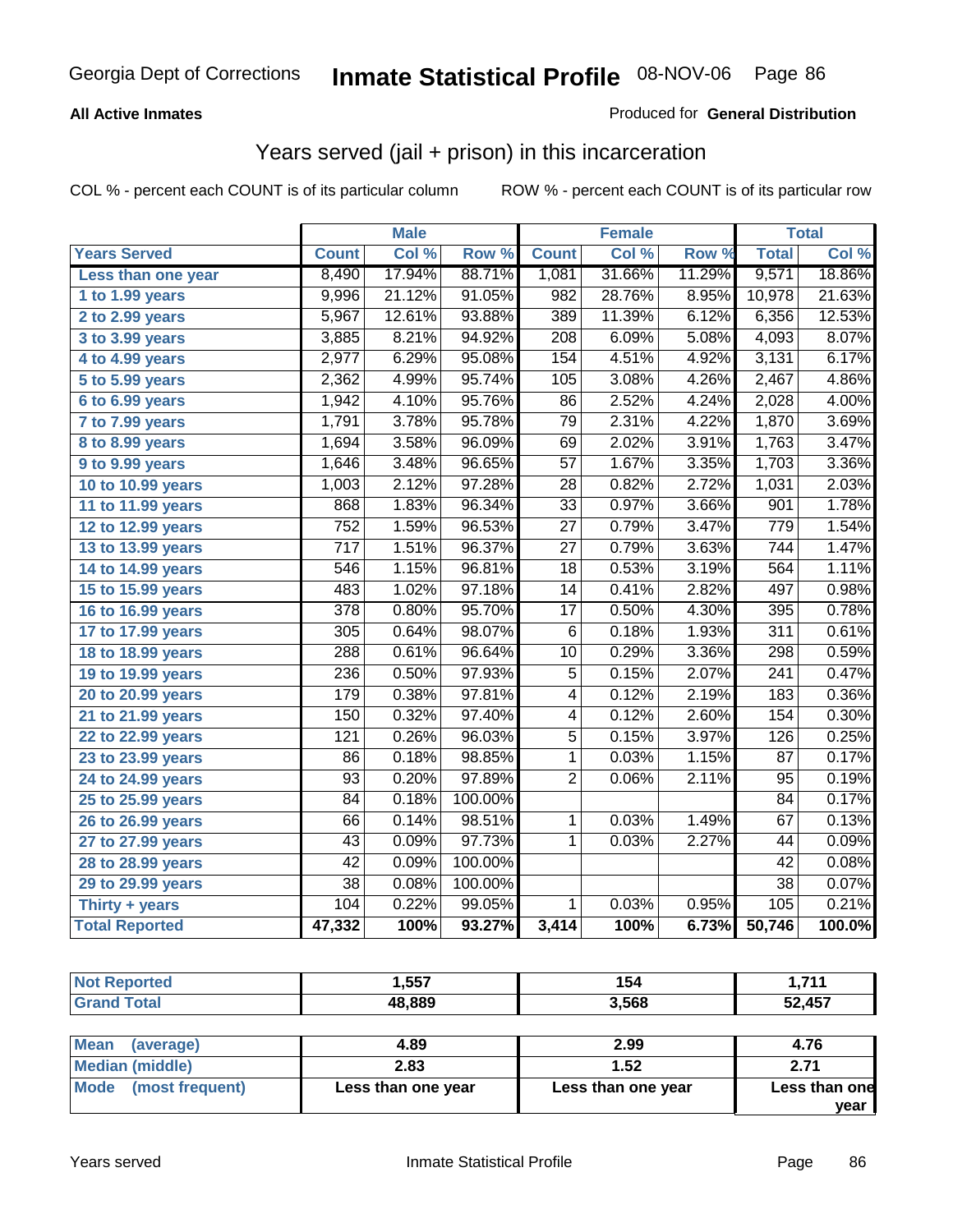Georgia Dept of Corrections **Inmate Statistical Profile** 08-NOV-06

**All Active Inmates**

Produced for **General Distribution**

## Years served (jail + prison) in this incarceration

COL % - percent each COUNT is of its particular column    ROW % - percent each COUNT is of its particular row

| | Male | | | Female | | | Total | |
|---|---|---|---|---|---|---|---|---|
| Years Served | Count | Col % | Row % | Count | Col % | Row % | Total | Col % |
| Less than one year | 8,490 | 17.94% | 88.71% | 1,081 | 31.66% | 11.29% | 9,571 | 18.86% |
| 1 to 1.99 years | 9,996 | 21.12% | 91.05% | 982 | 28.76% | 8.95% | 10,978 | 21.63% |
| 2 to 2.99 years | 5,967 | 12.61% | 93.88% | 389 | 11.39% | 6.12% | 6,356 | 12.53% |
| 3 to 3.99 years | 3,885 | 8.21% | 94.92% | 208 | 6.09% | 5.08% | 4,093 | 8.07% |
| 4 to 4.99 years | 2,977 | 6.29% | 95.08% | 154 | 4.51% | 4.92% | 3,131 | 6.17% |
| 5 to 5.99 years | 2,362 | 4.99% | 95.74% | 105 | 3.08% | 4.26% | 2,467 | 4.86% |
| 6 to 6.99 years | 1,942 | 4.10% | 95.76% | 86 | 2.52% | 4.24% | 2,028 | 4.00% |
| 7 to 7.99 years | 1,791 | 3.78% | 95.78% | 79 | 2.31% | 4.22% | 1,870 | 3.69% |
| 8 to 8.99 years | 1,694 | 3.58% | 96.09% | 69 | 2.02% | 3.91% | 1,763 | 3.47% |
| 9 to 9.99 years | 1,646 | 3.48% | 96.65% | 57 | 1.67% | 3.35% | 1,703 | 3.36% |
| 10 to 10.99 years | 1,003 | 2.12% | 97.28% | 28 | 0.82% | 2.72% | 1,031 | 2.03% |
| 11 to 11.99 years | 868 | 1.83% | 96.34% | 33 | 0.97% | 3.66% | 901 | 1.78% |
| 12 to 12.99 years | 752 | 1.59% | 96.53% | 27 | 0.79% | 3.47% | 779 | 1.54% |
| 13 to 13.99 years | 717 | 1.51% | 96.37% | 27 | 0.79% | 3.63% | 744 | 1.47% |
| 14 to 14.99 years | 546 | 1.15% | 96.81% | 18 | 0.53% | 3.19% | 564 | 1.11% |
| 15 to 15.99 years | 483 | 1.02% | 97.18% | 14 | 0.41% | 2.82% | 497 | 0.98% |
| 16 to 16.99 years | 378 | 0.80% | 95.70% | 17 | 0.50% | 4.30% | 395 | 0.78% |
| 17 to 17.99 years | 305 | 0.64% | 98.07% | 6 | 0.18% | 1.93% | 311 | 0.61% |
| 18 to 18.99 years | 288 | 0.61% | 96.64% | 10 | 0.29% | 3.36% | 298 | 0.59% |
| 19 to 19.99 years | 236 | 0.50% | 97.93% | 5 | 0.15% | 2.07% | 241 | 0.47% |
| 20 to 20.99 years | 179 | 0.38% | 97.81% | 4 | 0.12% | 2.19% | 183 | 0.36% |
| 21 to 21.99 years | 150 | 0.32% | 97.40% | 4 | 0.12% | 2.60% | 154 | 0.30% |
| 22 to 22.99 years | 121 | 0.26% | 96.03% | 5 | 0.15% | 3.97% | 126 | 0.25% |
| 23 to 23.99 years | 86 | 0.18% | 98.85% | 1 | 0.03% | 1.15% | 87 | 0.17% |
| 24 to 24.99 years | 93 | 0.20% | 97.89% | 2 | 0.06% | 2.11% | 95 | 0.19% |
| 25 to 25.99 years | 84 | 0.18% | 100.00% | | | | 84 | 0.17% |
| 26 to 26.99 years | 66 | 0.14% | 98.51% | 1 | 0.03% | 1.49% | 67 | 0.13% |
| 27 to 27.99 years | 43 | 0.09% | 97.73% | 1 | 0.03% | 2.27% | 44 | 0.09% |
| 28 to 28.99 years | 42 | 0.09% | 100.00% | | | | 42 | 0.08% |
| 29 to 29.99 years | 38 | 0.08% | 100.00% | | | | 38 | 0.07% |
| Thirty + years | 104 | 0.22% | 99.05% | 1 | 0.03% | 0.95% | 105 | 0.21% |
| **Total Reported** | **47,332** | **100%** | **93.27%** | **3,414** | **100%** | **6.73%** | **50,746** | **100.0%** |

| | Male | Female | Total |
|---|---|---|---|
| Not Reported | 1,557 | 154 | 1,711 |
| Grand Total | 48,889 | 3,568 | 52,457 |

| | Male | Female | Total |
|---|---|---|---|
| Mean (average) | 4.89 | 2.99 | 4.76 |
| Median (middle) | 2.83 | 1.52 | 2.71 |
| Mode (most frequent) | Less than one year | Less than one year | Less than one year |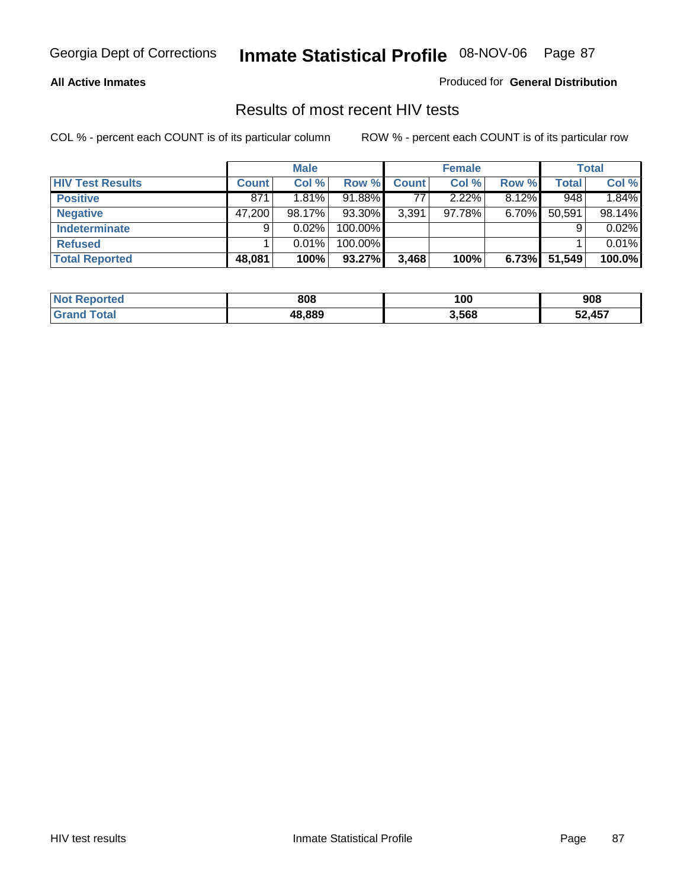Georgia Dept of Corrections **Inmate Statistical Profile** 08-NOV-06

**All Active Inmates**

Produced for **General Distribution**

## Results of most recent HIV tests

COL % - percent each COUNT is of its particular column

ROW % - percent each COUNT is of its particular row

| | Male | | | Female | | | Total | |
|---|---|---|---|---|---|---|---|---|
| **HIV Test Results** | **Count** | **Col %** | **Row %** | **Count** | **Col %** | **Row %** | **Total** | **Col %** |
| **Positive** | 871 | 1.81% | 91.88% | 77 | 2.22% | 8.12% | 948 | 1.84% |
| **Negative** | 47,200 | 98.17% | 93.30% | 3,391 | 97.78% | 6.70% | 50,591 | 98.14% |
| **Indeterminate** | 9 | 0.02% | 100.00% | | | | 9 | 0.02% |
| **Refused** | 1 | 0.01% | 100.00% | | | | 1 | 0.01% |
| **Total Reported** | **48,081** | **100%** | **93.27%** | **3,468** | **100%** | **6.73%** | **51,549** | **100.0%** |

| | Male | Female | Total |
|---|---|---|---|
| **Not Reported** | **808** | **100** | **908** |
| **Grand Total** | **48,889** | **3,568** | **52,457** |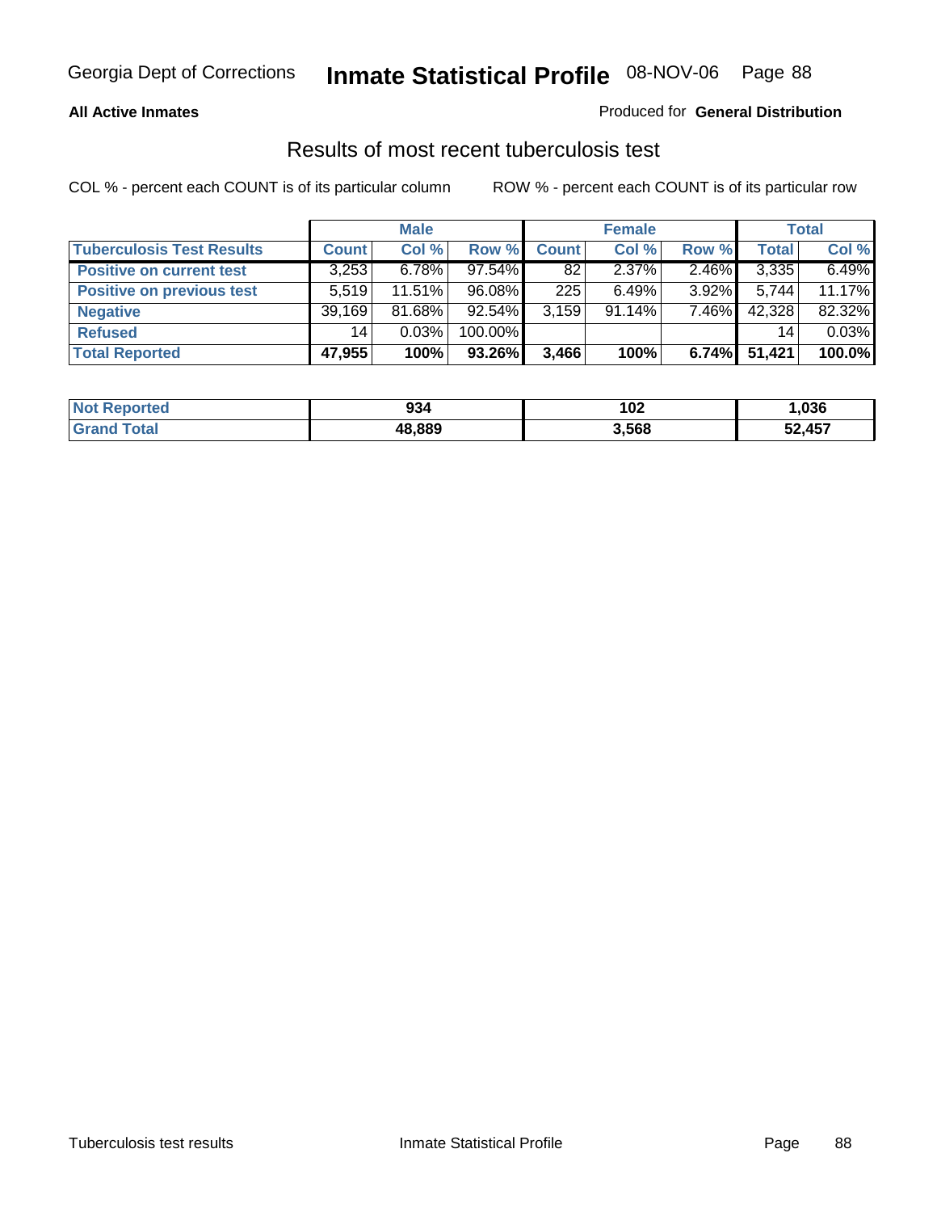Georgia Dept of Corrections **Inmate Statistical Profile** 08-NOV-06

**All Active Inmates**

Produced for **General Distribution**

## Results of most recent tuberculosis test

COL % - percent each COUNT is of its particular column

ROW % - percent each COUNT is of its particular row

| | Male | | | Female | | | Total | |
|---|---|---|---|---|---|---|---|---|
| **Tuberculosis Test Results** | **Count** | **Col %** | **Row %** | **Count** | **Col %** | **Row %** | **Total** | **Col %** |
| **Positive on current test** | 3,253 | 6.78% | 97.54% | 82 | 2.37% | 2.46% | 3,335 | 6.49% |
| **Positive on previous test** | 5,519 | 11.51% | 96.08% | 225 | 6.49% | 3.92% | 5,744 | 11.17% |
| **Negative** | 39,169 | 81.68% | 92.54% | 3,159 | 91.14% | 7.46% | 42,328 | 82.32% |
| **Refused** | 14 | 0.03% | 100.00% | | | | 14 | 0.03% |
| **Total Reported** | **47,955** | **100%** | **93.26%** | **3,466** | **100%** | **6.74%** | **51,421** | **100.0%** |

| | Male | Female | Total |
|---|---|---|---|
| **Not Reported** | **934** | **102** | **1,036** |
| **Grand Total** | **48,889** | **3,568** | **52,457** |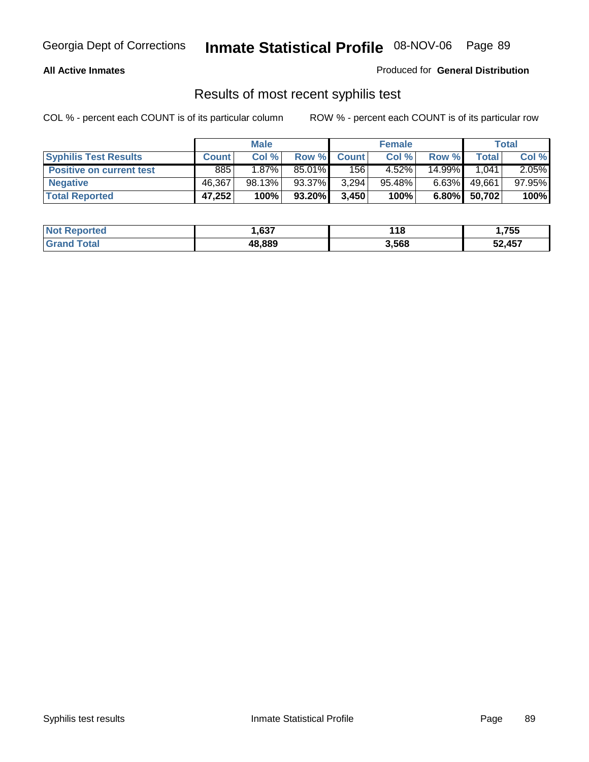**All Active Inmates**

Produced for **General Distribution**

## Results of most recent syphilis test

COL % - percent each COUNT is of its particular column    ROW % - percent each COUNT is of its particular row

| | Male | | | Female | | | Total | |
|---|---|---|---|---|---|---|---|---|
| **Syphilis Test Results** | **Count** | **Col %** | **Row %** | **Count** | **Col %** | **Row %** | **Total** | **Col %** |
| **Positive on current test** | 885 | 1.87% | 85.01% | 156 | 4.52% | 14.99% | 1,041 | 2.05% |
| **Negative** | 46,367 | 98.13% | 93.37% | 3,294 | 95.48% | 6.63% | 49,661 | 97.95% |
| **Total Reported** | **47,252** | **100%** | **93.20%** | **3,450** | **100%** | **6.80%** | **50,702** | **100%** |

| | Male | Female | Total |
|---|---|---|---|
| **Not Reported** | **1,637** | **118** | **1,755** |
| **Grand Total** | **48,889** | **3,568** | **52,457** |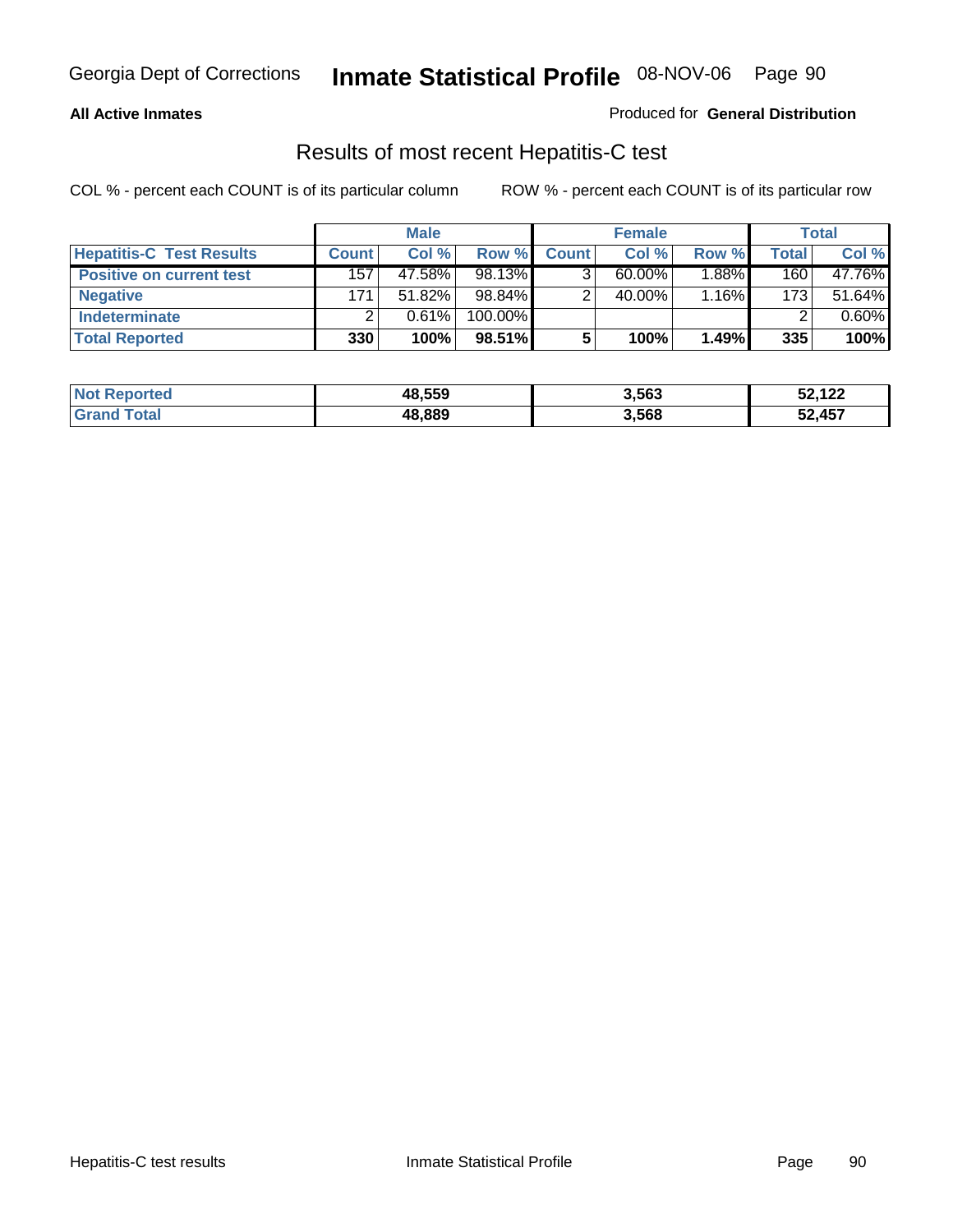**All Active Inmates**

Produced for **General Distribution**

## Results of most recent Hepatitis-C test

COL % - percent each COUNT is of its particular column

ROW % - percent each COUNT is of its particular row

| | Male | | | Female | | | Total | |
|---|---|---|---|---|---|---|---|---|
| **Hepatitis-C Test Results** | **Count** | **Col %** | **Row %** | **Count** | **Col %** | **Row %** | **Total** | **Col %** |
| **Positive on current test** | 157 | 47.58% | 98.13% | 3 | 60.00% | 1.88% | 160 | 47.76% |
| **Negative** | 171 | 51.82% | 98.84% | 2 | 40.00% | 1.16% | 173 | 51.64% |
| **Indeterminate** | 2 | 0.61% | 100.00% | | | | 2 | 0.60% |
| **Total Reported** | **330** | **100%** | **98.51%** | **5** | **100%** | **1.49%** | **335** | **100%** |

| | Male | Female | Total |
|---|---|---|---|
| **Not Reported** | **48,559** | **3,563** | **52,122** |
| **Grand Total** | **48,889** | **3,568** | **52,457** |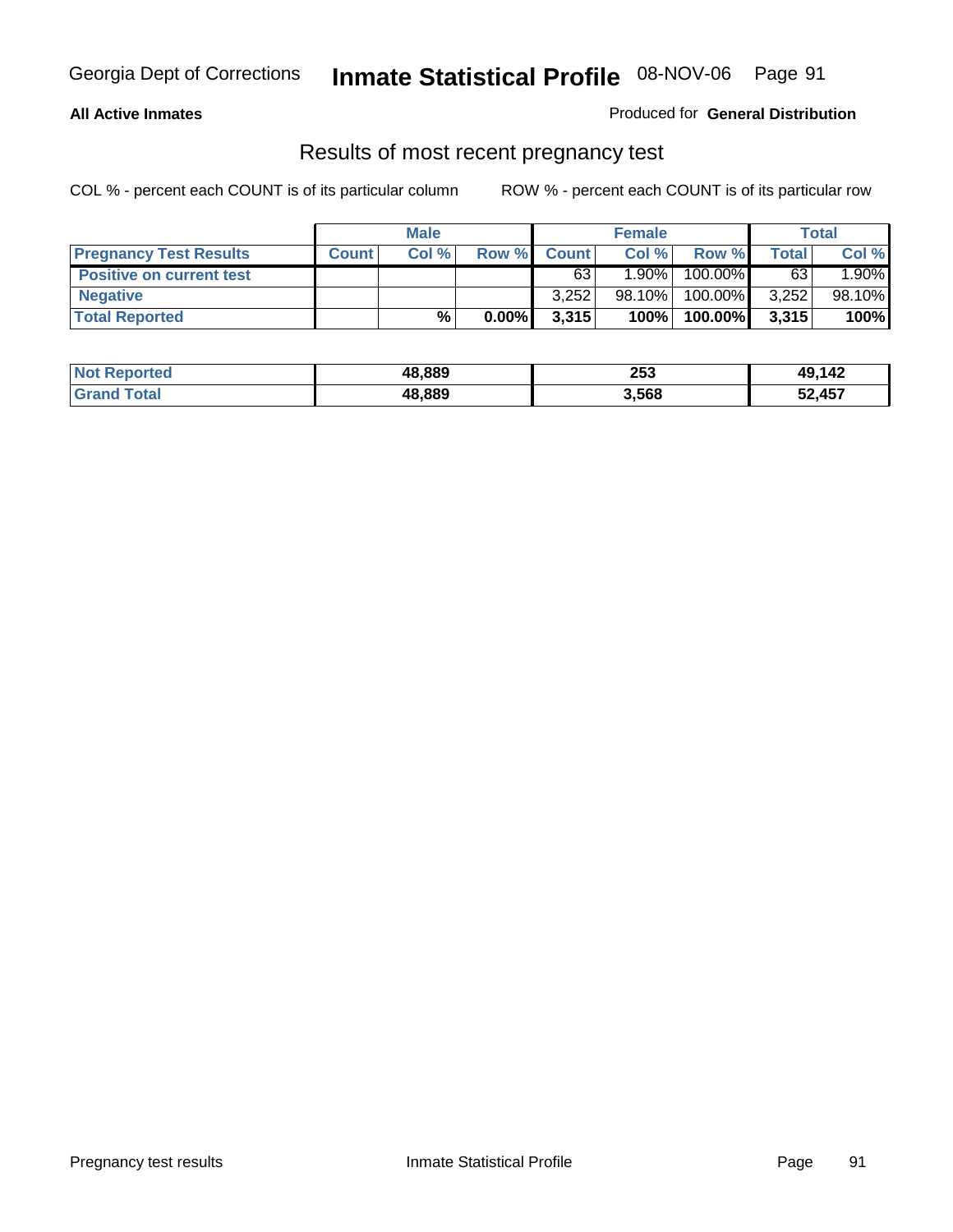**All Active Inmates** Produced for **General Distribution**

## Results of most recent pregnancy test

COL % - percent each COUNT is of its particular column ROW % - percent each COUNT is of its particular row

| | Male | | | Female | | | Total | |
|---|---|---|---|---|---|---|---|---|
| **Pregnancy Test Results** | **Count** | **Col %** | **Row %** | **Count** | **Col %** | **Row %** | **Total** | **Col %** |
| **Positive on current test** | | | | 63 | 1.90% | 100.00% | 63 | 1.90% |
| **Negative** | | | | 3,252 | 98.10% | 100.00% | 3,252 | 98.10% |
| **Total Reported** | | **%** | **0.00%** | **3,315** | **100%** | **100.00%** | **3,315** | **100%** |

| | Male | Female | Total |
|---|---|---|---|
| **Not Reported** | **48,889** | **253** | **49,142** |
| **Grand Total** | **48,889** | **3,568** | **52,457** |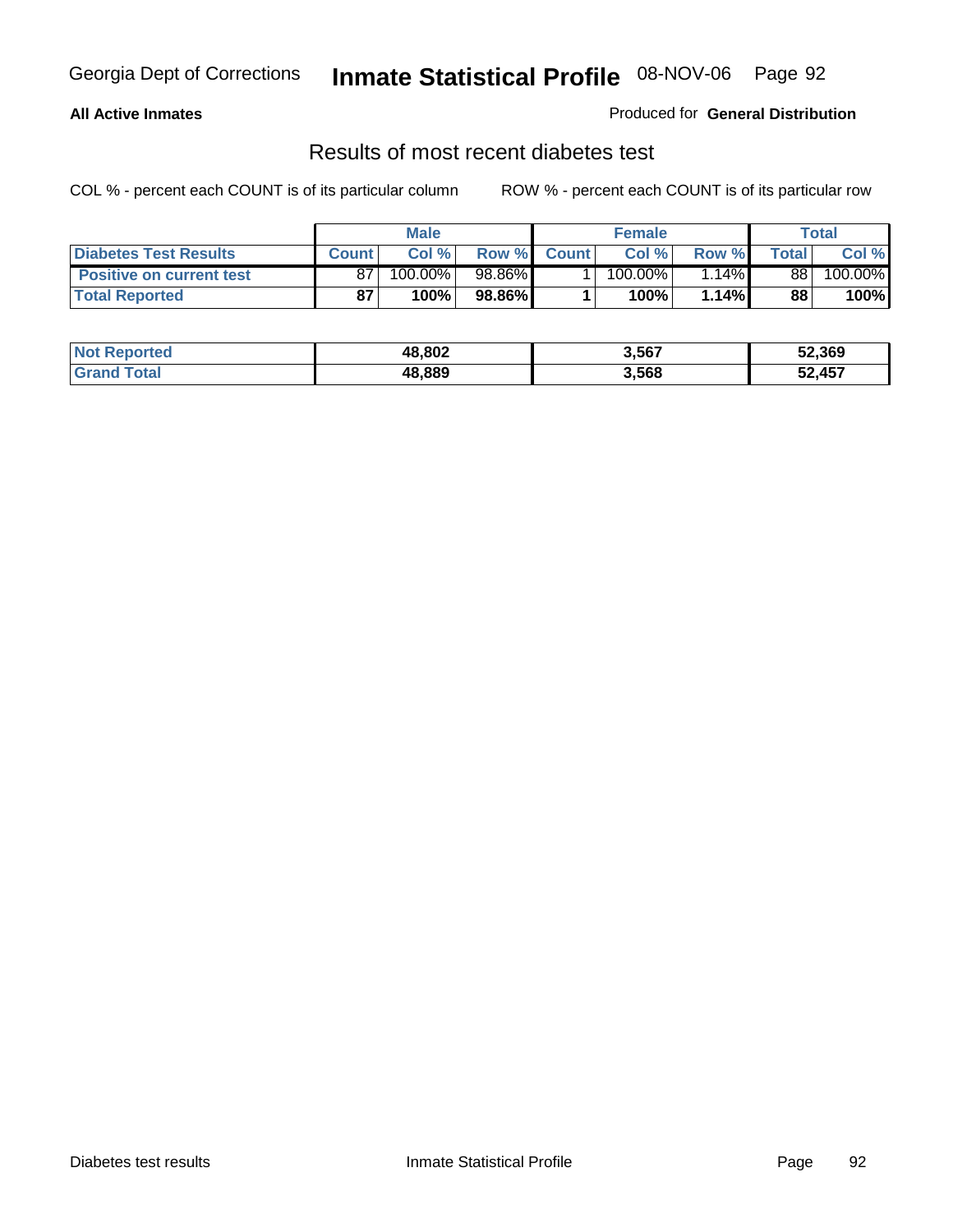**All Active Inmates**

Produced for **General Distribution**

## Results of most recent diabetes test

COL % - percent each COUNT is of its particular column

ROW % - percent each COUNT is of its particular row

| | Male | | | Female | | | Total | |
|---|---|---|---|---|---|---|---|---|
| **Diabetes Test Results** | **Count** | **Col %** | **Row %** | **Count** | **Col %** | **Row %** | **Total** | **Col %** |
| **Positive on current test** | 87 | 100.00% | 98.86% | 1 | 100.00% | 1.14% | 88 | 100.00% |
| **Total Reported** | **87** | **100%** | **98.86%** | **1** | **100%** | **1.14%** | **88** | **100%** |

| | Male | Female | Total |
|---|---|---|---|
| **Not Reported** | **48,802** | **3,567** | **52,369** |
| **Grand Total** | **48,889** | **3,568** | **52,457** |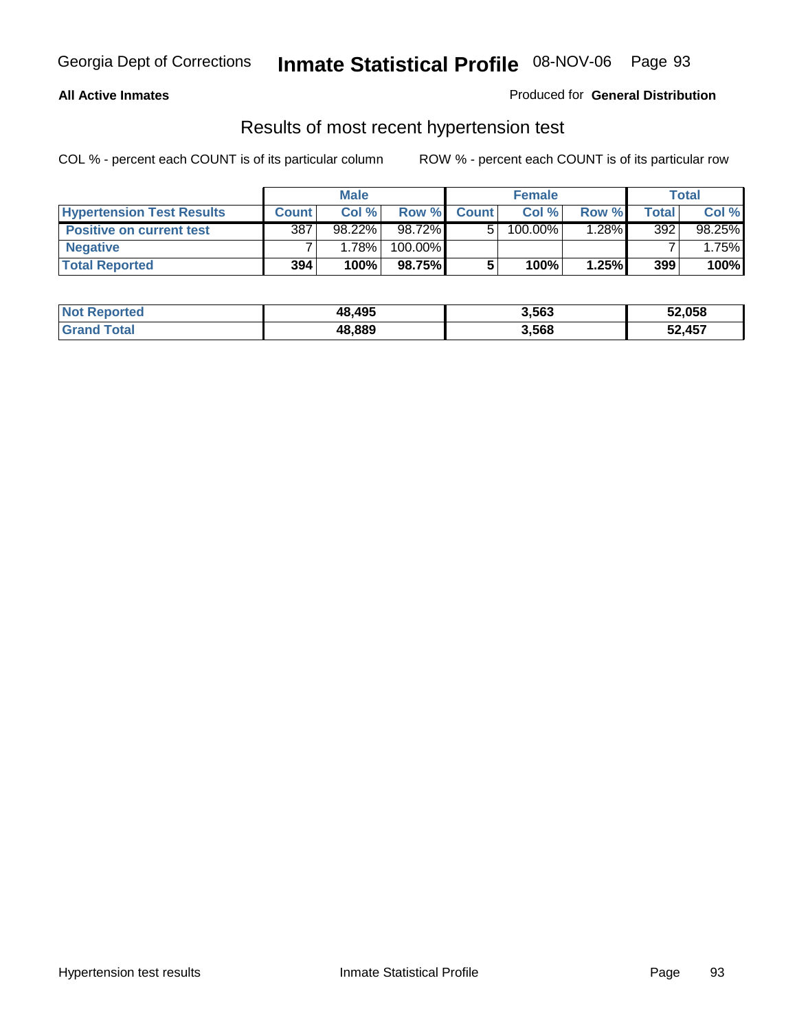**All Active Inmates**

Produced for **General Distribution**

## Results of most recent hypertension test

COL % - percent each COUNT is of its particular column

ROW % - percent each COUNT is of its particular row

| | Male | | | Female | | | Total | |
|---|---|---|---|---|---|---|---|---|
| **Hypertension Test Results** | **Count** | **Col %** | **Row %** | **Count** | **Col %** | **Row %** | **Total** | **Col %** |
| **Positive on current test** | 387 | 98.22% | 98.72% | 5 | 100.00% | 1.28% | 392 | 98.25% |
| **Negative** | 7 | 1.78% | 100.00% | | | | 7 | 1.75% |
| **Total Reported** | **394** | **100%** | **98.75%** | **5** | **100%** | **1.25%** | **399** | **100%** |

| | Male | Female | Total |
|---|---|---|---|
| **Not Reported** | **48,495** | **3,563** | **52,058** |
| **Grand Total** | **48,889** | **3,568** | **52,457** |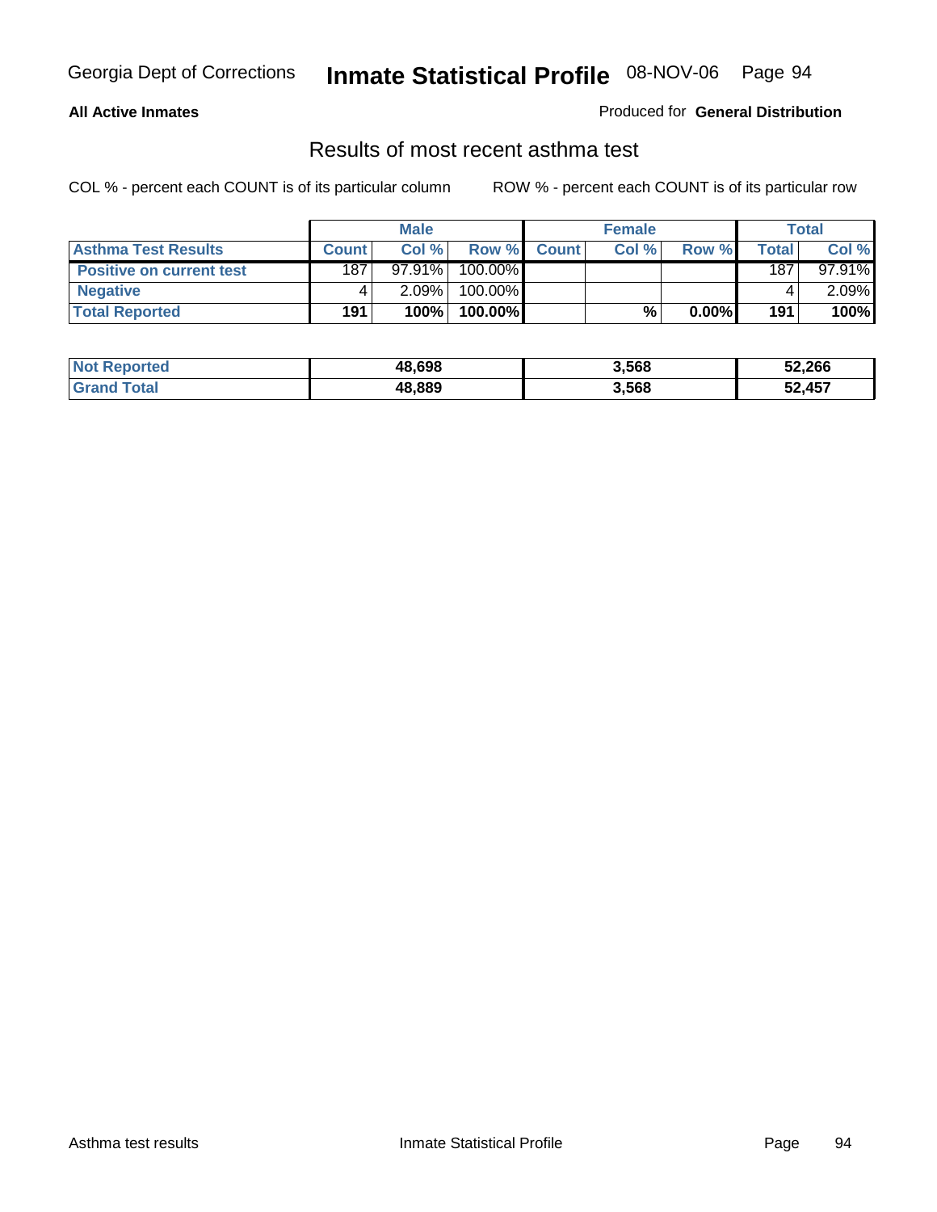**All Active Inmates**

Produced for **General Distribution**

## Results of most recent asthma test

COL % - percent each COUNT is of its particular column

ROW % - percent each COUNT is of its particular row

| | Male | | | Female | | | Total | |
|---|---|---|---|---|---|---|---|---|
| **Asthma Test Results** | **Count** | **Col %** | **Row %** | **Count** | **Col %** | **Row %** | **Total** | **Col %** |
| **Positive on current test** | 187 | 97.91% | 100.00% | | | | 187 | 97.91% |
| **Negative** | 4 | 2.09% | 100.00% | | | | 4 | 2.09% |
| **Total Reported** | **191** | **100%** | **100.00%** | | **%** | **0.00%** | **191** | **100%** |

| | Male | Female | Total |
|---|---|---|---|
| **Not Reported** | **48,698** | **3,568** | **52,266** |
| **Grand Total** | **48,889** | **3,568** | **52,457** |